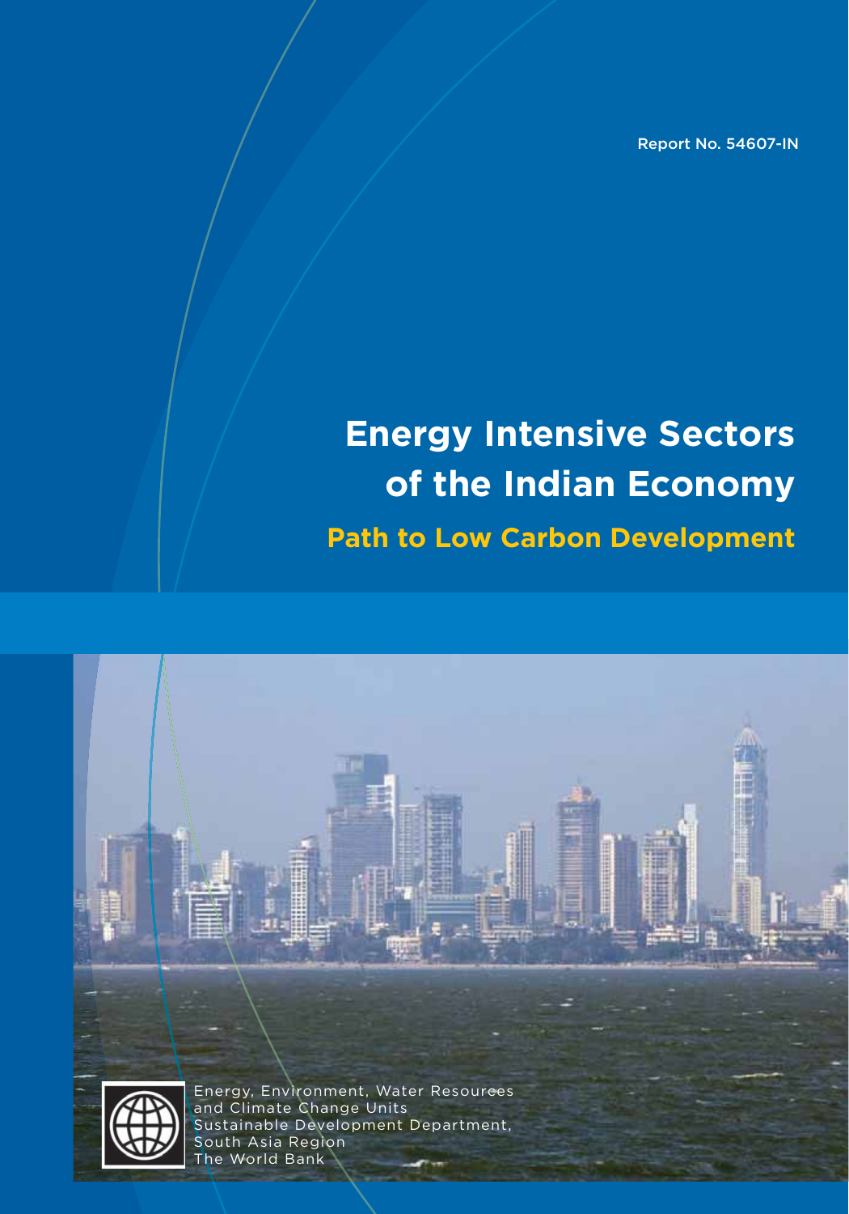Report No. 54607-IN

# Energy Intensive Sectors of the Indian Economy

## Path to Low Carbon Development

Energy, Environment, Water Resources
and Climate Change Units
Sustainable Development Department,
South Asia Region
The World Bank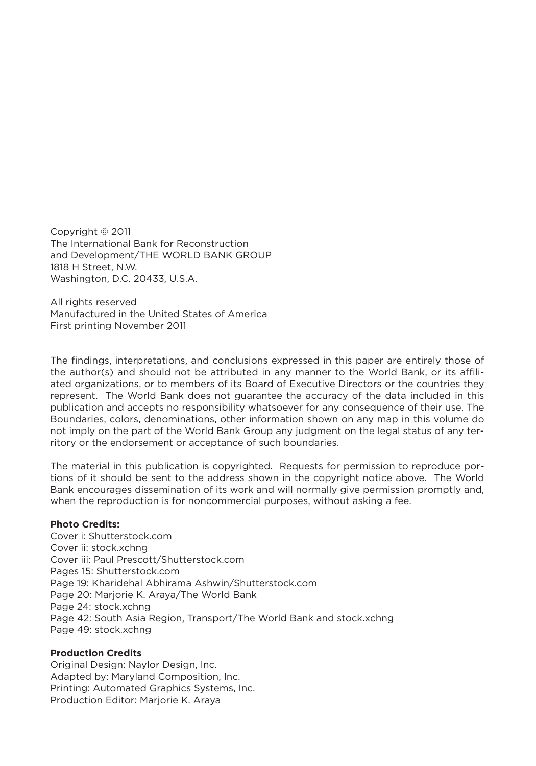Copyright © 2011
The International Bank for Reconstruction
and Development/THE WORLD BANK GROUP
1818 H Street, N.W.
Washington, D.C. 20433, U.S.A.

All rights reserved
Manufactured in the United States of America
First printing November 2011

The findings, interpretations, and conclusions expressed in this paper are entirely those of the author(s) and should not be attributed in any manner to the World Bank, or its affiliated organizations, or to members of its Board of Executive Directors or the countries they represent. The World Bank does not guarantee the accuracy of the data included in this publication and accepts no responsibility whatsoever for any consequence of their use. The Boundaries, colors, denominations, other information shown on any map in this volume do not imply on the part of the World Bank Group any judgment on the legal status of any territory or the endorsement or acceptance of such boundaries.

The material in this publication is copyrighted. Requests for permission to reproduce portions of it should be sent to the address shown in the copyright notice above. The World Bank encourages dissemination of its work and will normally give permission promptly and, when the reproduction is for noncommercial purposes, without asking a fee.

**Photo Credits:**
Cover i: Shutterstock.com
Cover ii: stock.xchng
Cover iii: Paul Prescott/Shutterstock.com
Pages 15: Shutterstock.com
Page 19: Kharidehal Abhirama Ashwin/Shutterstock.com
Page 20: Marjorie K. Araya/The World Bank
Page 24: stock.xchng
Page 42: South Asia Region, Transport/The World Bank and stock.xchng
Page 49: stock.xchng

**Production Credits**
Original Design: Naylor Design, Inc.
Adapted by: Maryland Composition, Inc.
Printing: Automated Graphics Systems, Inc.
Production Editor: Marjorie K. Araya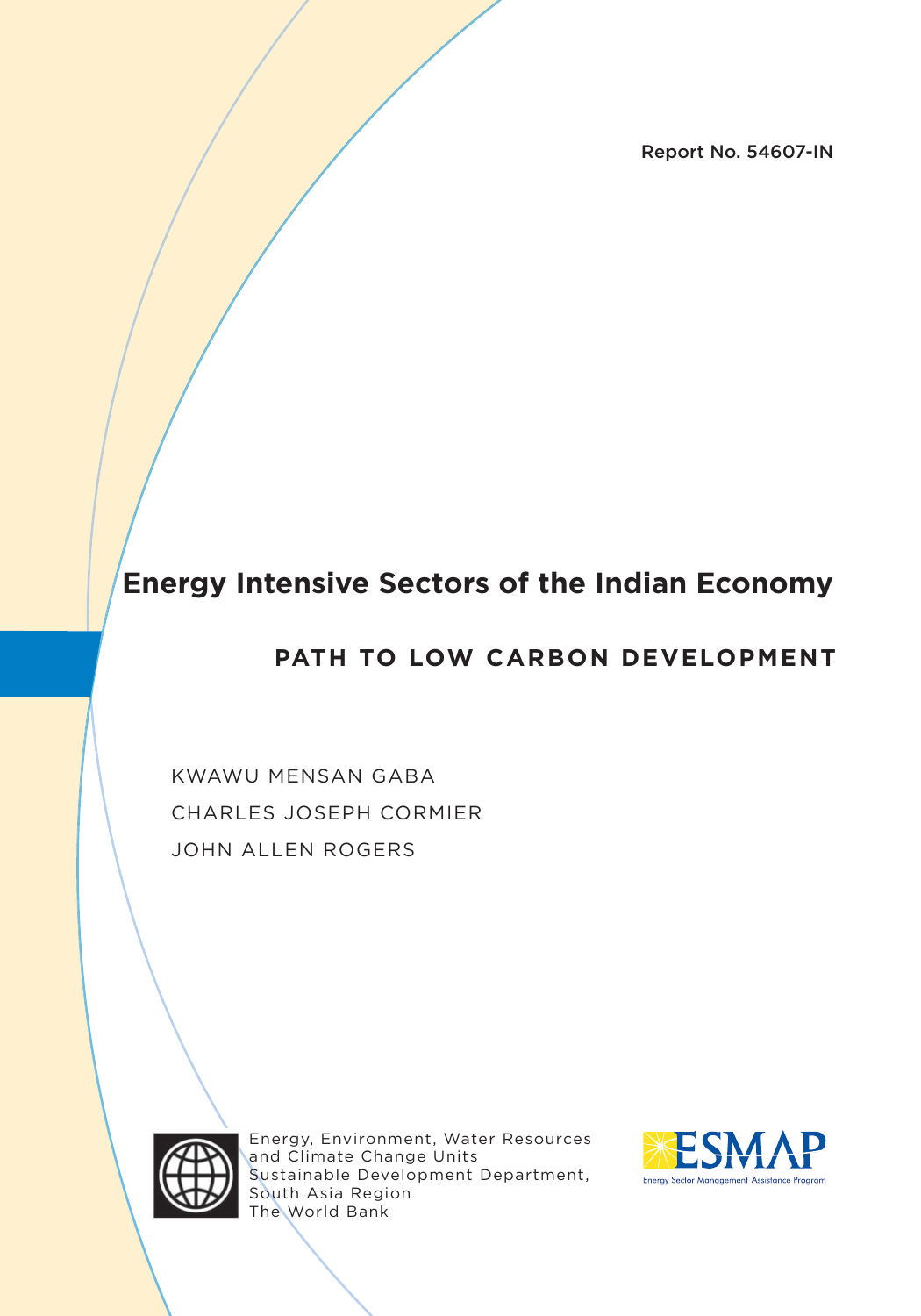Report No. 54607-IN

# Energy Intensive Sectors of the Indian Economy

## PATH TO LOW CARBON DEVELOPMENT

KWAWU MENSAN GABA

CHARLES JOSEPH CORMIER

JOHN ALLEN ROGERS

Energy, Environment, Water Resources and Climate Change Units
Sustainable Development Department,
South Asia Region
The World Bank

ESMAP
Energy Sector Management Assistance Program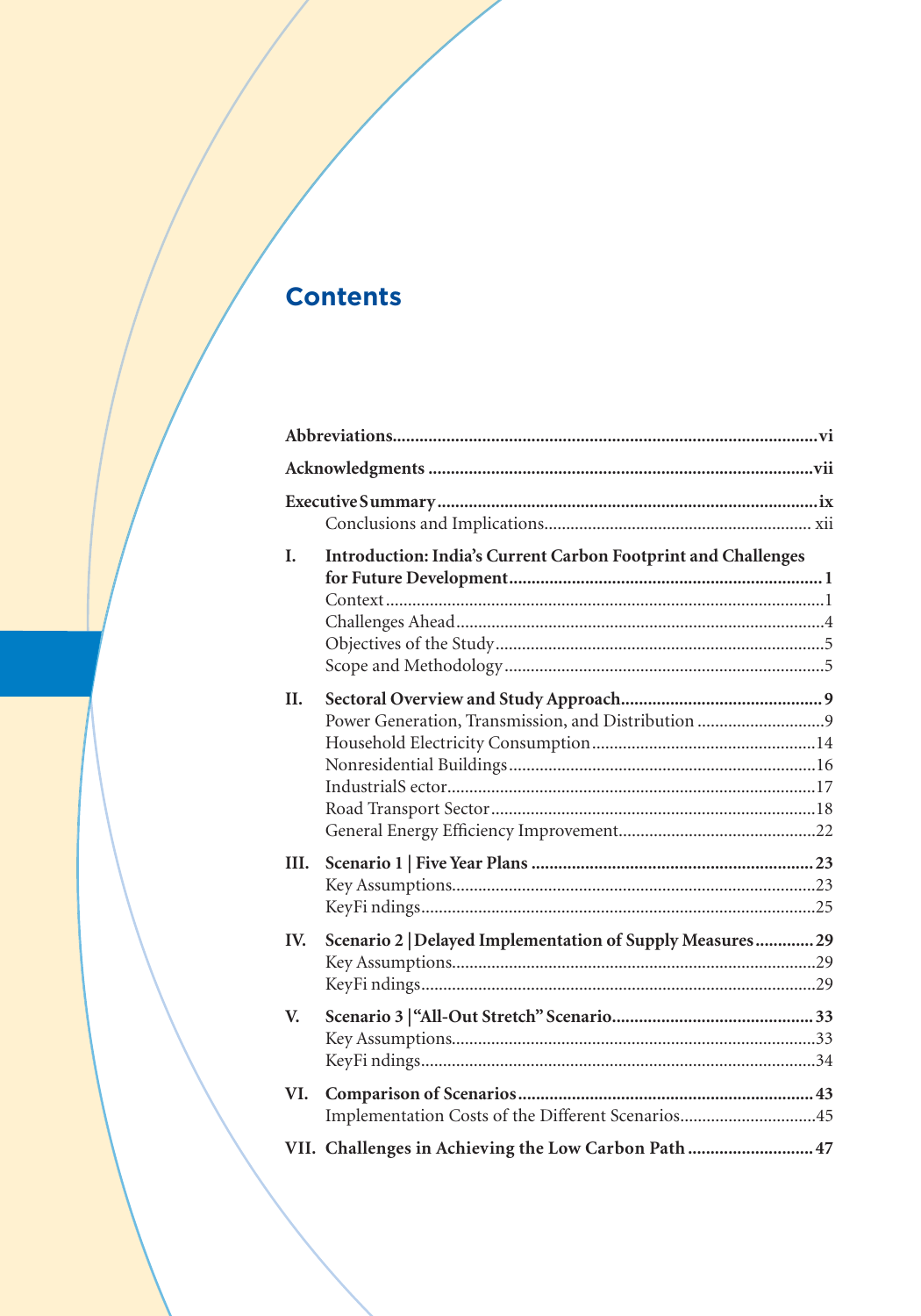# Contents

**Abbreviations** ..... vi

**Acknowledgments** ..... vii

**Executive Summary** ..... ix
- Conclusions and Implications ..... xii

**I. Introduction: India's Current Carbon Footprint and Challenges for Future Development** ..... 1
- Context ..... 1
- Challenges Ahead ..... 4
- Objectives of the Study ..... 5
- Scope and Methodology ..... 5

**II. Sectoral Overview and Study Approach** ..... 9
- Power Generation, Transmission, and Distribution ..... 9
- Household Electricity Consumption ..... 14
- Nonresidential Buildings ..... 16
- Industrial Sector ..... 17
- Road Transport Sector ..... 18
- General Energy Efficiency Improvement ..... 22

**III. Scenario 1 | Five Year Plans** ..... 23
- Key Assumptions ..... 23
- Key Findings ..... 25

**IV. Scenario 2 | Delayed Implementation of Supply Measures** ..... 29
- Key Assumptions ..... 29
- Key Findings ..... 29

**V. Scenario 3 | "All-Out Stretch" Scenario** ..... 33
- Key Assumptions ..... 33
- Key Findings ..... 34

**VI. Comparison of Scenarios** ..... 43
- Implementation Costs of the Different Scenarios ..... 45

**VII. Challenges in Achieving the Low Carbon Path** ..... 47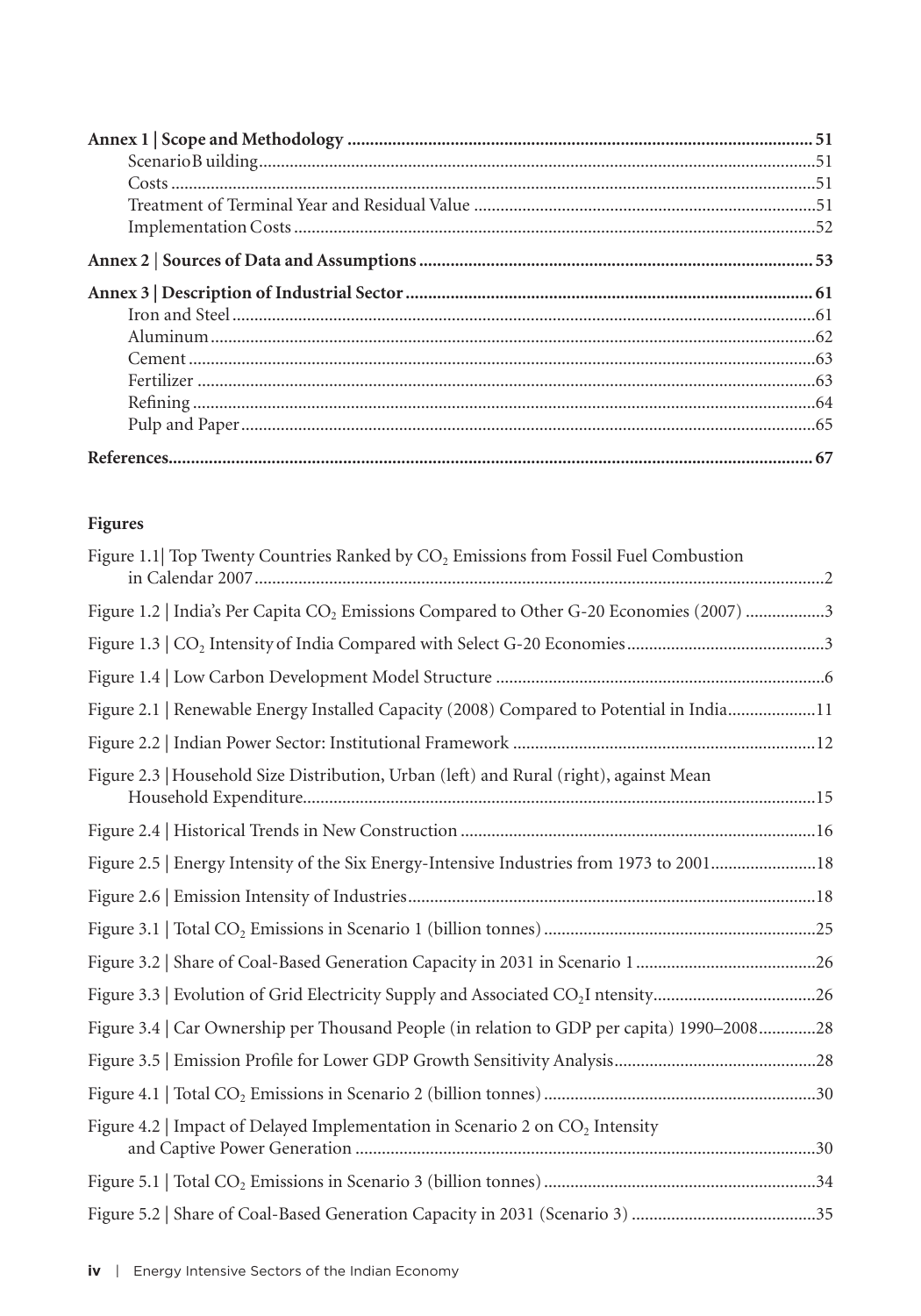**Annex 1 | Scope and Methodology** ........ 51

- Scenario Building ........ 51
- Costs ........ 51
- Treatment of Terminal Year and Residual Value ........ 51
- Implementation Costs ........ 52

**Annex 2 | Sources of Data and Assumptions** ........ 53

**Annex 3 | Description of Industrial Sector** ........ 61

- Iron and Steel ........ 61
- Aluminum ........ 62
- Cement ........ 63
- Fertilizer ........ 63
- Refining ........ 64
- Pulp and Paper ........ 65

**References** ........ 67

**Figures**

Figure 1.1| Top Twenty Countries Ranked by $CO_2$ Emissions from Fossil Fuel Combustion in Calendar 2007 ........ 2

Figure 1.2 | India's Per Capita $CO_2$ Emissions Compared to Other G-20 Economies (2007) ........ 3

Figure 1.3 | $CO_2$ Intensity of India Compared with Select G-20 Economies ........ 3

Figure 1.4 | Low Carbon Development Model Structure ........ 6

Figure 2.1 | Renewable Energy Installed Capacity (2008) Compared to Potential in India ........ 11

Figure 2.2 | Indian Power Sector: Institutional Framework ........ 12

Figure 2.3 | Household Size Distribution, Urban (left) and Rural (right), against Mean Household Expenditure ........ 15

Figure 2.4 | Historical Trends in New Construction ........ 16

Figure 2.5 | Energy Intensity of the Six Energy-Intensive Industries from 1973 to 2001 ........ 18

Figure 2.6 | Emission Intensity of Industries ........ 18

Figure 3.1 | Total $CO_2$ Emissions in Scenario 1 (billion tonnes) ........ 25

Figure 3.2 | Share of Coal-Based Generation Capacity in 2031 in Scenario 1 ........ 26

Figure 3.3 | Evolution of Grid Electricity Supply and Associated $CO_2$ Intensity ........ 26

Figure 3.4 | Car Ownership per Thousand People (in relation to GDP per capita) 1990–2008 ........ 28

Figure 3.5 | Emission Profile for Lower GDP Growth Sensitivity Analysis ........ 28

Figure 4.1 | Total $CO_2$ Emissions in Scenario 2 (billion tonnes) ........ 30

Figure 4.2 | Impact of Delayed Implementation in Scenario 2 on $CO_2$ Intensity and Captive Power Generation ........ 30

Figure 5.1 | Total $CO_2$ Emissions in Scenario 3 (billion tonnes) ........ 34

Figure 5.2 | Share of Coal-Based Generation Capacity in 2031 (Scenario 3) ........ 35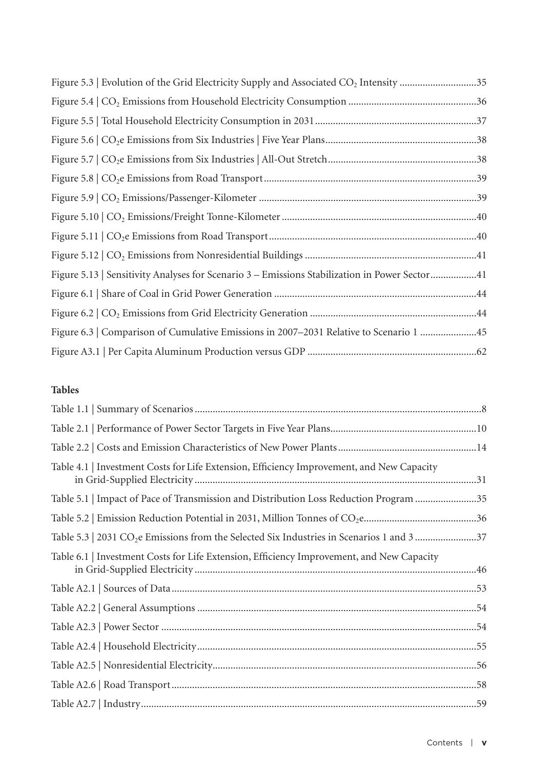Figure 5.3 | Evolution of the Grid Electricity Supply and Associated $CO_2$ Intensity ..............................35

Figure 5.4 | $CO_2$ Emissions from Household Electricity Consumption ..................................................36

Figure 5.5 | Total Household Electricity Consumption in 2031..............................................................37

Figure 5.6 | $CO_2e$ Emissions from Six Industries | Five Year Plans...........................................................38

Figure 5.7 | $CO_2e$ Emissions from Six Industries | All-Out Stretch..........................................................38

Figure 5.8 | $CO_2e$ Emissions from Road Transport..................................................................................39

Figure 5.9 | $CO_2$ Emissions/Passenger-Kilometer ....................................................................................39

Figure 5.10 | $CO_2$ Emissions/Freight Tonne-Kilometer ...........................................................................40

Figure 5.11 | $CO_2e$ Emissions from Road Transport................................................................................40

Figure 5.12 | $CO_2$ Emissions from Nonresidential Buildings ..................................................................41

Figure 5.13 | Sensitivity Analyses for Scenario 3 – Emissions Stabilization in Power Sector..................41

Figure 6.1 | Share of Coal in Grid Power Generation ..............................................................................44

Figure 6.2 | $CO_2$ Emissions from Grid Electricity Generation ................................................................44

Figure 6.3 | Comparison of Cumulative Emissions in 2007–2031 Relative to Scenario 1 ......................45

Figure A3.1 | Per Capita Aluminum Production versus GDP .................................................................62

**Tables**

Table 1.1 | Summary of Scenarios ...............................................................................................................8

Table 2.1 | Performance of Power Sector Targets in Five Year Plans.........................................................10

Table 2.2 | Costs and Emission Characteristics of New Power Plants......................................................14

Table 4.1 | Investment Costs for Life Extension, Efficiency Improvement, and New Capacity in Grid-Supplied Electricity .............................................................................................................31

Table 5.1 | Impact of Pace of Transmission and Distribution Loss Reduction Program ........................35

Table 5.2 | Emission Reduction Potential in 2031, Million Tonnes of $CO_2e$............................................36

Table 5.3 | 2031 $CO_2e$ Emissions from the Selected Six Industries in Scenarios 1 and 3 ........................37

Table 6.1 | Investment Costs for Life Extension, Efficiency Improvement, and New Capacity in Grid-Supplied Electricity .............................................................................................................46

Table A2.1 | Sources of Data ......................................................................................................................53

Table A2.2 | General Assumptions ............................................................................................................54

Table A2.3 | Power Sector ..........................................................................................................................54

Table A2.4 | Household Electricity............................................................................................................55

Table A2.5 | Nonresidential Electricity......................................................................................................56

Table A2.6 | Road Transport ......................................................................................................................58

Table A2.7 | Industry..................................................................................................................................59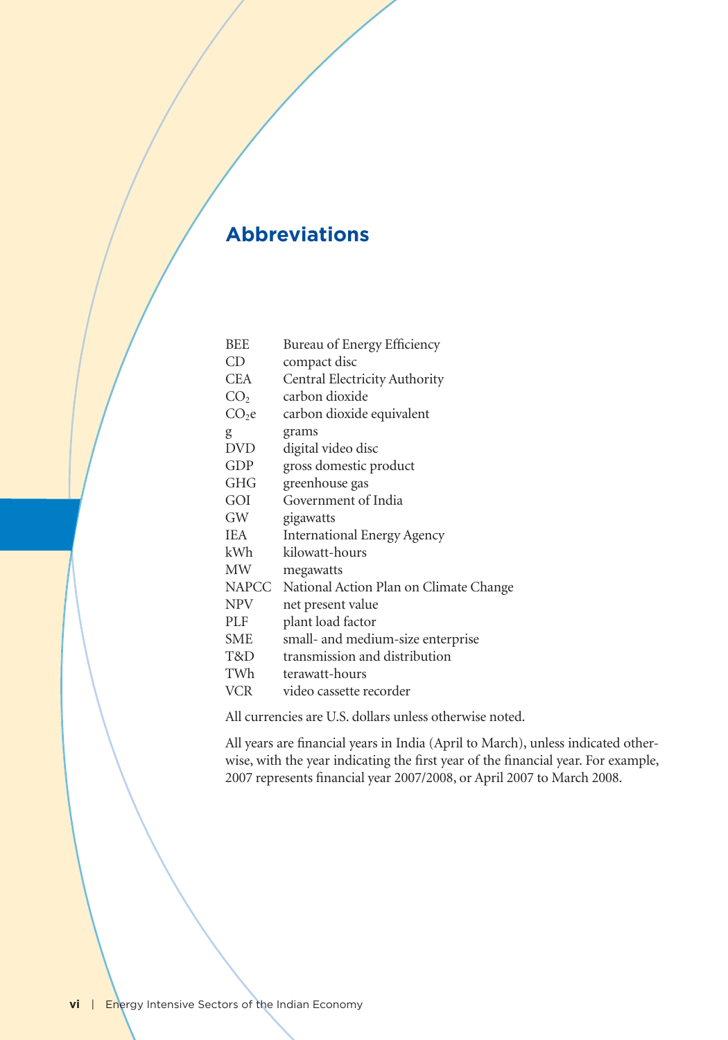## Abbreviations

| | |
|---|---|
| BEE | Bureau of Energy Efficiency |
| CD | compact disc |
| CEA | Central Electricity Authority |
| $CO_2$ | carbon dioxide |
| $CO_2e$ | carbon dioxide equivalent |
| g | grams |
| DVD | digital video disc |
| GDP | gross domestic product |
| GHG | greenhouse gas |
| GOI | Government of India |
| GW | gigawatts |
| IEA | International Energy Agency |
| kWh | kilowatt-hours |
| MW | megawatts |
| NAPCC | National Action Plan on Climate Change |
| NPV | net present value |
| PLF | plant load factor |
| SME | small- and medium-size enterprise |
| T&D | transmission and distribution |
| TWh | terawatt-hours |
| VCR | video cassette recorder |

All currencies are U.S. dollars unless otherwise noted.

All years are financial years in India (April to March), unless indicated otherwise, with the year indicating the first year of the financial year. For example, 2007 represents financial year 2007/2008, or April 2007 to March 2008.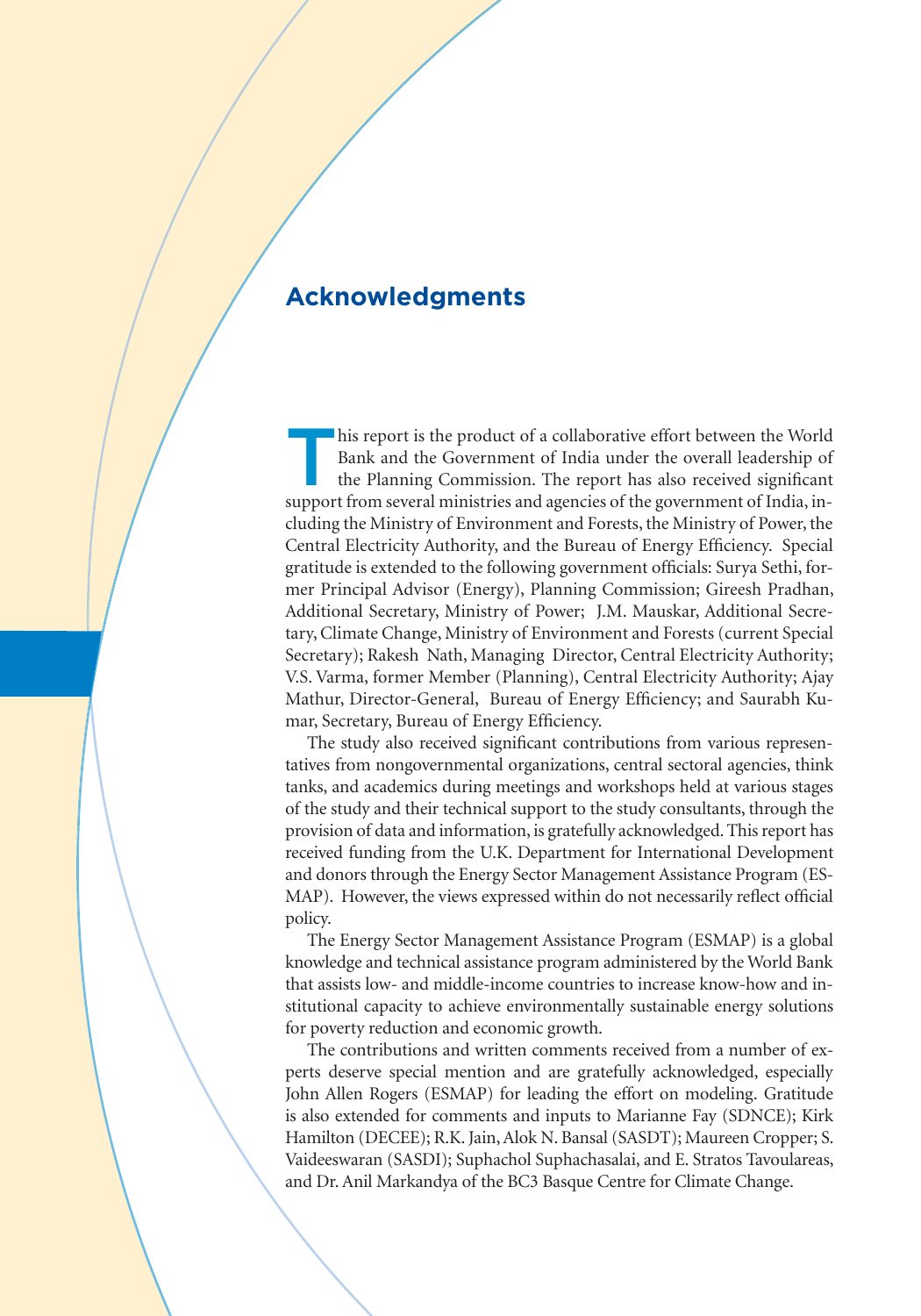## Acknowledgments

This report is the product of a collaborative effort between the World Bank and the Government of India under the overall leadership of the Planning Commission. The report has also received significant support from several ministries and agencies of the government of India, including the Ministry of Environment and Forests, the Ministry of Power, the Central Electricity Authority, and the Bureau of Energy Efficiency. Special gratitude is extended to the following government officials: Surya Sethi, former Principal Advisor (Energy), Planning Commission; Gireesh Pradhan, Additional Secretary, Ministry of Power; J.M. Mauskar, Additional Secretary, Climate Change, Ministry of Environment and Forests (current Special Secretary); Rakesh Nath, Managing Director, Central Electricity Authority; V.S. Varma, former Member (Planning), Central Electricity Authority; Ajay Mathur, Director-General, Bureau of Energy Efficiency; and Saurabh Kumar, Secretary, Bureau of Energy Efficiency.

The study also received significant contributions from various representatives from nongovernmental organizations, central sectoral agencies, think tanks, and academics during meetings and workshops held at various stages of the study and their technical support to the study consultants, through the provision of data and information, is gratefully acknowledged. This report has received funding from the U.K. Department for International Development and donors through the Energy Sector Management Assistance Program (ESMAP). However, the views expressed within do not necessarily reflect official policy.

The Energy Sector Management Assistance Program (ESMAP) is a global knowledge and technical assistance program administered by the World Bank that assists low- and middle-income countries to increase know-how and institutional capacity to achieve environmentally sustainable energy solutions for poverty reduction and economic growth.

The contributions and written comments received from a number of experts deserve special mention and are gratefully acknowledged, especially John Allen Rogers (ESMAP) for leading the effort on modeling. Gratitude is also extended for comments and inputs to Marianne Fay (SDNCE); Kirk Hamilton (DECEE); R.K. Jain, Alok N. Bansal (SASDT); Maureen Cropper; S. Vaideeswaran (SASDI); Suphachol Suphachasalai, and E. Stratos Tavoulareas, and Dr. Anil Markandya of the BC3 Basque Centre for Climate Change.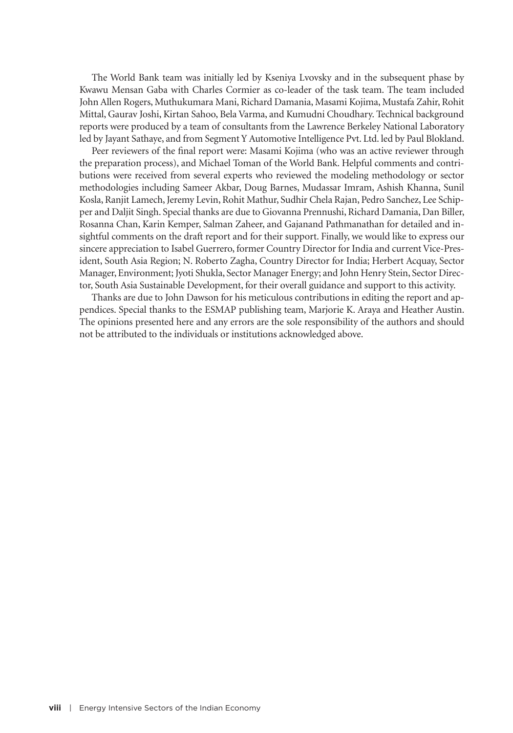The World Bank team was initially led by Kseniya Lvovsky and in the subsequent phase by Kwawu Mensan Gaba with Charles Cormier as co-leader of the task team. The team included John Allen Rogers, Muthukumara Mani, Richard Damania, Masami Kojima, Mustafa Zahir, Rohit Mittal, Gaurav Joshi, Kirtan Sahoo, Bela Varma, and Kumudni Choudhary. Technical background reports were produced by a team of consultants from the Lawrence Berkeley National Laboratory led by Jayant Sathaye, and from Segment Y Automotive Intelligence Pvt. Ltd. led by Paul Blokland.

Peer reviewers of the final report were: Masami Kojima (who was an active reviewer through the preparation process), and Michael Toman of the World Bank. Helpful comments and contributions were received from several experts who reviewed the modeling methodology or sector methodologies including Sameer Akbar, Doug Barnes, Mudassar Imram, Ashish Khanna, Sunil Kosla, Ranjit Lamech, Jeremy Levin, Rohit Mathur, Sudhir Chela Rajan, Pedro Sanchez, Lee Schipper and Daljit Singh. Special thanks are due to Giovanna Prennushi, Richard Damania, Dan Biller, Rosanna Chan, Karin Kemper, Salman Zaheer, and Gajanand Pathmanathan for detailed and insightful comments on the draft report and for their support. Finally, we would like to express our sincere appreciation to Isabel Guerrero, former Country Director for India and current Vice-President, South Asia Region; N. Roberto Zagha, Country Director for India; Herbert Acquay, Sector Manager, Environment; Jyoti Shukla, Sector Manager Energy; and John Henry Stein, Sector Director, South Asia Sustainable Development, for their overall guidance and support to this activity.

Thanks are due to John Dawson for his meticulous contributions in editing the report and appendices. Special thanks to the ESMAP publishing team, Marjorie K. Araya and Heather Austin. The opinions presented here and any errors are the sole responsibility of the authors and should not be attributed to the individuals or institutions acknowledged above.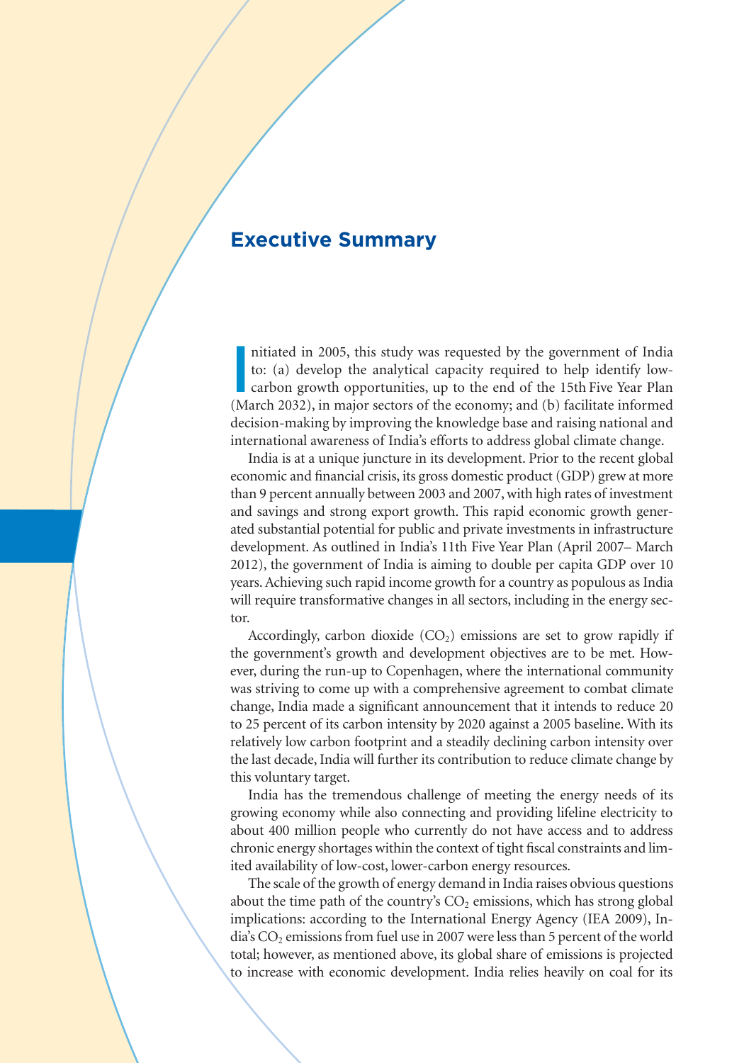## Executive Summary

Initiated in 2005, this study was requested by the government of India to: (a) develop the analytical capacity required to help identify low-carbon growth opportunities, up to the end of the 15th Five Year Plan (March 2032), in major sectors of the economy; and (b) facilitate informed decision-making by improving the knowledge base and raising national and international awareness of India's efforts to address global climate change.

India is at a unique juncture in its development. Prior to the recent global economic and financial crisis, its gross domestic product (GDP) grew at more than 9 percent annually between 2003 and 2007, with high rates of investment and savings and strong export growth. This rapid economic growth generated substantial potential for public and private investments in infrastructure development. As outlined in India's 11th Five Year Plan (April 2007– March 2012), the government of India is aiming to double per capita GDP over 10 years. Achieving such rapid income growth for a country as populous as India will require transformative changes in all sectors, including in the energy sector.

Accordingly, carbon dioxide ($CO_2$) emissions are set to grow rapidly if the government's growth and development objectives are to be met. However, during the run-up to Copenhagen, where the international community was striving to come up with a comprehensive agreement to combat climate change, India made a significant announcement that it intends to reduce 20 to 25 percent of its carbon intensity by 2020 against a 2005 baseline. With its relatively low carbon footprint and a steadily declining carbon intensity over the last decade, India will further its contribution to reduce climate change by this voluntary target.

India has the tremendous challenge of meeting the energy needs of its growing economy while also connecting and providing lifeline electricity to about 400 million people who currently do not have access and to address chronic energy shortages within the context of tight fiscal constraints and limited availability of low-cost, lower-carbon energy resources.

The scale of the growth of energy demand in India raises obvious questions about the time path of the country's $CO_2$ emissions, which has strong global implications: according to the International Energy Agency (IEA 2009), India's $CO_2$ emissions from fuel use in 2007 were less than 5 percent of the world total; however, as mentioned above, its global share of emissions is projected to increase with economic development. India relies heavily on coal for its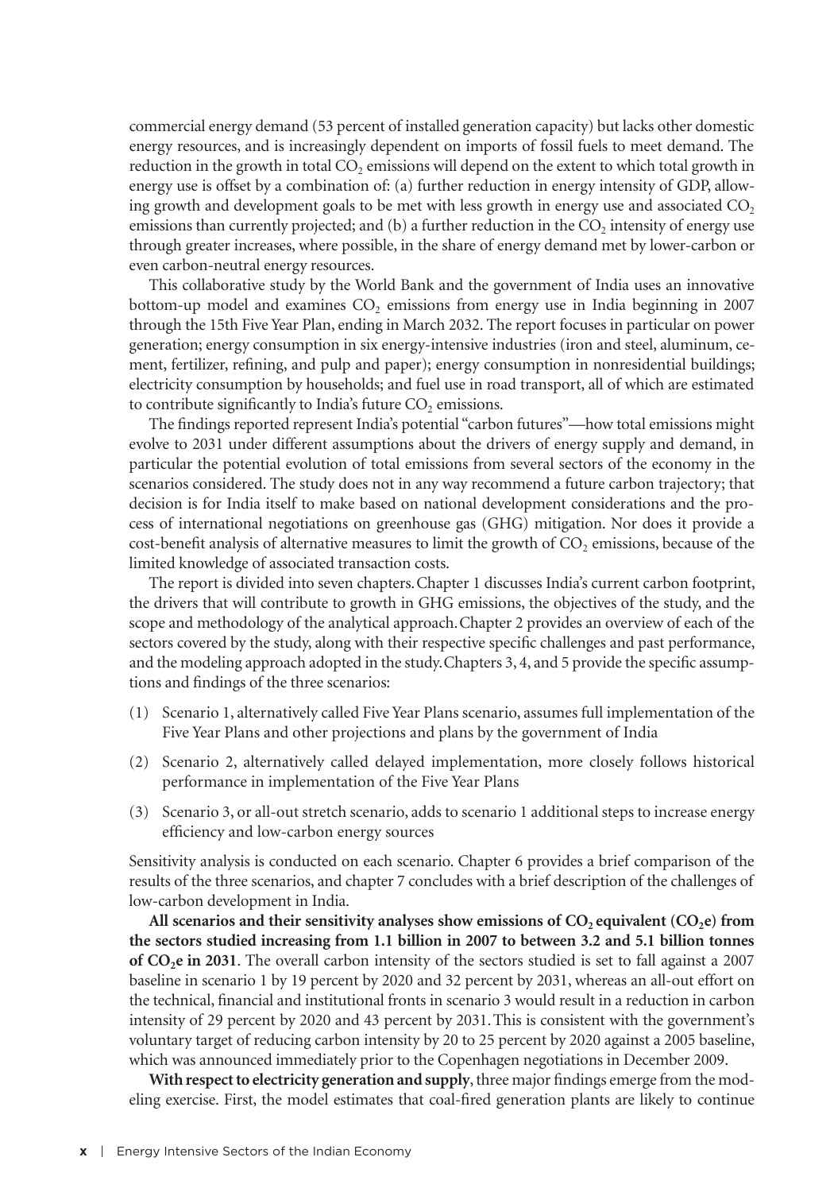commercial energy demand (53 percent of installed generation capacity) but lacks other domestic energy resources, and is increasingly dependent on imports of fossil fuels to meet demand. The reduction in the growth in total $CO_2$ emissions will depend on the extent to which total growth in energy use is offset by a combination of: (a) further reduction in energy intensity of GDP, allowing growth and development goals to be met with less growth in energy use and associated $CO_2$ emissions than currently projected; and (b) a further reduction in the $CO_2$ intensity of energy use through greater increases, where possible, in the share of energy demand met by lower-carbon or even carbon-neutral energy resources.

This collaborative study by the World Bank and the government of India uses an innovative bottom-up model and examines $CO_2$ emissions from energy use in India beginning in 2007 through the 15th Five Year Plan, ending in March 2032. The report focuses in particular on power generation; energy consumption in six energy-intensive industries (iron and steel, aluminum, cement, fertilizer, refining, and pulp and paper); energy consumption in nonresidential buildings; electricity consumption by households; and fuel use in road transport, all of which are estimated to contribute significantly to India's future $CO_2$ emissions.

The findings reported represent India's potential "carbon futures"—how total emissions might evolve to 2031 under different assumptions about the drivers of energy supply and demand, in particular the potential evolution of total emissions from several sectors of the economy in the scenarios considered. The study does not in any way recommend a future carbon trajectory; that decision is for India itself to make based on national development considerations and the process of international negotiations on greenhouse gas (GHG) mitigation. Nor does it provide a cost-benefit analysis of alternative measures to limit the growth of $CO_2$ emissions, because of the limited knowledge of associated transaction costs.

The report is divided into seven chapters. Chapter 1 discusses India's current carbon footprint, the drivers that will contribute to growth in GHG emissions, the objectives of the study, and the scope and methodology of the analytical approach. Chapter 2 provides an overview of each of the sectors covered by the study, along with their respective specific challenges and past performance, and the modeling approach adopted in the study. Chapters 3, 4, and 5 provide the specific assumptions and findings of the three scenarios:

(1) Scenario 1, alternatively called Five Year Plans scenario, assumes full implementation of the Five Year Plans and other projections and plans by the government of India

(2) Scenario 2, alternatively called delayed implementation, more closely follows historical performance in implementation of the Five Year Plans

(3) Scenario 3, or all-out stretch scenario, adds to scenario 1 additional steps to increase energy efficiency and low-carbon energy sources

Sensitivity analysis is conducted on each scenario. Chapter 6 provides a brief comparison of the results of the three scenarios, and chapter 7 concludes with a brief description of the challenges of low-carbon development in India.

**All scenarios and their sensitivity analyses show emissions of $CO_2$ equivalent ($CO_2e$) from the sectors studied increasing from 1.1 billion in 2007 to between 3.2 and 5.1 billion tonnes of $CO_2e$ in 2031**. The overall carbon intensity of the sectors studied is set to fall against a 2007 baseline in scenario 1 by 19 percent by 2020 and 32 percent by 2031, whereas an all-out effort on the technical, financial and institutional fronts in scenario 3 would result in a reduction in carbon intensity of 29 percent by 2020 and 43 percent by 2031. This is consistent with the government's voluntary target of reducing carbon intensity by 20 to 25 percent by 2020 against a 2005 baseline, which was announced immediately prior to the Copenhagen negotiations in December 2009.

**With respect to electricity generation and supply**, three major findings emerge from the modeling exercise. First, the model estimates that coal-fired generation plants are likely to continue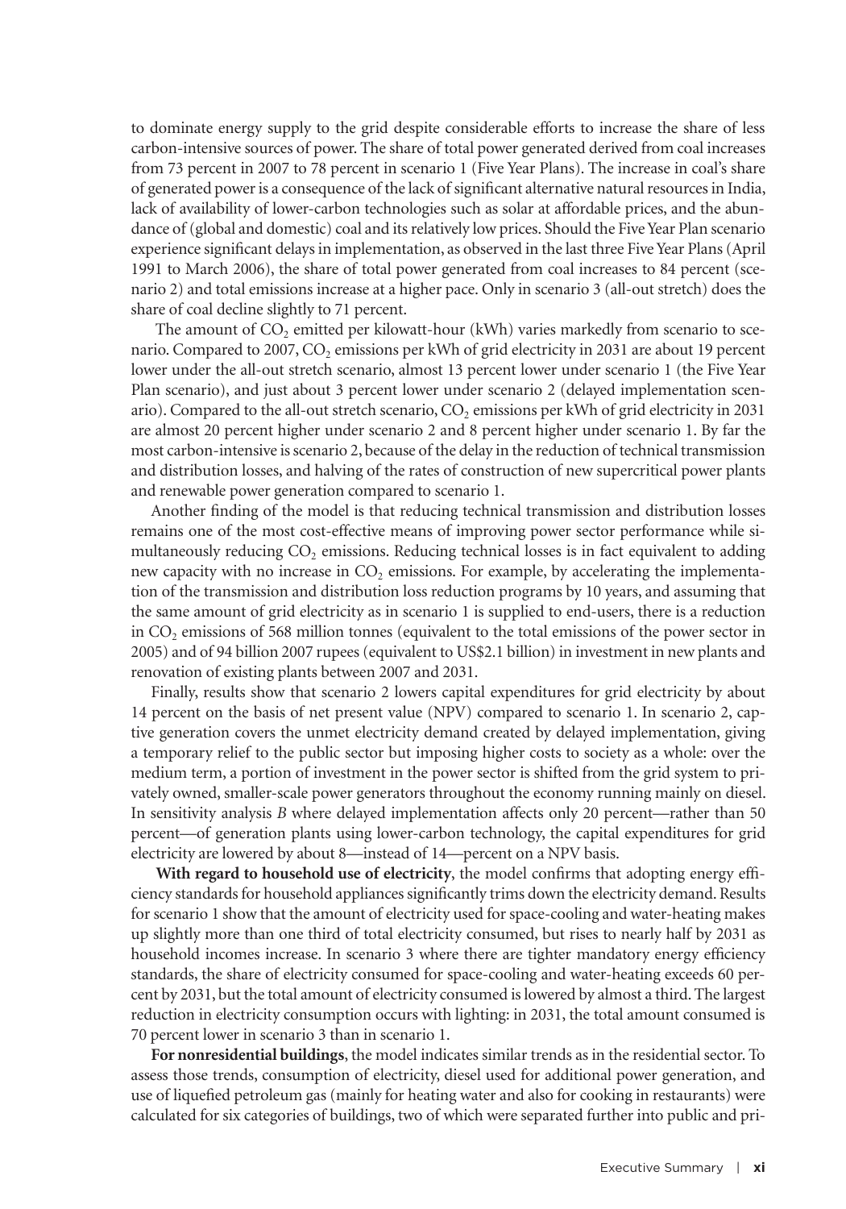to dominate energy supply to the grid despite considerable efforts to increase the share of less carbon-intensive sources of power. The share of total power generated derived from coal increases from 73 percent in 2007 to 78 percent in scenario 1 (Five Year Plans). The increase in coal's share of generated power is a consequence of the lack of significant alternative natural resources in India, lack of availability of lower-carbon technologies such as solar at affordable prices, and the abundance of (global and domestic) coal and its relatively low prices. Should the Five Year Plan scenario experience significant delays in implementation, as observed in the last three Five Year Plans (April 1991 to March 2006), the share of total power generated from coal increases to 84 percent (scenario 2) and total emissions increase at a higher pace. Only in scenario 3 (all-out stretch) does the share of coal decline slightly to 71 percent.

The amount of $CO_2$ emitted per kilowatt-hour (kWh) varies markedly from scenario to scenario. Compared to 2007, $CO_2$ emissions per kWh of grid electricity in 2031 are about 19 percent lower under the all-out stretch scenario, almost 13 percent lower under scenario 1 (the Five Year Plan scenario), and just about 3 percent lower under scenario 2 (delayed implementation scenario). Compared to the all-out stretch scenario, $CO_2$ emissions per kWh of grid electricity in 2031 are almost 20 percent higher under scenario 2 and 8 percent higher under scenario 1. By far the most carbon-intensive is scenario 2, because of the delay in the reduction of technical transmission and distribution losses, and halving of the rates of construction of new supercritical power plants and renewable power generation compared to scenario 1.

Another finding of the model is that reducing technical transmission and distribution losses remains one of the most cost-effective means of improving power sector performance while simultaneously reducing $CO_2$ emissions. Reducing technical losses is in fact equivalent to adding new capacity with no increase in $CO_2$ emissions. For example, by accelerating the implementation of the transmission and distribution loss reduction programs by 10 years, and assuming that the same amount of grid electricity as in scenario 1 is supplied to end-users, there is a reduction in $CO_2$ emissions of 568 million tonnes (equivalent to the total emissions of the power sector in 2005) and of 94 billion 2007 rupees (equivalent to US$2.1 billion) in investment in new plants and renovation of existing plants between 2007 and 2031.

Finally, results show that scenario 2 lowers capital expenditures for grid electricity by about 14 percent on the basis of net present value (NPV) compared to scenario 1. In scenario 2, captive generation covers the unmet electricity demand created by delayed implementation, giving a temporary relief to the public sector but imposing higher costs to society as a whole: over the medium term, a portion of investment in the power sector is shifted from the grid system to privately owned, smaller-scale power generators throughout the economy running mainly on diesel. In sensitivity analysis *B* where delayed implementation affects only 20 percent—rather than 50 percent—of generation plants using lower-carbon technology, the capital expenditures for grid electricity are lowered by about 8—instead of 14—percent on a NPV basis.

**With regard to household use of electricity**, the model confirms that adopting energy efficiency standards for household appliances significantly trims down the electricity demand. Results for scenario 1 show that the amount of electricity used for space-cooling and water-heating makes up slightly more than one third of total electricity consumed, but rises to nearly half by 2031 as household incomes increase. In scenario 3 where there are tighter mandatory energy efficiency standards, the share of electricity consumed for space-cooling and water-heating exceeds 60 percent by 2031, but the total amount of electricity consumed is lowered by almost a third. The largest reduction in electricity consumption occurs with lighting: in 2031, the total amount consumed is 70 percent lower in scenario 3 than in scenario 1.

**For nonresidential buildings**, the model indicates similar trends as in the residential sector. To assess those trends, consumption of electricity, diesel used for additional power generation, and use of liquefied petroleum gas (mainly for heating water and also for cooking in restaurants) were calculated for six categories of buildings, two of which were separated further into public and pri-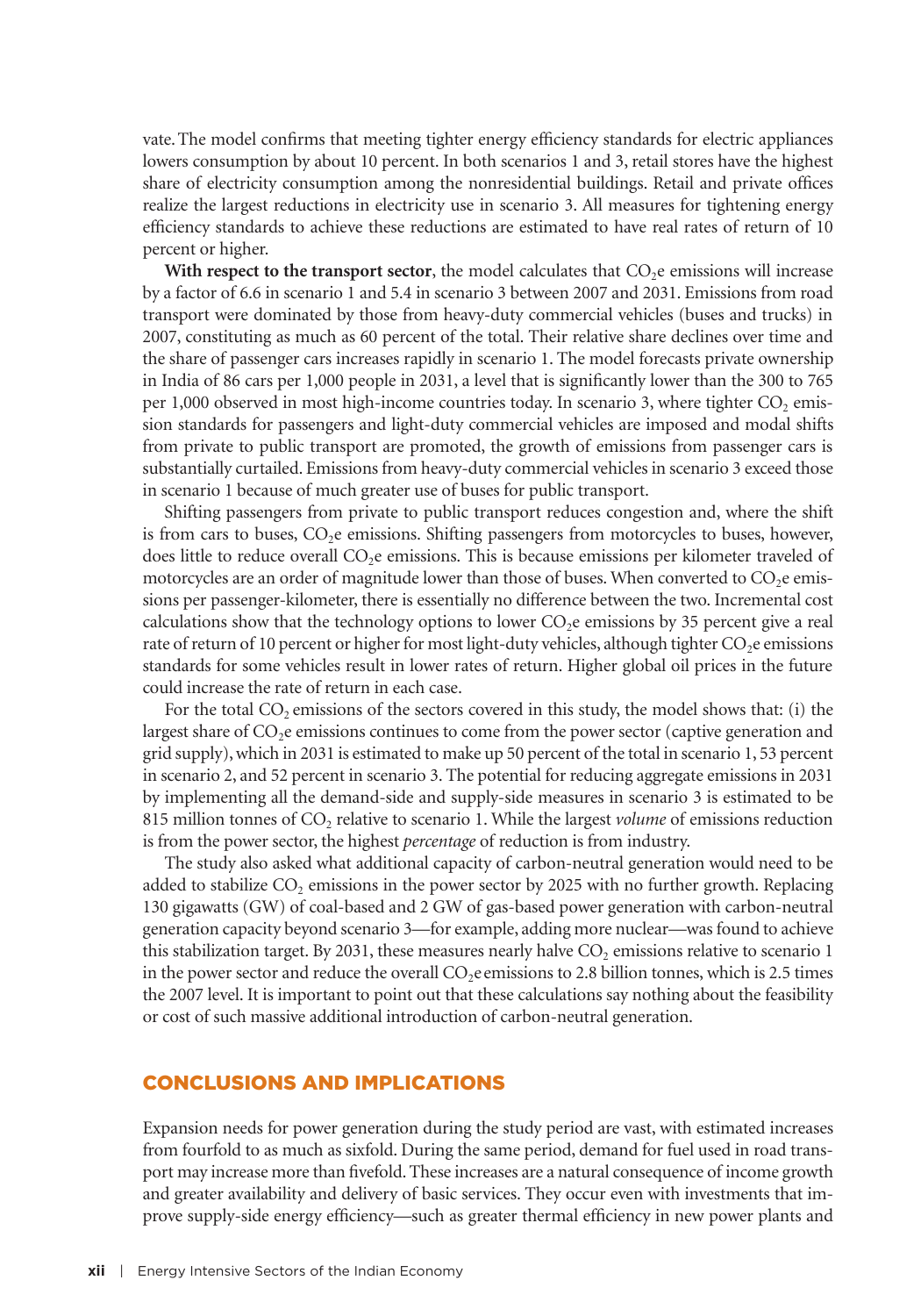vate. The model confirms that meeting tighter energy efficiency standards for electric appliances lowers consumption by about 10 percent. In both scenarios 1 and 3, retail stores have the highest share of electricity consumption among the nonresidential buildings. Retail and private offices realize the largest reductions in electricity use in scenario 3. All measures for tightening energy efficiency standards to achieve these reductions are estimated to have real rates of return of 10 percent or higher.

**With respect to the transport sector**, the model calculates that $CO_2$e emissions will increase by a factor of 6.6 in scenario 1 and 5.4 in scenario 3 between 2007 and 2031. Emissions from road transport were dominated by those from heavy-duty commercial vehicles (buses and trucks) in 2007, constituting as much as 60 percent of the total. Their relative share declines over time and the share of passenger cars increases rapidly in scenario 1. The model forecasts private ownership in India of 86 cars per 1,000 people in 2031, a level that is significantly lower than the 300 to 765 per 1,000 observed in most high-income countries today. In scenario 3, where tighter $CO_2$ emission standards for passengers and light-duty commercial vehicles are imposed and modal shifts from private to public transport are promoted, the growth of emissions from passenger cars is substantially curtailed. Emissions from heavy-duty commercial vehicles in scenario 3 exceed those in scenario 1 because of much greater use of buses for public transport.

Shifting passengers from private to public transport reduces congestion and, where the shift is from cars to buses, $CO_2$e emissions. Shifting passengers from motorcycles to buses, however, does little to reduce overall $CO_2$e emissions. This is because emissions per kilometer traveled of motorcycles are an order of magnitude lower than those of buses. When converted to $CO_2$e emissions per passenger-kilometer, there is essentially no difference between the two. Incremental cost calculations show that the technology options to lower $CO_2$e emissions by 35 percent give a real rate of return of 10 percent or higher for most light-duty vehicles, although tighter $CO_2$e emissions standards for some vehicles result in lower rates of return. Higher global oil prices in the future could increase the rate of return in each case.

For the total $CO_2$ emissions of the sectors covered in this study, the model shows that: (i) the largest share of $CO_2$e emissions continues to come from the power sector (captive generation and grid supply), which in 2031 is estimated to make up 50 percent of the total in scenario 1, 53 percent in scenario 2, and 52 percent in scenario 3. The potential for reducing aggregate emissions in 2031 by implementing all the demand-side and supply-side measures in scenario 3 is estimated to be 815 million tonnes of $CO_2$ relative to scenario 1. While the largest *volume* of emissions reduction is from the power sector, the highest *percentage* of reduction is from industry.

The study also asked what additional capacity of carbon-neutral generation would need to be added to stabilize $CO_2$ emissions in the power sector by 2025 with no further growth. Replacing 130 gigawatts (GW) of coal-based and 2 GW of gas-based power generation with carbon-neutral generation capacity beyond scenario 3—for example, adding more nuclear—was found to achieve this stabilization target. By 2031, these measures nearly halve $CO_2$ emissions relative to scenario 1 in the power sector and reduce the overall $CO_2$e emissions to 2.8 billion tonnes, which is 2.5 times the 2007 level. It is important to point out that these calculations say nothing about the feasibility or cost of such massive additional introduction of carbon-neutral generation.

## CONCLUSIONS AND IMPLICATIONS

Expansion needs for power generation during the study period are vast, with estimated increases from fourfold to as much as sixfold. During the same period, demand for fuel used in road transport may increase more than fivefold. These increases are a natural consequence of income growth and greater availability and delivery of basic services. They occur even with investments that improve supply-side energy efficiency—such as greater thermal efficiency in new power plants and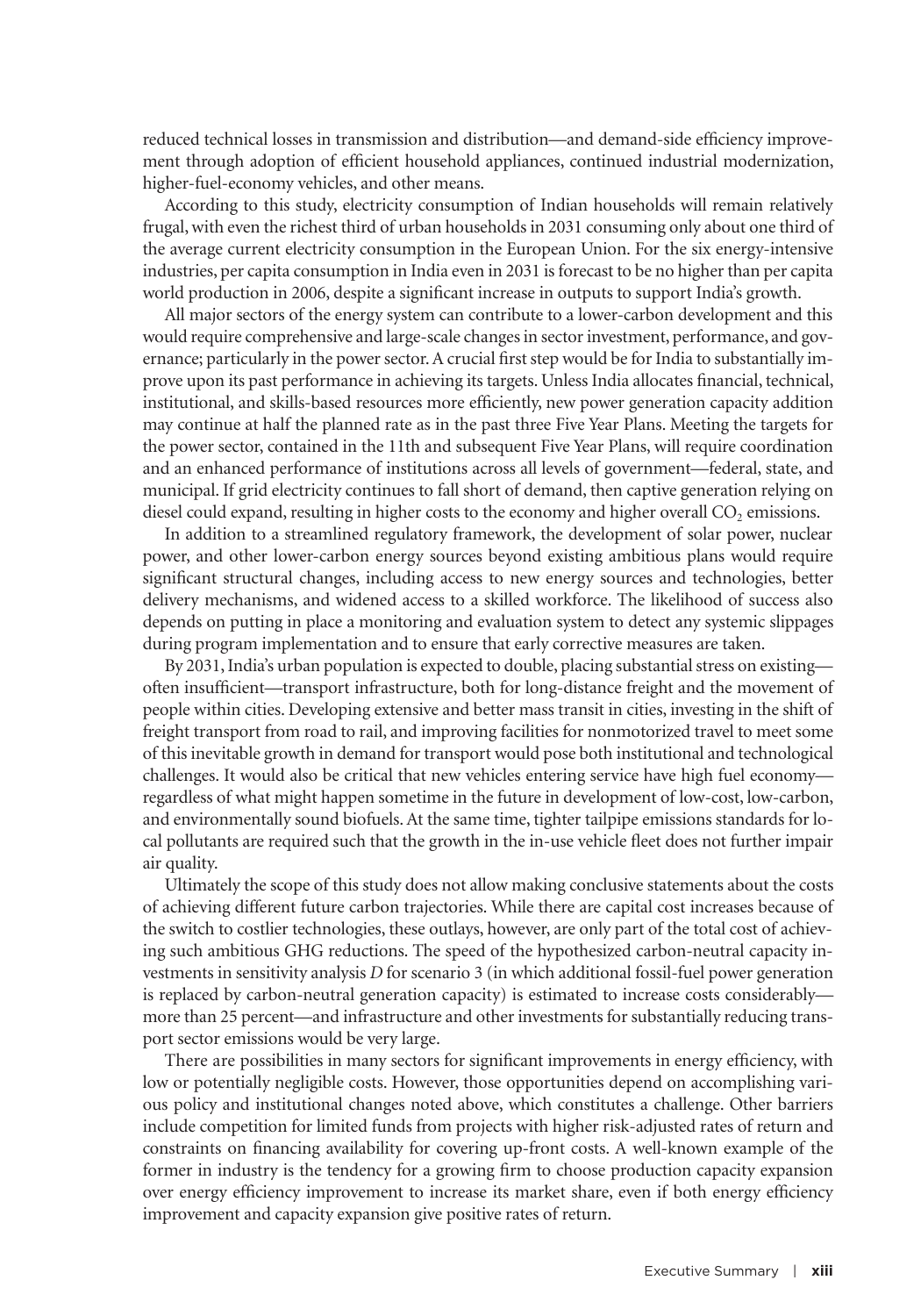reduced technical losses in transmission and distribution—and demand-side efficiency improvement through adoption of efficient household appliances, continued industrial modernization, higher-fuel-economy vehicles, and other means.

According to this study, electricity consumption of Indian households will remain relatively frugal, with even the richest third of urban households in 2031 consuming only about one third of the average current electricity consumption in the European Union. For the six energy-intensive industries, per capita consumption in India even in 2031 is forecast to be no higher than per capita world production in 2006, despite a significant increase in outputs to support India's growth.

All major sectors of the energy system can contribute to a lower-carbon development and this would require comprehensive and large-scale changes in sector investment, performance, and governance; particularly in the power sector. A crucial first step would be for India to substantially improve upon its past performance in achieving its targets. Unless India allocates financial, technical, institutional, and skills-based resources more efficiently, new power generation capacity addition may continue at half the planned rate as in the past three Five Year Plans. Meeting the targets for the power sector, contained in the 11th and subsequent Five Year Plans, will require coordination and an enhanced performance of institutions across all levels of government—federal, state, and municipal. If grid electricity continues to fall short of demand, then captive generation relying on diesel could expand, resulting in higher costs to the economy and higher overall $CO_2$ emissions.

In addition to a streamlined regulatory framework, the development of solar power, nuclear power, and other lower-carbon energy sources beyond existing ambitious plans would require significant structural changes, including access to new energy sources and technologies, better delivery mechanisms, and widened access to a skilled workforce. The likelihood of success also depends on putting in place a monitoring and evaluation system to detect any systemic slippages during program implementation and to ensure that early corrective measures are taken.

By 2031, India's urban population is expected to double, placing substantial stress on existing—often insufficient—transport infrastructure, both for long-distance freight and the movement of people within cities. Developing extensive and better mass transit in cities, investing in the shift of freight transport from road to rail, and improving facilities for nonmotorized travel to meet some of this inevitable growth in demand for transport would pose both institutional and technological challenges. It would also be critical that new vehicles entering service have high fuel economy—regardless of what might happen sometime in the future in development of low-cost, low-carbon, and environmentally sound biofuels. At the same time, tighter tailpipe emissions standards for local pollutants are required such that the growth in the in-use vehicle fleet does not further impair air quality.

Ultimately the scope of this study does not allow making conclusive statements about the costs of achieving different future carbon trajectories. While there are capital cost increases because of the switch to costlier technologies, these outlays, however, are only part of the total cost of achieving such ambitious GHG reductions. The speed of the hypothesized carbon-neutral capacity investments in sensitivity analysis *D* for scenario 3 (in which additional fossil-fuel power generation is replaced by carbon-neutral generation capacity) is estimated to increase costs considerably—more than 25 percent—and infrastructure and other investments for substantially reducing transport sector emissions would be very large.

There are possibilities in many sectors for significant improvements in energy efficiency, with low or potentially negligible costs. However, those opportunities depend on accomplishing various policy and institutional changes noted above, which constitutes a challenge. Other barriers include competition for limited funds from projects with higher risk-adjusted rates of return and constraints on financing availability for covering up-front costs. A well-known example of the former in industry is the tendency for a growing firm to choose production capacity expansion over energy efficiency improvement to increase its market share, even if both energy efficiency improvement and capacity expansion give positive rates of return.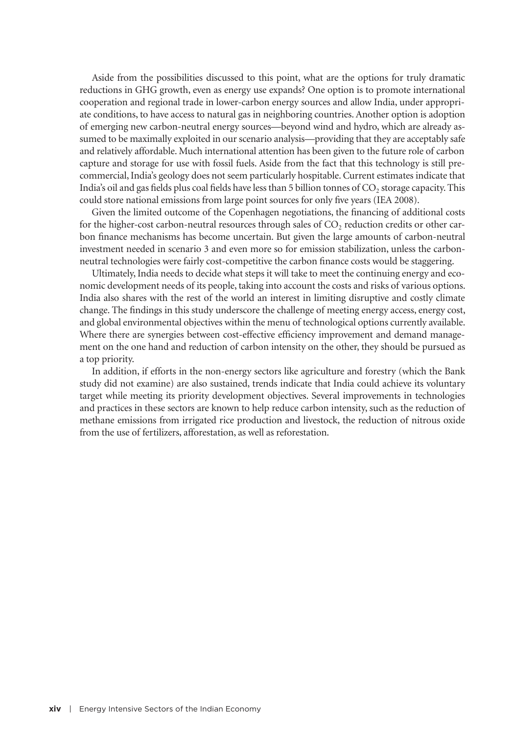Aside from the possibilities discussed to this point, what are the options for truly dramatic reductions in GHG growth, even as energy use expands? One option is to promote international cooperation and regional trade in lower-carbon energy sources and allow India, under appropriate conditions, to have access to natural gas in neighboring countries. Another option is adoption of emerging new carbon-neutral energy sources—beyond wind and hydro, which are already assumed to be maximally exploited in our scenario analysis—providing that they are acceptably safe and relatively affordable. Much international attention has been given to the future role of carbon capture and storage for use with fossil fuels. Aside from the fact that this technology is still precommercial, India's geology does not seem particularly hospitable. Current estimates indicate that India's oil and gas fields plus coal fields have less than 5 billion tonnes of $CO_2$ storage capacity. This could store national emissions from large point sources for only five years (IEA 2008).

Given the limited outcome of the Copenhagen negotiations, the financing of additional costs for the higher-cost carbon-neutral resources through sales of $CO_2$ reduction credits or other carbon finance mechanisms has become uncertain. But given the large amounts of carbon-neutral investment needed in scenario 3 and even more so for emission stabilization, unless the carbon-neutral technologies were fairly cost-competitive the carbon finance costs would be staggering.

Ultimately, India needs to decide what steps it will take to meet the continuing energy and economic development needs of its people, taking into account the costs and risks of various options. India also shares with the rest of the world an interest in limiting disruptive and costly climate change. The findings in this study underscore the challenge of meeting energy access, energy cost, and global environmental objectives within the menu of technological options currently available. Where there are synergies between cost-effective efficiency improvement and demand management on the one hand and reduction of carbon intensity on the other, they should be pursued as a top priority.

In addition, if efforts in the non-energy sectors like agriculture and forestry (which the Bank study did not examine) are also sustained, trends indicate that India could achieve its voluntary target while meeting its priority development objectives. Several improvements in technologies and practices in these sectors are known to help reduce carbon intensity, such as the reduction of methane emissions from irrigated rice production and livestock, the reduction of nitrous oxide from the use of fertilizers, afforestation, as well as reforestation.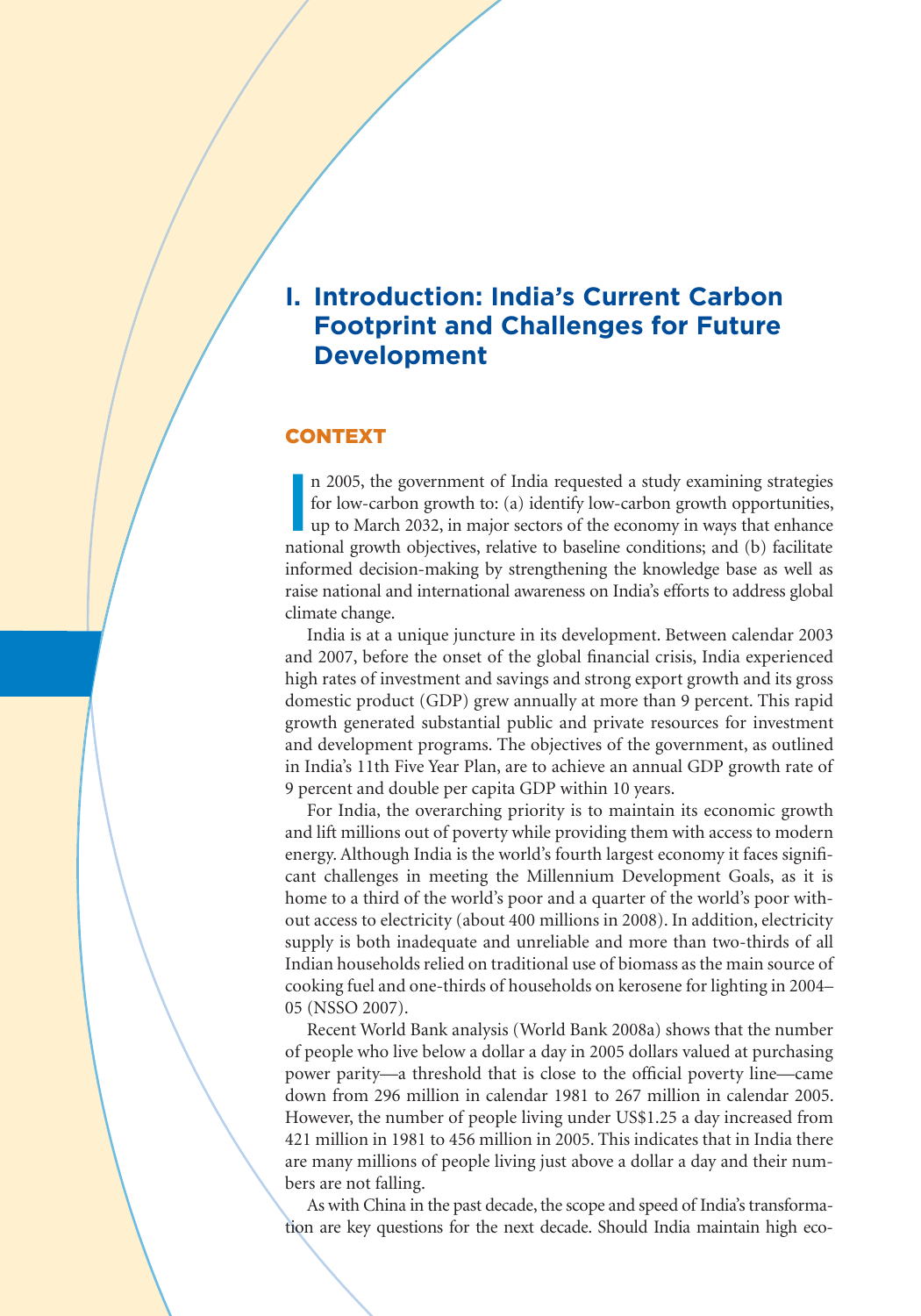# I. Introduction: India's Current Carbon Footprint and Challenges for Future Development

## CONTEXT

In 2005, the government of India requested a study examining strategies for low-carbon growth to: (a) identify low-carbon growth opportunities, up to March 2032, in major sectors of the economy in ways that enhance national growth objectives, relative to baseline conditions; and (b) facilitate informed decision-making by strengthening the knowledge base as well as raise national and international awareness on India's efforts to address global climate change.

India is at a unique juncture in its development. Between calendar 2003 and 2007, before the onset of the global financial crisis, India experienced high rates of investment and savings and strong export growth and its gross domestic product (GDP) grew annually at more than 9 percent. This rapid growth generated substantial public and private resources for investment and development programs. The objectives of the government, as outlined in India's 11th Five Year Plan, are to achieve an annual GDP growth rate of 9 percent and double per capita GDP within 10 years.

For India, the overarching priority is to maintain its economic growth and lift millions out of poverty while providing them with access to modern energy. Although India is the world's fourth largest economy it faces significant challenges in meeting the Millennium Development Goals, as it is home to a third of the world's poor and a quarter of the world's poor without access to electricity (about 400 millions in 2008). In addition, electricity supply is both inadequate and unreliable and more than two-thirds of all Indian households relied on traditional use of biomass as the main source of cooking fuel and one-thirds of households on kerosene for lighting in 2004–05 (NSSO 2007).

Recent World Bank analysis (World Bank 2008a) shows that the number of people who live below a dollar a day in 2005 dollars valued at purchasing power parity—a threshold that is close to the official poverty line—came down from 296 million in calendar 1981 to 267 million in calendar 2005. However, the number of people living under US$1.25 a day increased from 421 million in 1981 to 456 million in 2005. This indicates that in India there are many millions of people living just above a dollar a day and their numbers are not falling.

As with China in the past decade, the scope and speed of India's transformation are key questions for the next decade. Should India maintain high eco-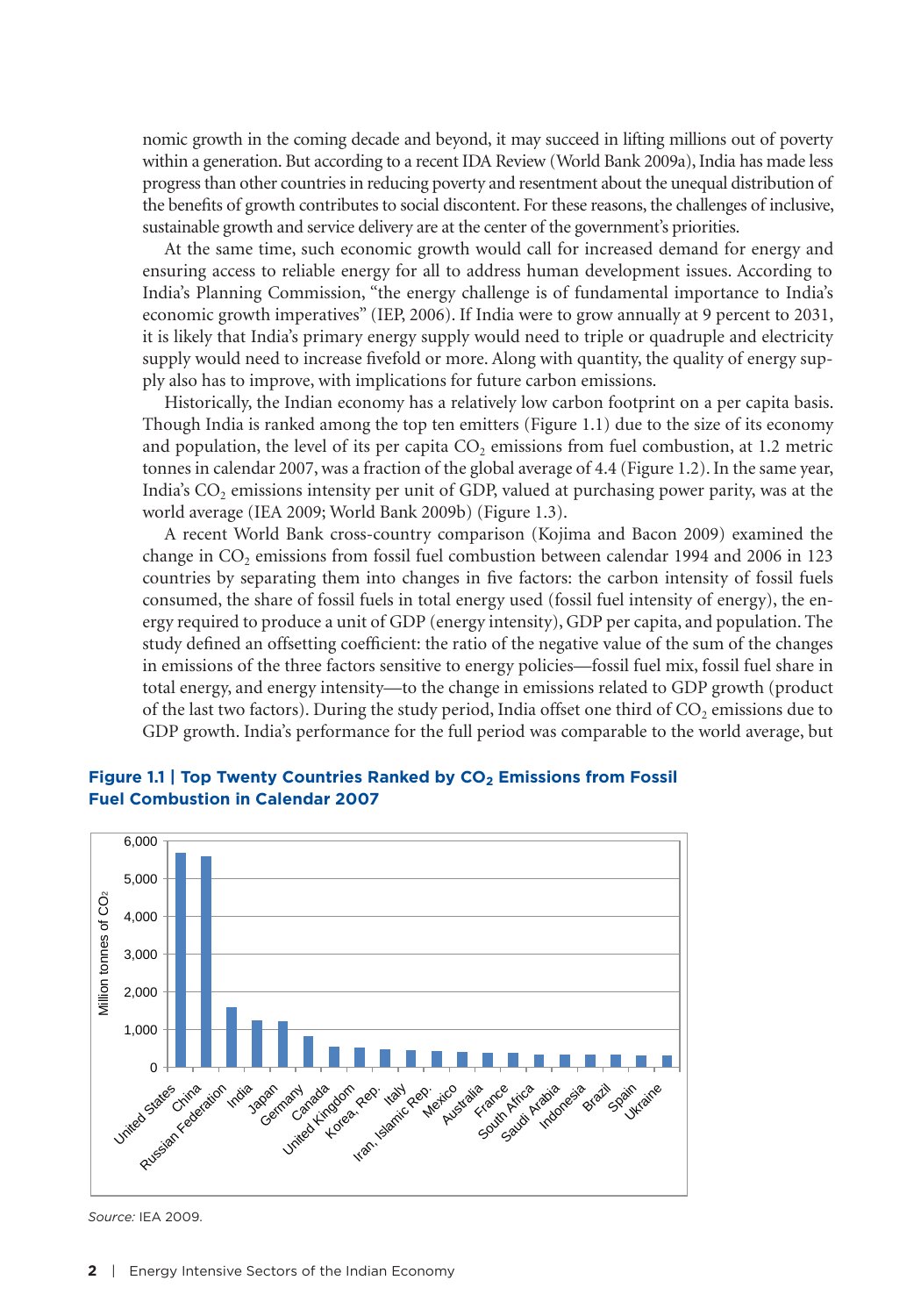nomic growth in the coming decade and beyond, it may succeed in lifting millions out of poverty within a generation. But according to a recent IDA Review (World Bank 2009a), India has made less progress than other countries in reducing poverty and resentment about the unequal distribution of the benefits of growth contributes to social discontent. For these reasons, the challenges of inclusive, sustainable growth and service delivery are at the center of the government's priorities.

At the same time, such economic growth would call for increased demand for energy and ensuring access to reliable energy for all to address human development issues. According to India's Planning Commission, "the energy challenge is of fundamental importance to India's economic growth imperatives" (IEP, 2006). If India were to grow annually at 9 percent to 2031, it is likely that India's primary energy supply would need to triple or quadruple and electricity supply would need to increase fivefold or more. Along with quantity, the quality of energy supply also has to improve, with implications for future carbon emissions.

Historically, the Indian economy has a relatively low carbon footprint on a per capita basis. Though India is ranked among the top ten emitters (Figure 1.1) due to the size of its economy and population, the level of its per capita $CO_2$ emissions from fuel combustion, at 1.2 metric tonnes in calendar 2007, was a fraction of the global average of 4.4 (Figure 1.2). In the same year, India's $CO_2$ emissions intensity per unit of GDP, valued at purchasing power parity, was at the world average (IEA 2009; World Bank 2009b) (Figure 1.3).

A recent World Bank cross-country comparison (Kojima and Bacon 2009) examined the change in $CO_2$ emissions from fossil fuel combustion between calendar 1994 and 2006 in 123 countries by separating them into changes in five factors: the carbon intensity of fossil fuels consumed, the share of fossil fuels in total energy used (fossil fuel intensity of energy), the energy required to produce a unit of GDP (energy intensity), GDP per capita, and population. The study defined an offsetting coefficient: the ratio of the negative value of the sum of the changes in emissions of the three factors sensitive to energy policies—fossil fuel mix, fossil fuel share in total energy, and energy intensity—to the change in emissions related to GDP growth (product of the last two factors). During the study period, India offset one third of $CO_2$ emissions due to GDP growth. India's performance for the full period was comparable to the world average, but

**Figure 1.1 | Top Twenty Countries Ranked by $CO_2$ Emissions from Fossil Fuel Combustion in Calendar 2007**

*Source:* IEA 2009.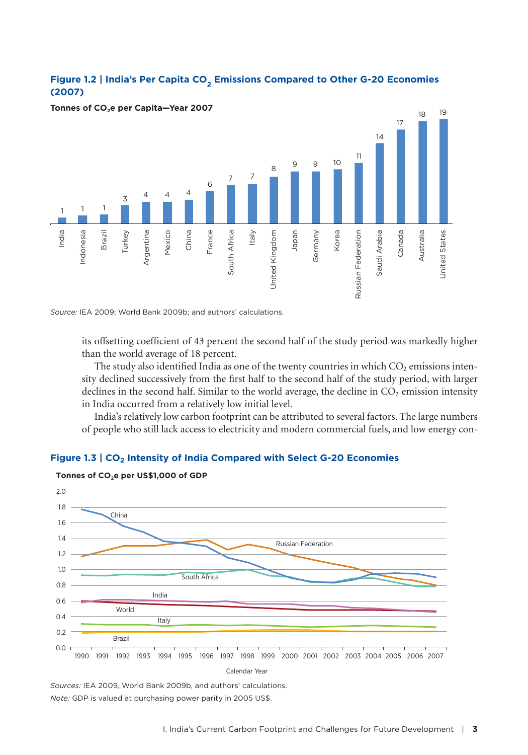**Figure 1.2 | India's Per Capita $CO_2$ Emissions Compared to Other G-20 Economies (2007)**

**Tonnes of $CO_2$e per Capita—Year 2007**

| Country | Tonnes of $CO_2$e per Capita |
|---|---|
| India | 1 |
| Indonesia | 1 |
| Brazil | 1 |
| Turkey | 3 |
| Argentina | 4 |
| Mexico | 4 |
| China | 4 |
| France | 6 |
| South Africa | 7 |
| Italy | 7 |
| United Kingdom | 8 |
| Japan | 9 |
| Germany | 9 |
| Korea | 10 |
| Russian Federation | 11 |
| Saudi Arabia | 14 |
| Canada | 17 |
| Australia | 18 |
| United States | 19 |

*Source:* IEA 2009; World Bank 2009b; and authors' calculations.

its offsetting coefficient of 43 percent the second half of the study period was markedly higher than the world average of 18 percent.

The study also identified India as one of the twenty countries in which $CO_2$ emissions intensity declined successively from the first half to the second half of the study period, with larger declines in the second half. Similar to the world average, the decline in $CO_2$ emission intensity in India occurred from a relatively low initial level.

India's relatively low carbon footprint can be attributed to several factors. The large numbers of people who still lack access to electricity and modern commercial fuels, and low energy con-

**Figure 1.3 | $CO_2$ Intensity of India Compared with Select G-20 Economies**

**Tonnes of $CO_2$e per US$1,000 of GDP**

[Line chart, 1990–2007 (Calendar Year), y-axis 0.0–2.0. Series: China, Russian Federation, South Africa, India, World, Italy, Brazil.]

*Sources:* IEA 2009, World Bank 2009b, and authors' calculations.

*Note:* GDP is valued at purchasing power parity in 2005 US$.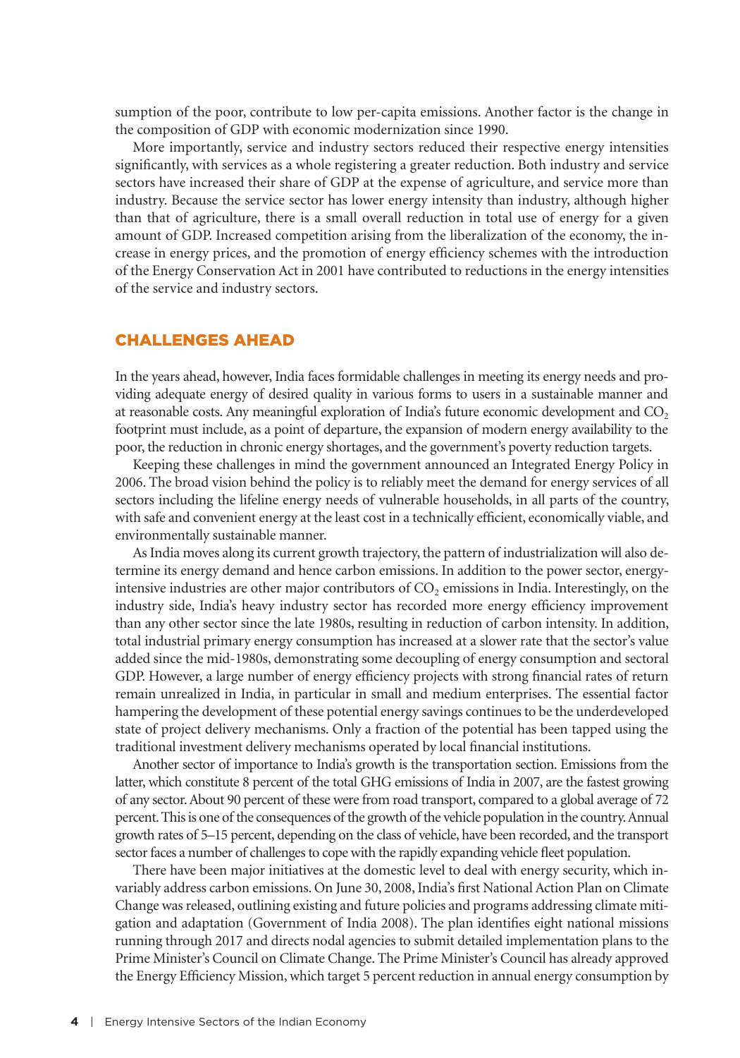sumption of the poor, contribute to low per-capita emissions. Another factor is the change in the composition of GDP with economic modernization since 1990.

More importantly, service and industry sectors reduced their respective energy intensities significantly, with services as a whole registering a greater reduction. Both industry and service sectors have increased their share of GDP at the expense of agriculture, and service more than industry. Because the service sector has lower energy intensity than industry, although higher than that of agriculture, there is a small overall reduction in total use of energy for a given amount of GDP. Increased competition arising from the liberalization of the economy, the increase in energy prices, and the promotion of energy efficiency schemes with the introduction of the Energy Conservation Act in 2001 have contributed to reductions in the energy intensities of the service and industry sectors.

## CHALLENGES AHEAD

In the years ahead, however, India faces formidable challenges in meeting its energy needs and providing adequate energy of desired quality in various forms to users in a sustainable manner and at reasonable costs. Any meaningful exploration of India's future economic development and $CO_2$ footprint must include, as a point of departure, the expansion of modern energy availability to the poor, the reduction in chronic energy shortages, and the government's poverty reduction targets.

Keeping these challenges in mind the government announced an Integrated Energy Policy in 2006. The broad vision behind the policy is to reliably meet the demand for energy services of all sectors including the lifeline energy needs of vulnerable households, in all parts of the country, with safe and convenient energy at the least cost in a technically efficient, economically viable, and environmentally sustainable manner.

As India moves along its current growth trajectory, the pattern of industrialization will also determine its energy demand and hence carbon emissions. In addition to the power sector, energy-intensive industries are other major contributors of $CO_2$ emissions in India. Interestingly, on the industry side, India's heavy industry sector has recorded more energy efficiency improvement than any other sector since the late 1980s, resulting in reduction of carbon intensity. In addition, total industrial primary energy consumption has increased at a slower rate that the sector's value added since the mid-1980s, demonstrating some decoupling of energy consumption and sectoral GDP. However, a large number of energy efficiency projects with strong financial rates of return remain unrealized in India, in particular in small and medium enterprises. The essential factor hampering the development of these potential energy savings continues to be the underdeveloped state of project delivery mechanisms. Only a fraction of the potential has been tapped using the traditional investment delivery mechanisms operated by local financial institutions.

Another sector of importance to India's growth is the transportation section. Emissions from the latter, which constitute 8 percent of the total GHG emissions of India in 2007, are the fastest growing of any sector. About 90 percent of these were from road transport, compared to a global average of 72 percent. This is one of the consequences of the growth of the vehicle population in the country. Annual growth rates of 5–15 percent, depending on the class of vehicle, have been recorded, and the transport sector faces a number of challenges to cope with the rapidly expanding vehicle fleet population.

There have been major initiatives at the domestic level to deal with energy security, which invariably address carbon emissions. On June 30, 2008, India's first National Action Plan on Climate Change was released, outlining existing and future policies and programs addressing climate mitigation and adaptation (Government of India 2008). The plan identifies eight national missions running through 2017 and directs nodal agencies to submit detailed implementation plans to the Prime Minister's Council on Climate Change. The Prime Minister's Council has already approved the Energy Efficiency Mission, which target 5 percent reduction in annual energy consumption by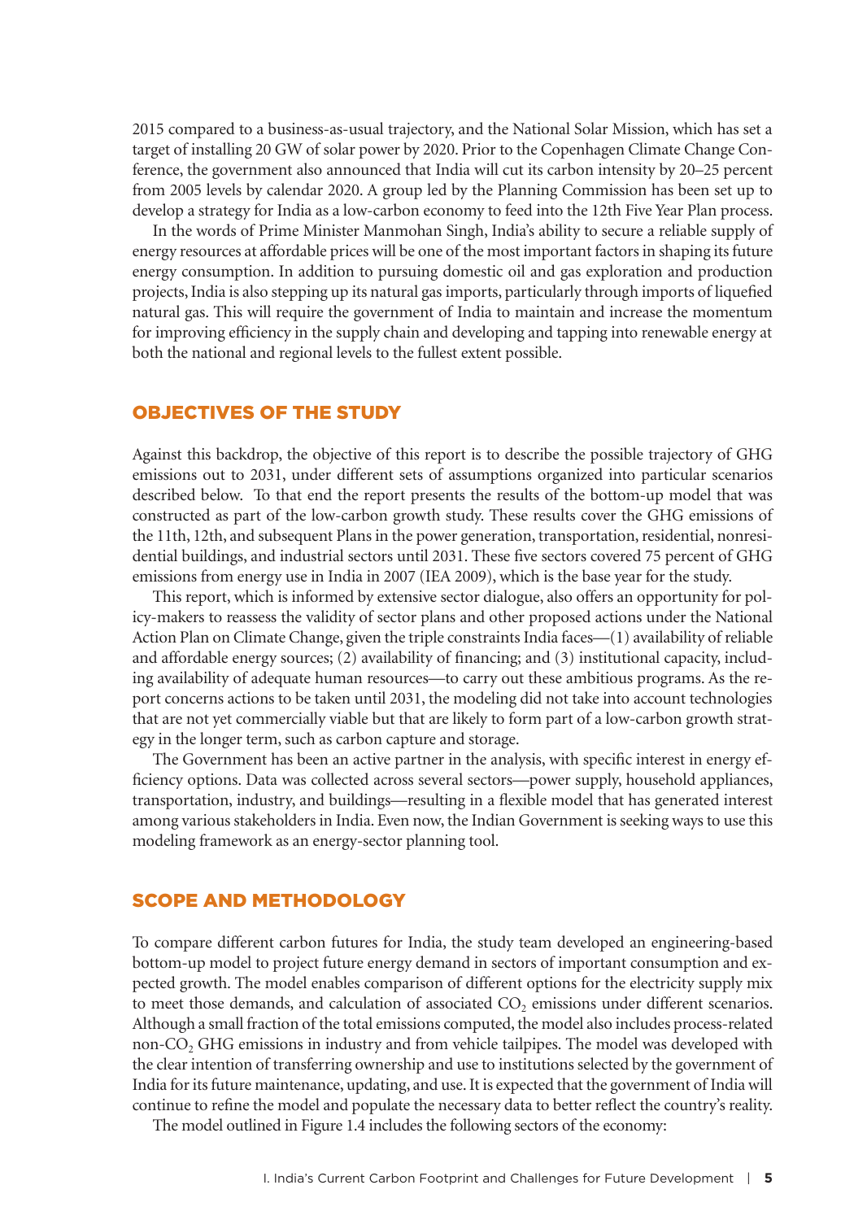2015 compared to a business-as-usual trajectory, and the National Solar Mission, which has set a target of installing 20 GW of solar power by 2020. Prior to the Copenhagen Climate Change Conference, the government also announced that India will cut its carbon intensity by 20–25 percent from 2005 levels by calendar 2020. A group led by the Planning Commission has been set up to develop a strategy for India as a low-carbon economy to feed into the 12th Five Year Plan process.

In the words of Prime Minister Manmohan Singh, India's ability to secure a reliable supply of energy resources at affordable prices will be one of the most important factors in shaping its future energy consumption. In addition to pursuing domestic oil and gas exploration and production projects, India is also stepping up its natural gas imports, particularly through imports of liquefied natural gas. This will require the government of India to maintain and increase the momentum for improving efficiency in the supply chain and developing and tapping into renewable energy at both the national and regional levels to the fullest extent possible.

## OBJECTIVES OF THE STUDY

Against this backdrop, the objective of this report is to describe the possible trajectory of GHG emissions out to 2031, under different sets of assumptions organized into particular scenarios described below. To that end the report presents the results of the bottom-up model that was constructed as part of the low-carbon growth study. These results cover the GHG emissions of the 11th, 12th, and subsequent Plans in the power generation, transportation, residential, nonresidential buildings, and industrial sectors until 2031. These five sectors covered 75 percent of GHG emissions from energy use in India in 2007 (IEA 2009), which is the base year for the study.

This report, which is informed by extensive sector dialogue, also offers an opportunity for policy-makers to reassess the validity of sector plans and other proposed actions under the National Action Plan on Climate Change, given the triple constraints India faces—(1) availability of reliable and affordable energy sources; (2) availability of financing; and (3) institutional capacity, including availability of adequate human resources—to carry out these ambitious programs. As the report concerns actions to be taken until 2031, the modeling did not take into account technologies that are not yet commercially viable but that are likely to form part of a low-carbon growth strategy in the longer term, such as carbon capture and storage.

The Government has been an active partner in the analysis, with specific interest in energy efficiency options. Data was collected across several sectors—power supply, household appliances, transportation, industry, and buildings—resulting in a flexible model that has generated interest among various stakeholders in India. Even now, the Indian Government is seeking ways to use this modeling framework as an energy-sector planning tool.

## SCOPE AND METHODOLOGY

To compare different carbon futures for India, the study team developed an engineering-based bottom-up model to project future energy demand in sectors of important consumption and expected growth. The model enables comparison of different options for the electricity supply mix to meet those demands, and calculation of associated $CO_2$ emissions under different scenarios. Although a small fraction of the total emissions computed, the model also includes process-related non-$CO_2$ GHG emissions in industry and from vehicle tailpipes. The model was developed with the clear intention of transferring ownership and use to institutions selected by the government of India for its future maintenance, updating, and use. It is expected that the government of India will continue to refine the model and populate the necessary data to better reflect the country's reality.

The model outlined in Figure 1.4 includes the following sectors of the economy: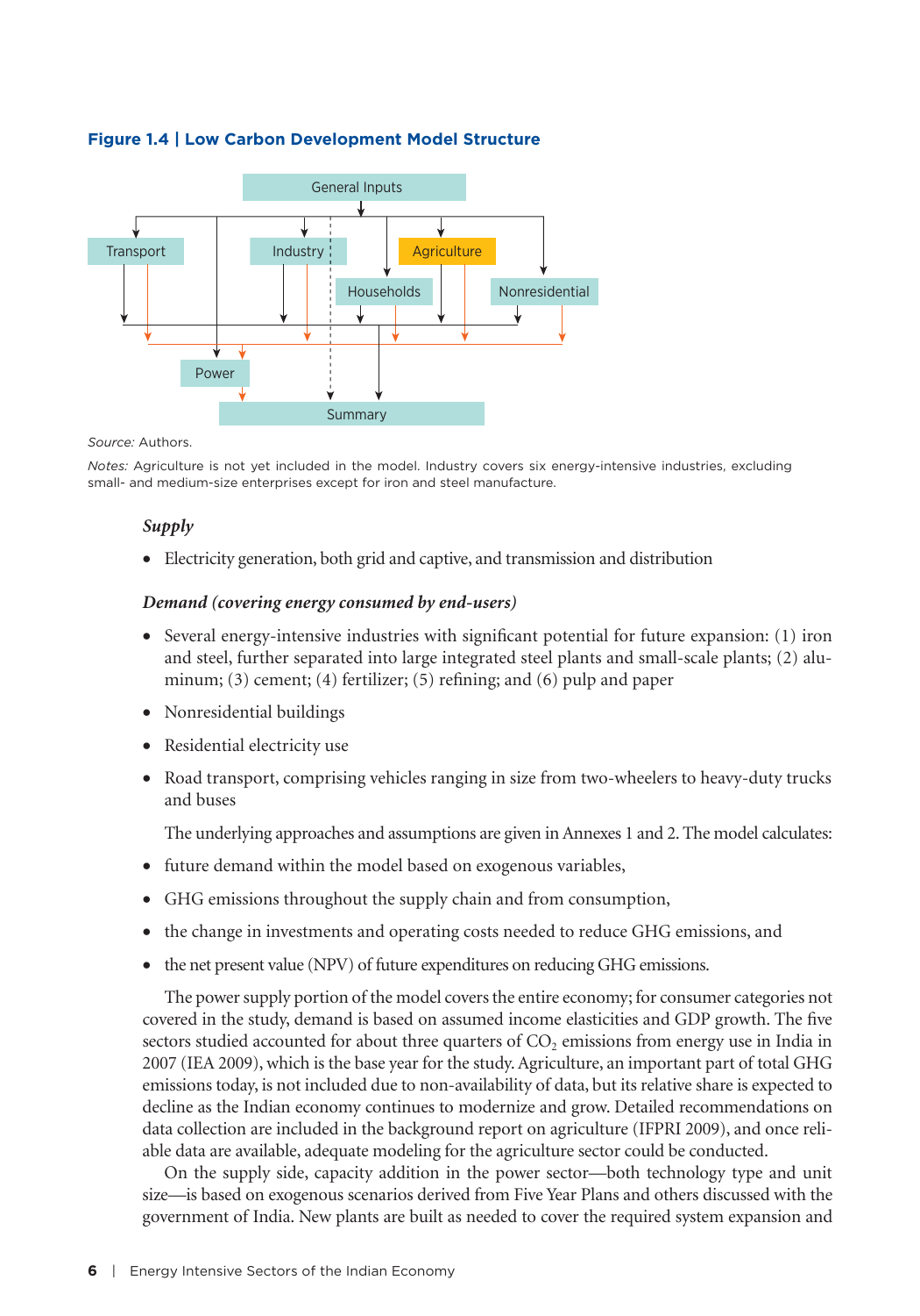**Figure 1.4 | Low Carbon Development Model Structure**

General Inputs

Transport, Industry, Agriculture, Households, Nonresidential

Power

Summary

*Source:* Authors.

*Notes:* Agriculture is not yet included in the model. Industry covers six energy-intensive industries, excluding small- and medium-size enterprises except for iron and steel manufacture.

### *Supply*

- Electricity generation, both grid and captive, and transmission and distribution

### *Demand (covering energy consumed by end-users)*

- Several energy-intensive industries with significant potential for future expansion: (1) iron and steel, further separated into large integrated steel plants and small-scale plants; (2) aluminum; (3) cement; (4) fertilizer; (5) refining; and (6) pulp and paper
- Nonresidential buildings
- Residential electricity use
- Road transport, comprising vehicles ranging in size from two-wheelers to heavy-duty trucks and buses

The underlying approaches and assumptions are given in Annexes 1 and 2. The model calculates:

- future demand within the model based on exogenous variables,
- GHG emissions throughout the supply chain and from consumption,
- the change in investments and operating costs needed to reduce GHG emissions, and
- the net present value (NPV) of future expenditures on reducing GHG emissions.

The power supply portion of the model covers the entire economy; for consumer categories not covered in the study, demand is based on assumed income elasticities and GDP growth. The five sectors studied accounted for about three quarters of $CO_2$ emissions from energy use in India in 2007 (IEA 2009), which is the base year for the study. Agriculture, an important part of total GHG emissions today, is not included due to non-availability of data, but its relative share is expected to decline as the Indian economy continues to modernize and grow. Detailed recommendations on data collection are included in the background report on agriculture (IFPRI 2009), and once reliable data are available, adequate modeling for the agriculture sector could be conducted.

On the supply side, capacity addition in the power sector—both technology type and unit size—is based on exogenous scenarios derived from Five Year Plans and others discussed with the government of India. New plants are built as needed to cover the required system expansion and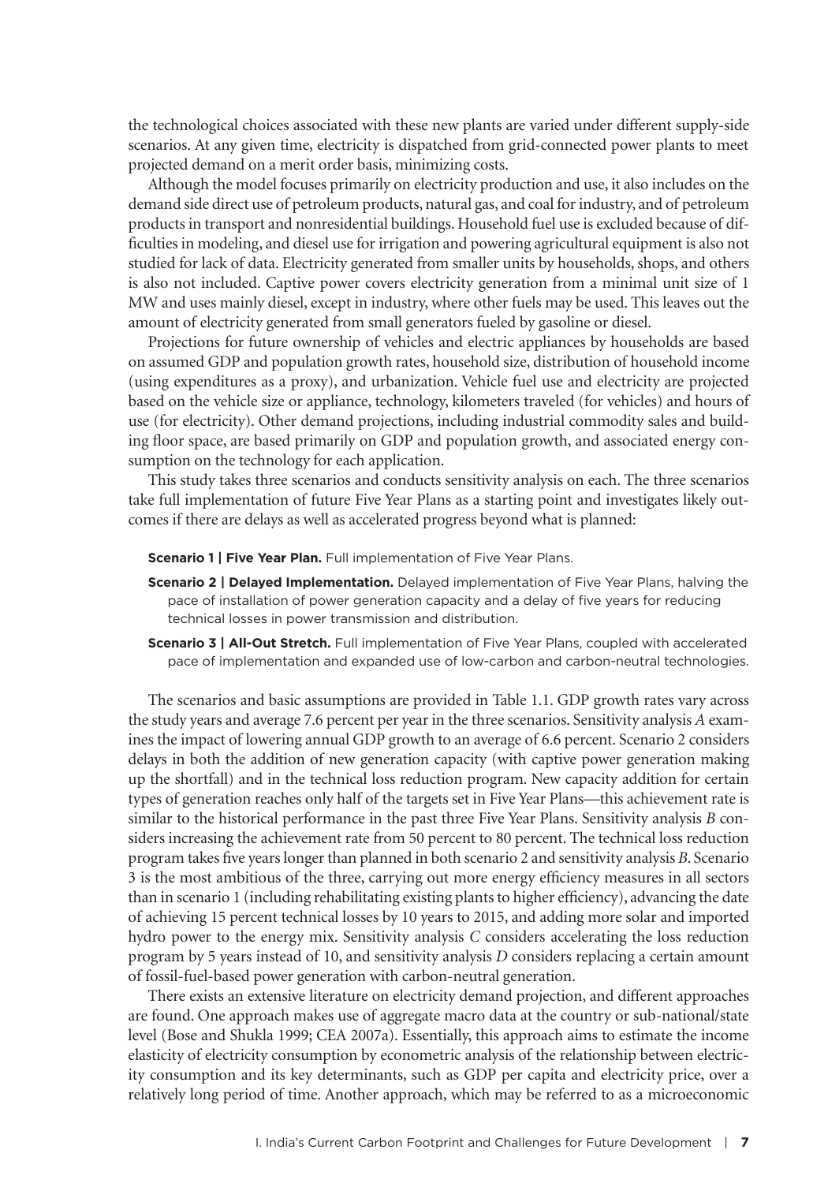the technological choices associated with these new plants are varied under different supply-side scenarios. At any given time, electricity is dispatched from grid-connected power plants to meet projected demand on a merit order basis, minimizing costs.

Although the model focuses primarily on electricity production and use, it also includes on the demand side direct use of petroleum products, natural gas, and coal for industry, and of petroleum products in transport and nonresidential buildings. Household fuel use is excluded because of difficulties in modeling, and diesel use for irrigation and powering agricultural equipment is also not studied for lack of data. Electricity generated from smaller units by households, shops, and others is also not included. Captive power covers electricity generation from a minimal unit size of 1 MW and uses mainly diesel, except in industry, where other fuels may be used. This leaves out the amount of electricity generated from small generators fueled by gasoline or diesel.

Projections for future ownership of vehicles and electric appliances by households are based on assumed GDP and population growth rates, household size, distribution of household income (using expenditures as a proxy), and urbanization. Vehicle fuel use and electricity are projected based on the vehicle size or appliance, technology, kilometers traveled (for vehicles) and hours of use (for electricity). Other demand projections, including industrial commodity sales and building floor space, are based primarily on GDP and population growth, and associated energy consumption on the technology for each application.

This study takes three scenarios and conducts sensitivity analysis on each. The three scenarios take full implementation of future Five Year Plans as a starting point and investigates likely outcomes if there are delays as well as accelerated progress beyond what is planned:

**Scenario 1 | Five Year Plan.** Full implementation of Five Year Plans.

**Scenario 2 | Delayed Implementation.** Delayed implementation of Five Year Plans, halving the pace of installation of power generation capacity and a delay of five years for reducing technical losses in power transmission and distribution.

**Scenario 3 | All-Out Stretch.** Full implementation of Five Year Plans, coupled with accelerated pace of implementation and expanded use of low-carbon and carbon-neutral technologies.

The scenarios and basic assumptions are provided in Table 1.1. GDP growth rates vary across the study years and average 7.6 percent per year in the three scenarios. Sensitivity analysis *A* examines the impact of lowering annual GDP growth to an average of 6.6 percent. Scenario 2 considers delays in both the addition of new generation capacity (with captive power generation making up the shortfall) and in the technical loss reduction program. New capacity addition for certain types of generation reaches only half of the targets set in Five Year Plans—this achievement rate is similar to the historical performance in the past three Five Year Plans. Sensitivity analysis *B* considers increasing the achievement rate from 50 percent to 80 percent. The technical loss reduction program takes five years longer than planned in both scenario 2 and sensitivity analysis *B*. Scenario 3 is the most ambitious of the three, carrying out more energy efficiency measures in all sectors than in scenario 1 (including rehabilitating existing plants to higher efficiency), advancing the date of achieving 15 percent technical losses by 10 years to 2015, and adding more solar and imported hydro power to the energy mix. Sensitivity analysis *C* considers accelerating the loss reduction program by 5 years instead of 10, and sensitivity analysis *D* considers replacing a certain amount of fossil-fuel-based power generation with carbon-neutral generation.

There exists an extensive literature on electricity demand projection, and different approaches are found. One approach makes use of aggregate macro data at the country or sub-national/state level (Bose and Shukla 1999; CEA 2007a). Essentially, this approach aims to estimate the income elasticity of electricity consumption by econometric analysis of the relationship between electricity consumption and its key determinants, such as GDP per capita and electricity price, over a relatively long period of time. Another approach, which may be referred to as a microeconomic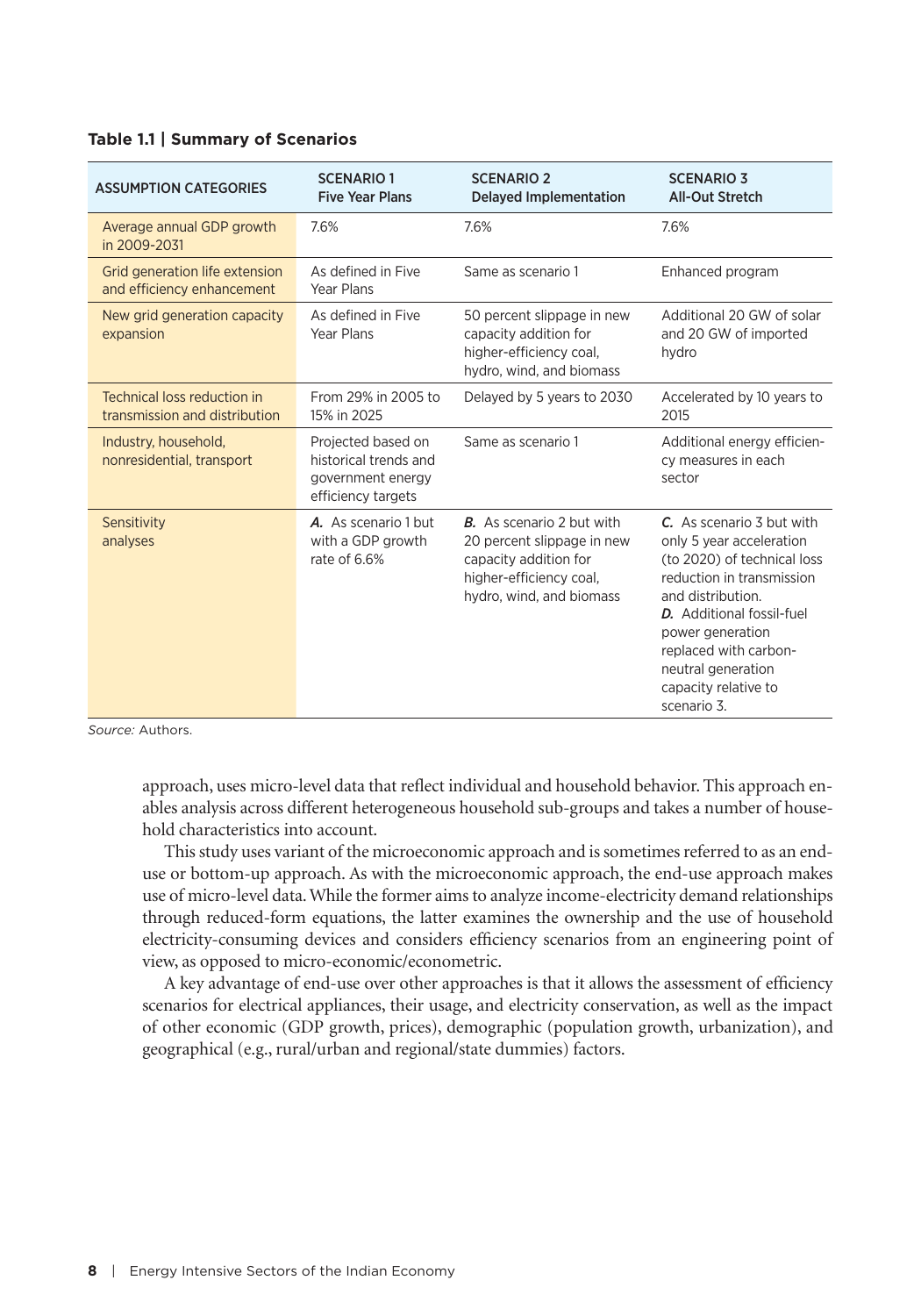**Table 1.1 | Summary of Scenarios**

| ASSUMPTION CATEGORIES | SCENARIO 1 Five Year Plans | SCENARIO 2 Delayed Implementation | SCENARIO 3 All-Out Stretch |
|---|---|---|---|
| Average annual GDP growth in 2009-2031 | 7.6% | 7.6% | 7.6% |
| Grid generation life extension and efficiency enhancement | As defined in Five Year Plans | Same as scenario 1 | Enhanced program |
| New grid generation capacity expansion | As defined in Five Year Plans | 50 percent slippage in new capacity addition for higher-efficiency coal, hydro, wind, and biomass | Additional 20 GW of solar and 20 GW of imported hydro |
| Technical loss reduction in transmission and distribution | From 29% in 2005 to 15% in 2025 | Delayed by 5 years to 2030 | Accelerated by 10 years to 2015 |
| Industry, household, nonresidential, transport | Projected based on historical trends and government energy efficiency targets | Same as scenario 1 | Additional energy efficiency measures in each sector |
| Sensitivity analyses | ***A.*** As scenario 1 but with a GDP growth rate of 6.6% | ***B.*** As scenario 2 but with 20 percent slippage in new capacity addition for higher-efficiency coal, hydro, wind, and biomass | ***C.*** As scenario 3 but with only 5 year acceleration (to 2020) of technical loss reduction in transmission and distribution. ***D.*** Additional fossil-fuel power generation replaced with carbon-neutral generation capacity relative to scenario 3. |

*Source:* Authors.

approach, uses micro-level data that reflect individual and household behavior. This approach enables analysis across different heterogeneous household sub-groups and takes a number of household characteristics into account.

This study uses variant of the microeconomic approach and is sometimes referred to as an end-use or bottom-up approach. As with the microeconomic approach, the end-use approach makes use of micro-level data. While the former aims to analyze income-electricity demand relationships through reduced-form equations, the latter examines the ownership and the use of household electricity-consuming devices and considers efficiency scenarios from an engineering point of view, as opposed to micro-economic/econometric.

A key advantage of end-use over other approaches is that it allows the assessment of efficiency scenarios for electrical appliances, their usage, and electricity conservation, as well as the impact of other economic (GDP growth, prices), demographic (population growth, urbanization), and geographical (e.g., rural/urban and regional/state dummies) factors.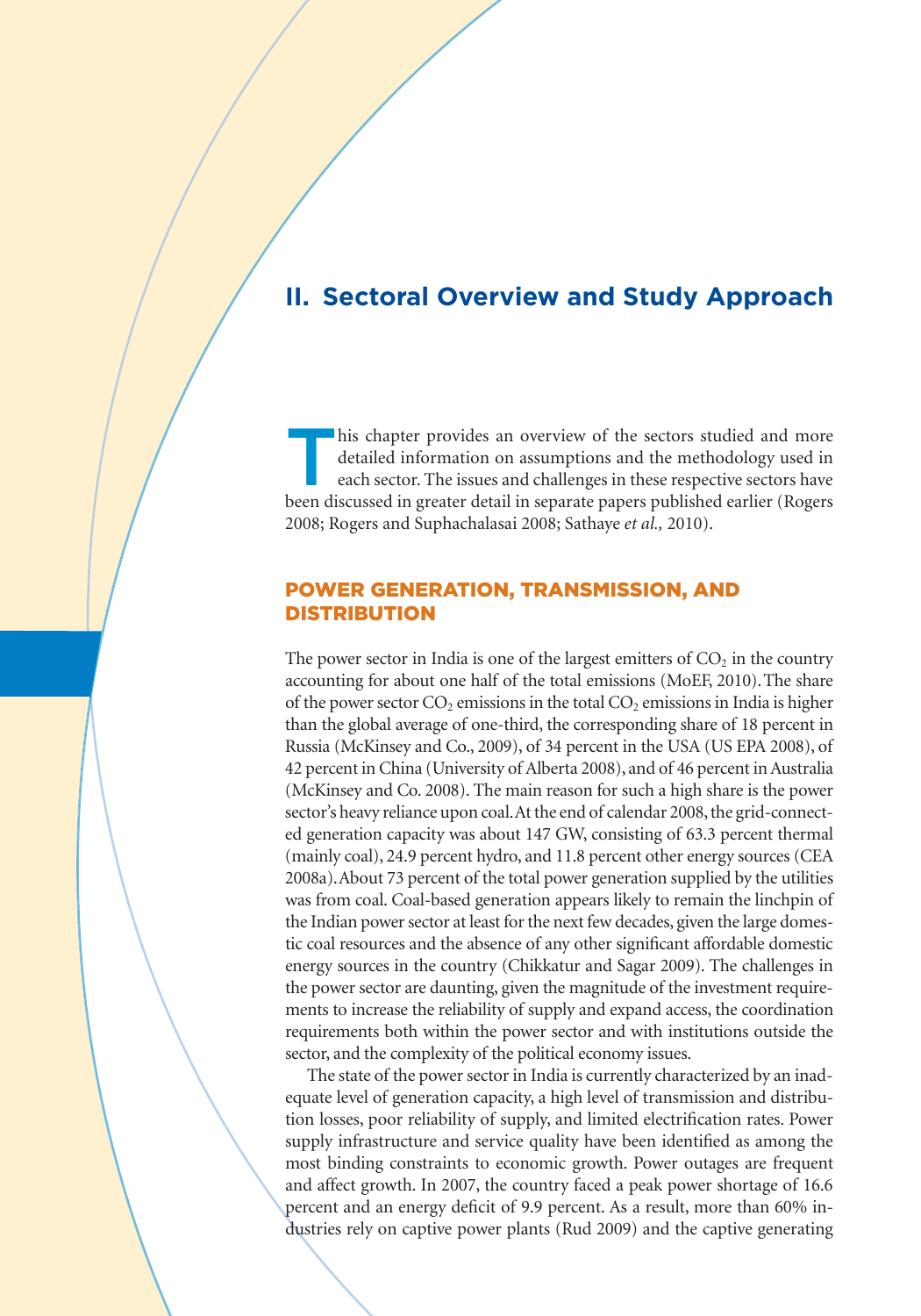## II. Sectoral Overview and Study Approach

This chapter provides an overview of the sectors studied and more detailed information on assumptions and the methodology used in each sector. The issues and challenges in these respective sectors have been discussed in greater detail in separate papers published earlier (Rogers 2008; Rogers and Suphachalasai 2008; Sathaye *et al.,* 2010).

### POWER GENERATION, TRANSMISSION, AND DISTRIBUTION

The power sector in India is one of the largest emitters of $CO_2$ in the country accounting for about one half of the total emissions (MoEF, 2010). The share of the power sector $CO_2$ emissions in the total $CO_2$ emissions in India is higher than the global average of one-third, the corresponding share of 18 percent in Russia (McKinsey and Co., 2009), of 34 percent in the USA (US EPA 2008), of 42 percent in China (University of Alberta 2008), and of 46 percent in Australia (McKinsey and Co. 2008). The main reason for such a high share is the power sector's heavy reliance upon coal. At the end of calendar 2008, the grid-connected generation capacity was about 147 GW, consisting of 63.3 percent thermal (mainly coal), 24.9 percent hydro, and 11.8 percent other energy sources (CEA 2008a). About 73 percent of the total power generation supplied by the utilities was from coal. Coal-based generation appears likely to remain the linchpin of the Indian power sector at least for the next few decades, given the large domestic coal resources and the absence of any other significant affordable domestic energy sources in the country (Chikkatur and Sagar 2009). The challenges in the power sector are daunting, given the magnitude of the investment requirements to increase the reliability of supply and expand access, the coordination requirements both within the power sector and with institutions outside the sector, and the complexity of the political economy issues.

The state of the power sector in India is currently characterized by an inadequate level of generation capacity, a high level of transmission and distribution losses, poor reliability of supply, and limited electrification rates. Power supply infrastructure and service quality have been identified as among the most binding constraints to economic growth. Power outages are frequent and affect growth. In 2007, the country faced a peak power shortage of 16.6 percent and an energy deficit of 9.9 percent. As a result, more than 60% industries rely on captive power plants (Rud 2009) and the captive generating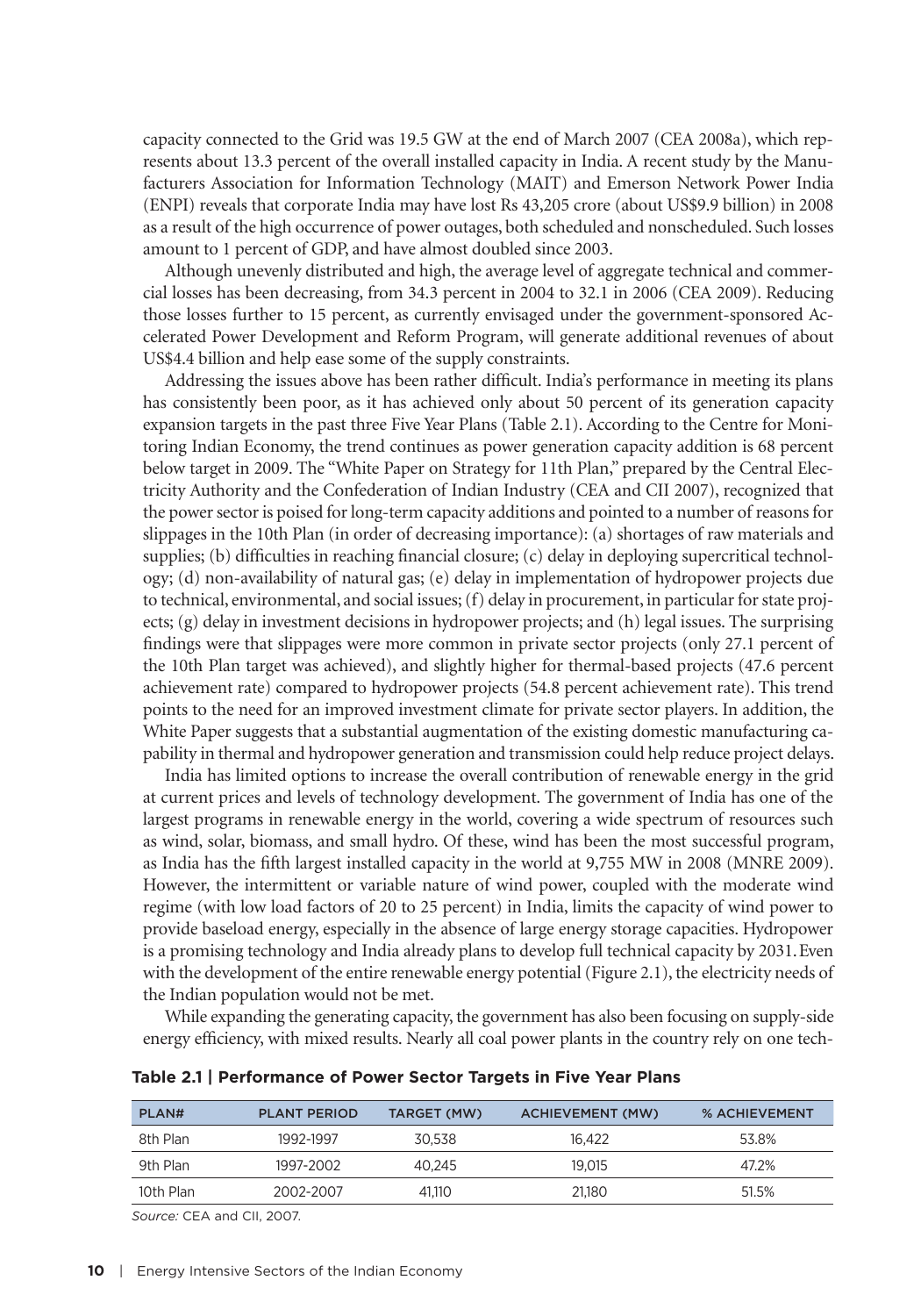capacity connected to the Grid was 19.5 GW at the end of March 2007 (CEA 2008a), which represents about 13.3 percent of the overall installed capacity in India. A recent study by the Manufacturers Association for Information Technology (MAIT) and Emerson Network Power India (ENPI) reveals that corporate India may have lost Rs 43,205 crore (about US$9.9 billion) in 2008 as a result of the high occurrence of power outages, both scheduled and nonscheduled. Such losses amount to 1 percent of GDP, and have almost doubled since 2003.

Although unevenly distributed and high, the average level of aggregate technical and commercial losses has been decreasing, from 34.3 percent in 2004 to 32.1 in 2006 (CEA 2009). Reducing those losses further to 15 percent, as currently envisaged under the government-sponsored Accelerated Power Development and Reform Program, will generate additional revenues of about US$4.4 billion and help ease some of the supply constraints.

Addressing the issues above has been rather difficult. India's performance in meeting its plans has consistently been poor, as it has achieved only about 50 percent of its generation capacity expansion targets in the past three Five Year Plans (Table 2.1). According to the Centre for Monitoring Indian Economy, the trend continues as power generation capacity addition is 68 percent below target in 2009. The "White Paper on Strategy for 11th Plan," prepared by the Central Electricity Authority and the Confederation of Indian Industry (CEA and CII 2007), recognized that the power sector is poised for long-term capacity additions and pointed to a number of reasons for slippages in the 10th Plan (in order of decreasing importance): (a) shortages of raw materials and supplies; (b) difficulties in reaching financial closure; (c) delay in deploying supercritical technology; (d) non-availability of natural gas; (e) delay in implementation of hydropower projects due to technical, environmental, and social issues; (f) delay in procurement, in particular for state projects; (g) delay in investment decisions in hydropower projects; and (h) legal issues. The surprising findings were that slippages were more common in private sector projects (only 27.1 percent of the 10th Plan target was achieved), and slightly higher for thermal-based projects (47.6 percent achievement rate) compared to hydropower projects (54.8 percent achievement rate). This trend points to the need for an improved investment climate for private sector players. In addition, the White Paper suggests that a substantial augmentation of the existing domestic manufacturing capability in thermal and hydropower generation and transmission could help reduce project delays.

India has limited options to increase the overall contribution of renewable energy in the grid at current prices and levels of technology development. The government of India has one of the largest programs in renewable energy in the world, covering a wide spectrum of resources such as wind, solar, biomass, and small hydro. Of these, wind has been the most successful program, as India has the fifth largest installed capacity in the world at 9,755 MW in 2008 (MNRE 2009). However, the intermittent or variable nature of wind power, coupled with the moderate wind regime (with low load factors of 20 to 25 percent) in India, limits the capacity of wind power to provide baseload energy, especially in the absence of large energy storage capacities. Hydropower is a promising technology and India already plans to develop full technical capacity by 2031. Even with the development of the entire renewable energy potential (Figure 2.1), the electricity needs of the Indian population would not be met.

While expanding the generating capacity, the government has also been focusing on supply-side energy efficiency, with mixed results. Nearly all coal power plants in the country rely on one tech-

**Table 2.1 | Performance of Power Sector Targets in Five Year Plans**

| PLAN# | PLANT PERIOD | TARGET (MW) | ACHIEVEMENT (MW) | % ACHIEVEMENT |
|---|---|---|---|---|
| 8th Plan | 1992-1997 | 30,538 | 16,422 | 53.8% |
| 9th Plan | 1997-2002 | 40,245 | 19,015 | 47.2% |
| 10th Plan | 2002-2007 | 41,110 | 21,180 | 51.5% |

*Source:* CEA and CII, 2007.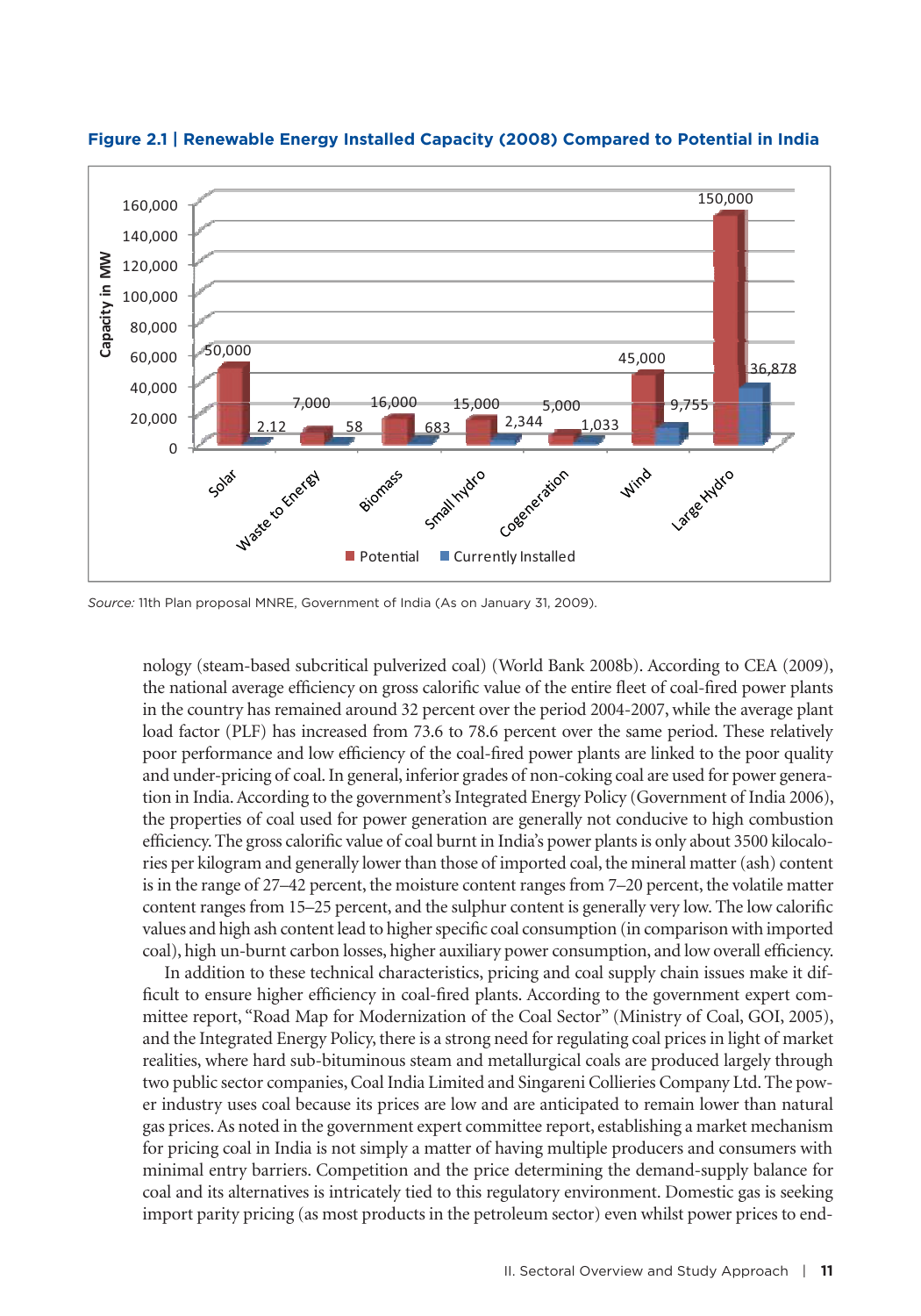**Figure 2.1 | Renewable Energy Installed Capacity (2008) Compared to Potential in India**

| | Potential (MW) | Currently Installed (MW) |
|---|---|---|
| Solar | 50,000 | 2.12 |
| Waste to Energy | 7,000 | 58 |
| Biomass | 16,000 | 683 |
| Small Hydro | 15,000 | 2,344 |
| Cogeneration | 5,000 | 1,033 |
| Wind | 45,000 | 9,755 |
| Large Hydro | 150,000 | 36,878 |

*Source:* 11th Plan proposal MNRE, Government of India (As on January 31, 2009).

nology (steam-based subcritical pulverized coal) (World Bank 2008b). According to CEA (2009), the national average efficiency on gross calorific value of the entire fleet of coal-fired power plants in the country has remained around 32 percent over the period 2004-2007, while the average plant load factor (PLF) has increased from 73.6 to 78.6 percent over the same period. These relatively poor performance and low efficiency of the coal-fired power plants are linked to the poor quality and under-pricing of coal. In general, inferior grades of non-coking coal are used for power generation in India. According to the government's Integrated Energy Policy (Government of India 2006), the properties of coal used for power generation are generally not conducive to high combustion efficiency. The gross calorific value of coal burnt in India's power plants is only about 3500 kilocalories per kilogram and generally lower than those of imported coal, the mineral matter (ash) content is in the range of 27–42 percent, the moisture content ranges from 7–20 percent, the volatile matter content ranges from 15–25 percent, and the sulphur content is generally very low. The low calorific values and high ash content lead to higher specific coal consumption (in comparison with imported coal), high un-burnt carbon losses, higher auxiliary power consumption, and low overall efficiency.

In addition to these technical characteristics, pricing and coal supply chain issues make it difficult to ensure higher efficiency in coal-fired plants. According to the government expert committee report, "Road Map for Modernization of the Coal Sector" (Ministry of Coal, GOI, 2005), and the Integrated Energy Policy, there is a strong need for regulating coal prices in light of market realities, where hard sub-bituminous steam and metallurgical coals are produced largely through two public sector companies, Coal India Limited and Singareni Collieries Company Ltd. The power industry uses coal because its prices are low and are anticipated to remain lower than natural gas prices. As noted in the government expert committee report, establishing a market mechanism for pricing coal in India is not simply a matter of having multiple producers and consumers with minimal entry barriers. Competition and the price determining the demand-supply balance for coal and its alternatives is intricately tied to this regulatory environment. Domestic gas is seeking import parity pricing (as most products in the petroleum sector) even whilst power prices to end-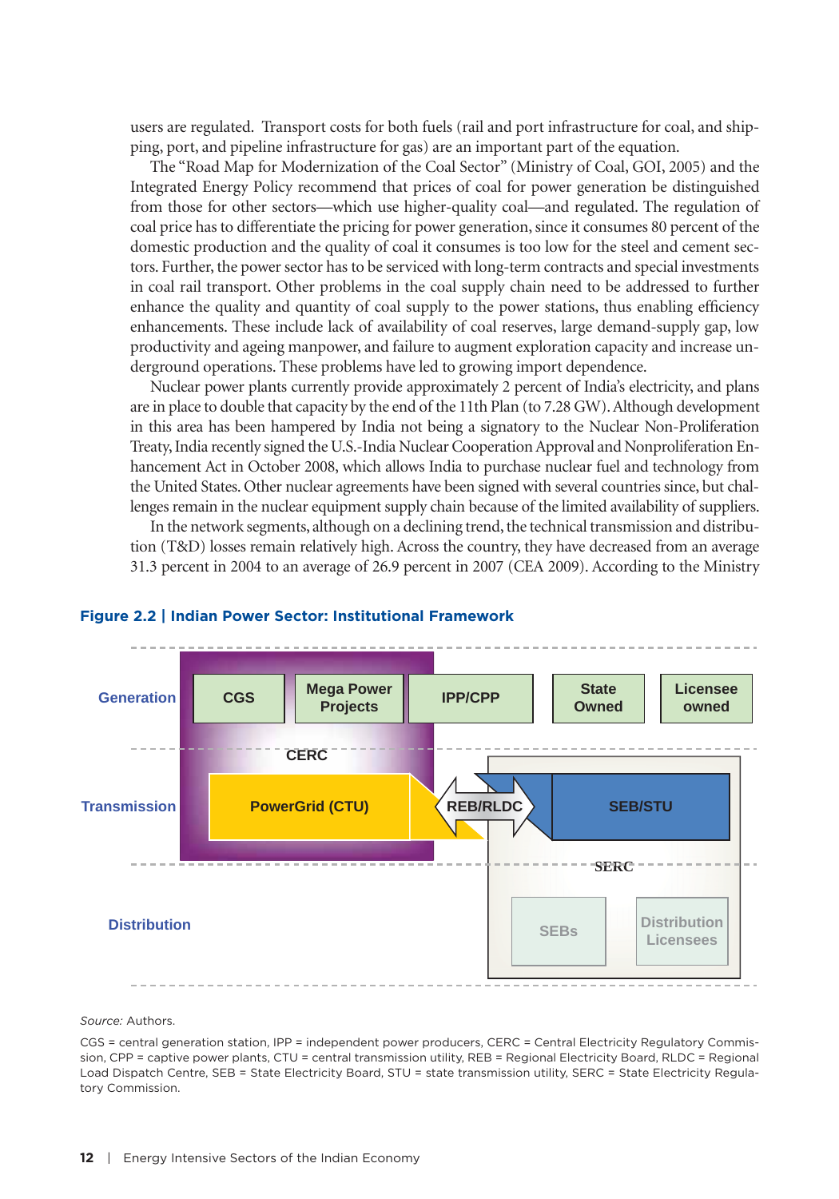users are regulated. Transport costs for both fuels (rail and port infrastructure for coal, and shipping, port, and pipeline infrastructure for gas) are an important part of the equation.

The "Road Map for Modernization of the Coal Sector" (Ministry of Coal, GOI, 2005) and the Integrated Energy Policy recommend that prices of coal for power generation be distinguished from those for other sectors—which use higher-quality coal—and regulated. The regulation of coal price has to differentiate the pricing for power generation, since it consumes 80 percent of the domestic production and the quality of coal it consumes is too low for the steel and cement sectors. Further, the power sector has to be serviced with long-term contracts and special investments in coal rail transport. Other problems in the coal supply chain need to be addressed to further enhance the quality and quantity of coal supply to the power stations, thus enabling efficiency enhancements. These include lack of availability of coal reserves, large demand-supply gap, low productivity and ageing manpower, and failure to augment exploration capacity and increase underground operations. These problems have led to growing import dependence.

Nuclear power plants currently provide approximately 2 percent of India's electricity, and plans are in place to double that capacity by the end of the 11th Plan (to 7.28 GW). Although development in this area has been hampered by India not being a signatory to the Nuclear Non-Proliferation Treaty, India recently signed the U.S.-India Nuclear Cooperation Approval and Nonproliferation Enhancement Act in October 2008, which allows India to purchase nuclear fuel and technology from the United States. Other nuclear agreements have been signed with several countries since, but challenges remain in the nuclear equipment supply chain because of the limited availability of suppliers.

In the network segments, although on a declining trend, the technical transmission and distribution (T&D) losses remain relatively high. Across the country, they have decreased from an average 31.3 percent in 2004 to an average of 26.9 percent in 2007 (CEA 2009). According to the Ministry

**Figure 2.2 | Indian Power Sector: Institutional Framework**

Generation: CGS | Mega Power Projects | IPP/CPP | State Owned | Licensee owned

CERC

Transmission: PowerGrid (CTU) | REB/RLDC | SEB/STU

SERC

Distribution: SEBs | Distribution Licensees

*Source:* Authors.

CGS = central generation station, IPP = independent power producers, CERC = Central Electricity Regulatory Commission, CPP = captive power plants, CTU = central transmission utility, REB = Regional Electricity Board, RLDC = Regional Load Dispatch Centre, SEB = State Electricity Board, STU = state transmission utility, SERC = State Electricity Regulatory Commission.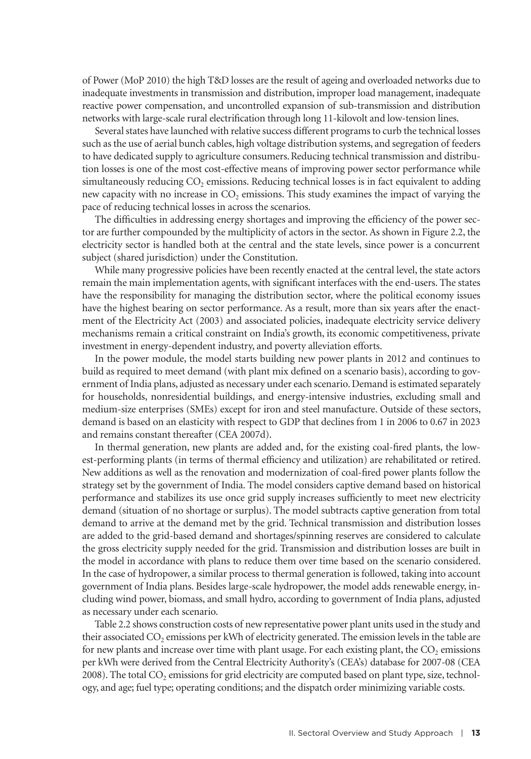of Power (MoP 2010) the high T&D losses are the result of ageing and overloaded networks due to inadequate investments in transmission and distribution, improper load management, inadequate reactive power compensation, and uncontrolled expansion of sub-transmission and distribution networks with large-scale rural electrification through long 11-kilovolt and low-tension lines.

Several states have launched with relative success different programs to curb the technical losses such as the use of aerial bunch cables, high voltage distribution systems, and segregation of feeders to have dedicated supply to agriculture consumers. Reducing technical transmission and distribution losses is one of the most cost-effective means of improving power sector performance while simultaneously reducing $CO_2$ emissions. Reducing technical losses is in fact equivalent to adding new capacity with no increase in $CO_2$ emissions. This study examines the impact of varying the pace of reducing technical losses in across the scenarios.

The difficulties in addressing energy shortages and improving the efficiency of the power sector are further compounded by the multiplicity of actors in the sector. As shown in Figure 2.2, the electricity sector is handled both at the central and the state levels, since power is a concurrent subject (shared jurisdiction) under the Constitution.

While many progressive policies have been recently enacted at the central level, the state actors remain the main implementation agents, with significant interfaces with the end-users. The states have the responsibility for managing the distribution sector, where the political economy issues have the highest bearing on sector performance. As a result, more than six years after the enactment of the Electricity Act (2003) and associated policies, inadequate electricity service delivery mechanisms remain a critical constraint on India's growth, its economic competitiveness, private investment in energy-dependent industry, and poverty alleviation efforts.

In the power module, the model starts building new power plants in 2012 and continues to build as required to meet demand (with plant mix defined on a scenario basis), according to government of India plans, adjusted as necessary under each scenario. Demand is estimated separately for households, nonresidential buildings, and energy-intensive industries, excluding small and medium-size enterprises (SMEs) except for iron and steel manufacture. Outside of these sectors, demand is based on an elasticity with respect to GDP that declines from 1 in 2006 to 0.67 in 2023 and remains constant thereafter (CEA 2007d).

In thermal generation, new plants are added and, for the existing coal-fired plants, the lowest-performing plants (in terms of thermal efficiency and utilization) are rehabilitated or retired. New additions as well as the renovation and modernization of coal-fired power plants follow the strategy set by the government of India. The model considers captive demand based on historical performance and stabilizes its use once grid supply increases sufficiently to meet new electricity demand (situation of no shortage or surplus). The model subtracts captive generation from total demand to arrive at the demand met by the grid. Technical transmission and distribution losses are added to the grid-based demand and shortages/spinning reserves are considered to calculate the gross electricity supply needed for the grid. Transmission and distribution losses are built in the model in accordance with plans to reduce them over time based on the scenario considered. In the case of hydropower, a similar process to thermal generation is followed, taking into account government of India plans. Besides large-scale hydropower, the model adds renewable energy, including wind power, biomass, and small hydro, according to government of India plans, adjusted as necessary under each scenario.

Table 2.2 shows construction costs of new representative power plant units used in the study and their associated $CO_2$ emissions per kWh of electricity generated. The emission levels in the table are for new plants and increase over time with plant usage. For each existing plant, the $CO_2$ emissions per kWh were derived from the Central Electricity Authority's (CEA's) database for 2007-08 (CEA 2008). The total $CO_2$ emissions for grid electricity are computed based on plant type, size, technology, and age; fuel type; operating conditions; and the dispatch order minimizing variable costs.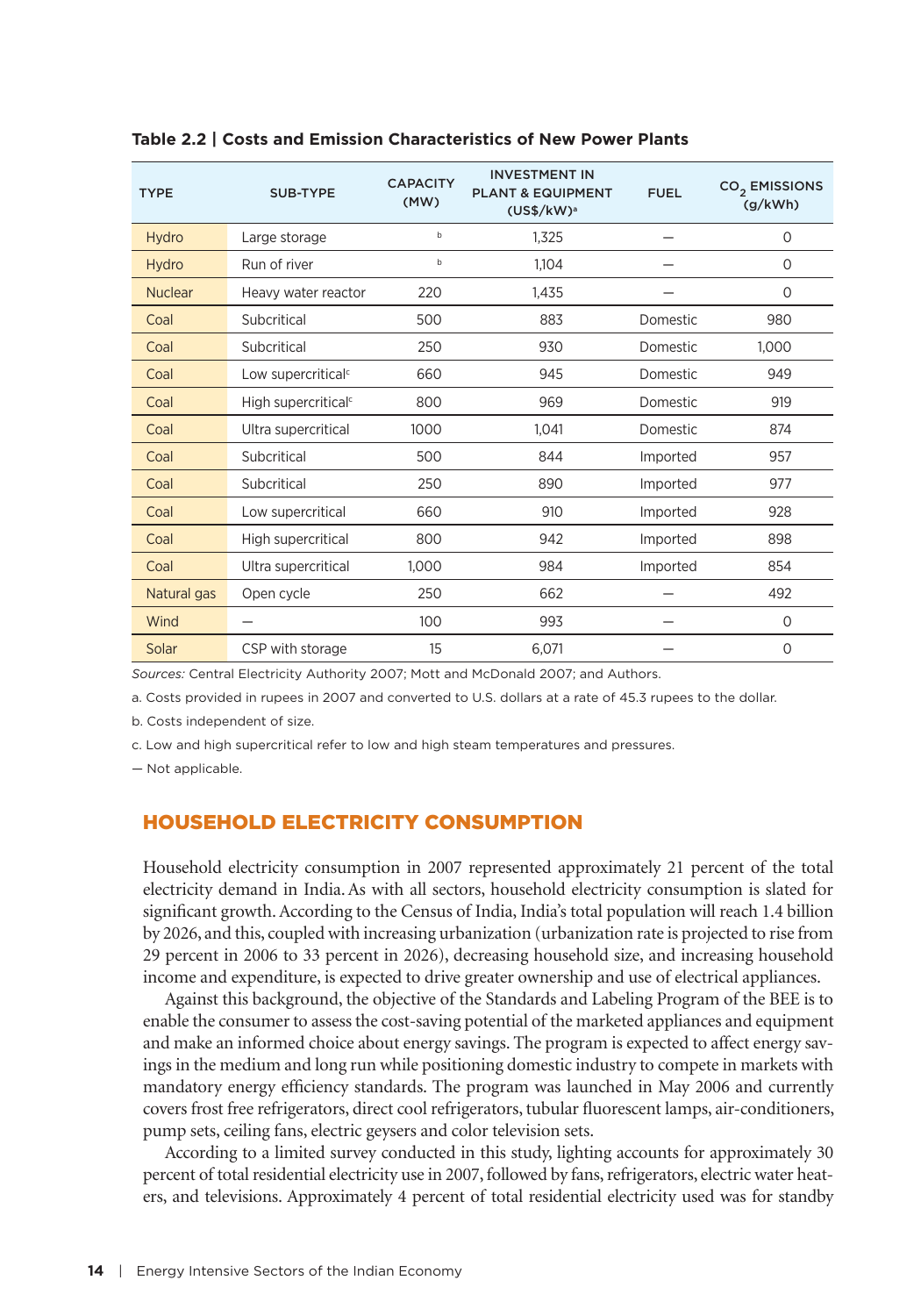**Table 2.2 | Costs and Emission Characteristics of New Power Plants**

| TYPE | SUB-TYPE | CAPACITY (MW) | INVESTMENT IN PLANT & EQUIPMENT (US$/kW)[a] | FUEL | $CO_2$ EMISSIONS (g/kWh) |
|---|---|---|---|---|---|
| Hydro | Large storage | [b] | 1,325 | — | 0 |
| Hydro | Run of river | [b] | 1,104 | — | 0 |
| Nuclear | Heavy water reactor | 220 | 1,435 | — | 0 |
| Coal | Subcritical | 500 | 883 | Domestic | 980 |
| Coal | Subcritical | 250 | 930 | Domestic | 1,000 |
| Coal | Low supercritical[c] | 660 | 945 | Domestic | 949 |
| Coal | High supercritical[c] | 800 | 969 | Domestic | 919 |
| Coal | Ultra supercritical | 1000 | 1,041 | Domestic | 874 |
| Coal | Subcritical | 500 | 844 | Imported | 957 |
| Coal | Subcritical | 250 | 890 | Imported | 977 |
| Coal | Low supercritical | 660 | 910 | Imported | 928 |
| Coal | High supercritical | 800 | 942 | Imported | 898 |
| Coal | Ultra supercritical | 1,000 | 984 | Imported | 854 |
| Natural gas | Open cycle | 250 | 662 | — | 492 |
| Wind | — | 100 | 993 | — | 0 |
| Solar | CSP with storage | 15 | 6,071 | — | 0 |

*Sources:* Central Electricity Authority 2007; Mott and McDonald 2007; and Authors.

a. Costs provided in rupees in 2007 and converted to U.S. dollars at a rate of 45.3 rupees to the dollar.

b. Costs independent of size.

c. Low and high supercritical refer to low and high steam temperatures and pressures.

— Not applicable.

## HOUSEHOLD ELECTRICITY CONSUMPTION

Household electricity consumption in 2007 represented approximately 21 percent of the total electricity demand in India. As with all sectors, household electricity consumption is slated for significant growth. According to the Census of India, India's total population will reach 1.4 billion by 2026, and this, coupled with increasing urbanization (urbanization rate is projected to rise from 29 percent in 2006 to 33 percent in 2026), decreasing household size, and increasing household income and expenditure, is expected to drive greater ownership and use of electrical appliances.

Against this background, the objective of the Standards and Labeling Program of the BEE is to enable the consumer to assess the cost-saving potential of the marketed appliances and equipment and make an informed choice about energy savings. The program is expected to affect energy savings in the medium and long run while positioning domestic industry to compete in markets with mandatory energy efficiency standards. The program was launched in May 2006 and currently covers frost free refrigerators, direct cool refrigerators, tubular fluorescent lamps, air-conditioners, pump sets, ceiling fans, electric geysers and color television sets.

According to a limited survey conducted in this study, lighting accounts for approximately 30 percent of total residential electricity use in 2007, followed by fans, refrigerators, electric water heaters, and televisions. Approximately 4 percent of total residential electricity used was for standby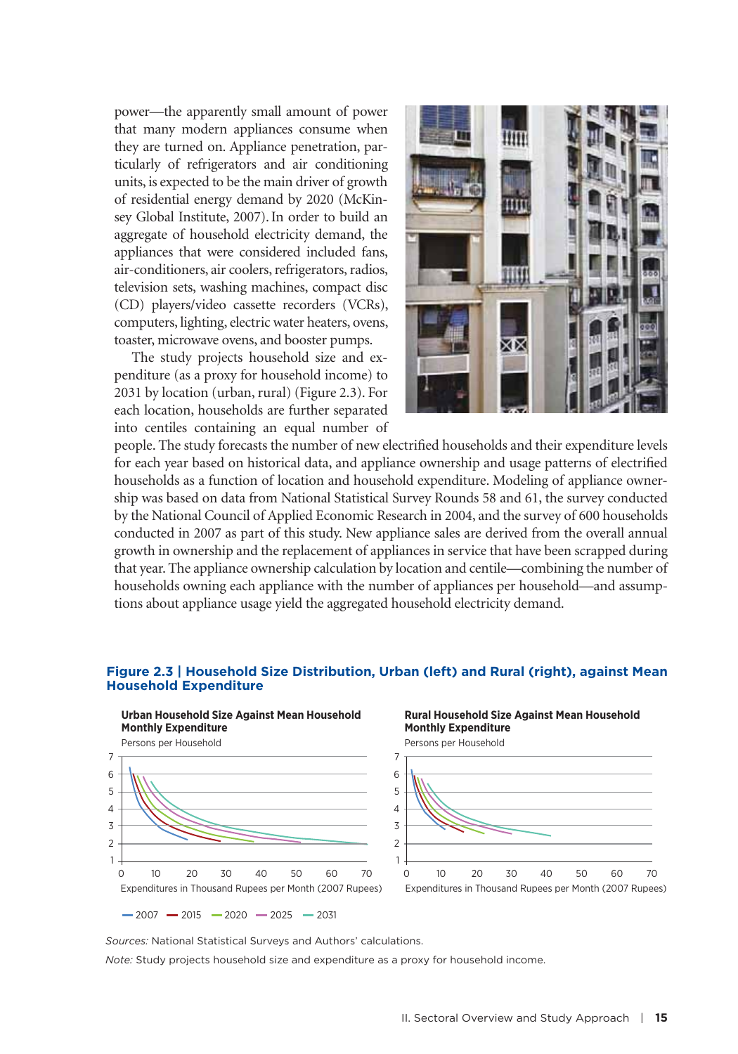power—the apparently small amount of power that many modern appliances consume when they are turned on. Appliance penetration, particularly of refrigerators and air conditioning units, is expected to be the main driver of growth of residential energy demand by 2020 (McKinsey Global Institute, 2007). In order to build an aggregate of household electricity demand, the appliances that were considered included fans, air-conditioners, air coolers, refrigerators, radios, television sets, washing machines, compact disc (CD) players/video cassette recorders (VCRs), computers, lighting, electric water heaters, ovens, toaster, microwave ovens, and booster pumps.

The study projects household size and expenditure (as a proxy for household income) to 2031 by location (urban, rural) (Figure 2.3). For each location, households are further separated into centiles containing an equal number of people. The study forecasts the number of new electrified households and their expenditure levels for each year based on historical data, and appliance ownership and usage patterns of electrified households as a function of location and household expenditure. Modeling of appliance ownership was based on data from National Statistical Survey Rounds 58 and 61, the survey conducted by the National Council of Applied Economic Research in 2004, and the survey of 600 households conducted in 2007 as part of this study. New appliance sales are derived from the overall annual growth in ownership and the replacement of appliances in service that have been scrapped during that year. The appliance ownership calculation by location and centile—combining the number of households owning each appliance with the number of appliances per household—and assumptions about appliance usage yield the aggregated household electricity demand.

**Figure 2.3 | Household Size Distribution, Urban (left) and Rural (right), against Mean Household Expenditure**

*Sources:* National Statistical Surveys and Authors' calculations.

*Note:* Study projects household size and expenditure as a proxy for household income.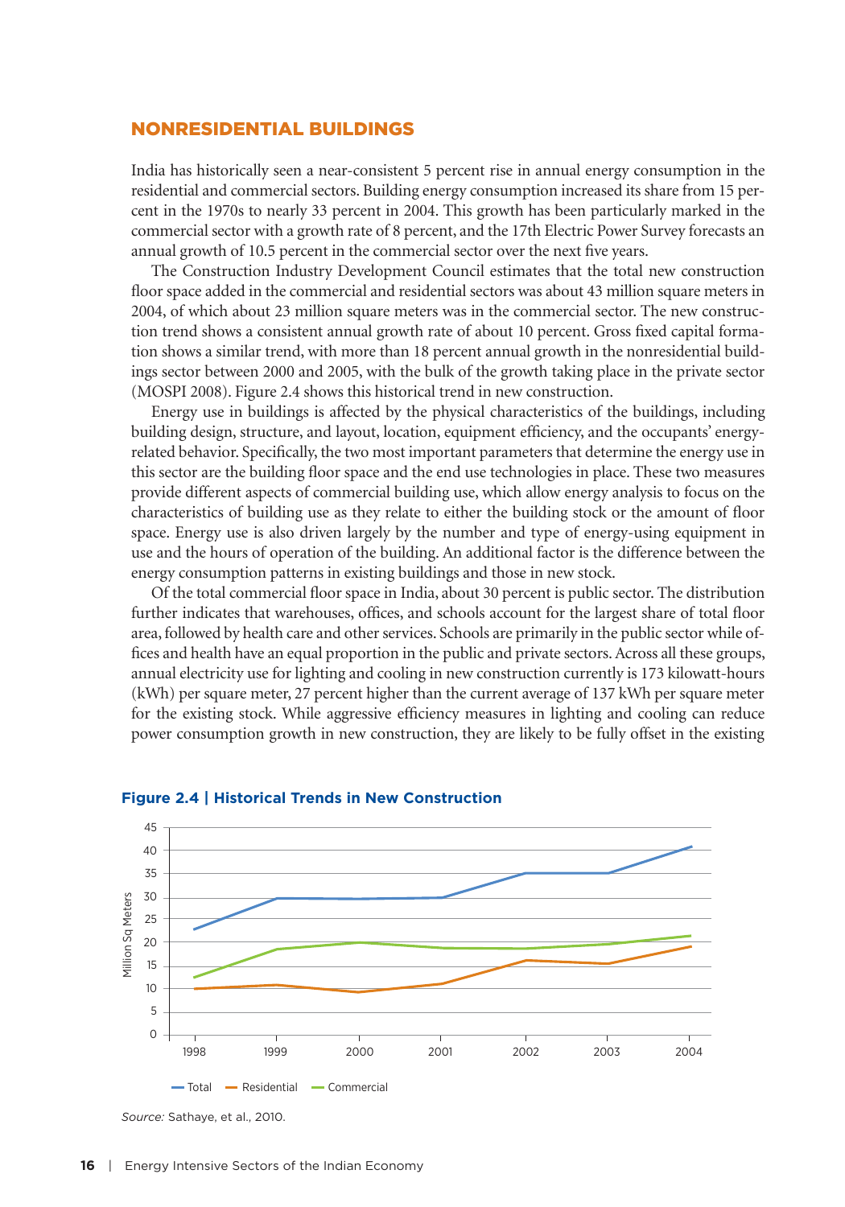## NONRESIDENTIAL BUILDINGS

India has historically seen a near-consistent 5 percent rise in annual energy consumption in the residential and commercial sectors. Building energy consumption increased its share from 15 percent in the 1970s to nearly 33 percent in 2004. This growth has been particularly marked in the commercial sector with a growth rate of 8 percent, and the 17th Electric Power Survey forecasts an annual growth of 10.5 percent in the commercial sector over the next five years.

The Construction Industry Development Council estimates that the total new construction floor space added in the commercial and residential sectors was about 43 million square meters in 2004, of which about 23 million square meters was in the commercial sector. The new construction trend shows a consistent annual growth rate of about 10 percent. Gross fixed capital formation shows a similar trend, with more than 18 percent annual growth in the nonresidential buildings sector between 2000 and 2005, with the bulk of the growth taking place in the private sector (MOSPI 2008). Figure 2.4 shows this historical trend in new construction.

Energy use in buildings is affected by the physical characteristics of the buildings, including building design, structure, and layout, location, equipment efficiency, and the occupants' energy-related behavior. Specifically, the two most important parameters that determine the energy use in this sector are the building floor space and the end use technologies in place. These two measures provide different aspects of commercial building use, which allow energy analysis to focus on the characteristics of building use as they relate to either the building stock or the amount of floor space. Energy use is also driven largely by the number and type of energy-using equipment in use and the hours of operation of the building. An additional factor is the difference between the energy consumption patterns in existing buildings and those in new stock.

Of the total commercial floor space in India, about 30 percent is public sector. The distribution further indicates that warehouses, offices, and schools account for the largest share of total floor area, followed by health care and other services. Schools are primarily in the public sector while offices and health have an equal proportion in the public and private sectors. Across all these groups, annual electricity use for lighting and cooling in new construction currently is 173 kilowatt-hours (kWh) per square meter, 27 percent higher than the current average of 137 kWh per square meter for the existing stock. While aggressive efficiency measures in lighting and cooling can reduce power consumption growth in new construction, they are likely to be fully offset in the existing

**Figure 2.4 | Historical Trends in New Construction**

*Source:* Sathaye, et al., 2010.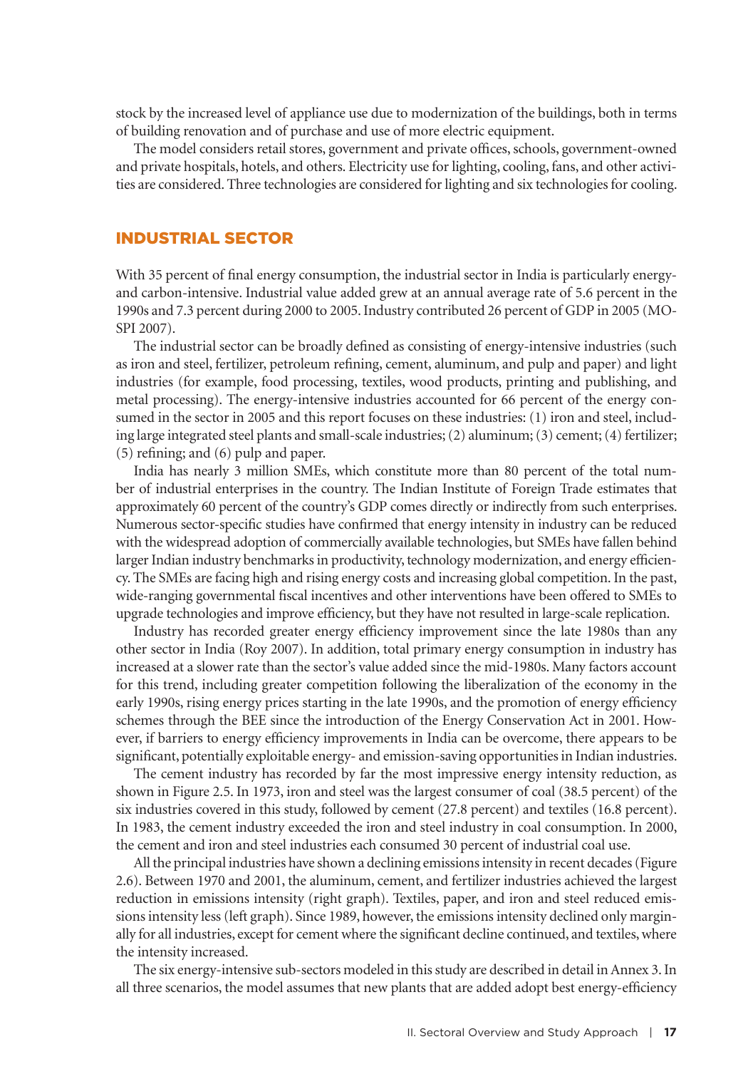stock by the increased level of appliance use due to modernization of the buildings, both in terms of building renovation and of purchase and use of more electric equipment.

The model considers retail stores, government and private offices, schools, government-owned and private hospitals, hotels, and others. Electricity use for lighting, cooling, fans, and other activities are considered. Three technologies are considered for lighting and six technologies for cooling.

## INDUSTRIAL SECTOR

With 35 percent of final energy consumption, the industrial sector in India is particularly energy- and carbon-intensive. Industrial value added grew at an annual average rate of 5.6 percent in the 1990s and 7.3 percent during 2000 to 2005. Industry contributed 26 percent of GDP in 2005 (MOSPI 2007).

The industrial sector can be broadly defined as consisting of energy-intensive industries (such as iron and steel, fertilizer, petroleum refining, cement, aluminum, and pulp and paper) and light industries (for example, food processing, textiles, wood products, printing and publishing, and metal processing). The energy-intensive industries accounted for 66 percent of the energy consumed in the sector in 2005 and this report focuses on these industries: (1) iron and steel, including large integrated steel plants and small-scale industries; (2) aluminum; (3) cement; (4) fertilizer; (5) refining; and (6) pulp and paper.

India has nearly 3 million SMEs, which constitute more than 80 percent of the total number of industrial enterprises in the country. The Indian Institute of Foreign Trade estimates that approximately 60 percent of the country's GDP comes directly or indirectly from such enterprises. Numerous sector-specific studies have confirmed that energy intensity in industry can be reduced with the widespread adoption of commercially available technologies, but SMEs have fallen behind larger Indian industry benchmarks in productivity, technology modernization, and energy efficiency. The SMEs are facing high and rising energy costs and increasing global competition. In the past, wide-ranging governmental fiscal incentives and other interventions have been offered to SMEs to upgrade technologies and improve efficiency, but they have not resulted in large-scale replication.

Industry has recorded greater energy efficiency improvement since the late 1980s than any other sector in India (Roy 2007). In addition, total primary energy consumption in industry has increased at a slower rate than the sector's value added since the mid-1980s. Many factors account for this trend, including greater competition following the liberalization of the economy in the early 1990s, rising energy prices starting in the late 1990s, and the promotion of energy efficiency schemes through the BEE since the introduction of the Energy Conservation Act in 2001. However, if barriers to energy efficiency improvements in India can be overcome, there appears to be significant, potentially exploitable energy- and emission-saving opportunities in Indian industries.

The cement industry has recorded by far the most impressive energy intensity reduction, as shown in Figure 2.5. In 1973, iron and steel was the largest consumer of coal (38.5 percent) of the six industries covered in this study, followed by cement (27.8 percent) and textiles (16.8 percent). In 1983, the cement industry exceeded the iron and steel industry in coal consumption. In 2000, the cement and iron and steel industries each consumed 30 percent of industrial coal use.

All the principal industries have shown a declining emissions intensity in recent decades (Figure 2.6). Between 1970 and 2001, the aluminum, cement, and fertilizer industries achieved the largest reduction in emissions intensity (right graph). Textiles, paper, and iron and steel reduced emissions intensity less (left graph). Since 1989, however, the emissions intensity declined only marginally for all industries, except for cement where the significant decline continued, and textiles, where the intensity increased.

The six energy-intensive sub-sectors modeled in this study are described in detail in Annex 3. In all three scenarios, the model assumes that new plants that are added adopt best energy-efficiency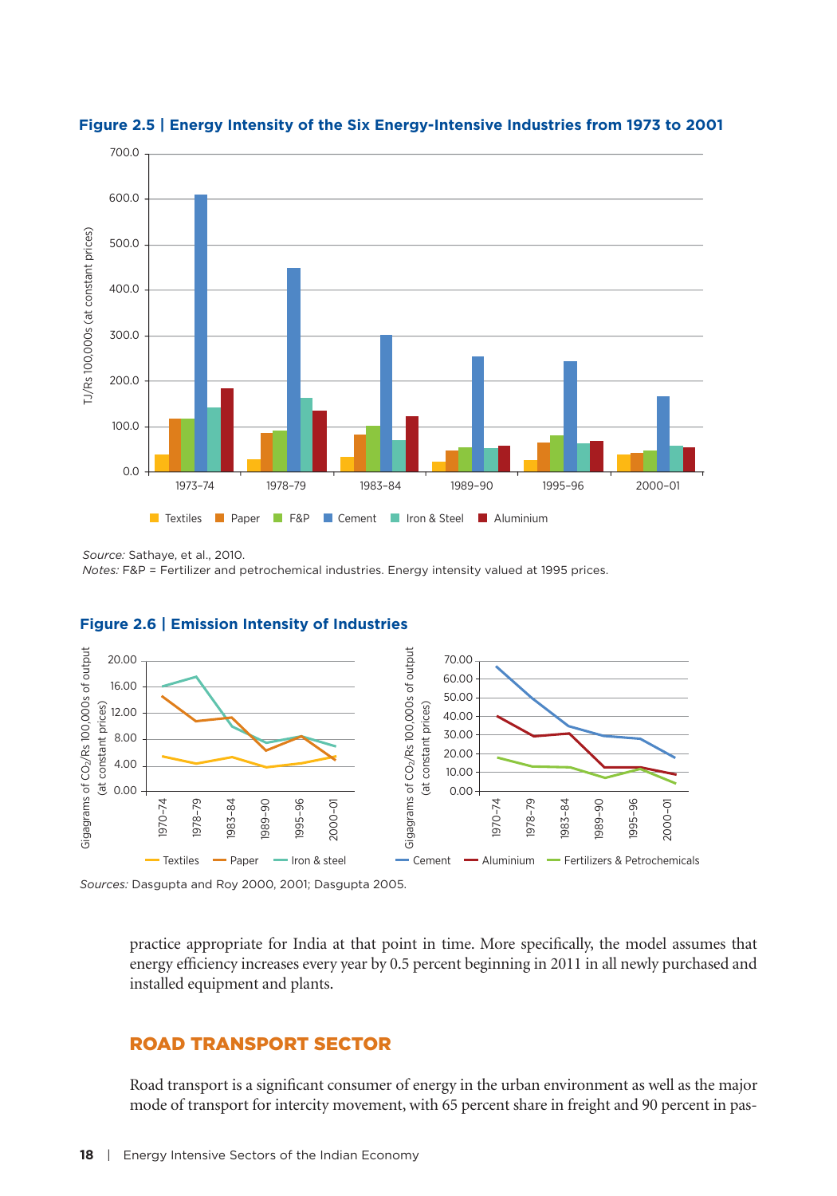**Figure 2.5 | Energy Intensity of the Six Energy-Intensive Industries from 1973 to 2001**

*Source:* Sathaye, et al., 2010.
*Notes:* F&P = Fertilizer and petrochemical industries. Energy intensity valued at 1995 prices.

**Figure 2.6 | Emission Intensity of Industries**

*Sources:* Dasgupta and Roy 2000, 2001; Dasgupta 2005.

practice appropriate for India at that point in time. More specifically, the model assumes that energy efficiency increases every year by 0.5 percent beginning in 2011 in all newly purchased and installed equipment and plants.

## ROAD TRANSPORT SECTOR

Road transport is a significant consumer of energy in the urban environment as well as the major mode of transport for intercity movement, with 65 percent share in freight and 90 percent in pas-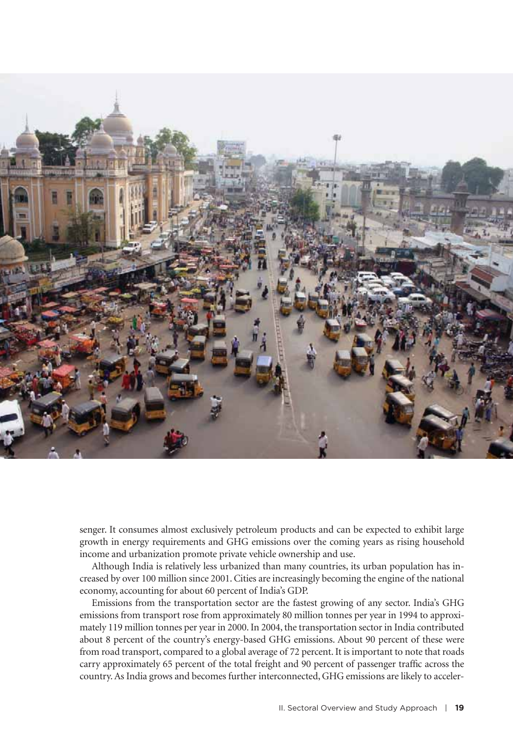senger. It consumes almost exclusively petroleum products and can be expected to exhibit large growth in energy requirements and GHG emissions over the coming years as rising household income and urbanization promote private vehicle ownership and use.

Although India is relatively less urbanized than many countries, its urban population has increased by over 100 million since 2001. Cities are increasingly becoming the engine of the national economy, accounting for about 60 percent of India's GDP.

Emissions from the transportation sector are the fastest growing of any sector. India's GHG emissions from transport rose from approximately 80 million tonnes per year in 1994 to approximately 119 million tonnes per year in 2000. In 2004, the transportation sector in India contributed about 8 percent of the country's energy-based GHG emissions. About 90 percent of these were from road transport, compared to a global average of 72 percent. It is important to note that roads carry approximately 65 percent of the total freight and 90 percent of passenger traffic across the country. As India grows and becomes further interconnected, GHG emissions are likely to acceler-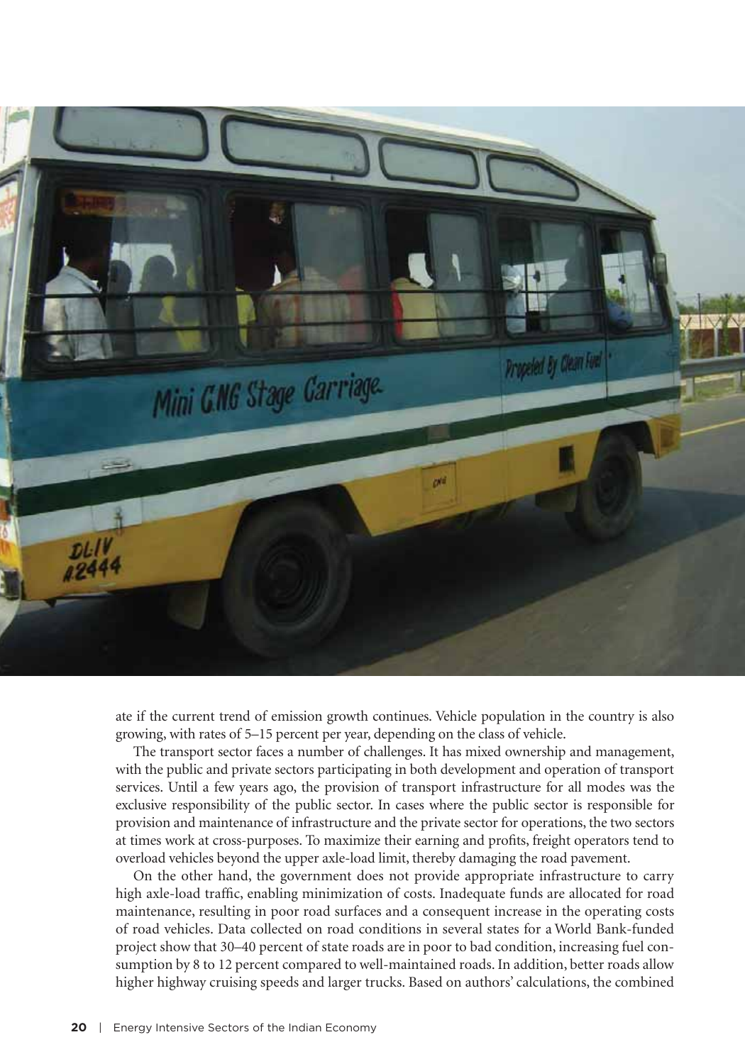ate if the current trend of emission growth continues. Vehicle population in the country is also growing, with rates of 5–15 percent per year, depending on the class of vehicle.

The transport sector faces a number of challenges. It has mixed ownership and management, with the public and private sectors participating in both development and operation of transport services. Until a few years ago, the provision of transport infrastructure for all modes was the exclusive responsibility of the public sector. In cases where the public sector is responsible for provision and maintenance of infrastructure and the private sector for operations, the two sectors at times work at cross-purposes. To maximize their earning and profits, freight operators tend to overload vehicles beyond the upper axle-load limit, thereby damaging the road pavement.

On the other hand, the government does not provide appropriate infrastructure to carry high axle-load traffic, enabling minimization of costs. Inadequate funds are allocated for road maintenance, resulting in poor road surfaces and a consequent increase in the operating costs of road vehicles. Data collected on road conditions in several states for a World Bank-funded project show that 30–40 percent of state roads are in poor to bad condition, increasing fuel consumption by 8 to 12 percent compared to well-maintained roads. In addition, better roads allow higher highway cruising speeds and larger trucks. Based on authors' calculations, the combined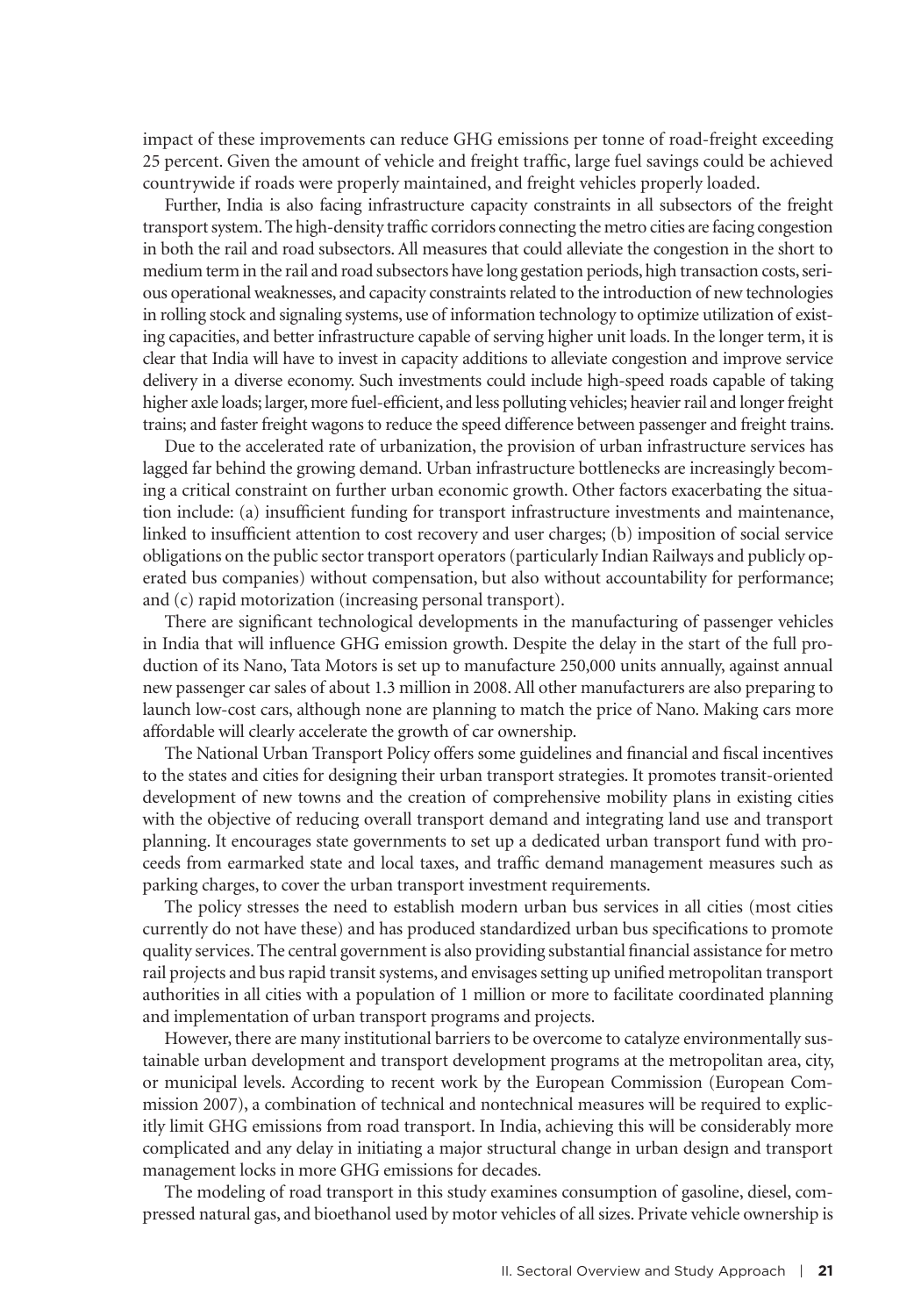impact of these improvements can reduce GHG emissions per tonne of road-freight exceeding 25 percent. Given the amount of vehicle and freight traffic, large fuel savings could be achieved countrywide if roads were properly maintained, and freight vehicles properly loaded.

Further, India is also facing infrastructure capacity constraints in all subsectors of the freight transport system. The high-density traffic corridors connecting the metro cities are facing congestion in both the rail and road subsectors. All measures that could alleviate the congestion in the short to medium term in the rail and road subsectors have long gestation periods, high transaction costs, serious operational weaknesses, and capacity constraints related to the introduction of new technologies in rolling stock and signaling systems, use of information technology to optimize utilization of existing capacities, and better infrastructure capable of serving higher unit loads. In the longer term, it is clear that India will have to invest in capacity additions to alleviate congestion and improve service delivery in a diverse economy. Such investments could include high-speed roads capable of taking higher axle loads; larger, more fuel-efficient, and less polluting vehicles; heavier rail and longer freight trains; and faster freight wagons to reduce the speed difference between passenger and freight trains.

Due to the accelerated rate of urbanization, the provision of urban infrastructure services has lagged far behind the growing demand. Urban infrastructure bottlenecks are increasingly becoming a critical constraint on further urban economic growth. Other factors exacerbating the situation include: (a) insufficient funding for transport infrastructure investments and maintenance, linked to insufficient attention to cost recovery and user charges; (b) imposition of social service obligations on the public sector transport operators (particularly Indian Railways and publicly operated bus companies) without compensation, but also without accountability for performance; and (c) rapid motorization (increasing personal transport).

There are significant technological developments in the manufacturing of passenger vehicles in India that will influence GHG emission growth. Despite the delay in the start of the full production of its Nano, Tata Motors is set up to manufacture 250,000 units annually, against annual new passenger car sales of about 1.3 million in 2008. All other manufacturers are also preparing to launch low-cost cars, although none are planning to match the price of Nano. Making cars more affordable will clearly accelerate the growth of car ownership.

The National Urban Transport Policy offers some guidelines and financial and fiscal incentives to the states and cities for designing their urban transport strategies. It promotes transit-oriented development of new towns and the creation of comprehensive mobility plans in existing cities with the objective of reducing overall transport demand and integrating land use and transport planning. It encourages state governments to set up a dedicated urban transport fund with proceeds from earmarked state and local taxes, and traffic demand management measures such as parking charges, to cover the urban transport investment requirements.

The policy stresses the need to establish modern urban bus services in all cities (most cities currently do not have these) and has produced standardized urban bus specifications to promote quality services. The central government is also providing substantial financial assistance for metro rail projects and bus rapid transit systems, and envisages setting up unified metropolitan transport authorities in all cities with a population of 1 million or more to facilitate coordinated planning and implementation of urban transport programs and projects.

However, there are many institutional barriers to be overcome to catalyze environmentally sustainable urban development and transport development programs at the metropolitan area, city, or municipal levels. According to recent work by the European Commission (European Commission 2007), a combination of technical and nontechnical measures will be required to explicitly limit GHG emissions from road transport. In India, achieving this will be considerably more complicated and any delay in initiating a major structural change in urban design and transport management locks in more GHG emissions for decades.

The modeling of road transport in this study examines consumption of gasoline, diesel, compressed natural gas, and bioethanol used by motor vehicles of all sizes. Private vehicle ownership is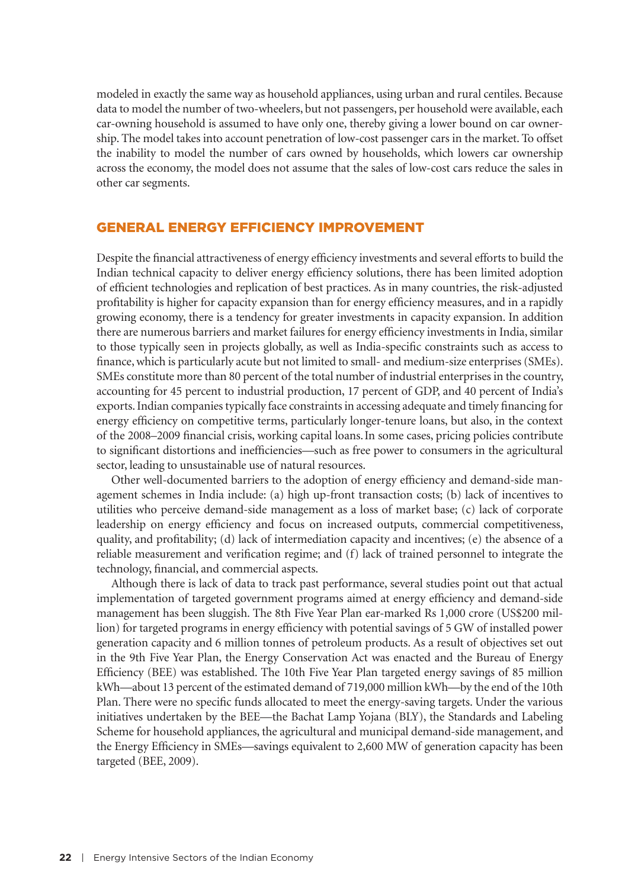modeled in exactly the same way as household appliances, using urban and rural centiles. Because data to model the number of two-wheelers, but not passengers, per household were available, each car-owning household is assumed to have only one, thereby giving a lower bound on car ownership. The model takes into account penetration of low-cost passenger cars in the market. To offset the inability to model the number of cars owned by households, which lowers car ownership across the economy, the model does not assume that the sales of low-cost cars reduce the sales in other car segments.

## GENERAL ENERGY EFFICIENCY IMPROVEMENT

Despite the financial attractiveness of energy efficiency investments and several efforts to build the Indian technical capacity to deliver energy efficiency solutions, there has been limited adoption of efficient technologies and replication of best practices. As in many countries, the risk-adjusted profitability is higher for capacity expansion than for energy efficiency measures, and in a rapidly growing economy, there is a tendency for greater investments in capacity expansion. In addition there are numerous barriers and market failures for energy efficiency investments in India, similar to those typically seen in projects globally, as well as India-specific constraints such as access to finance, which is particularly acute but not limited to small- and medium-size enterprises (SMEs). SMEs constitute more than 80 percent of the total number of industrial enterprises in the country, accounting for 45 percent to industrial production, 17 percent of GDP, and 40 percent of India's exports. Indian companies typically face constraints in accessing adequate and timely financing for energy efficiency on competitive terms, particularly longer-tenure loans, but also, in the context of the 2008–2009 financial crisis, working capital loans. In some cases, pricing policies contribute to significant distortions and inefficiencies—such as free power to consumers in the agricultural sector, leading to unsustainable use of natural resources.

Other well-documented barriers to the adoption of energy efficiency and demand-side management schemes in India include: (a) high up-front transaction costs; (b) lack of incentives to utilities who perceive demand-side management as a loss of market base; (c) lack of corporate leadership on energy efficiency and focus on increased outputs, commercial competitiveness, quality, and profitability; (d) lack of intermediation capacity and incentives; (e) the absence of a reliable measurement and verification regime; and (f) lack of trained personnel to integrate the technology, financial, and commercial aspects.

Although there is lack of data to track past performance, several studies point out that actual implementation of targeted government programs aimed at energy efficiency and demand-side management has been sluggish. The 8th Five Year Plan ear-marked Rs 1,000 crore (US$200 million) for targeted programs in energy efficiency with potential savings of 5 GW of installed power generation capacity and 6 million tonnes of petroleum products. As a result of objectives set out in the 9th Five Year Plan, the Energy Conservation Act was enacted and the Bureau of Energy Efficiency (BEE) was established. The 10th Five Year Plan targeted energy savings of 85 million kWh—about 13 percent of the estimated demand of 719,000 million kWh—by the end of the 10th Plan. There were no specific funds allocated to meet the energy-saving targets. Under the various initiatives undertaken by the BEE—the Bachat Lamp Yojana (BLY), the Standards and Labeling Scheme for household appliances, the agricultural and municipal demand-side management, and the Energy Efficiency in SMEs—savings equivalent to 2,600 MW of generation capacity has been targeted (BEE, 2009).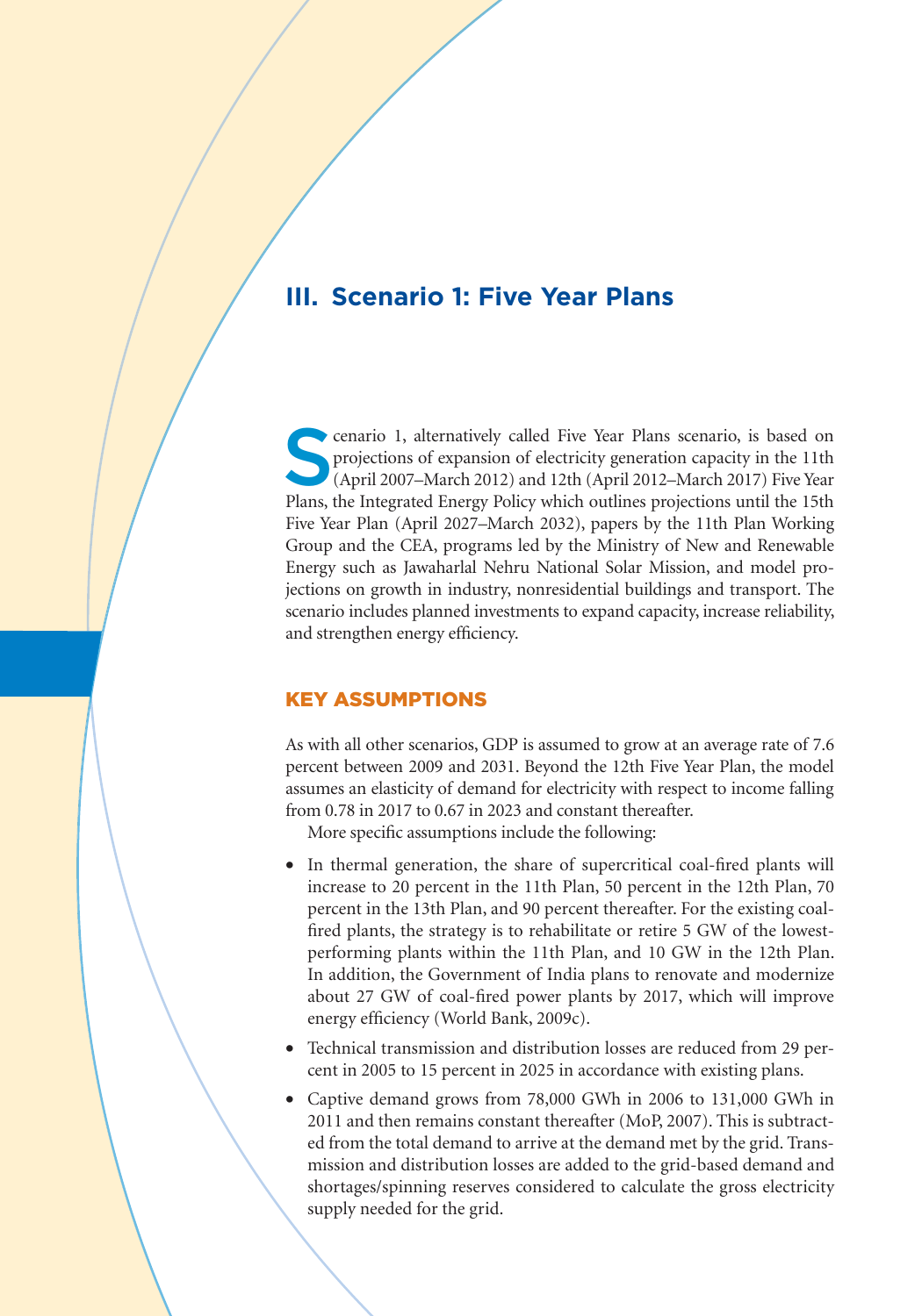## III. Scenario 1: Five Year Plans

Scenario 1, alternatively called Five Year Plans scenario, is based on projections of expansion of electricity generation capacity in the 11th (April 2007–March 2012) and 12th (April 2012–March 2017) Five Year Plans, the Integrated Energy Policy which outlines projections until the 15th Five Year Plan (April 2027–March 2032), papers by the 11th Plan Working Group and the CEA, programs led by the Ministry of New and Renewable Energy such as Jawaharlal Nehru National Solar Mission, and model projections on growth in industry, nonresidential buildings and transport. The scenario includes planned investments to expand capacity, increase reliability, and strengthen energy efficiency.

### KEY ASSUMPTIONS

As with all other scenarios, GDP is assumed to grow at an average rate of 7.6 percent between 2009 and 2031. Beyond the 12th Five Year Plan, the model assumes an elasticity of demand for electricity with respect to income falling from 0.78 in 2017 to 0.67 in 2023 and constant thereafter.

More specific assumptions include the following:

- In thermal generation, the share of supercritical coal-fired plants will increase to 20 percent in the 11th Plan, 50 percent in the 12th Plan, 70 percent in the 13th Plan, and 90 percent thereafter. For the existing coal-fired plants, the strategy is to rehabilitate or retire 5 GW of the lowest-performing plants within the 11th Plan, and 10 GW in the 12th Plan. In addition, the Government of India plans to renovate and modernize about 27 GW of coal-fired power plants by 2017, which will improve energy efficiency (World Bank, 2009c).
- Technical transmission and distribution losses are reduced from 29 percent in 2005 to 15 percent in 2025 in accordance with existing plans.
- Captive demand grows from 78,000 GWh in 2006 to 131,000 GWh in 2011 and then remains constant thereafter (MoP, 2007). This is subtracted from the total demand to arrive at the demand met by the grid. Transmission and distribution losses are added to the grid-based demand and shortages/spinning reserves considered to calculate the gross electricity supply needed for the grid.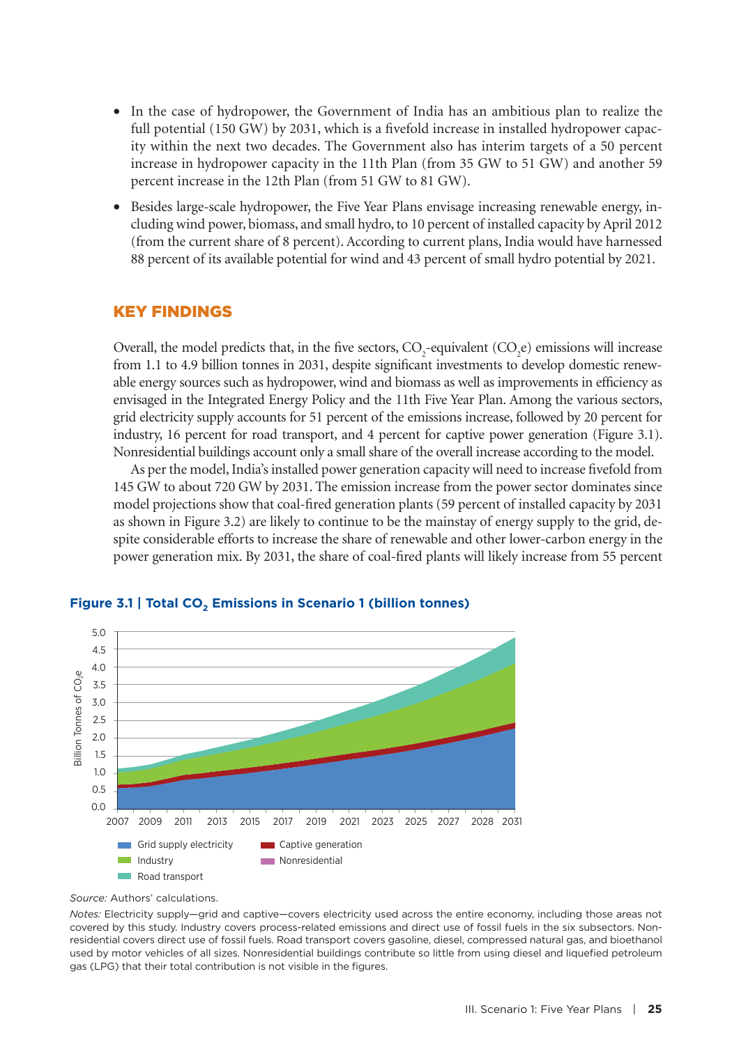- In the case of hydropower, the Government of India has an ambitious plan to realize the full potential (150 GW) by 2031, which is a fivefold increase in installed hydropower capacity within the next two decades. The Government also has interim targets of a 50 percent increase in hydropower capacity in the 11th Plan (from 35 GW to 51 GW) and another 59 percent increase in the 12th Plan (from 51 GW to 81 GW).
- Besides large-scale hydropower, the Five Year Plans envisage increasing renewable energy, including wind power, biomass, and small hydro, to 10 percent of installed capacity by April 2012 (from the current share of 8 percent). According to current plans, India would have harnessed 88 percent of its available potential for wind and 43 percent of small hydro potential by 2021.

## KEY FINDINGS

Overall, the model predicts that, in the five sectors, $CO_2$-equivalent ($CO_2e$) emissions will increase from 1.1 to 4.9 billion tonnes in 2031, despite significant investments to develop domestic renewable energy sources such as hydropower, wind and biomass as well as improvements in efficiency as envisaged in the Integrated Energy Policy and the 11th Five Year Plan. Among the various sectors, grid electricity supply accounts for 51 percent of the emissions increase, followed by 20 percent for industry, 16 percent for road transport, and 4 percent for captive power generation (Figure 3.1). Nonresidential buildings account only a small share of the overall increase according to the model.

As per the model, India's installed power generation capacity will need to increase fivefold from 145 GW to about 720 GW by 2031. The emission increase from the power sector dominates since model projections show that coal-fired generation plants (59 percent of installed capacity by 2031 as shown in Figure 3.2) are likely to continue to be the mainstay of energy supply to the grid, despite considerable efforts to increase the share of renewable and other lower-carbon energy in the power generation mix. By 2031, the share of coal-fired plants will likely increase from 55 percent

**Figure 3.1 | Total $CO_2$ Emissions in Scenario 1 (billion tonnes)**

*Source:* Authors' calculations.

*Notes:* Electricity supply—grid and captive—covers electricity used across the entire economy, including those areas not covered by this study. Industry covers process-related emissions and direct use of fossil fuels in the six subsectors. Nonresidential covers direct use of fossil fuels. Road transport covers gasoline, diesel, compressed natural gas, and bioethanol used by motor vehicles of all sizes. Nonresidential buildings contribute so little from using diesel and liquefied petroleum gas (LPG) that their total contribution is not visible in the figures.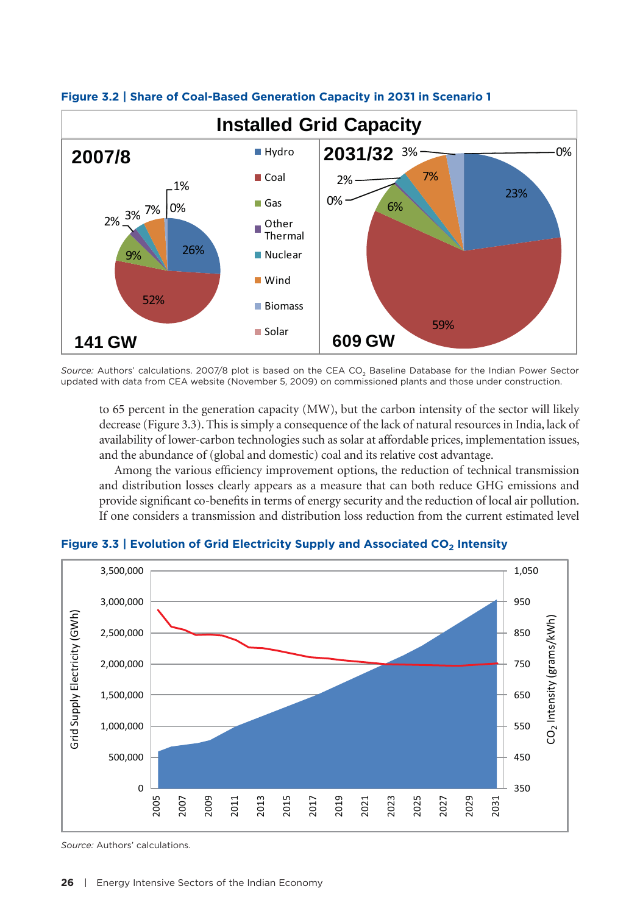**Figure 3.2 | Share of Coal-Based Generation Capacity in 2031 in Scenario 1**

*Source:* Authors' calculations. 2007/8 plot is based on the CEA $CO_2$ Baseline Database for the Indian Power Sector updated with data from CEA website (November 5, 2009) on commissioned plants and those under construction.

to 65 percent in the generation capacity (MW), but the carbon intensity of the sector will likely decrease (Figure 3.3). This is simply a consequence of the lack of natural resources in India, lack of availability of lower-carbon technologies such as solar at affordable prices, implementation issues, and the abundance of (global and domestic) coal and its relative cost advantage.

Among the various efficiency improvement options, the reduction of technical transmission and distribution losses clearly appears as a measure that can both reduce GHG emissions and provide significant co-benefits in terms of energy security and the reduction of local air pollution. If one considers a transmission and distribution loss reduction from the current estimated level

**Figure 3.3 | Evolution of Grid Electricity Supply and Associated $CO_2$ Intensity**

*Source:* Authors' calculations.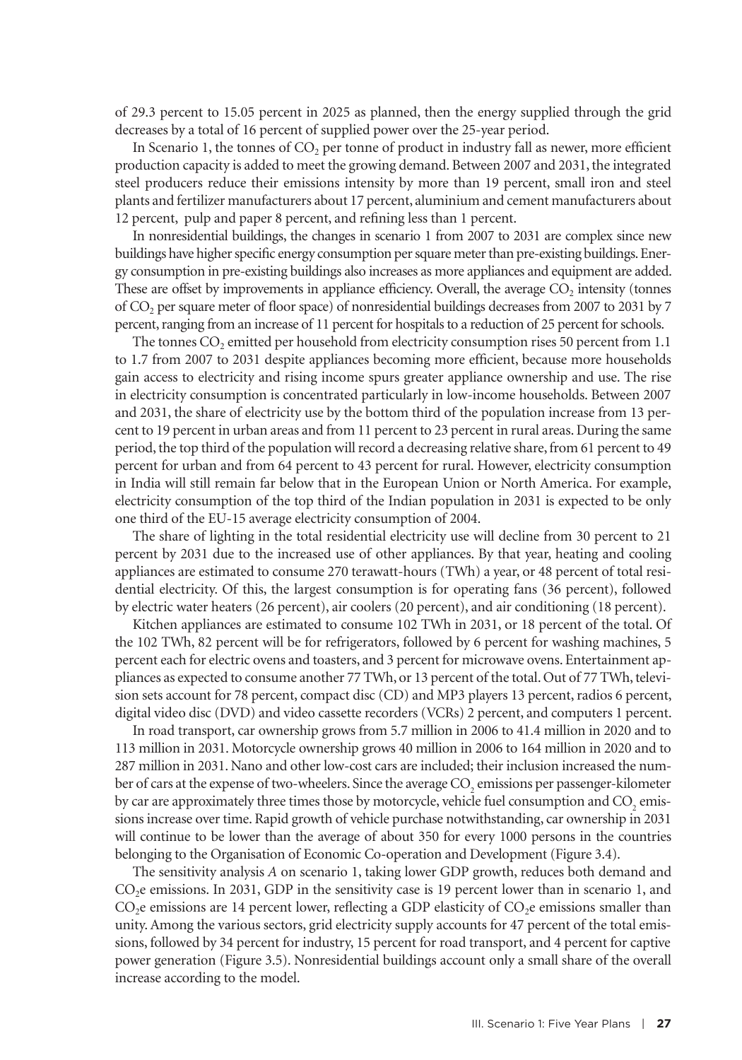of 29.3 percent to 15.05 percent in 2025 as planned, then the energy supplied through the grid decreases by a total of 16 percent of supplied power over the 25-year period.

In Scenario 1, the tonnes of $CO_2$ per tonne of product in industry fall as newer, more efficient production capacity is added to meet the growing demand. Between 2007 and 2031, the integrated steel producers reduce their emissions intensity by more than 19 percent, small iron and steel plants and fertilizer manufacturers about 17 percent, aluminium and cement manufacturers about 12 percent, pulp and paper 8 percent, and refining less than 1 percent.

In nonresidential buildings, the changes in scenario 1 from 2007 to 2031 are complex since new buildings have higher specific energy consumption per square meter than pre-existing buildings. Energy consumption in pre-existing buildings also increases as more appliances and equipment are added. These are offset by improvements in appliance efficiency. Overall, the average $CO_2$ intensity (tonnes of $CO_2$ per square meter of floor space) of nonresidential buildings decreases from 2007 to 2031 by 7 percent, ranging from an increase of 11 percent for hospitals to a reduction of 25 percent for schools.

The tonnes $CO_2$ emitted per household from electricity consumption rises 50 percent from 1.1 to 1.7 from 2007 to 2031 despite appliances becoming more efficient, because more households gain access to electricity and rising income spurs greater appliance ownership and use. The rise in electricity consumption is concentrated particularly in low-income households. Between 2007 and 2031, the share of electricity use by the bottom third of the population increase from 13 percent to 19 percent in urban areas and from 11 percent to 23 percent in rural areas. During the same period, the top third of the population will record a decreasing relative share, from 61 percent to 49 percent for urban and from 64 percent to 43 percent for rural. However, electricity consumption in India will still remain far below that in the European Union or North America. For example, electricity consumption of the top third of the Indian population in 2031 is expected to be only one third of the EU-15 average electricity consumption of 2004.

The share of lighting in the total residential electricity use will decline from 30 percent to 21 percent by 2031 due to the increased use of other appliances. By that year, heating and cooling appliances are estimated to consume 270 terawatt-hours (TWh) a year, or 48 percent of total residential electricity. Of this, the largest consumption is for operating fans (36 percent), followed by electric water heaters (26 percent), air coolers (20 percent), and air conditioning (18 percent).

Kitchen appliances are estimated to consume 102 TWh in 2031, or 18 percent of the total. Of the 102 TWh, 82 percent will be for refrigerators, followed by 6 percent for washing machines, 5 percent each for electric ovens and toasters, and 3 percent for microwave ovens. Entertainment appliances as expected to consume another 77 TWh, or 13 percent of the total. Out of 77 TWh, television sets account for 78 percent, compact disc (CD) and MP3 players 13 percent, radios 6 percent, digital video disc (DVD) and video cassette recorders (VCRs) 2 percent, and computers 1 percent.

In road transport, car ownership grows from 5.7 million in 2006 to 41.4 million in 2020 and to 113 million in 2031. Motorcycle ownership grows 40 million in 2006 to 164 million in 2020 and to 287 million in 2031. Nano and other low-cost cars are included; their inclusion increased the number of cars at the expense of two-wheelers. Since the average $CO_2$ emissions per passenger-kilometer by car are approximately three times those by motorcycle, vehicle fuel consumption and $CO_2$ emissions increase over time. Rapid growth of vehicle purchase notwithstanding, car ownership in 2031 will continue to be lower than the average of about 350 for every 1000 persons in the countries belonging to the Organisation of Economic Co-operation and Development (Figure 3.4).

The sensitivity analysis *A* on scenario 1, taking lower GDP growth, reduces both demand and $CO_2$e emissions. In 2031, GDP in the sensitivity case is 19 percent lower than in scenario 1, and $CO_2$e emissions are 14 percent lower, reflecting a GDP elasticity of $CO_2$e emissions smaller than unity. Among the various sectors, grid electricity supply accounts for 47 percent of the total emissions, followed by 34 percent for industry, 15 percent for road transport, and 4 percent for captive power generation (Figure 3.5). Nonresidential buildings account only a small share of the overall increase according to the model.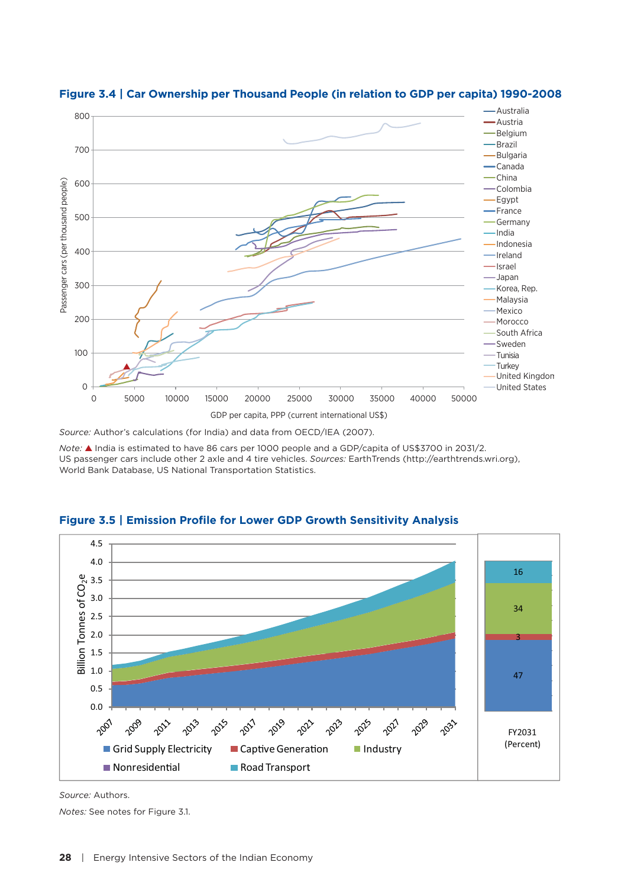### Figure 3.4 | Car Ownership per Thousand People (in relation to GDP per capita) 1990-2008

*Source:* Author's calculations (for India) and data from OECD/IEA (2007).

*Note:* ▲ India is estimated to have 86 cars per 1000 people and a GDP/capita of US$3700 in 2031/2.
US passenger cars include other 2 axle and 4 tire vehicles. *Sources:* EarthTrends (http://earthtrends.wri.org), World Bank Database, US National Transportation Statistics.

### Figure 3.5 | Emission Profile for Lower GDP Growth Sensitivity Analysis

*Source:* Authors.

*Notes:* See notes for Figure 3.1.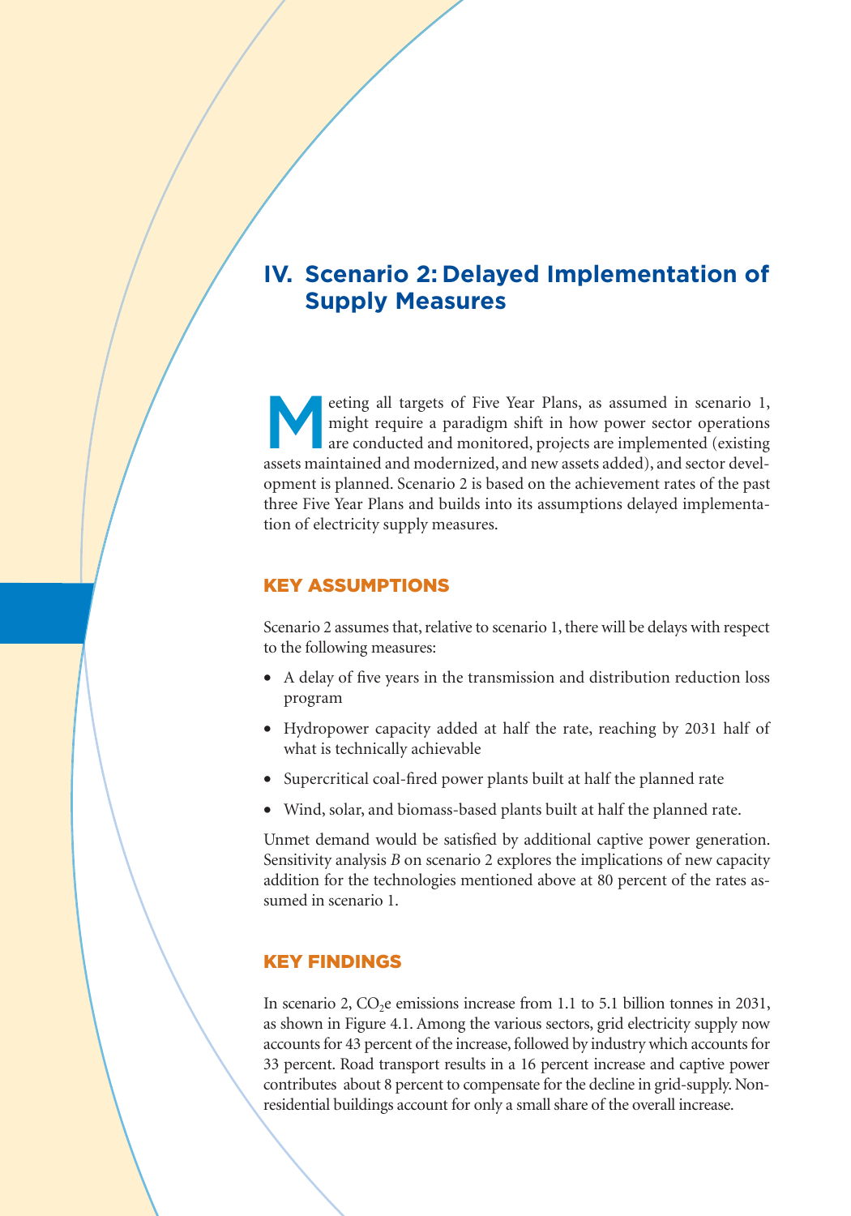# IV. Scenario 2: Delayed Implementation of Supply Measures

Meeting all targets of Five Year Plans, as assumed in scenario 1, might require a paradigm shift in how power sector operations are conducted and monitored, projects are implemented (existing assets maintained and modernized, and new assets added), and sector development is planned. Scenario 2 is based on the achievement rates of the past three Five Year Plans and builds into its assumptions delayed implementation of electricity supply measures.

## KEY ASSUMPTIONS

Scenario 2 assumes that, relative to scenario 1, there will be delays with respect to the following measures:

- A delay of five years in the transmission and distribution reduction loss program
- Hydropower capacity added at half the rate, reaching by 2031 half of what is technically achievable
- Supercritical coal-fired power plants built at half the planned rate
- Wind, solar, and biomass-based plants built at half the planned rate.

Unmet demand would be satisfied by additional captive power generation. Sensitivity analysis *B* on scenario 2 explores the implications of new capacity addition for the technologies mentioned above at 80 percent of the rates assumed in scenario 1.

## KEY FINDINGS

In scenario 2, $CO_2$e emissions increase from 1.1 to 5.1 billion tonnes in 2031, as shown in Figure 4.1. Among the various sectors, grid electricity supply now accounts for 43 percent of the increase, followed by industry which accounts for 33 percent. Road transport results in a 16 percent increase and captive power contributes about 8 percent to compensate for the decline in grid-supply. Non-residential buildings account for only a small share of the overall increase.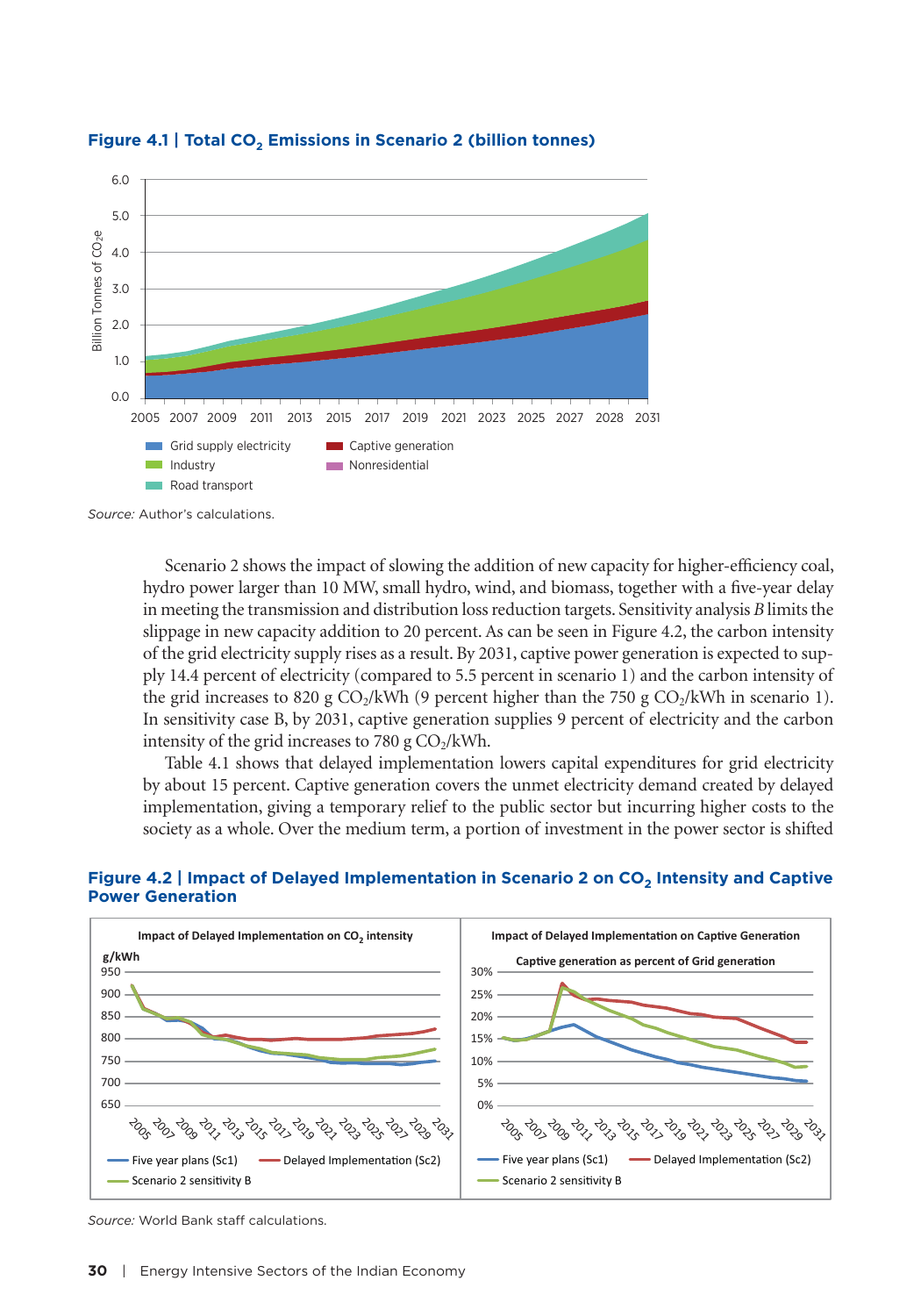**Figure 4.1 | Total $CO_2$ Emissions in Scenario 2 (billion tonnes)**

*Source:* Author's calculations.

Scenario 2 shows the impact of slowing the addition of new capacity for higher-efficiency coal, hydro power larger than 10 MW, small hydro, wind, and biomass, together with a five-year delay in meeting the transmission and distribution loss reduction targets. Sensitivity analysis *B* limits the slippage in new capacity addition to 20 percent. As can be seen in Figure 4.2, the carbon intensity of the grid electricity supply rises as a result. By 2031, captive power generation is expected to supply 14.4 percent of electricity (compared to 5.5 percent in scenario 1) and the carbon intensity of the grid increases to 820 g $CO_2$/kWh (9 percent higher than the 750 g $CO_2$/kWh in scenario 1). In sensitivity case B, by 2031, captive generation supplies 9 percent of electricity and the carbon intensity of the grid increases to 780 g $CO_2$/kWh.

Table 4.1 shows that delayed implementation lowers capital expenditures for grid electricity by about 15 percent. Captive generation covers the unmet electricity demand created by delayed implementation, giving a temporary relief to the public sector but incurring higher costs to the society as a whole. Over the medium term, a portion of investment in the power sector is shifted

**Figure 4.2 | Impact of Delayed Implementation in Scenario 2 on $CO_2$ Intensity and Captive Power Generation**

*Source:* World Bank staff calculations.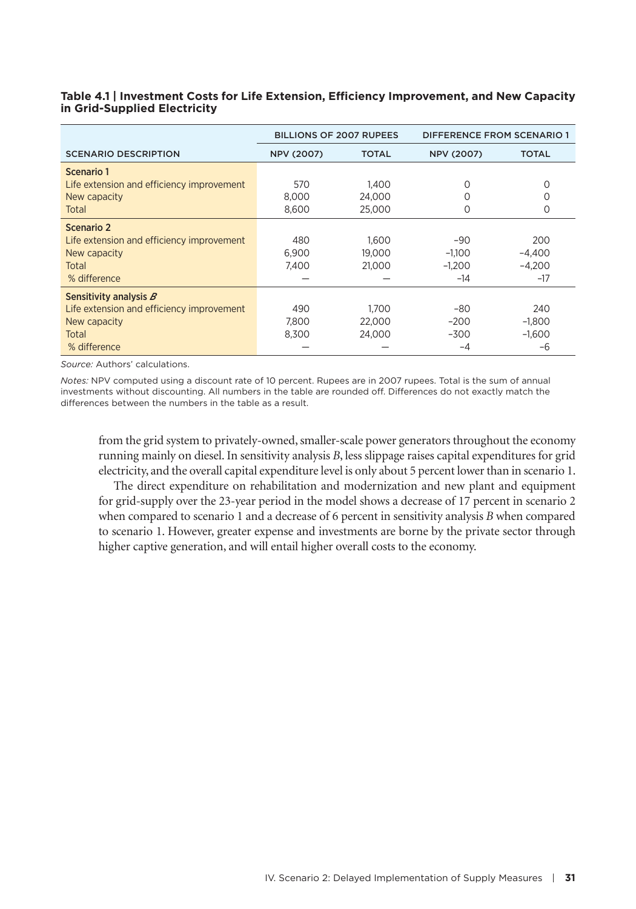**Table 4.1 | Investment Costs for Life Extension, Efficiency Improvement, and New Capacity in Grid-Supplied Electricity**

| | BILLIONS OF 2007 RUPEES | | DIFFERENCE FROM SCENARIO 1 | |
|---|---|---|---|---|
| SCENARIO DESCRIPTION | NPV (2007) | TOTAL | NPV (2007) | TOTAL |
| **Scenario 1** | | | | |
| Life extension and efficiency improvement | 570 | 1,400 | 0 | 0 |
| New capacity | 8,000 | 24,000 | 0 | 0 |
| Total | 8,600 | 25,000 | 0 | 0 |
| **Scenario 2** | | | | |
| Life extension and efficiency improvement | 480 | 1,600 | –90 | 200 |
| New capacity | 6,900 | 19,000 | –1,100 | –4,400 |
| Total | 7,400 | 21,000 | –1,200 | –4,200 |
| % difference | — | — | –14 | –17 |
| **Sensitivity analysis *B*** | | | | |
| Life extension and efficiency improvement | 490 | 1,700 | –80 | 240 |
| New capacity | 7,800 | 22,000 | –200 | –1,800 |
| Total | 8,300 | 24,000 | –300 | –1,600 |
| % difference | — | — | –4 | –6 |

*Source:* Authors' calculations.

*Notes:* NPV computed using a discount rate of 10 percent. Rupees are in 2007 rupees. Total is the sum of annual investments without discounting. All numbers in the table are rounded off. Differences do not exactly match the differences between the numbers in the table as a result.

from the grid system to privately-owned, smaller-scale power generators throughout the economy running mainly on diesel. In sensitivity analysis *B*, less slippage raises capital expenditures for grid electricity, and the overall capital expenditure level is only about 5 percent lower than in scenario 1.

The direct expenditure on rehabilitation and modernization and new plant and equipment for grid-supply over the 23-year period in the model shows a decrease of 17 percent in scenario 2 when compared to scenario 1 and a decrease of 6 percent in sensitivity analysis *B* when compared to scenario 1. However, greater expense and investments are borne by the private sector through higher captive generation, and will entail higher overall costs to the economy.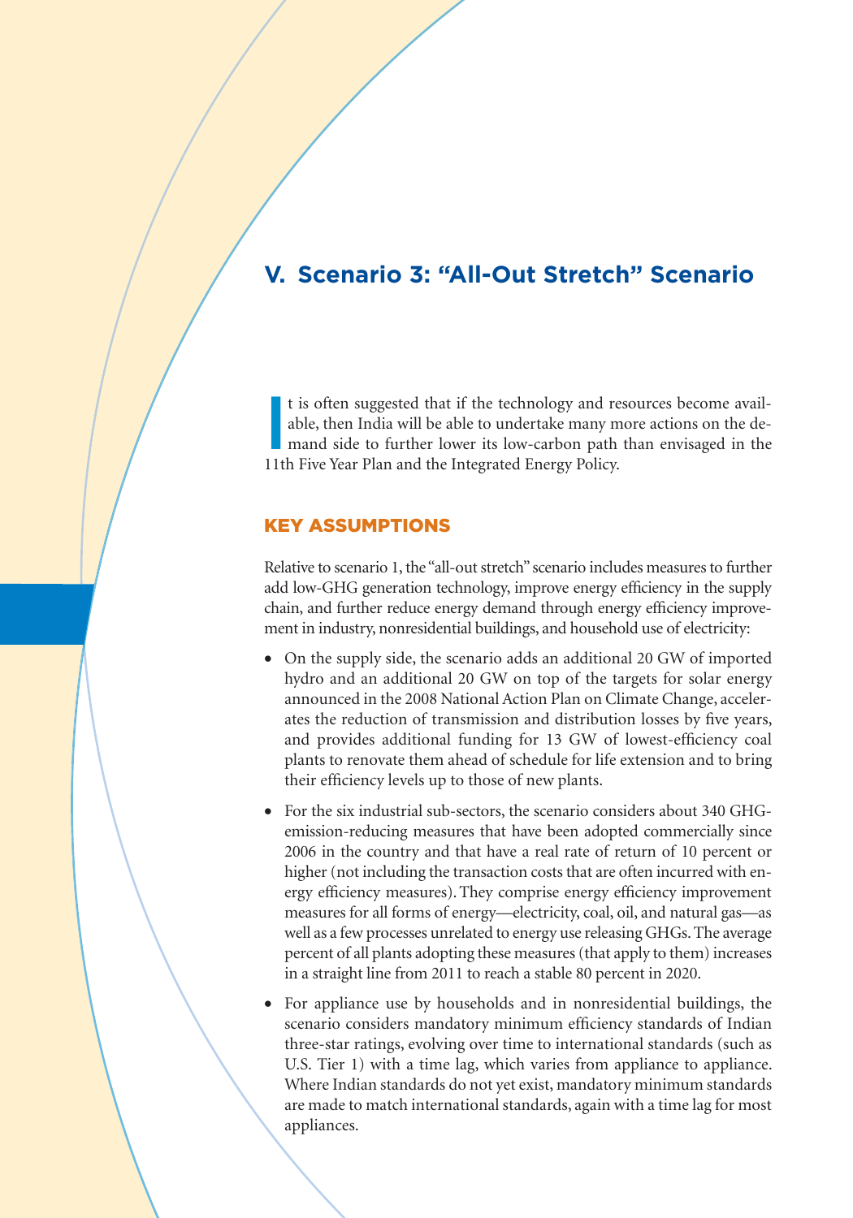## V. Scenario 3: "All-Out Stretch" Scenario

It is often suggested that if the technology and resources become available, then India will be able to undertake many more actions on the demand side to further lower its low-carbon path than envisaged in the 11th Five Year Plan and the Integrated Energy Policy.

### KEY ASSUMPTIONS

Relative to scenario 1, the "all-out stretch" scenario includes measures to further add low-GHG generation technology, improve energy efficiency in the supply chain, and further reduce energy demand through energy efficiency improvement in industry, nonresidential buildings, and household use of electricity:

- On the supply side, the scenario adds an additional 20 GW of imported hydro and an additional 20 GW on top of the targets for solar energy announced in the 2008 National Action Plan on Climate Change, accelerates the reduction of transmission and distribution losses by five years, and provides additional funding for 13 GW of lowest-efficiency coal plants to renovate them ahead of schedule for life extension and to bring their efficiency levels up to those of new plants.
- For the six industrial sub-sectors, the scenario considers about 340 GHG-emission-reducing measures that have been adopted commercially since 2006 in the country and that have a real rate of return of 10 percent or higher (not including the transaction costs that are often incurred with energy efficiency measures). They comprise energy efficiency improvement measures for all forms of energy—electricity, coal, oil, and natural gas—as well as a few processes unrelated to energy use releasing GHGs. The average percent of all plants adopting these measures (that apply to them) increases in a straight line from 2011 to reach a stable 80 percent in 2020.
- For appliance use by households and in nonresidential buildings, the scenario considers mandatory minimum efficiency standards of Indian three-star ratings, evolving over time to international standards (such as U.S. Tier 1) with a time lag, which varies from appliance to appliance. Where Indian standards do not yet exist, mandatory minimum standards are made to match international standards, again with a time lag for most appliances.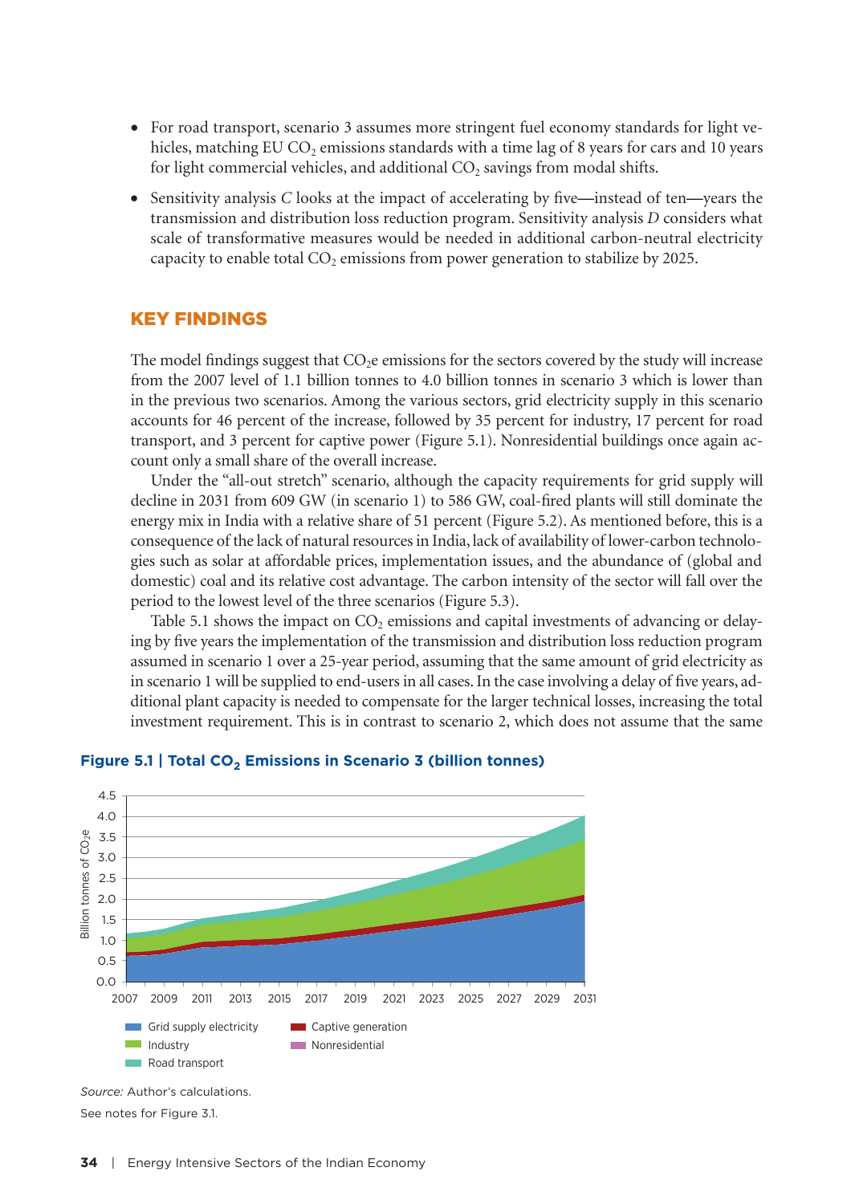- For road transport, scenario 3 assumes more stringent fuel economy standards for light vehicles, matching EU $CO_2$ emissions standards with a time lag of 8 years for cars and 10 years for light commercial vehicles, and additional $CO_2$ savings from modal shifts.
- Sensitivity analysis *C* looks at the impact of accelerating by five—instead of ten—years the transmission and distribution loss reduction program. Sensitivity analysis *D* considers what scale of transformative measures would be needed in additional carbon-neutral electricity capacity to enable total $CO_2$ emissions from power generation to stabilize by 2025.

## KEY FINDINGS

The model findings suggest that $CO_2e$ emissions for the sectors covered by the study will increase from the 2007 level of 1.1 billion tonnes to 4.0 billion tonnes in scenario 3 which is lower than in the previous two scenarios. Among the various sectors, grid electricity supply in this scenario accounts for 46 percent of the increase, followed by 35 percent for industry, 17 percent for road transport, and 3 percent for captive power (Figure 5.1). Nonresidential buildings once again account only a small share of the overall increase.

Under the "all-out stretch" scenario, although the capacity requirements for grid supply will decline in 2031 from 609 GW (in scenario 1) to 586 GW, coal-fired plants will still dominate the energy mix in India with a relative share of 51 percent (Figure 5.2). As mentioned before, this is a consequence of the lack of natural resources in India, lack of availability of lower-carbon technologies such as solar at affordable prices, implementation issues, and the abundance of (global and domestic) coal and its relative cost advantage. The carbon intensity of the sector will fall over the period to the lowest level of the three scenarios (Figure 5.3).

Table 5.1 shows the impact on $CO_2$ emissions and capital investments of advancing or delaying by five years the implementation of the transmission and distribution loss reduction program assumed in scenario 1 over a 25-year period, assuming that the same amount of grid electricity as in scenario 1 will be supplied to end-users in all cases. In the case involving a delay of five years, additional plant capacity is needed to compensate for the larger technical losses, increasing the total investment requirement. This is in contrast to scenario 2, which does not assume that the same

**Figure 5.1 | Total $CO_2$ Emissions in Scenario 3 (billion tonnes)**

*Source:* Author's calculations.

See notes for Figure 3.1.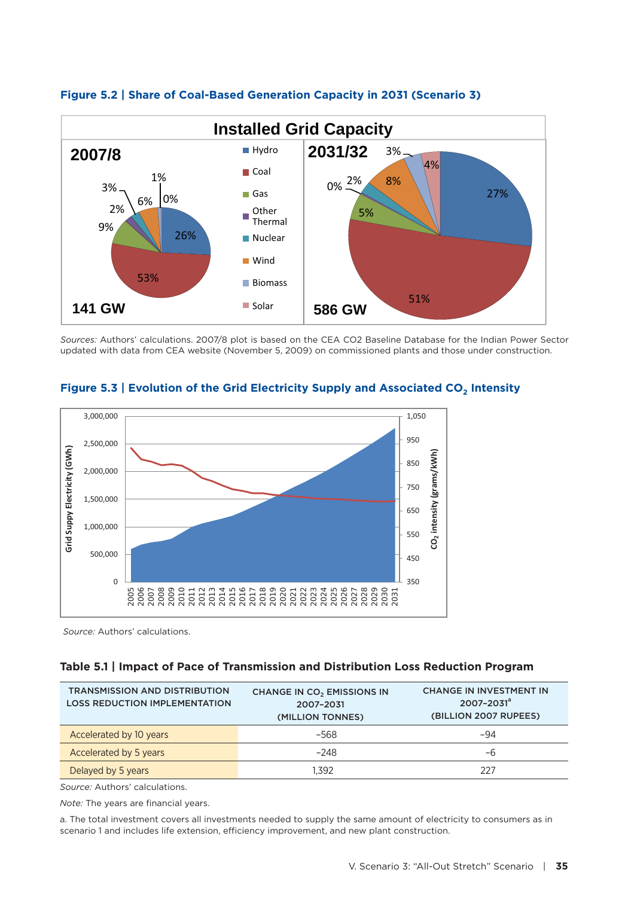**Figure 5.2 | Share of Coal-Based Generation Capacity in 2031 (Scenario 3)**

Installed Grid Capacity

| | 2007/8 (141 GW) | 2031/32 (586 GW) |
|---|---|---|
| Hydro | 26% | 27% |
| Coal | 53% | 51% |
| Gas | 9% | 5% |
| Other Thermal | 2% | 0% |
| Nuclear | 3% | 2% |
| Wind | 6% | 8% |
| Biomass | 1% | 3% |
| Solar | 0% | 4% |

*Sources:* Authors' calculations. 2007/8 plot is based on the CEA CO2 Baseline Database for the Indian Power Sector updated with data from CEA website (November 5, 2009) on commissioned plants and those under construction.

**Figure 5.3 | Evolution of the Grid Electricity Supply and Associated $CO_2$ Intensity**

*Source:* Authors' calculations.

**Table 5.1 | Impact of Pace of Transmission and Distribution Loss Reduction Program**

| TRANSMISSION AND DISTRIBUTION LOSS REDUCTION IMPLEMENTATION | CHANGE IN $CO_2$ EMISSIONS IN 2007–2031 (MILLION TONNES) | CHANGE IN INVESTMENT IN 2007–2031[a] (BILLION 2007 RUPEES) |
|---|---|---|
| Accelerated by 10 years | –568 | –94 |
| Accelerated by 5 years | –248 | –6 |
| Delayed by 5 years | 1,392 | 227 |

*Source:* Authors' calculations.

*Note:* The years are financial years.

a. The total investment covers all investments needed to supply the same amount of electricity to consumers as in scenario 1 and includes life extension, efficiency improvement, and new plant construction.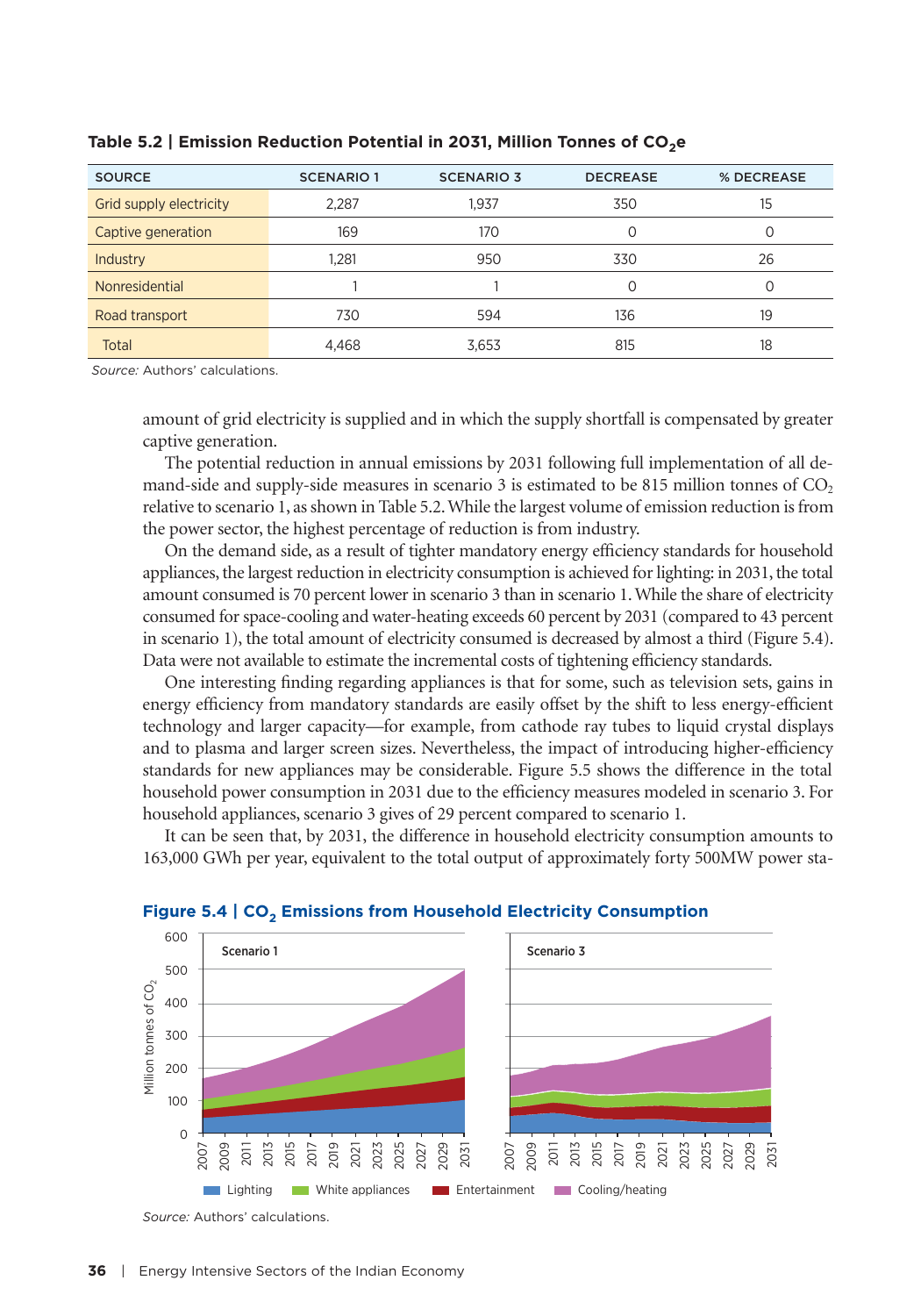**Table 5.2 | Emission Reduction Potential in 2031, Million Tonnes of $CO_2$e**

| SOURCE | SCENARIO 1 | SCENARIO 3 | DECREASE | % DECREASE |
|---|---|---|---|---|
| Grid supply electricity | 2,287 | 1,937 | 350 | 15 |
| Captive generation | 169 | 170 | 0 | 0 |
| Industry | 1,281 | 950 | 330 | 26 |
| Nonresidential | 1 | 1 | 0 | 0 |
| Road transport | 730 | 594 | 136 | 19 |
| Total | 4,468 | 3,653 | 815 | 18 |

*Source:* Authors' calculations.

amount of grid electricity is supplied and in which the supply shortfall is compensated by greater captive generation.

The potential reduction in annual emissions by 2031 following full implementation of all demand-side and supply-side measures in scenario 3 is estimated to be 815 million tonnes of $CO_2$ relative to scenario 1, as shown in Table 5.2. While the largest volume of emission reduction is from the power sector, the highest percentage of reduction is from industry.

On the demand side, as a result of tighter mandatory energy efficiency standards for household appliances, the largest reduction in electricity consumption is achieved for lighting: in 2031, the total amount consumed is 70 percent lower in scenario 3 than in scenario 1. While the share of electricity consumed for space-cooling and water-heating exceeds 60 percent by 2031 (compared to 43 percent in scenario 1), the total amount of electricity consumed is decreased by almost a third (Figure 5.4). Data were not available to estimate the incremental costs of tightening efficiency standards.

One interesting finding regarding appliances is that for some, such as television sets, gains in energy efficiency from mandatory standards are easily offset by the shift to less energy-efficient technology and larger capacity—for example, from cathode ray tubes to liquid crystal displays and to plasma and larger screen sizes. Nevertheless, the impact of introducing higher-efficiency standards for new appliances may be considerable. Figure 5.5 shows the difference in the total household power consumption in 2031 due to the efficiency measures modeled in scenario 3. For household appliances, scenario 3 gives of 29 percent compared to scenario 1.

It can be seen that, by 2031, the difference in household electricity consumption amounts to 163,000 GWh per year, equivalent to the total output of approximately forty 500MW power sta-

**Figure 5.4 | $CO_2$ Emissions from Household Electricity Consumption**

*Source:* Authors' calculations.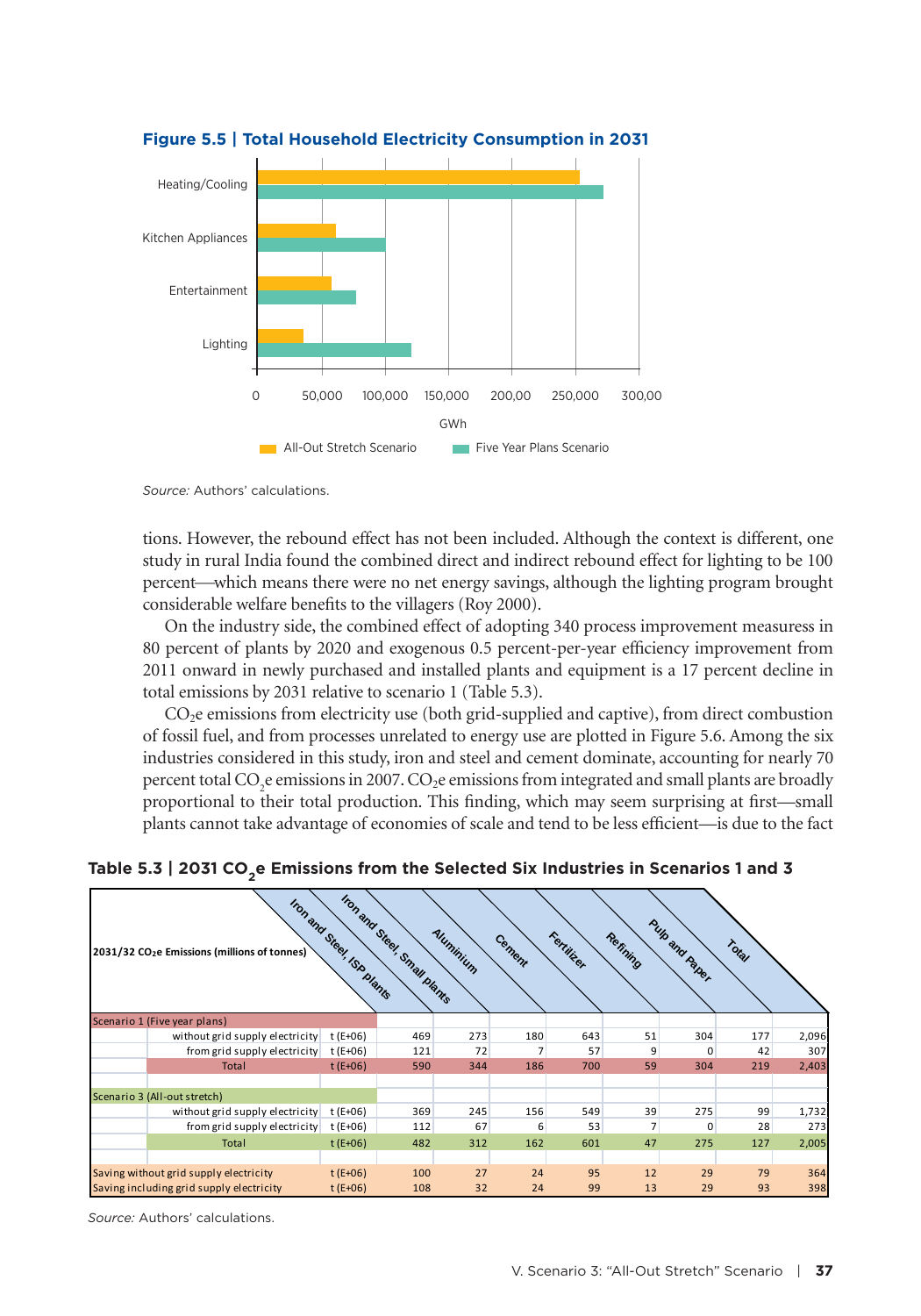**Figure 5.5 | Total Household Electricity Consumption in 2031**

Heating/Cooling

Kitchen Appliances

Entertainment

Lighting

0 50,000 100,000 150,000 200,00 250,000 300,00

GWh

All-Out Stretch Scenario   Five Year Plans Scenario

*Source:* Authors' calculations.

tions. However, the rebound effect has not been included. Although the context is different, one study in rural India found the combined direct and indirect rebound effect for lighting to be 100 percent—which means there were no net energy savings, although the lighting program brought considerable welfare benefits to the villagers (Roy 2000).

On the industry side, the combined effect of adopting 340 process improvement measuress in 80 percent of plants by 2020 and exogenous 0.5 percent-per-year efficiency improvement from 2011 onward in newly purchased and installed plants and equipment is a 17 percent decline in total emissions by 2031 relative to scenario 1 (Table 5.3).

$CO_2$e emissions from electricity use (both grid-supplied and captive), from direct combustion of fossil fuel, and from processes unrelated to energy use are plotted in Figure 5.6. Among the six industries considered in this study, iron and steel and cement dominate, accounting for nearly 70 percent total $CO_2$e emissions in 2007. $CO_2$e emissions from integrated and small plants are broadly proportional to their total production. This finding, which may seem surprising at first—small plants cannot take advantage of economies of scale and tend to be less efficient—is due to the fact

**Table 5.3 | 2031 $CO_2$e Emissions from the Selected Six Industries in Scenarios 1 and 3**

| 2031/32 $CO_2$e Emissions (millions of tonnes) | | | Iron and Steel, ISP plants | Iron and Steel, Small plants | Aluminium | Cement | Fertilizer | Refining | Pulp and Paper | Total |
|---|---|---|---|---|---|---|---|---|---|---|
| Scenario 1 (Five year plans) | | | | | | | | | | |
| | without grid supply electricity | t (E+06) | 469 | 273 | 180 | 643 | 51 | 304 | 177 | 2,096 |
| | from grid supply electricity | t (E+06) | 121 | 72 | 7 | 57 | 9 | 0 | 42 | 307 |
| | Total | t (E+06) | 590 | 344 | 186 | 700 | 59 | 304 | 219 | 2,403 |
| Scenario 3 (All-out stretch) | | | | | | | | | | |
| | without grid supply electricity | t (E+06) | 369 | 245 | 156 | 549 | 39 | 275 | 99 | 1,732 |
| | from grid supply electricity | t (E+06) | 112 | 67 | 6 | 53 | 7 | 0 | 28 | 273 |
| | Total | t (E+06) | 482 | 312 | 162 | 601 | 47 | 275 | 127 | 2,005 |
| Saving without grid supply electricity | | t (E+06) | 100 | 27 | 24 | 95 | 12 | 29 | 79 | 364 |
| Saving including grid supply electricity | | t (E+06) | 108 | 32 | 24 | 99 | 13 | 29 | 93 | 398 |

*Source:* Authors' calculations.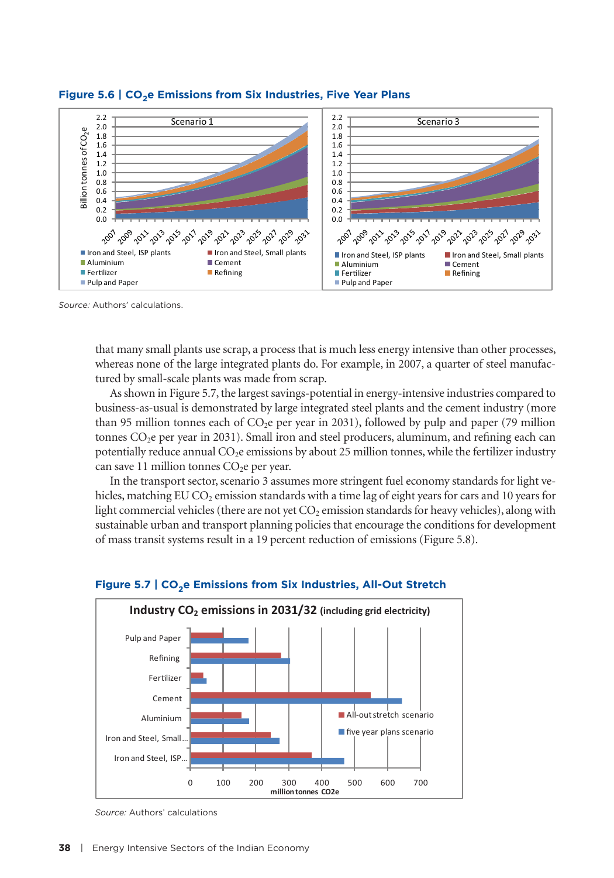**Figure 5.6 | $CO_2e$ Emissions from Six Industries, Five Year Plans**

*Source:* Authors' calculations.

that many small plants use scrap, a process that is much less energy intensive than other processes, whereas none of the large integrated plants do. For example, in 2007, a quarter of steel manufactured by small-scale plants was made from scrap.

As shown in Figure 5.7, the largest savings-potential in energy-intensive industries compared to business-as-usual is demonstrated by large integrated steel plants and the cement industry (more than 95 million tonnes each of $CO_2e$ per year in 2031), followed by pulp and paper (79 million tonnes $CO_2e$ per year in 2031). Small iron and steel producers, aluminum, and refining each can potentially reduce annual $CO_2e$ emissions by about 25 million tonnes, while the fertilizer industry can save 11 million tonnes $CO_2e$ per year.

In the transport sector, scenario 3 assumes more stringent fuel economy standards for light vehicles, matching EU $CO_2$ emission standards with a time lag of eight years for cars and 10 years for light commercial vehicles (there are not yet $CO_2$ emission standards for heavy vehicles), along with sustainable urban and transport planning policies that encourage the conditions for development of mass transit systems result in a 19 percent reduction of emissions (Figure 5.8).

**Figure 5.7 | $CO_2e$ Emissions from Six Industries, All-Out Stretch**

*Source:* Authors' calculations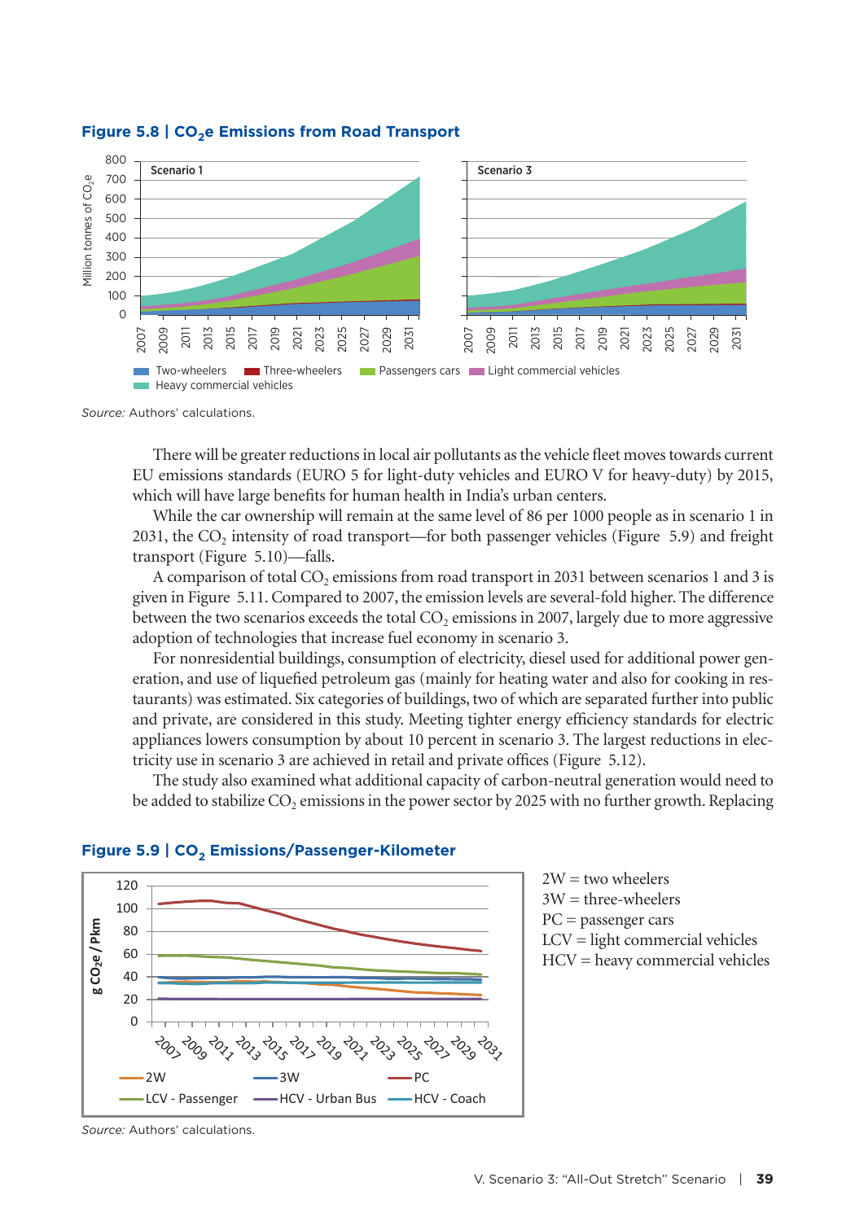**Figure 5.8 | $CO_2$e Emissions from Road Transport**

Source: Authors' calculations.

There will be greater reductions in local air pollutants as the vehicle fleet moves towards current EU emissions standards (EURO 5 for light-duty vehicles and EURO V for heavy-duty) by 2015, which will have large benefits for human health in India's urban centers.

While the car ownership will remain at the same level of 86 per 1000 people as in scenario 1 in 2031, the $CO_2$ intensity of road transport—for both passenger vehicles (Figure 5.9) and freight transport (Figure 5.10)—falls.

A comparison of total $CO_2$ emissions from road transport in 2031 between scenarios 1 and 3 is given in Figure 5.11. Compared to 2007, the emission levels are several-fold higher. The difference between the two scenarios exceeds the total $CO_2$ emissions in 2007, largely due to more aggressive adoption of technologies that increase fuel economy in scenario 3.

For nonresidential buildings, consumption of electricity, diesel used for additional power generation, and use of liquefied petroleum gas (mainly for heating water and also for cooking in restaurants) was estimated. Six categories of buildings, two of which are separated further into public and private, are considered in this study. Meeting tighter energy efficiency standards for electric appliances lowers consumption by about 10 percent in scenario 3. The largest reductions in electricity use in scenario 3 are achieved in retail and private offices (Figure 5.12).

The study also examined what additional capacity of carbon-neutral generation would need to be added to stabilize $CO_2$ emissions in the power sector by 2025 with no further growth. Replacing

**Figure 5.9 | $CO_2$ Emissions/Passenger-Kilometer**

2W = two wheelers
3W = three-wheelers
PC = passenger cars
LCV = light commercial vehicles
HCV = heavy commercial vehicles

Source: Authors' calculations.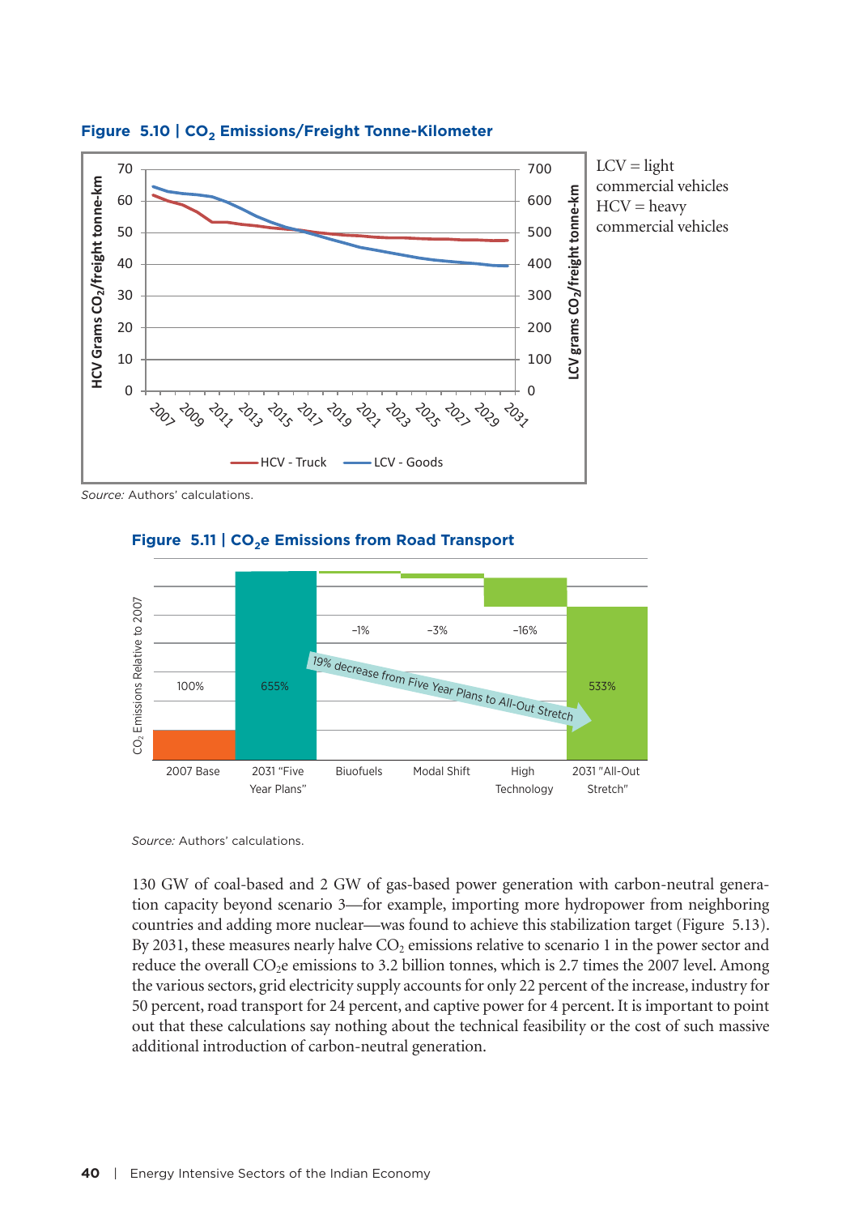**Figure 5.10 | $CO_2$ Emissions/Freight Tonne-Kilometer**

LCV = light commercial vehicles
HCV = heavy commercial vehicles

*Source:* Authors' calculations.

**Figure 5.11 | $CO_2$e Emissions from Road Transport**

*Source:* Authors' calculations.

130 GW of coal-based and 2 GW of gas-based power generation with carbon-neutral generation capacity beyond scenario 3—for example, importing more hydropower from neighboring countries and adding more nuclear—was found to achieve this stabilization target (Figure 5.13). By 2031, these measures nearly halve $CO_2$ emissions relative to scenario 1 in the power sector and reduce the overall $CO_2$e emissions to 3.2 billion tonnes, which is 2.7 times the 2007 level. Among the various sectors, grid electricity supply accounts for only 22 percent of the increase, industry for 50 percent, road transport for 24 percent, and captive power for 4 percent. It is important to point out that these calculations say nothing about the technical feasibility or the cost of such massive additional introduction of carbon-neutral generation.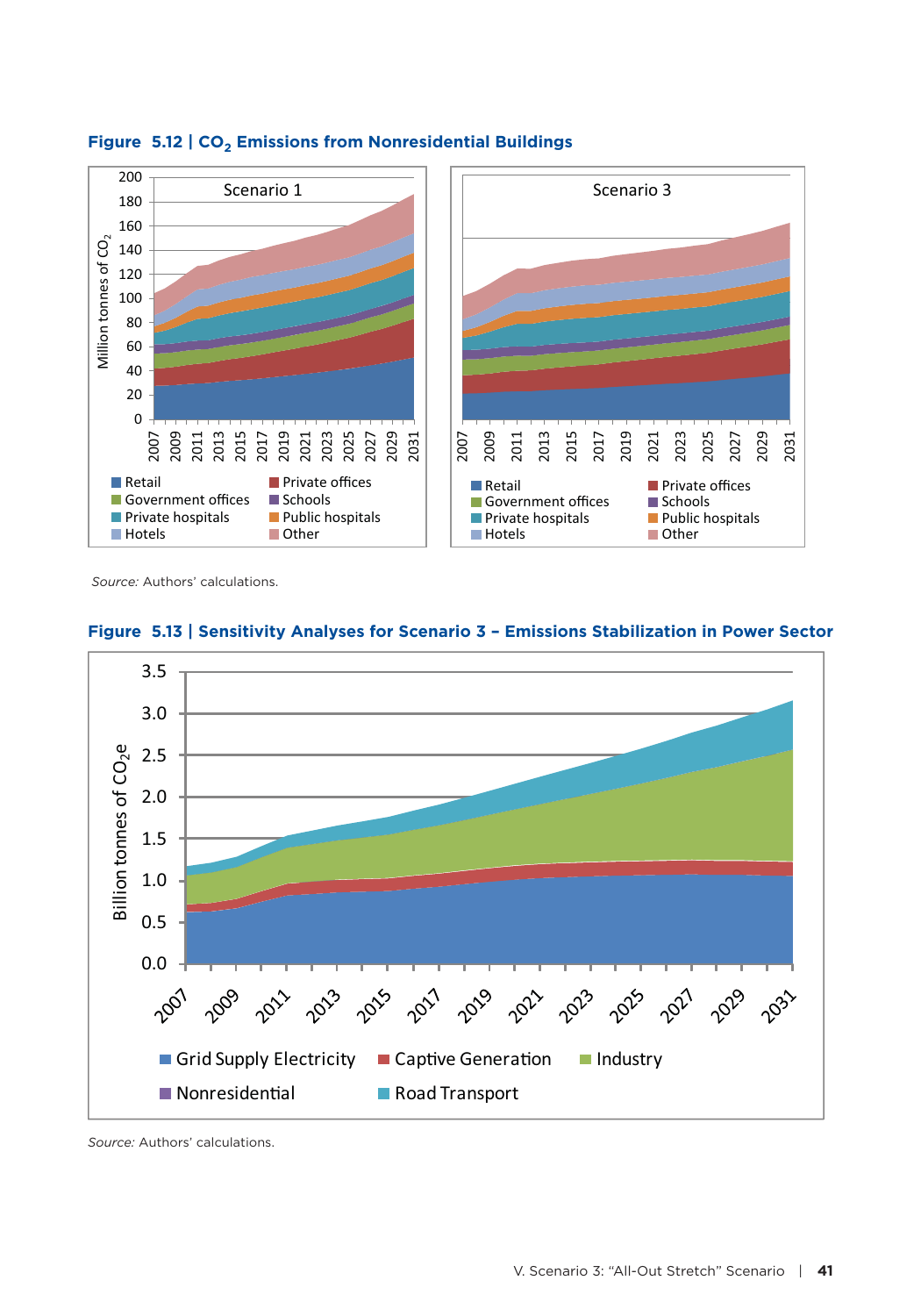**Figure 5.12 | $CO_2$ Emissions from Nonresidential Buildings**

*Source:* Authors' calculations.

**Figure 5.13 | Sensitivity Analyses for Scenario 3 – Emissions Stabilization in Power Sector**

*Source:* Authors' calculations.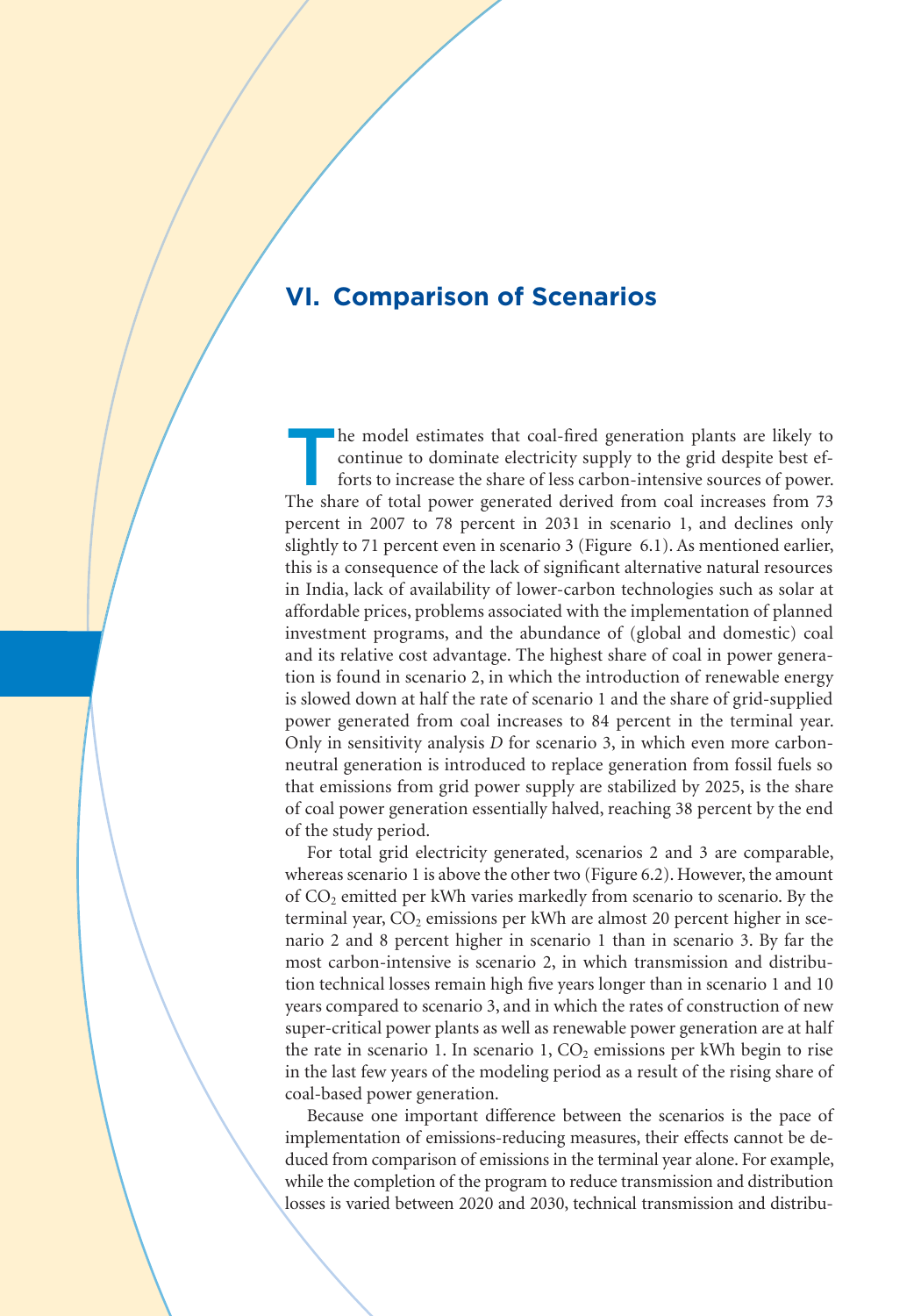## VI. Comparison of Scenarios

The model estimates that coal-fired generation plants are likely to continue to dominate electricity supply to the grid despite best efforts to increase the share of less carbon-intensive sources of power. The share of total power generated derived from coal increases from 73 percent in 2007 to 78 percent in 2031 in scenario 1, and declines only slightly to 71 percent even in scenario 3 (Figure 6.1). As mentioned earlier, this is a consequence of the lack of significant alternative natural resources in India, lack of availability of lower-carbon technologies such as solar at affordable prices, problems associated with the implementation of planned investment programs, and the abundance of (global and domestic) coal and its relative cost advantage. The highest share of coal in power generation is found in scenario 2, in which the introduction of renewable energy is slowed down at half the rate of scenario 1 and the share of grid-supplied power generated from coal increases to 84 percent in the terminal year. Only in sensitivity analysis *D* for scenario 3, in which even more carbon-neutral generation is introduced to replace generation from fossil fuels so that emissions from grid power supply are stabilized by 2025, is the share of coal power generation essentially halved, reaching 38 percent by the end of the study period.

For total grid electricity generated, scenarios 2 and 3 are comparable, whereas scenario 1 is above the other two (Figure 6.2). However, the amount of $CO_2$ emitted per kWh varies markedly from scenario to scenario. By the terminal year, $CO_2$ emissions per kWh are almost 20 percent higher in scenario 2 and 8 percent higher in scenario 1 than in scenario 3. By far the most carbon-intensive is scenario 2, in which transmission and distribution technical losses remain high five years longer than in scenario 1 and 10 years compared to scenario 3, and in which the rates of construction of new super-critical power plants as well as renewable power generation are at half the rate in scenario 1. In scenario 1, $CO_2$ emissions per kWh begin to rise in the last few years of the modeling period as a result of the rising share of coal-based power generation.

Because one important difference between the scenarios is the pace of implementation of emissions-reducing measures, their effects cannot be deduced from comparison of emissions in the terminal year alone. For example, while the completion of the program to reduce transmission and distribution losses is varied between 2020 and 2030, technical transmission and distribu-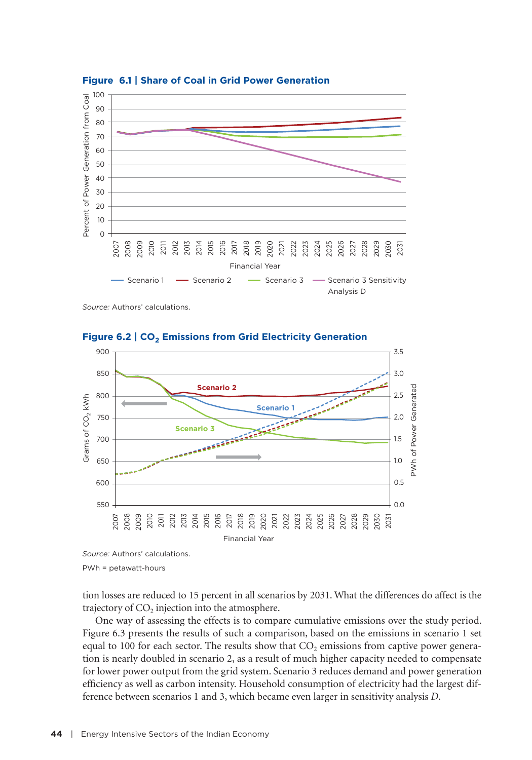**Figure 6.1 | Share of Coal in Grid Power Generation**

Source: Authors' calculations.

**Figure 6.2 | $CO_2$ Emissions from Grid Electricity Generation**

Source: Authors' calculations.

PWh = petawatt-hours

tion losses are reduced to 15 percent in all scenarios by 2031. What the differences do affect is the trajectory of $CO_2$ injection into the atmosphere.

One way of assessing the effects is to compare cumulative emissions over the study period. Figure 6.3 presents the results of such a comparison, based on the emissions in scenario 1 set equal to 100 for each sector. The results show that $CO_2$ emissions from captive power generation is nearly doubled in scenario 2, as a result of much higher capacity needed to compensate for lower power output from the grid system. Scenario 3 reduces demand and power generation efficiency as well as carbon intensity. Household consumption of electricity had the largest difference between scenarios 1 and 3, which became even larger in sensitivity analysis *D*.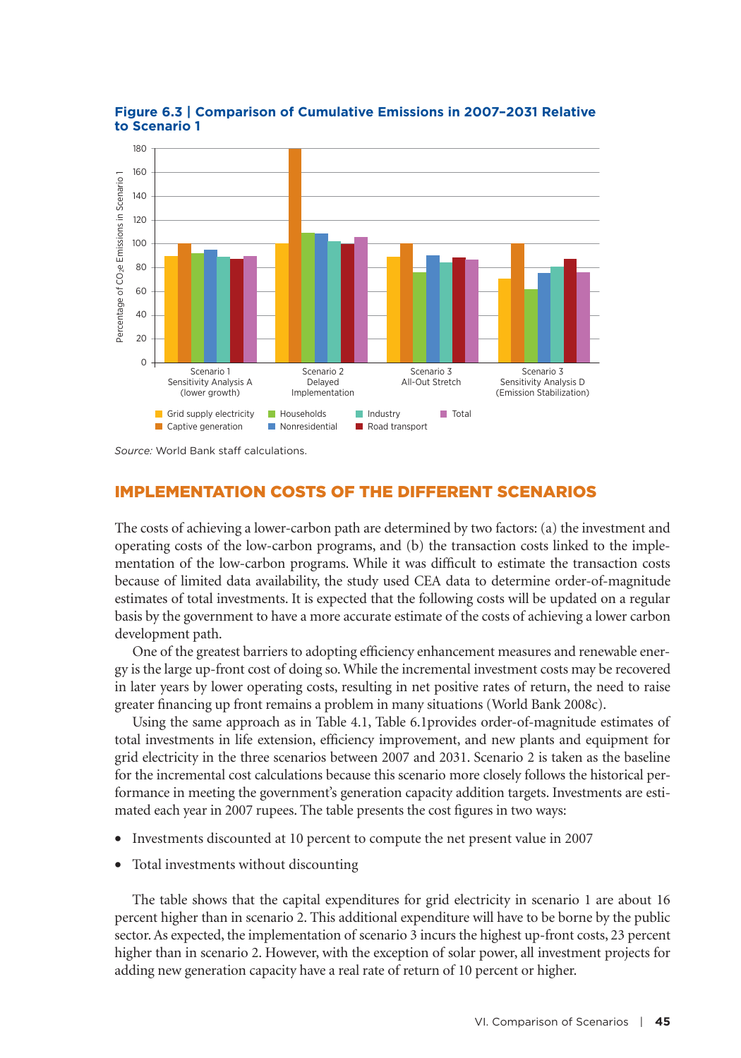**Figure 6.3 | Comparison of Cumulative Emissions in 2007–2031 Relative to Scenario 1**

Source: World Bank staff calculations.

## IMPLEMENTATION COSTS OF THE DIFFERENT SCENARIOS

The costs of achieving a lower-carbon path are determined by two factors: (a) the investment and operating costs of the low-carbon programs, and (b) the transaction costs linked to the implementation of the low-carbon programs. While it was difficult to estimate the transaction costs because of limited data availability, the study used CEA data to determine order-of-magnitude estimates of total investments. It is expected that the following costs will be updated on a regular basis by the government to have a more accurate estimate of the costs of achieving a lower carbon development path.

One of the greatest barriers to adopting efficiency enhancement measures and renewable energy is the large up-front cost of doing so. While the incremental investment costs may be recovered in later years by lower operating costs, resulting in net positive rates of return, the need to raise greater financing up front remains a problem in many situations (World Bank 2008c).

Using the same approach as in Table 4.1, Table 6.1provides order-of-magnitude estimates of total investments in life extension, efficiency improvement, and new plants and equipment for grid electricity in the three scenarios between 2007 and 2031. Scenario 2 is taken as the baseline for the incremental cost calculations because this scenario more closely follows the historical performance in meeting the government's generation capacity addition targets. Investments are estimated each year in 2007 rupees. The table presents the cost figures in two ways:

- Investments discounted at 10 percent to compute the net present value in 2007
- Total investments without discounting

The table shows that the capital expenditures for grid electricity in scenario 1 are about 16 percent higher than in scenario 2. This additional expenditure will have to be borne by the public sector. As expected, the implementation of scenario 3 incurs the highest up-front costs, 23 percent higher than in scenario 2. However, with the exception of solar power, all investment projects for adding new generation capacity have a real rate of return of 10 percent or higher.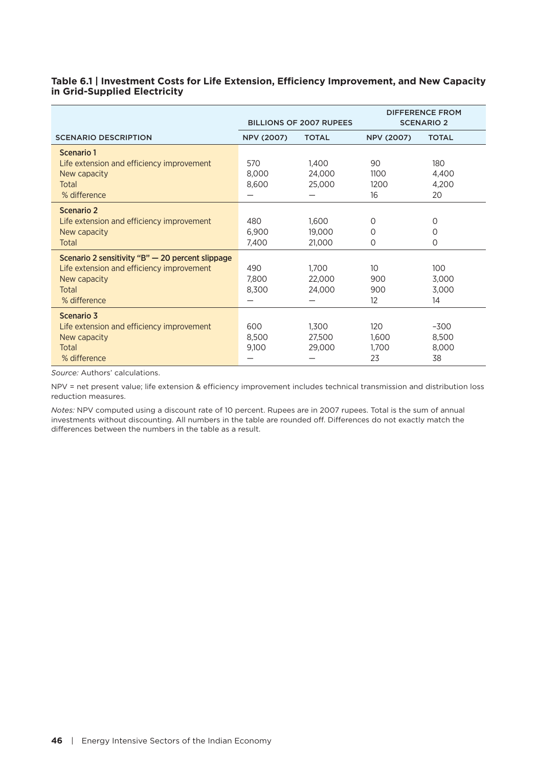**Table 6.1 | Investment Costs for Life Extension, Efficiency Improvement, and New Capacity in Grid-Supplied Electricity**

| SCENARIO DESCRIPTION | BILLIONS OF 2007 RUPEES | | DIFFERENCE FROM SCENARIO 2 | |
|---|---|---|---|---|
| | NPV (2007) | TOTAL | NPV (2007) | TOTAL |
| **Scenario 1** | | | | |
| Life extension and efficiency improvement | 570 | 1,400 | 90 | 180 |
| New capacity | 8,000 | 24,000 | 1100 | 4,400 |
| Total | 8,600 | 25,000 | 1200 | 4,200 |
| % difference | — | — | 16 | 20 |
| **Scenario 2** | | | | |
| Life extension and efficiency improvement | 480 | 1,600 | 0 | 0 |
| New capacity | 6,900 | 19,000 | 0 | 0 |
| Total | 7,400 | 21,000 | 0 | 0 |
| **Scenario 2 sensitivity "B" — 20 percent slippage** | | | | |
| Life extension and efficiency improvement | 490 | 1,700 | 10 | 100 |
| New capacity | 7,800 | 22,000 | 900 | 3,000 |
| Total | 8,300 | 24,000 | 900 | 3,000 |
| % difference | — | — | 12 | 14 |
| **Scenario 3** | | | | |
| Life extension and efficiency improvement | 600 | 1,300 | 120 | –300 |
| New capacity | 8,500 | 27,500 | 1,600 | 8,500 |
| Total | 9,100 | 29,000 | 1,700 | 8,000 |
| % difference | — | — | 23 | 38 |

*Source:* Authors' calculations.

NPV = net present value; life extension & efficiency improvement includes technical transmission and distribution loss reduction measures.

*Notes:* NPV computed using a discount rate of 10 percent. Rupees are in 2007 rupees. Total is the sum of annual investments without discounting. All numbers in the table are rounded off. Differences do not exactly match the differences between the numbers in the table as a result.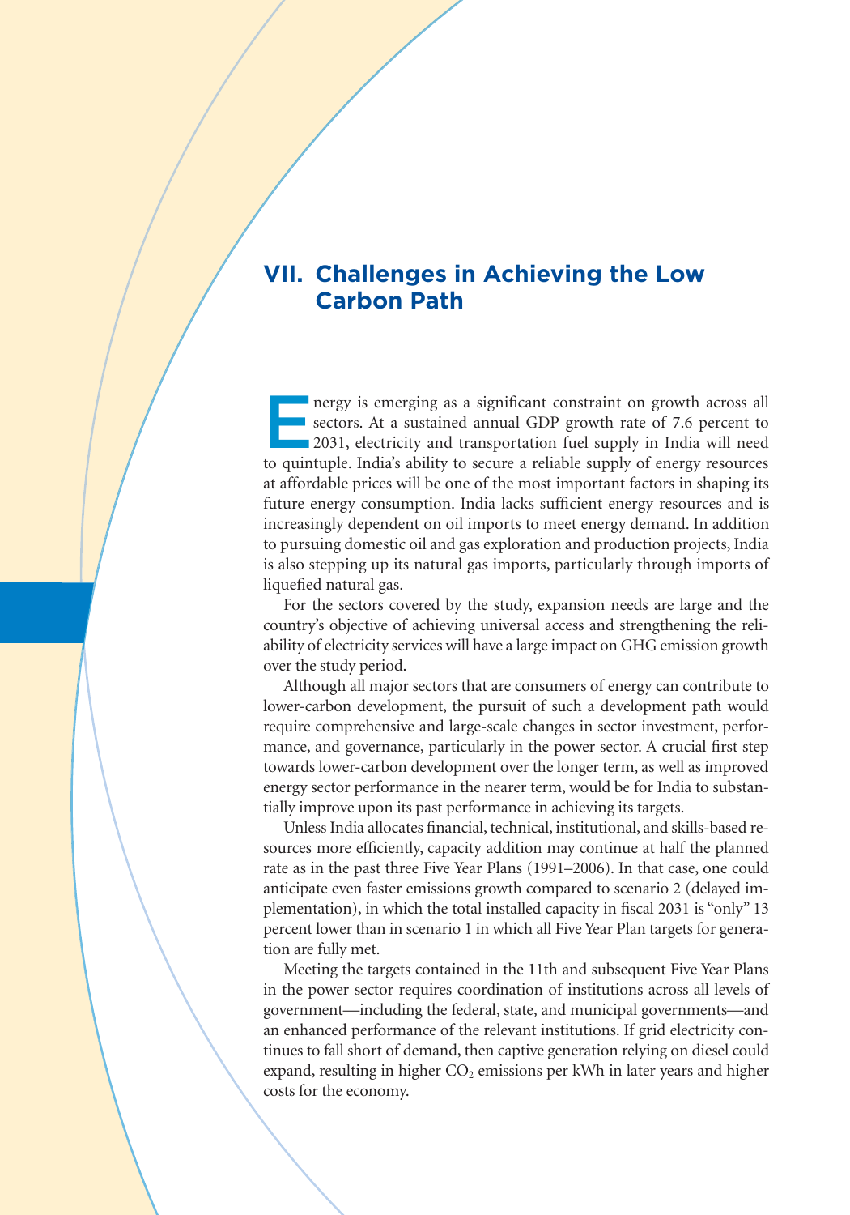# VII. Challenges in Achieving the Low Carbon Path

Energy is emerging as a significant constraint on growth across all sectors. At a sustained annual GDP growth rate of 7.6 percent to 2031, electricity and transportation fuel supply in India will need to quintuple. India's ability to secure a reliable supply of energy resources at affordable prices will be one of the most important factors in shaping its future energy consumption. India lacks sufficient energy resources and is increasingly dependent on oil imports to meet energy demand. In addition to pursuing domestic oil and gas exploration and production projects, India is also stepping up its natural gas imports, particularly through imports of liquefied natural gas.

For the sectors covered by the study, expansion needs are large and the country's objective of achieving universal access and strengthening the reliability of electricity services will have a large impact on GHG emission growth over the study period.

Although all major sectors that are consumers of energy can contribute to lower-carbon development, the pursuit of such a development path would require comprehensive and large-scale changes in sector investment, performance, and governance, particularly in the power sector. A crucial first step towards lower-carbon development over the longer term, as well as improved energy sector performance in the nearer term, would be for India to substantially improve upon its past performance in achieving its targets.

Unless India allocates financial, technical, institutional, and skills-based resources more efficiently, capacity addition may continue at half the planned rate as in the past three Five Year Plans (1991–2006). In that case, one could anticipate even faster emissions growth compared to scenario 2 (delayed implementation), in which the total installed capacity in fiscal 2031 is "only" 13 percent lower than in scenario 1 in which all Five Year Plan targets for generation are fully met.

Meeting the targets contained in the 11th and subsequent Five Year Plans in the power sector requires coordination of institutions across all levels of government—including the federal, state, and municipal governments—and an enhanced performance of the relevant institutions. If grid electricity continues to fall short of demand, then captive generation relying on diesel could expand, resulting in higher $CO_2$ emissions per kWh in later years and higher costs for the economy.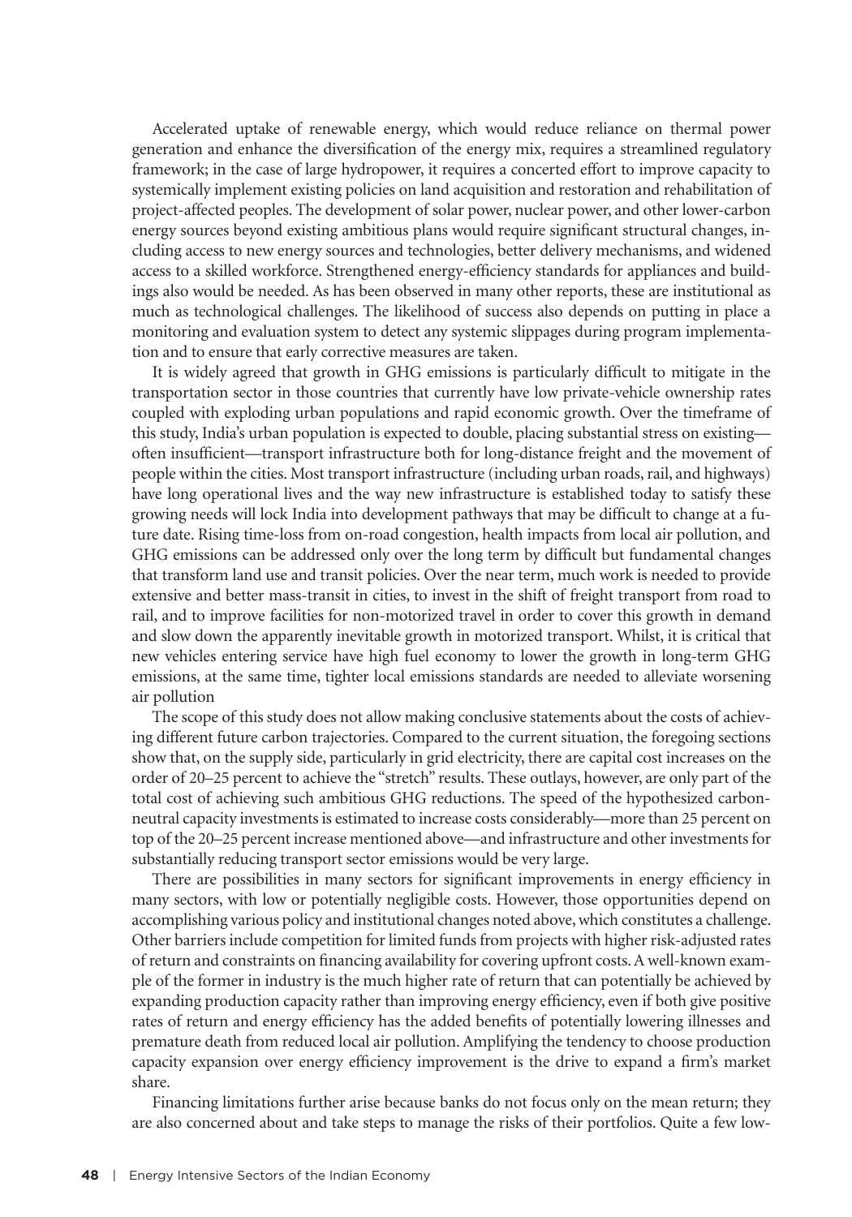Accelerated uptake of renewable energy, which would reduce reliance on thermal power generation and enhance the diversification of the energy mix, requires a streamlined regulatory framework; in the case of large hydropower, it requires a concerted effort to improve capacity to systemically implement existing policies on land acquisition and restoration and rehabilitation of project-affected peoples. The development of solar power, nuclear power, and other lower-carbon energy sources beyond existing ambitious plans would require significant structural changes, including access to new energy sources and technologies, better delivery mechanisms, and widened access to a skilled workforce. Strengthened energy-efficiency standards for appliances and buildings also would be needed. As has been observed in many other reports, these are institutional as much as technological challenges. The likelihood of success also depends on putting in place a monitoring and evaluation system to detect any systemic slippages during program implementation and to ensure that early corrective measures are taken.

It is widely agreed that growth in GHG emissions is particularly difficult to mitigate in the transportation sector in those countries that currently have low private-vehicle ownership rates coupled with exploding urban populations and rapid economic growth. Over the timeframe of this study, India's urban population is expected to double, placing substantial stress on existing—often insufficient—transport infrastructure both for long-distance freight and the movement of people within the cities. Most transport infrastructure (including urban roads, rail, and highways) have long operational lives and the way new infrastructure is established today to satisfy these growing needs will lock India into development pathways that may be difficult to change at a future date. Rising time-loss from on-road congestion, health impacts from local air pollution, and GHG emissions can be addressed only over the long term by difficult but fundamental changes that transform land use and transit policies. Over the near term, much work is needed to provide extensive and better mass-transit in cities, to invest in the shift of freight transport from road to rail, and to improve facilities for non-motorized travel in order to cover this growth in demand and slow down the apparently inevitable growth in motorized transport. Whilst, it is critical that new vehicles entering service have high fuel economy to lower the growth in long-term GHG emissions, at the same time, tighter local emissions standards are needed to alleviate worsening air pollution

The scope of this study does not allow making conclusive statements about the costs of achieving different future carbon trajectories. Compared to the current situation, the foregoing sections show that, on the supply side, particularly in grid electricity, there are capital cost increases on the order of 20–25 percent to achieve the "stretch" results. These outlays, however, are only part of the total cost of achieving such ambitious GHG reductions. The speed of the hypothesized carbon-neutral capacity investments is estimated to increase costs considerably—more than 25 percent on top of the 20–25 percent increase mentioned above—and infrastructure and other investments for substantially reducing transport sector emissions would be very large.

There are possibilities in many sectors for significant improvements in energy efficiency in many sectors, with low or potentially negligible costs. However, those opportunities depend on accomplishing various policy and institutional changes noted above, which constitutes a challenge. Other barriers include competition for limited funds from projects with higher risk-adjusted rates of return and constraints on financing availability for covering upfront costs. A well-known example of the former in industry is the much higher rate of return that can potentially be achieved by expanding production capacity rather than improving energy efficiency, even if both give positive rates of return and energy efficiency has the added benefits of potentially lowering illnesses and premature death from reduced local air pollution. Amplifying the tendency to choose production capacity expansion over energy efficiency improvement is the drive to expand a firm's market share.

Financing limitations further arise because banks do not focus only on the mean return; they are also concerned about and take steps to manage the risks of their portfolios. Quite a few low-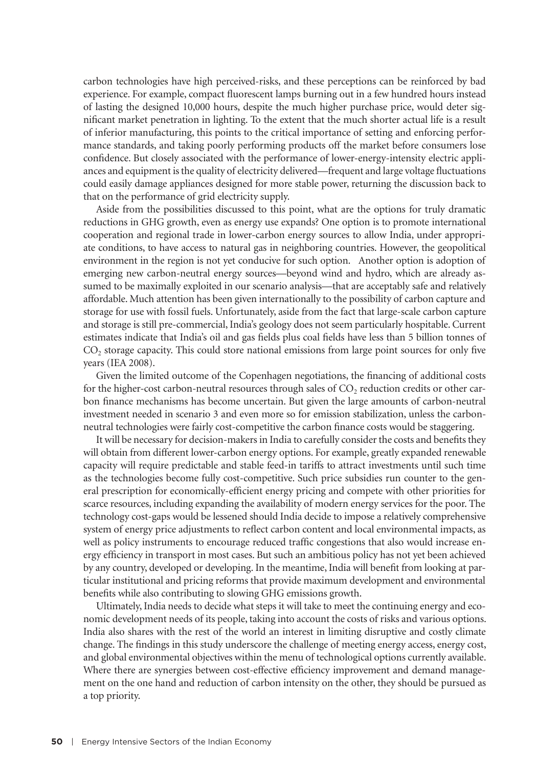carbon technologies have high perceived-risks, and these perceptions can be reinforced by bad experience. For example, compact fluorescent lamps burning out in a few hundred hours instead of lasting the designed 10,000 hours, despite the much higher purchase price, would deter significant market penetration in lighting. To the extent that the much shorter actual life is a result of inferior manufacturing, this points to the critical importance of setting and enforcing performance standards, and taking poorly performing products off the market before consumers lose confidence. But closely associated with the performance of lower-energy-intensity electric appliances and equipment is the quality of electricity delivered—frequent and large voltage fluctuations could easily damage appliances designed for more stable power, returning the discussion back to that on the performance of grid electricity supply.

Aside from the possibilities discussed to this point, what are the options for truly dramatic reductions in GHG growth, even as energy use expands? One option is to promote international cooperation and regional trade in lower-carbon energy sources to allow India, under appropriate conditions, to have access to natural gas in neighboring countries. However, the geopolitical environment in the region is not yet conducive for such option. Another option is adoption of emerging new carbon-neutral energy sources—beyond wind and hydro, which are already assumed to be maximally exploited in our scenario analysis—that are acceptably safe and relatively affordable. Much attention has been given internationally to the possibility of carbon capture and storage for use with fossil fuels. Unfortunately, aside from the fact that large-scale carbon capture and storage is still pre-commercial, India's geology does not seem particularly hospitable. Current estimates indicate that India's oil and gas fields plus coal fields have less than 5 billion tonnes of $CO_2$ storage capacity. This could store national emissions from large point sources for only five years (IEA 2008).

Given the limited outcome of the Copenhagen negotiations, the financing of additional costs for the higher-cost carbon-neutral resources through sales of $CO_2$ reduction credits or other carbon finance mechanisms has become uncertain. But given the large amounts of carbon-neutral investment needed in scenario 3 and even more so for emission stabilization, unless the carbon-neutral technologies were fairly cost-competitive the carbon finance costs would be staggering.

It will be necessary for decision-makers in India to carefully consider the costs and benefits they will obtain from different lower-carbon energy options. For example, greatly expanded renewable capacity will require predictable and stable feed-in tariffs to attract investments until such time as the technologies become fully cost-competitive. Such price subsidies run counter to the general prescription for economically-efficient energy pricing and compete with other priorities for scarce resources, including expanding the availability of modern energy services for the poor. The technology cost-gaps would be lessened should India decide to impose a relatively comprehensive system of energy price adjustments to reflect carbon content and local environmental impacts, as well as policy instruments to encourage reduced traffic congestions that also would increase energy efficiency in transport in most cases. But such an ambitious policy has not yet been achieved by any country, developed or developing. In the meantime, India will benefit from looking at particular institutional and pricing reforms that provide maximum development and environmental benefits while also contributing to slowing GHG emissions growth.

Ultimately, India needs to decide what steps it will take to meet the continuing energy and economic development needs of its people, taking into account the costs of risks and various options. India also shares with the rest of the world an interest in limiting disruptive and costly climate change. The findings in this study underscore the challenge of meeting energy access, energy cost, and global environmental objectives within the menu of technological options currently available. Where there are synergies between cost-effective efficiency improvement and demand management on the one hand and reduction of carbon intensity on the other, they should be pursued as a top priority.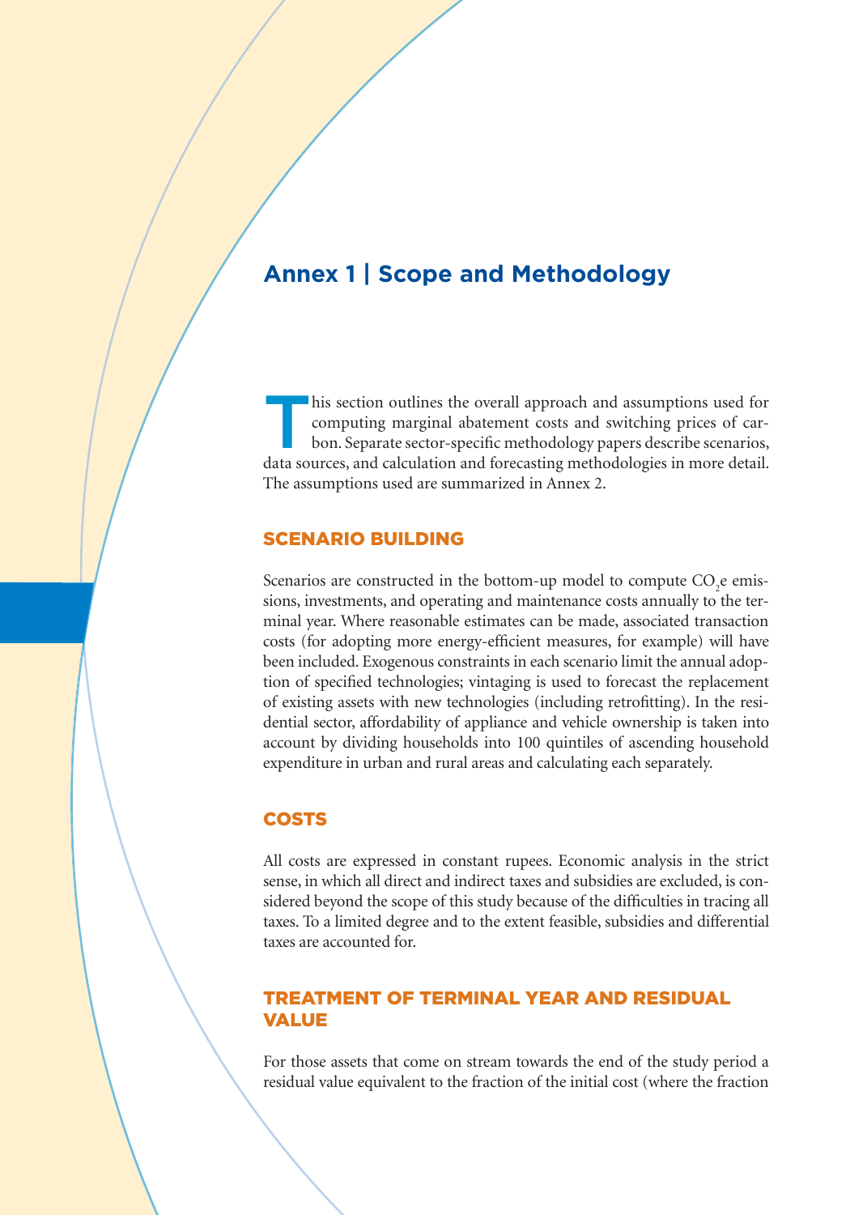# Annex 1 | Scope and Methodology

This section outlines the overall approach and assumptions used for computing marginal abatement costs and switching prices of carbon. Separate sector-specific methodology papers describe scenarios, data sources, and calculation and forecasting methodologies in more detail. The assumptions used are summarized in Annex 2.

## SCENARIO BUILDING

Scenarios are constructed in the bottom-up model to compute $CO_2e$ emissions, investments, and operating and maintenance costs annually to the terminal year. Where reasonable estimates can be made, associated transaction costs (for adopting more energy-efficient measures, for example) will have been included. Exogenous constraints in each scenario limit the annual adoption of specified technologies; vintaging is used to forecast the replacement of existing assets with new technologies (including retrofitting). In the residential sector, affordability of appliance and vehicle ownership is taken into account by dividing households into 100 quintiles of ascending household expenditure in urban and rural areas and calculating each separately.

## COSTS

All costs are expressed in constant rupees. Economic analysis in the strict sense, in which all direct and indirect taxes and subsidies are excluded, is considered beyond the scope of this study because of the difficulties in tracing all taxes. To a limited degree and to the extent feasible, subsidies and differential taxes are accounted for.

## TREATMENT OF TERMINAL YEAR AND RESIDUAL VALUE

For those assets that come on stream towards the end of the study period a residual value equivalent to the fraction of the initial cost (where the fraction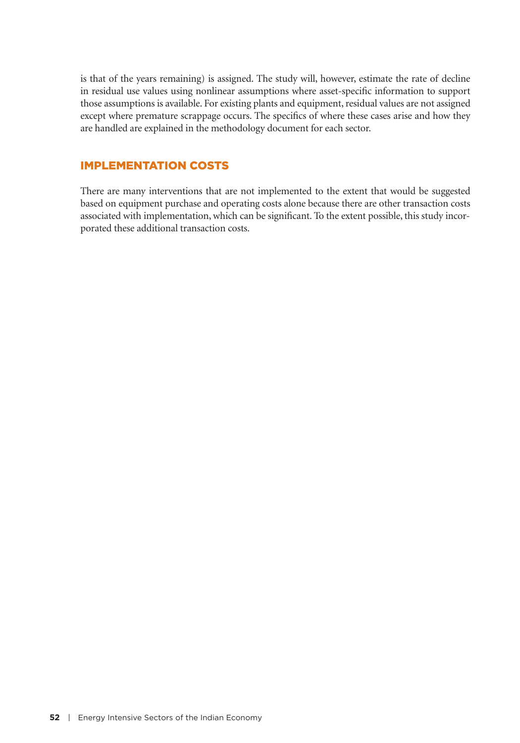is that of the years remaining) is assigned. The study will, however, estimate the rate of decline in residual use values using nonlinear assumptions where asset-specific information to support those assumptions is available. For existing plants and equipment, residual values are not assigned except where premature scrappage occurs. The specifics of where these cases arise and how they are handled are explained in the methodology document for each sector.

## IMPLEMENTATION COSTS

There are many interventions that are not implemented to the extent that would be suggested based on equipment purchase and operating costs alone because there are other transaction costs associated with implementation, which can be significant. To the extent possible, this study incorporated these additional transaction costs.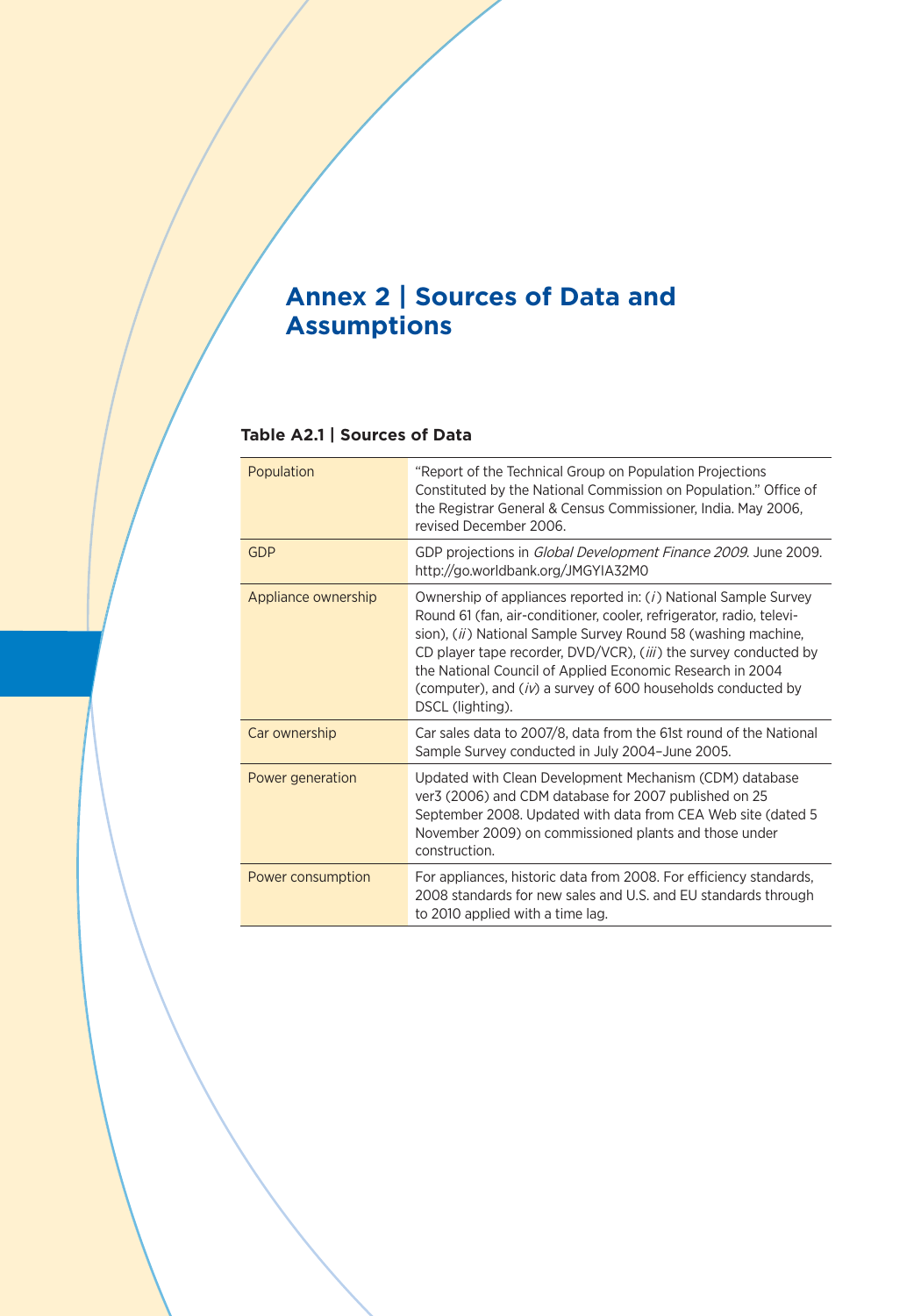# Annex 2 | Sources of Data and Assumptions

### Table A2.1 | Sources of Data

| | |
|---|---|
| Population | "Report of the Technical Group on Population Projections Constituted by the National Commission on Population." Office of the Registrar General & Census Commissioner, India. May 2006, revised December 2006. |
| GDP | GDP projections in *Global Development Finance 2009*. June 2009. http://go.worldbank.org/JMGYIA32M0 |
| Appliance ownership | Ownership of appliances reported in: (*i*) National Sample Survey Round 61 (fan, air-conditioner, cooler, refrigerator, radio, television), (*ii*) National Sample Survey Round 58 (washing machine, CD player tape recorder, DVD/VCR), (*iii*) the survey conducted by the National Council of Applied Economic Research in 2004 (computer), and (*iv*) a survey of 600 households conducted by DSCL (lighting). |
| Car ownership | Car sales data to 2007/8, data from the 61st round of the National Sample Survey conducted in July 2004–June 2005. |
| Power generation | Updated with Clean Development Mechanism (CDM) database ver3 (2006) and CDM database for 2007 published on 25 September 2008. Updated with data from CEA Web site (dated 5 November 2009) on commissioned plants and those under construction. |
| Power consumption | For appliances, historic data from 2008. For efficiency standards, 2008 standards for new sales and U.S. and EU standards through to 2010 applied with a time lag. |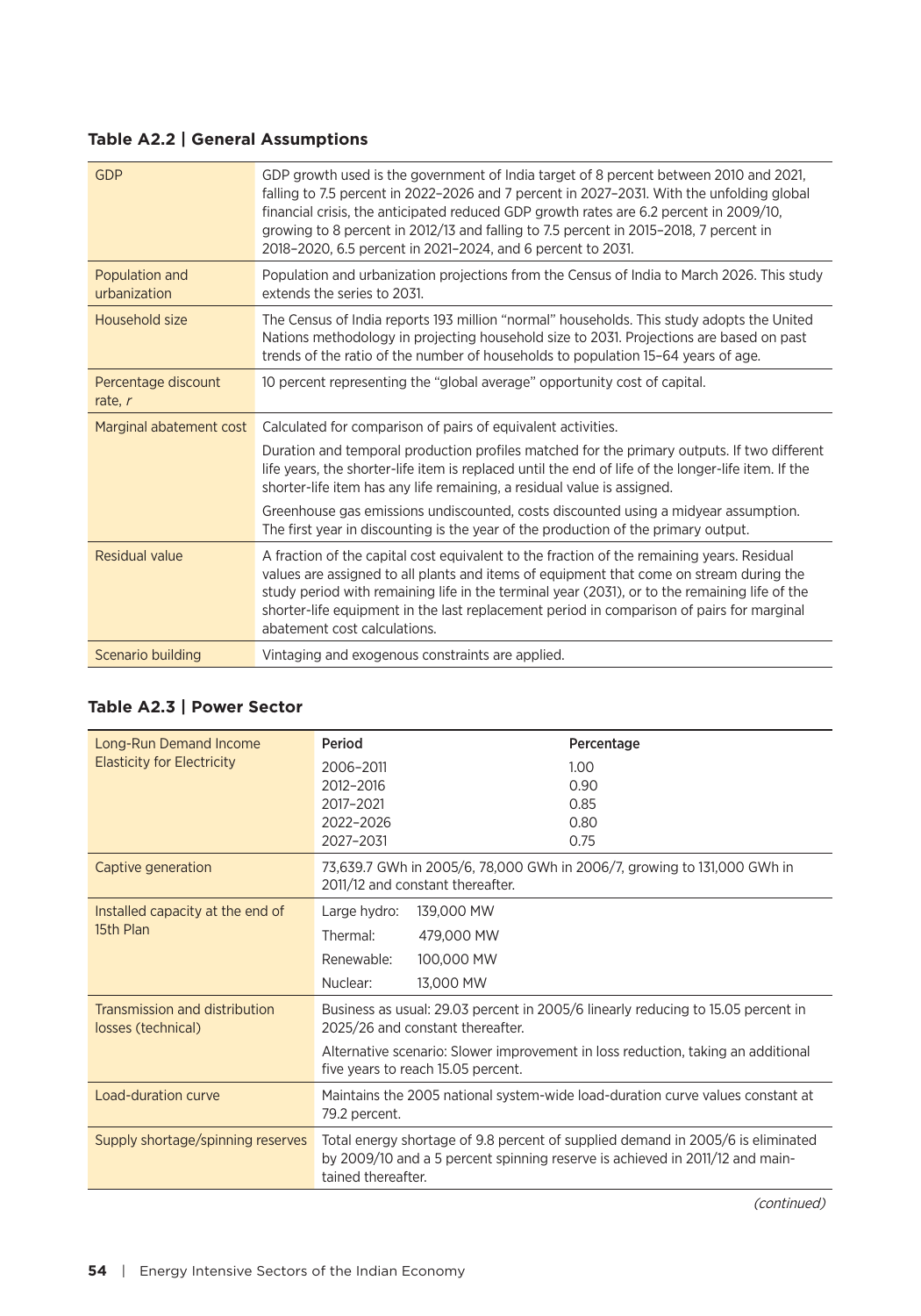### Table A2.2 | General Assumptions

| | |
|---|---|
| GDP | GDP growth used is the government of India target of 8 percent between 2010 and 2021, falling to 7.5 percent in 2022–2026 and 7 percent in 2027–2031. With the unfolding global financial crisis, the anticipated reduced GDP growth rates are 6.2 percent in 2009/10, growing to 8 percent in 2012/13 and falling to 7.5 percent in 2015–2018, 7 percent in 2018–2020, 6.5 percent in 2021–2024, and 6 percent to 2031. |
| Population and urbanization | Population and urbanization projections from the Census of India to March 2026. This study extends the series to 2031. |
| Household size | The Census of India reports 193 million "normal" households. This study adopts the United Nations methodology in projecting household size to 2031. Projections are based on past trends of the ratio of the number of households to population 15–64 years of age. |
| Percentage discount rate, *r* | 10 percent representing the "global average" opportunity cost of capital. |
| Marginal abatement cost | Calculated for comparison of pairs of equivalent activities.<br><br>Duration and temporal production profiles matched for the primary outputs. If two different life years, the shorter-life item is replaced until the end of life of the longer-life item. If the shorter-life item has any life remaining, a residual value is assigned.<br><br>Greenhouse gas emissions undiscounted, costs discounted using a midyear assumption. The first year in discounting is the year of the production of the primary output. |
| Residual value | A fraction of the capital cost equivalent to the fraction of the remaining years. Residual values are assigned to all plants and items of equipment that come on stream during the study period with remaining life in the terminal year (2031), or to the remaining life of the shorter-life equipment in the last replacement period in comparison of pairs for marginal abatement cost calculations. |
| Scenario building | Vintaging and exogenous constraints are applied. |

### Table A2.3 | Power Sector

| | | |
|---|---|---|
| Long-Run Demand Income Elasticity for Electricity | **Period** | **Percentage** |
| | 2006–2011 | 1.00 |
| | 2012–2016 | 0.90 |
| | 2017–2021 | 0.85 |
| | 2022–2026 | 0.80 |
| | 2027–2031 | 0.75 |
| Captive generation | 73,639.7 GWh in 2005/6, 78,000 GWh in 2006/7, growing to 131,000 GWh in 2011/12 and constant thereafter. | |
| Installed capacity at the end of 15th Plan | Large hydro: | 139,000 MW |
| | Thermal: | 479,000 MW |
| | Renewable: | 100,000 MW |
| | Nuclear: | 13,000 MW |
| Transmission and distribution losses (technical) | Business as usual: 29.03 percent in 2005/6 linearly reducing to 15.05 percent in 2025/26 and constant thereafter.<br><br>Alternative scenario: Slower improvement in loss reduction, taking an additional five years to reach 15.05 percent. | |
| Load-duration curve | Maintains the 2005 national system-wide load-duration curve values constant at 79.2 percent. | |
| Supply shortage/spinning reserves | Total energy shortage of 9.8 percent of supplied demand in 2005/6 is eliminated by 2009/10 and a 5 percent spinning reserve is achieved in 2011/12 and maintained thereafter. | |

*(continued)*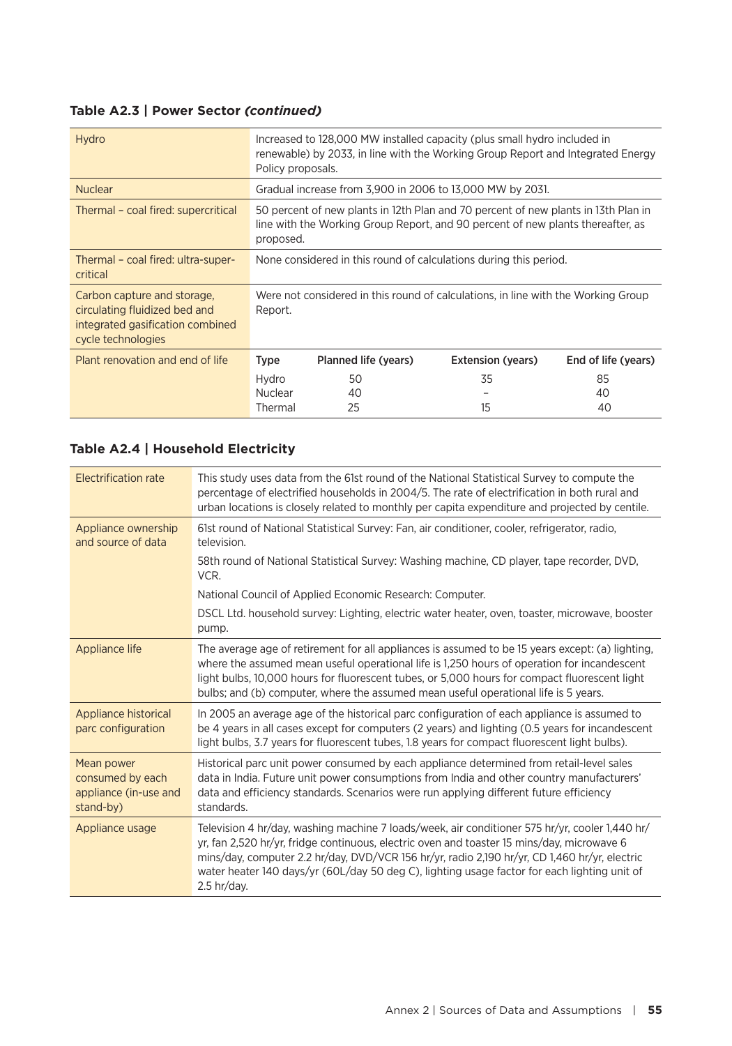**Table A2.3 | Power Sector *(continued)***

| | |
|---|---|
| Hydro | Increased to 128,000 MW installed capacity (plus small hydro included in renewable) by 2033, in line with the Working Group Report and Integrated Energy Policy proposals. |
| Nuclear | Gradual increase from 3,900 in 2006 to 13,000 MW by 2031. |
| Thermal – coal fired: supercritical | 50 percent of new plants in 12th Plan and 70 percent of new plants in 13th Plan in line with the Working Group Report, and 90 percent of new plants thereafter, as proposed. |
| Thermal – coal fired: ultra-super-critical | None considered in this round of calculations during this period. |
| Carbon capture and storage, circulating fluidized bed and integrated gasification combined cycle technologies | Were not considered in this round of calculations, in line with the Working Group Report. |

| Plant renovation and end of life | Type | Planned life (years) | Extension (years) | End of life (years) |
|---|---|---|---|---|
| | Hydro | 50 | 35 | 85 |
| | Nuclear | 40 | – | 40 |
| | Thermal | 25 | 15 | 40 |

**Table A2.4 | Household Electricity**

| | |
|---|---|
| Electrification rate | This study uses data from the 61st round of the National Statistical Survey to compute the percentage of electrified households in 2004/5. The rate of electrification in both rural and urban locations is closely related to monthly per capita expenditure and projected by centile. |
| Appliance ownership and source of data | 61st round of National Statistical Survey: Fan, air conditioner, cooler, refrigerator, radio, television.<br>58th round of National Statistical Survey: Washing machine, CD player, tape recorder, DVD, VCR.<br>National Council of Applied Economic Research: Computer.<br>DSCL Ltd. household survey: Lighting, electric water heater, oven, toaster, microwave, booster pump. |
| Appliance life | The average age of retirement for all appliances is assumed to be 15 years except: (a) lighting, where the assumed mean useful operational life is 1,250 hours of operation for incandescent light bulbs, 10,000 hours for fluorescent tubes, or 5,000 hours for compact fluorescent light bulbs; and (b) computer, where the assumed mean useful operational life is 5 years. |
| Appliance historical parc configuration | In 2005 an average age of the historical parc configuration of each appliance is assumed to be 4 years in all cases except for computers (2 years) and lighting (0.5 years for incandescent light bulbs, 3.7 years for fluorescent tubes, 1.8 years for compact fluorescent light bulbs). |
| Mean power consumed by each appliance (in-use and stand-by) | Historical parc unit power consumed by each appliance determined from retail-level sales data in India. Future unit power consumptions from India and other country manufacturers' data and efficiency standards. Scenarios were run applying different future efficiency standards. |
| Appliance usage | Television 4 hr/day, washing machine 7 loads/week, air conditioner 575 hr/yr, cooler 1,440 hr/yr, fan 2,520 hr/yr, fridge continuous, electric oven and toaster 15 mins/day, microwave 6 mins/day, computer 2.2 hr/day, DVD/VCR 156 hr/yr, radio 2,190 hr/yr, CD 1,460 hr/yr, electric water heater 140 days/yr (60L/day 50 deg C), lighting usage factor for each lighting unit of 2.5 hr/day. |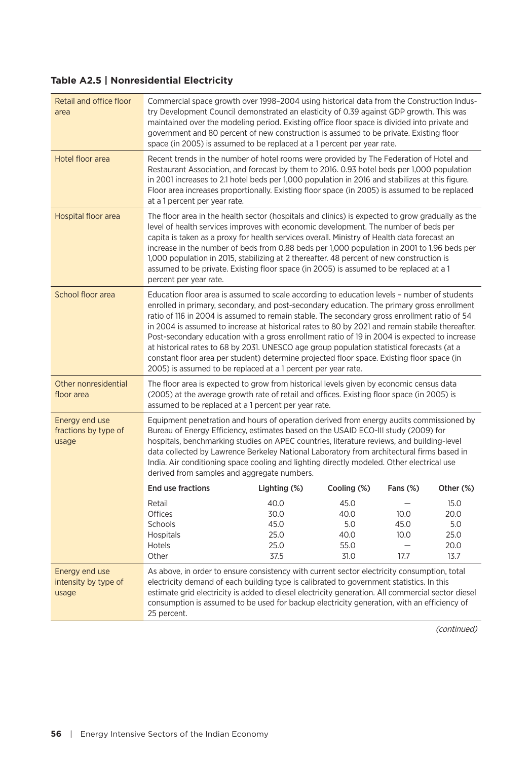**Table A2.5 | Nonresidential Electricity**

| | |
|---|---|
| Retail and office floor area | Commercial space growth over 1998–2004 using historical data from the Construction Industry Development Council demonstrated an elasticity of 0.39 against GDP growth. This was maintained over the modeling period. Existing office floor space is divided into private and government and 80 percent of new construction is assumed to be private. Existing floor space (in 2005) is assumed to be replaced at a 1 percent per year rate. |
| Hotel floor area | Recent trends in the number of hotel rooms were provided by The Federation of Hotel and Restaurant Association, and forecast by them to 2016. 0.93 hotel beds per 1,000 population in 2001 increases to 2.1 hotel beds per 1,000 population in 2016 and stabilizes at this figure. Floor area increases proportionally. Existing floor space (in 2005) is assumed to be replaced at a 1 percent per year rate. |
| Hospital floor area | The floor area in the health sector (hospitals and clinics) is expected to grow gradually as the level of health services improves with economic development. The number of beds per capita is taken as a proxy for health services overall. Ministry of Health data forecast an increase in the number of beds from 0.88 beds per 1,000 population in 2001 to 1.96 beds per 1,000 population in 2015, stabilizing at 2 thereafter. 48 percent of new construction is assumed to be private. Existing floor space (in 2005) is assumed to be replaced at a 1 percent per year rate. |
| School floor area | Education floor area is assumed to scale according to education levels – number of students enrolled in primary, secondary, and post-secondary education. The primary gross enrollment ratio of 116 in 2004 is assumed to remain stable. The secondary gross enrollment ratio of 54 in 2004 is assumed to increase at historical rates to 80 by 2021 and remain stabile thereafter. Post-secondary education with a gross enrollment ratio of 19 in 2004 is expected to increase at historical rates to 68 by 2031. UNESCO age group population statistical forecasts (at a constant floor area per student) determine projected floor space. Existing floor space (in 2005) is assumed to be replaced at a 1 percent per year rate. |
| Other nonresidential floor area | The floor area is expected to grow from historical levels given by economic census data (2005) at the average growth rate of retail and offices. Existing floor space (in 2005) is assumed to be replaced at a 1 percent per year rate. |
| Energy end use fractions by type of usage | Equipment penetration and hours of operation derived from energy audits commissioned by Bureau of Energy Efficiency, estimates based on the USAID ECO-III study (2009) for hospitals, benchmarking studies on APEC countries, literature reviews, and building-level data collected by Lawrence Berkeley National Laboratory from architectural firms based in India. Air conditioning space cooling and lighting directly modeled. Other electrical use derived from samples and aggregate numbers. |
| Energy end use intensity by type of usage | As above, in order to ensure consistency with current sector electricity consumption, total electricity demand of each building type is calibrated to government statistics. In this estimate grid electricity is added to diesel electricity generation. All commercial sector diesel consumption is assumed to be used for backup electricity generation, with an efficiency of 25 percent. |

| End use fractions | Lighting (%) | Cooling (%) | Fans (%) | Other (%) |
|---|---|---|---|---|
| Retail | 40.0 | 45.0 | — | 15.0 |
| Offices | 30.0 | 40.0 | 10.0 | 20.0 |
| Schools | 45.0 | 5.0 | 45.0 | 5.0 |
| Hospitals | 25.0 | 40.0 | 10.0 | 25.0 |
| Hotels | 25.0 | 55.0 | — | 20.0 |
| Other | 37.5 | 31.0 | 17.7 | 13.7 |

*(continued)*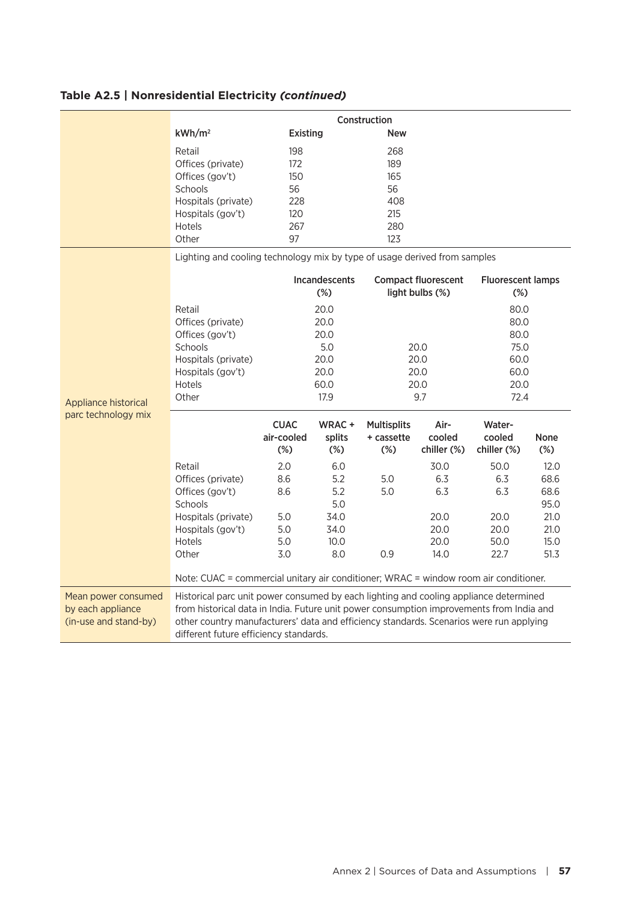## Table A2.5 | Nonresidential Electricity *(continued)*

| | | Construction | |
|---|---|---|---|
| | **kWh/m²** | **Existing** | **New** |
| | Retail | 198 | 268 |
| | Offices (private) | 172 | 189 |
| | Offices (gov't) | 150 | 165 |
| | Schools | 56 | 56 |
| | Hospitals (private) | 228 | 408 |
| | Hospitals (gov't) | 120 | 215 |
| | Hotels | 267 | 280 |
| | Other | 97 | 123 |

**Appliance historical parc technology mix**

Lighting and cooling technology mix by type of usage derived from samples

| | Incandescents (%) | Compact fluorescent light bulbs (%) | Fluorescent lamps (%) |
|---|---|---|---|
| Retail | 20.0 | | 80.0 |
| Offices (private) | 20.0 | | 80.0 |
| Offices (gov't) | 20.0 | | 80.0 |
| Schools | 5.0 | 20.0 | 75.0 |
| Hospitals (private) | 20.0 | 20.0 | 60.0 |
| Hospitals (gov't) | 20.0 | 20.0 | 60.0 |
| Hotels | 60.0 | 20.0 | 20.0 |
| Other | 17.9 | 9.7 | 72.4 |

| | CUAC air-cooled (%) | WRAC + splits (%) | Multisplits + cassette (%) | Air-cooled chiller (%) | Water-cooled chiller (%) | None (%) |
|---|---|---|---|---|---|---|
| Retail | 2.0 | 6.0 | | 30.0 | 50.0 | 12.0 |
| Offices (private) | 8.6 | 5.2 | 5.0 | 6.3 | 6.3 | 68.6 |
| Offices (gov't) | 8.6 | 5.2 | 5.0 | 6.3 | 6.3 | 68.6 |
| Schools | | 5.0 | | | | 95.0 |
| Hospitals (private) | 5.0 | 34.0 | | 20.0 | 20.0 | 21.0 |
| Hospitals (gov't) | 5.0 | 34.0 | | 20.0 | 20.0 | 21.0 |
| Hotels | 5.0 | 10.0 | | 20.0 | 50.0 | 15.0 |
| Other | 3.0 | 8.0 | 0.9 | 14.0 | 22.7 | 51.3 |

Note: CUAC = commercial unitary air conditioner; WRAC = window room air conditioner.

| Mean power consumed by each appliance (in-use and stand-by) | Historical parc unit power consumed by each lighting and cooling appliance determined from historical data in India. Future unit power consumption improvements from India and other country manufacturers' data and efficiency standards. Scenarios were run applying different future efficiency standards. |
|---|---|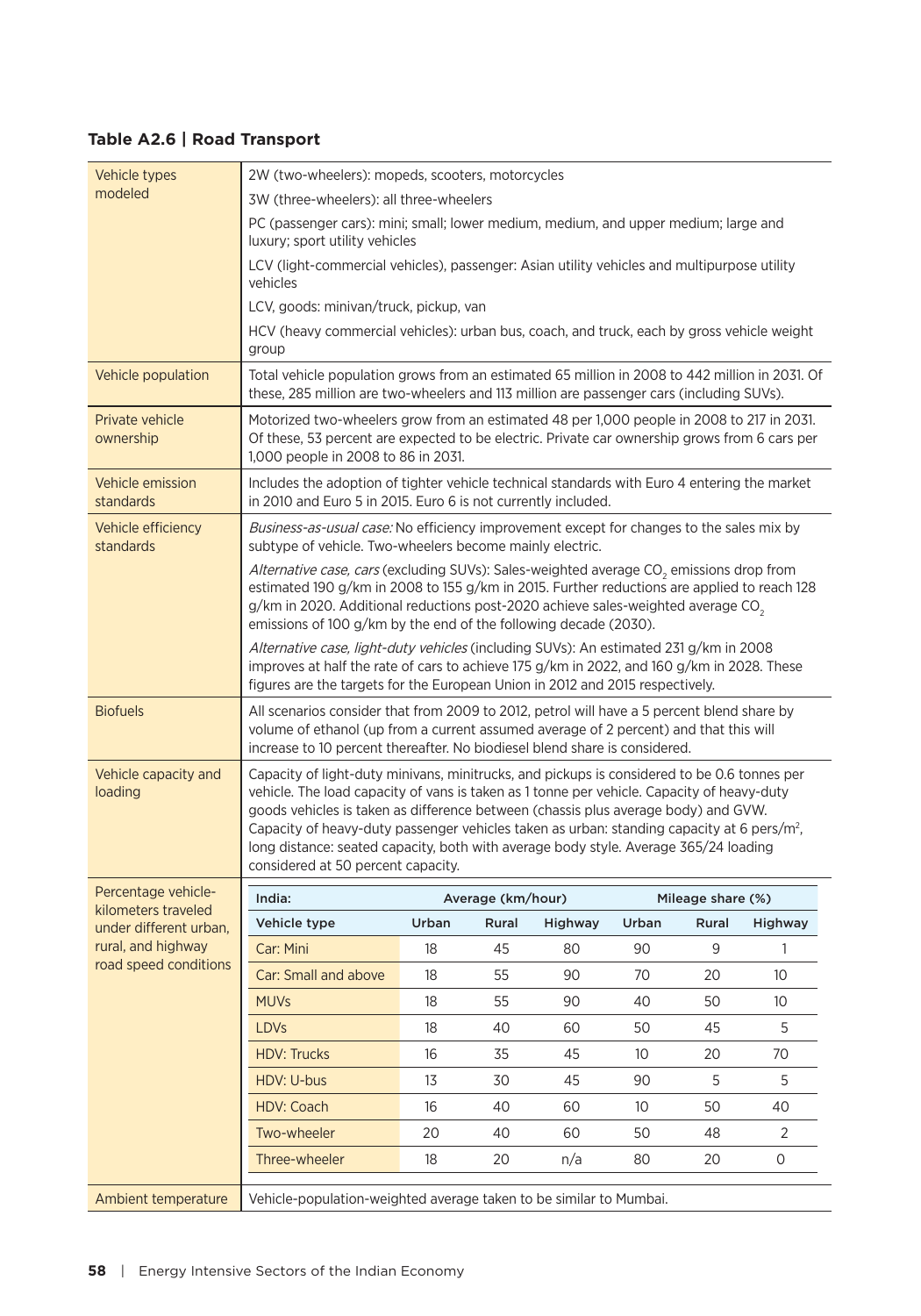**Table A2.6 | Road Transport**

| | |
|---|---|
| Vehicle types modeled | 2W (two-wheelers): mopeds, scooters, motorcycles<br>3W (three-wheelers): all three-wheelers<br>PC (passenger cars): mini; small; lower medium, medium, and upper medium; large and luxury; sport utility vehicles<br>LCV (light-commercial vehicles), passenger: Asian utility vehicles and multipurpose utility vehicles<br>LCV, goods: minivan/truck, pickup, van<br>HCV (heavy commercial vehicles): urban bus, coach, and truck, each by gross vehicle weight group |
| Vehicle population | Total vehicle population grows from an estimated 65 million in 2008 to 442 million in 2031. Of these, 285 million are two-wheelers and 113 million are passenger cars (including SUVs). |
| Private vehicle ownership | Motorized two-wheelers grow from an estimated 48 per 1,000 people in 2008 to 217 in 2031. Of these, 53 percent are expected to be electric. Private car ownership grows from 6 cars per 1,000 people in 2008 to 86 in 2031. |
| Vehicle emission standards | Includes the adoption of tighter vehicle technical standards with Euro 4 entering the market in 2010 and Euro 5 in 2015. Euro 6 is not currently included. |
| Vehicle efficiency standards | *Business-as-usual case:* No efficiency improvement except for changes to the sales mix by subtype of vehicle. Two-wheelers become mainly electric.<br>*Alternative case, cars* (excluding SUVs): Sales-weighted average $CO_2$ emissions drop from estimated 190 g/km in 2008 to 155 g/km in 2015. Further reductions are applied to reach 128 g/km in 2020. Additional reductions post-2020 achieve sales-weighted average $CO_2$ emissions of 100 g/km by the end of the following decade (2030).<br>*Alternative case, light-duty vehicles* (including SUVs): An estimated 231 g/km in 2008 improves at half the rate of cars to achieve 175 g/km in 2022, and 160 g/km in 2028. These figures are the targets for the European Union in 2012 and 2015 respectively. |
| Biofuels | All scenarios consider that from 2009 to 2012, petrol will have a 5 percent blend share by volume of ethanol (up from a current assumed average of 2 percent) and that this will increase to 10 percent thereafter. No biodiesel blend share is considered. |
| Vehicle capacity and loading | Capacity of light-duty minivans, minitrucks, and pickups is considered to be 0.6 tonnes per vehicle. The load capacity of vans is taken as 1 tonne per vehicle. Capacity of heavy-duty goods vehicles is taken as difference between (chassis plus average body) and GVW. Capacity of heavy-duty passenger vehicles taken as urban: standing capacity at 6 pers/m$^2$, long distance: seated capacity, both with average body style. Average 365/24 loading considered at 50 percent capacity. |
| Percentage vehicle-kilometers traveled under different urban, rural, and highway road speed conditions | See table below |
| Ambient temperature | Vehicle-population-weighted average taken to be similar to Mumbai. |

| India: | Average (km/hour) | | | Mileage share (%) | | |
|---|---|---|---|---|---|---|
| Vehicle type | Urban | Rural | Highway | Urban | Rural | Highway |
| Car: Mini | 18 | 45 | 80 | 90 | 9 | 1 |
| Car: Small and above | 18 | 55 | 90 | 70 | 20 | 10 |
| MUVs | 18 | 55 | 90 | 40 | 50 | 10 |
| LDVs | 18 | 40 | 60 | 50 | 45 | 5 |
| HDV: Trucks | 16 | 35 | 45 | 10 | 20 | 70 |
| HDV: U-bus | 13 | 30 | 45 | 90 | 5 | 5 |
| HDV: Coach | 16 | 40 | 60 | 10 | 50 | 40 |
| Two-wheeler | 20 | 40 | 60 | 50 | 48 | 2 |
| Three-wheeler | 18 | 20 | n/a | 80 | 20 | 0 |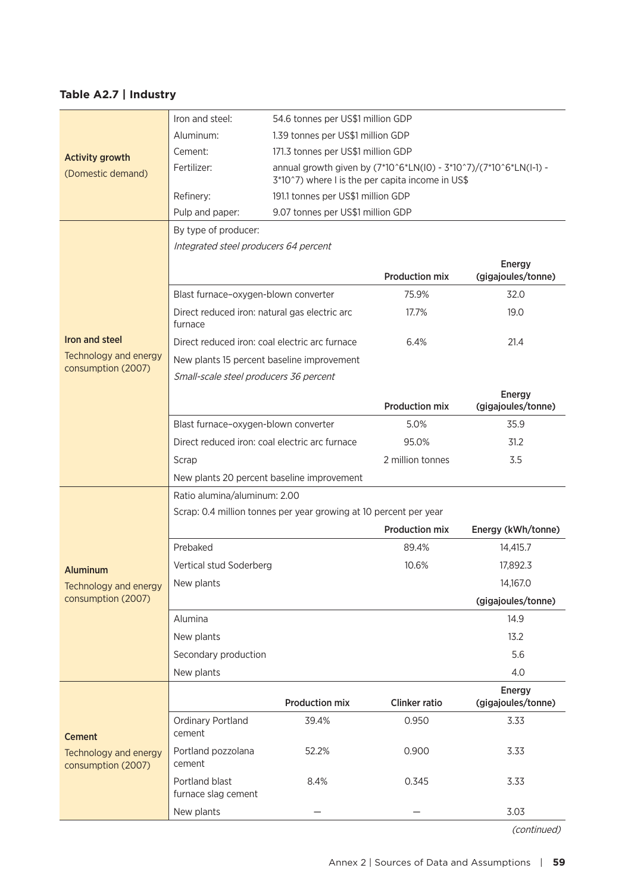**Table A2.7 | Industry**

| | | | | |
|---|---|---|---|---|
| **Activity growth** (Domestic demand) | Iron and steel: | 54.6 tonnes per US$1 million GDP | | |
| | Aluminum: | 1.39 tonnes per US$1 million GDP | | |
| | Cement: | 171.3 tonnes per US$1 million GDP | | |
| | Fertilizer: | annual growth given by (7*10^6*LN(I0) - 3*10^7)/(7*10^6*LN(I-1) - 3*10^7) where I is the per capita income in US$ | | |
| | Refinery: | 191.1 tonnes per US$1 million GDP | | |
| | Pulp and paper: | 9.07 tonnes per US$1 million GDP | | |
| **Iron and steel** Technology and energy consumption (2007) | By type of producer: | | | |
| | *Integrated steel producers 64 percent* | | | |
| | | | **Production mix** | **Energy (gigajoules/tonne)** |
| | Blast furnace–oxygen-blown converter | | 75.9% | 32.0 |
| | Direct reduced iron: natural gas electric arc furnace | | 17.7% | 19.0 |
| | Direct reduced iron: coal electric arc furnace | | 6.4% | 21.4 |
| | New plants 15 percent baseline improvement | | | |
| | *Small-scale steel producers 36 percent* | | | |
| | | | **Production mix** | **Energy (gigajoules/tonne)** |
| | Blast furnace–oxygen-blown converter | | 5.0% | 35.9 |
| | Direct reduced iron: coal electric arc furnace | | 95.0% | 31.2 |
| | Scrap | | 2 million tonnes | 3.5 |
| | New plants 20 percent baseline improvement | | | |
| **Aluminum** Technology and energy consumption (2007) | Ratio alumina/aluminum: 2.00 | | | |
| | Scrap: 0.4 million tonnes per year growing at 10 percent per year | | | |
| | | | **Production mix** | **Energy (kWh/tonne)** |
| | Prebaked | | 89.4% | 14,415.7 |
| | Vertical stud Soderberg | | 10.6% | 17,892.3 |
| | New plants | | | 14,167.0 |
| | | | | **(gigajoules/tonne)** |
| | Alumina | | | 14.9 |
| | New plants | | | 13.2 |
| | Secondary production | | | 5.6 |
| | New plants | | | 4.0 |
| **Cement** Technology and energy consumption (2007) | | **Production mix** | **Clinker ratio** | **Energy (gigajoules/tonne)** |
| | Ordinary Portland cement | 39.4% | 0.950 | 3.33 |
| | Portland pozzolana cement | 52.2% | 0.900 | 3.33 |
| | Portland blast furnace slag cement | 8.4% | 0.345 | 3.33 |
| | New plants | — | — | 3.03 |

*(continued)*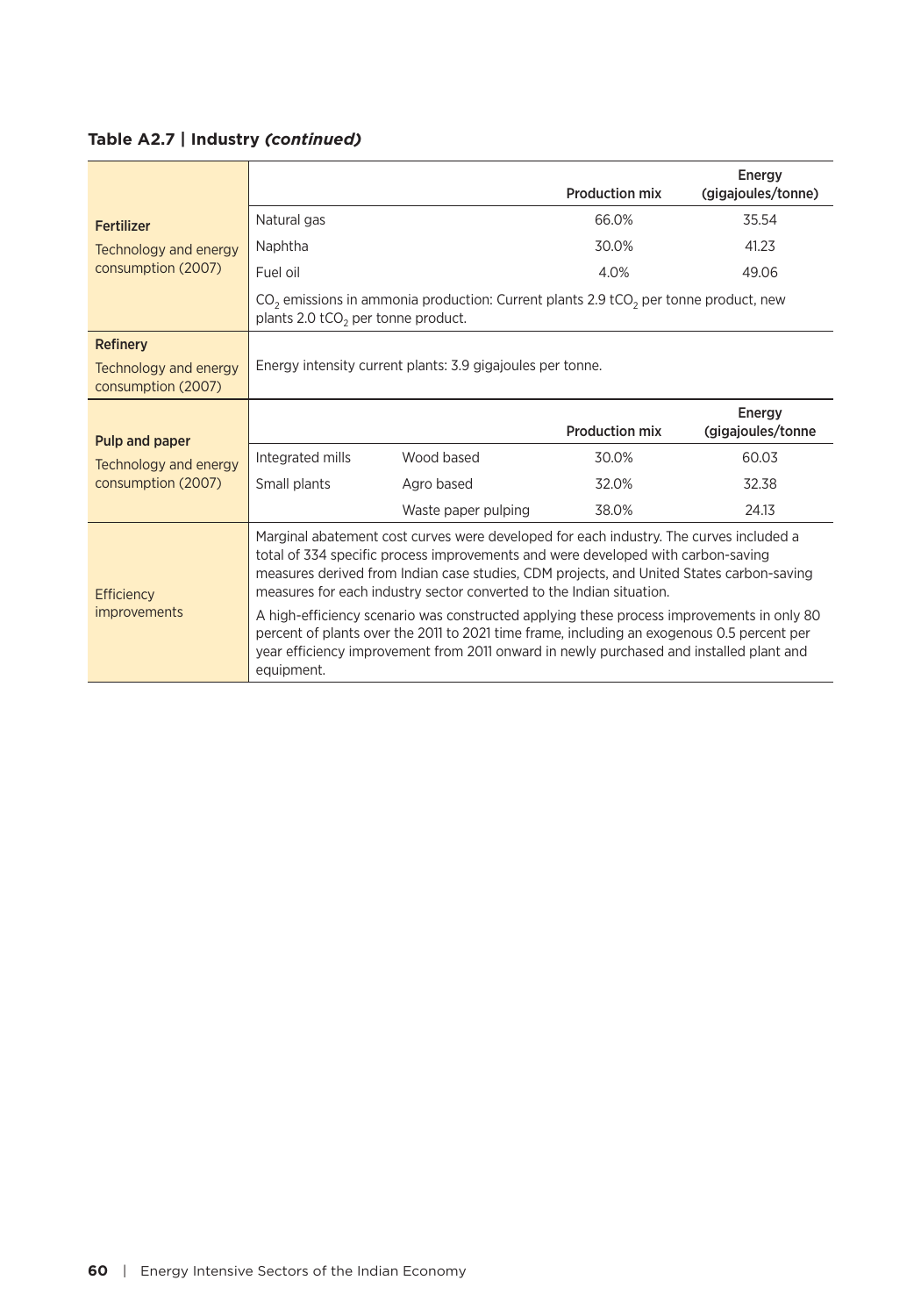**Table A2.7 | Industry *(continued)***

| | | | Production mix | Energy (gigajoules/tonne) |
|---|---|---|---|---|
| **Fertilizer**<br>Technology and energy consumption (2007) | Natural gas | | 66.0% | 35.54 |
| | Naphtha | | 30.0% | 41.23 |
| | Fuel oil | | 4.0% | 49.06 |
| | $CO_2$ emissions in ammonia production: Current plants 2.9 $tCO_2$ per tonne product, new plants 2.0 $tCO_2$ per tonne product. | | | |
| **Refinery**<br>Technology and energy consumption (2007) | Energy intensity current plants: 3.9 gigajoules per tonne. | | | |
| **Pulp and paper**<br>Technology and energy consumption (2007) | | | **Production mix** | **Energy (gigajoules/tonne** |
| | Integrated mills | Wood based | 30.0% | 60.03 |
| | Small plants | Agro based | 32.0% | 32.38 |
| | | Waste paper pulping | 38.0% | 24.13 |
| Efficiency improvements | Marginal abatement cost curves were developed for each industry. The curves included a total of 334 specific process improvements and were developed with carbon-saving measures derived from Indian case studies, CDM projects, and United States carbon-saving measures for each industry sector converted to the Indian situation.<br><br>A high-efficiency scenario was constructed applying these process improvements in only 80 percent of plants over the 2011 to 2021 time frame, including an exogenous 0.5 percent per year efficiency improvement from 2011 onward in newly purchased and installed plant and equipment. | | | |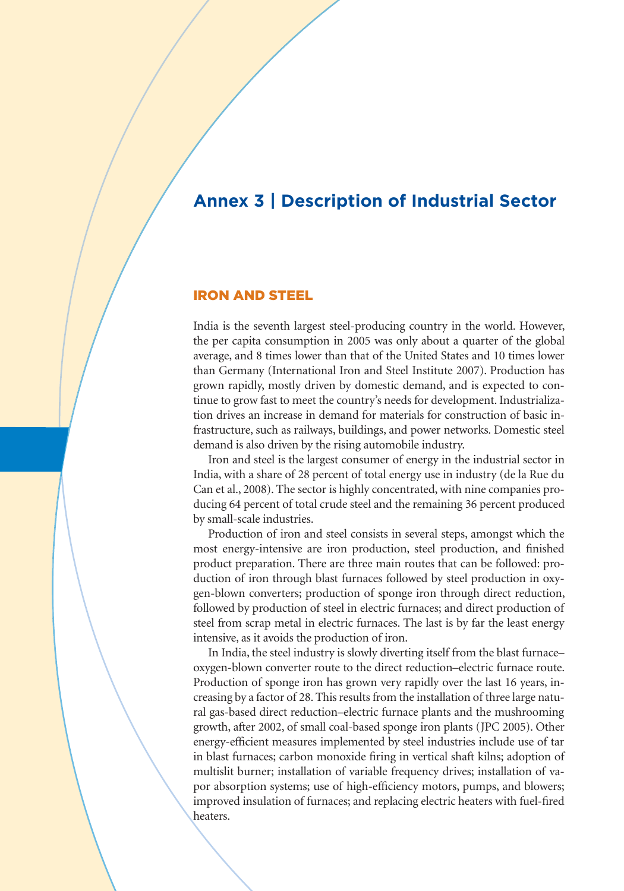# Annex 3 | Description of Industrial Sector

## IRON AND STEEL

India is the seventh largest steel-producing country in the world. However, the per capita consumption in 2005 was only about a quarter of the global average, and 8 times lower than that of the United States and 10 times lower than Germany (International Iron and Steel Institute 2007). Production has grown rapidly, mostly driven by domestic demand, and is expected to continue to grow fast to meet the country's needs for development. Industrialization drives an increase in demand for materials for construction of basic infrastructure, such as railways, buildings, and power networks. Domestic steel demand is also driven by the rising automobile industry.

Iron and steel is the largest consumer of energy in the industrial sector in India, with a share of 28 percent of total energy use in industry (de la Rue du Can et al., 2008). The sector is highly concentrated, with nine companies producing 64 percent of total crude steel and the remaining 36 percent produced by small-scale industries.

Production of iron and steel consists in several steps, amongst which the most energy-intensive are iron production, steel production, and finished product preparation. There are three main routes that can be followed: production of iron through blast furnaces followed by steel production in oxygen-blown converters; production of sponge iron through direct reduction, followed by production of steel in electric furnaces; and direct production of steel from scrap metal in electric furnaces. The last is by far the least energy intensive, as it avoids the production of iron.

In India, the steel industry is slowly diverting itself from the blast furnace–oxygen-blown converter route to the direct reduction–electric furnace route. Production of sponge iron has grown very rapidly over the last 16 years, increasing by a factor of 28. This results from the installation of three large natural gas-based direct reduction–electric furnace plants and the mushrooming growth, after 2002, of small coal-based sponge iron plants (JPC 2005). Other energy-efficient measures implemented by steel industries include use of tar in blast furnaces; carbon monoxide firing in vertical shaft kilns; adoption of multislit burner; installation of variable frequency drives; installation of vapor absorption systems; use of high-efficiency motors, pumps, and blowers; improved insulation of furnaces; and replacing electric heaters with fuel-fired heaters.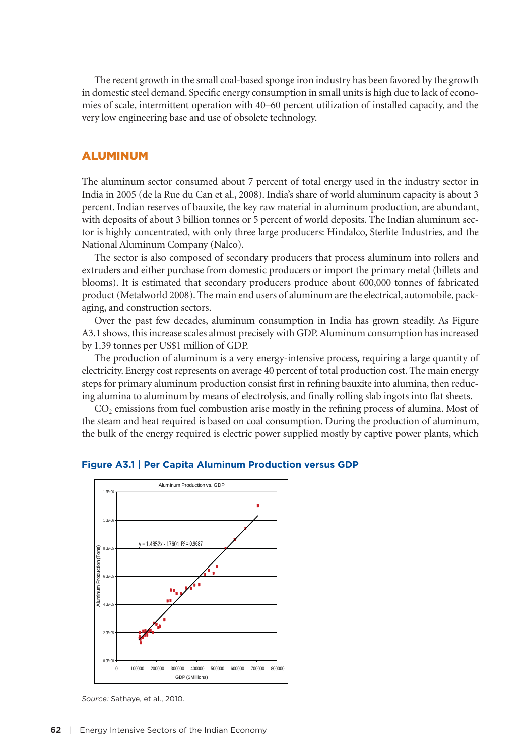The recent growth in the small coal-based sponge iron industry has been favored by the growth in domestic steel demand. Specific energy consumption in small units is high due to lack of economies of scale, intermittent operation with 40–60 percent utilization of installed capacity, and the very low engineering base and use of obsolete technology.

## ALUMINUM

The aluminum sector consumed about 7 percent of total energy used in the industry sector in India in 2005 (de la Rue du Can et al., 2008). India's share of world aluminum capacity is about 3 percent. Indian reserves of bauxite, the key raw material in aluminum production, are abundant, with deposits of about 3 billion tonnes or 5 percent of world deposits. The Indian aluminum sector is highly concentrated, with only three large producers: Hindalco, Sterlite Industries, and the National Aluminum Company (Nalco).

The sector is also composed of secondary producers that process aluminum into rollers and extruders and either purchase from domestic producers or import the primary metal (billets and blooms). It is estimated that secondary producers produce about 600,000 tonnes of fabricated product (Metalworld 2008). The main end users of aluminum are the electrical, automobile, packaging, and construction sectors.

Over the past few decades, aluminum consumption in India has grown steadily. As Figure A3.1 shows, this increase scales almost precisely with GDP. Aluminum consumption has increased by 1.39 tonnes per US$1 million of GDP.

The production of aluminum is a very energy-intensive process, requiring a large quantity of electricity. Energy cost represents on average 40 percent of total production cost. The main energy steps for primary aluminum production consist first in refining bauxite into alumina, then reducing alumina to aluminum by means of electrolysis, and finally rolling slab ingots into flat sheets.

$CO_2$ emissions from fuel combustion arise mostly in the refining process of alumina. Most of the steam and heat required is based on coal consumption. During the production of aluminum, the bulk of the energy required is electric power supplied mostly by captive power plants, which

**Figure A3.1 | Per Capita Aluminum Production versus GDP**

*Source:* Sathaye, et al., 2010.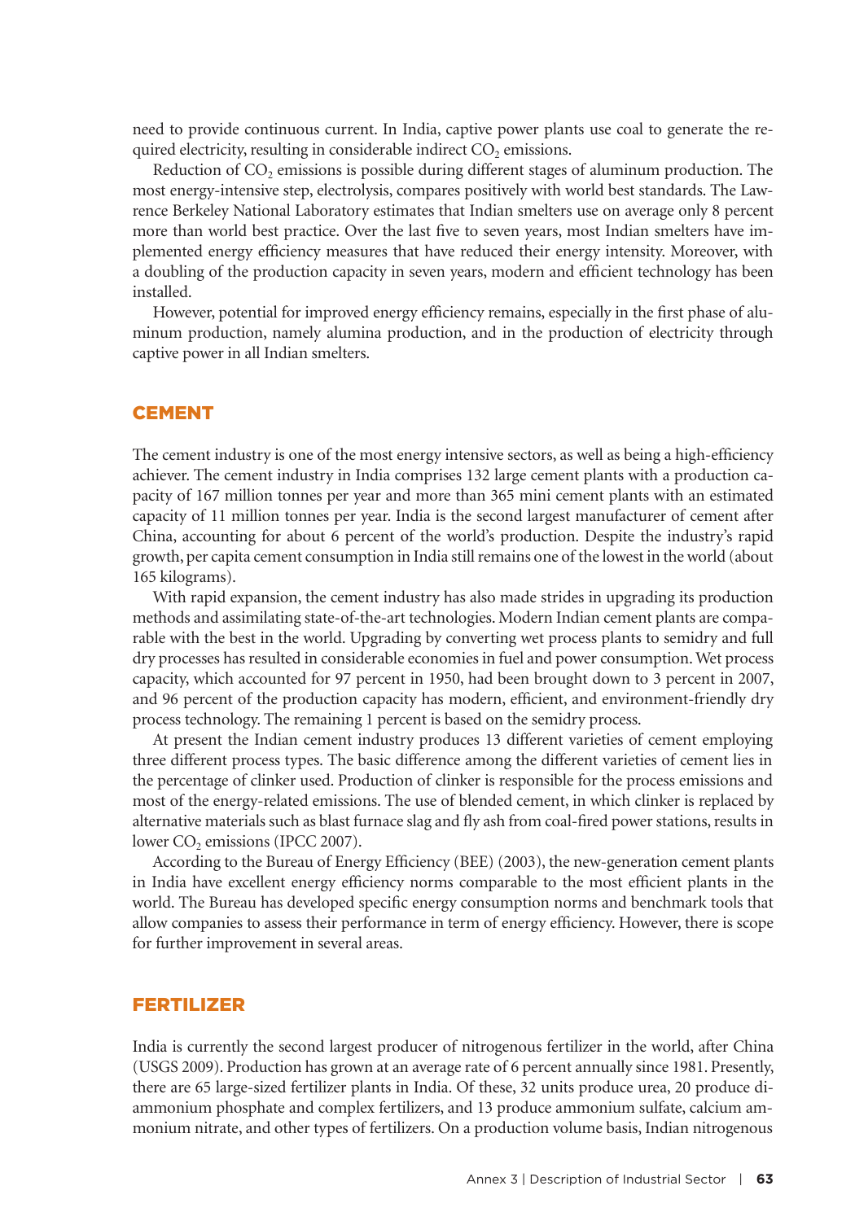need to provide continuous current. In India, captive power plants use coal to generate the required electricity, resulting in considerable indirect $CO_2$ emissions.

Reduction of $CO_2$ emissions is possible during different stages of aluminum production. The most energy-intensive step, electrolysis, compares positively with world best standards. The Lawrence Berkeley National Laboratory estimates that Indian smelters use on average only 8 percent more than world best practice. Over the last five to seven years, most Indian smelters have implemented energy efficiency measures that have reduced their energy intensity. Moreover, with a doubling of the production capacity in seven years, modern and efficient technology has been installed.

However, potential for improved energy efficiency remains, especially in the first phase of aluminum production, namely alumina production, and in the production of electricity through captive power in all Indian smelters.

## CEMENT

The cement industry is one of the most energy intensive sectors, as well as being a high-efficiency achiever. The cement industry in India comprises 132 large cement plants with a production capacity of 167 million tonnes per year and more than 365 mini cement plants with an estimated capacity of 11 million tonnes per year. India is the second largest manufacturer of cement after China, accounting for about 6 percent of the world's production. Despite the industry's rapid growth, per capita cement consumption in India still remains one of the lowest in the world (about 165 kilograms).

With rapid expansion, the cement industry has also made strides in upgrading its production methods and assimilating state-of-the-art technologies. Modern Indian cement plants are comparable with the best in the world. Upgrading by converting wet process plants to semidry and full dry processes has resulted in considerable economies in fuel and power consumption. Wet process capacity, which accounted for 97 percent in 1950, had been brought down to 3 percent in 2007, and 96 percent of the production capacity has modern, efficient, and environment-friendly dry process technology. The remaining 1 percent is based on the semidry process.

At present the Indian cement industry produces 13 different varieties of cement employing three different process types. The basic difference among the different varieties of cement lies in the percentage of clinker used. Production of clinker is responsible for the process emissions and most of the energy-related emissions. The use of blended cement, in which clinker is replaced by alternative materials such as blast furnace slag and fly ash from coal-fired power stations, results in lower $CO_2$ emissions (IPCC 2007).

According to the Bureau of Energy Efficiency (BEE) (2003), the new-generation cement plants in India have excellent energy efficiency norms comparable to the most efficient plants in the world. The Bureau has developed specific energy consumption norms and benchmark tools that allow companies to assess their performance in term of energy efficiency. However, there is scope for further improvement in several areas.

## FERTILIZER

India is currently the second largest producer of nitrogenous fertilizer in the world, after China (USGS 2009). Production has grown at an average rate of 6 percent annually since 1981. Presently, there are 65 large-sized fertilizer plants in India. Of these, 32 units produce urea, 20 produce diammonium phosphate and complex fertilizers, and 13 produce ammonium sulfate, calcium ammonium nitrate, and other types of fertilizers. On a production volume basis, Indian nitrogenous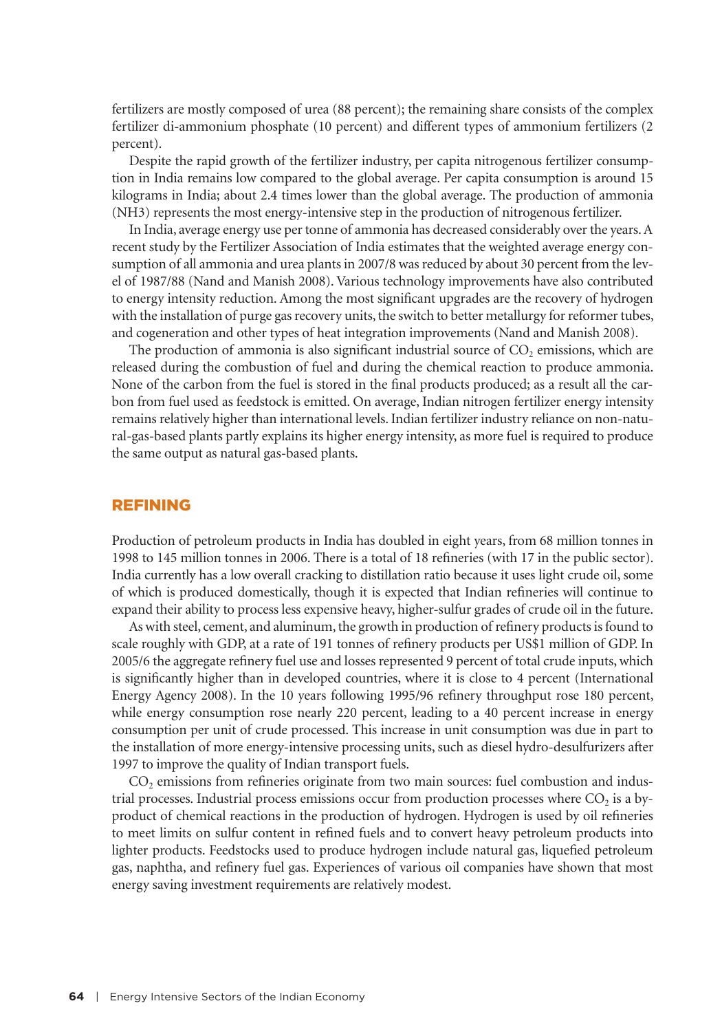fertilizers are mostly composed of urea (88 percent); the remaining share consists of the complex fertilizer di-ammonium phosphate (10 percent) and different types of ammonium fertilizers (2 percent).

Despite the rapid growth of the fertilizer industry, per capita nitrogenous fertilizer consumption in India remains low compared to the global average. Per capita consumption is around 15 kilograms in India; about 2.4 times lower than the global average. The production of ammonia ($NH_3$) represents the most energy-intensive step in the production of nitrogenous fertilizer.

In India, average energy use per tonne of ammonia has decreased considerably over the years. A recent study by the Fertilizer Association of India estimates that the weighted average energy consumption of all ammonia and urea plants in 2007/8 was reduced by about 30 percent from the level of 1987/88 (Nand and Manish 2008). Various technology improvements have also contributed to energy intensity reduction. Among the most significant upgrades are the recovery of hydrogen with the installation of purge gas recovery units, the switch to better metallurgy for reformer tubes, and cogeneration and other types of heat integration improvements (Nand and Manish 2008).

The production of ammonia is also significant industrial source of $CO_2$ emissions, which are released during the combustion of fuel and during the chemical reaction to produce ammonia. None of the carbon from the fuel is stored in the final products produced; as a result all the carbon from fuel used as feedstock is emitted. On average, Indian nitrogen fertilizer energy intensity remains relatively higher than international levels. Indian fertilizer industry reliance on non-natural-gas-based plants partly explains its higher energy intensity, as more fuel is required to produce the same output as natural gas-based plants.

## REFINING

Production of petroleum products in India has doubled in eight years, from 68 million tonnes in 1998 to 145 million tonnes in 2006. There is a total of 18 refineries (with 17 in the public sector). India currently has a low overall cracking to distillation ratio because it uses light crude oil, some of which is produced domestically, though it is expected that Indian refineries will continue to expand their ability to process less expensive heavy, higher-sulfur grades of crude oil in the future.

As with steel, cement, and aluminum, the growth in production of refinery products is found to scale roughly with GDP, at a rate of 191 tonnes of refinery products per US$1 million of GDP. In 2005/6 the aggregate refinery fuel use and losses represented 9 percent of total crude inputs, which is significantly higher than in developed countries, where it is close to 4 percent (International Energy Agency 2008). In the 10 years following 1995/96 refinery throughput rose 180 percent, while energy consumption rose nearly 220 percent, leading to a 40 percent increase in energy consumption per unit of crude processed. This increase in unit consumption was due in part to the installation of more energy-intensive processing units, such as diesel hydro-desulfurizers after 1997 to improve the quality of Indian transport fuels.

$CO_2$ emissions from refineries originate from two main sources: fuel combustion and industrial processes. Industrial process emissions occur from production processes where $CO_2$ is a by-product of chemical reactions in the production of hydrogen. Hydrogen is used by oil refineries to meet limits on sulfur content in refined fuels and to convert heavy petroleum products into lighter products. Feedstocks used to produce hydrogen include natural gas, liquefied petroleum gas, naphtha, and refinery fuel gas. Experiences of various oil companies have shown that most energy saving investment requirements are relatively modest.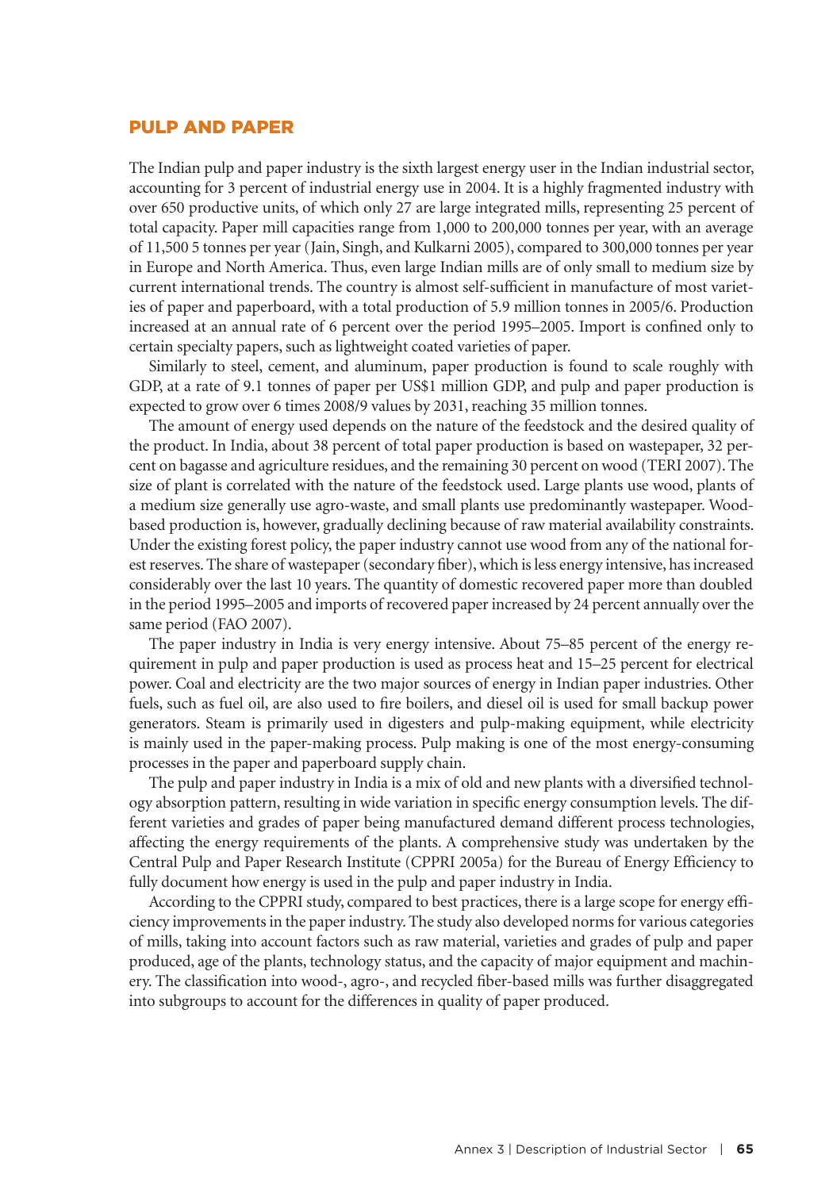## PULP AND PAPER

The Indian pulp and paper industry is the sixth largest energy user in the Indian industrial sector, accounting for 3 percent of industrial energy use in 2004. It is a highly fragmented industry with over 650 productive units, of which only 27 are large integrated mills, representing 25 percent of total capacity. Paper mill capacities range from 1,000 to 200,000 tonnes per year, with an average of 11,500 5 tonnes per year (Jain, Singh, and Kulkarni 2005), compared to 300,000 tonnes per year in Europe and North America. Thus, even large Indian mills are of only small to medium size by current international trends. The country is almost self-sufficient in manufacture of most varieties of paper and paperboard, with a total production of 5.9 million tonnes in 2005/6. Production increased at an annual rate of 6 percent over the period 1995–2005. Import is confined only to certain specialty papers, such as lightweight coated varieties of paper.

Similarly to steel, cement, and aluminum, paper production is found to scale roughly with GDP, at a rate of 9.1 tonnes of paper per US$1 million GDP, and pulp and paper production is expected to grow over 6 times 2008/9 values by 2031, reaching 35 million tonnes.

The amount of energy used depends on the nature of the feedstock and the desired quality of the product. In India, about 38 percent of total paper production is based on wastepaper, 32 percent on bagasse and agriculture residues, and the remaining 30 percent on wood (TERI 2007). The size of plant is correlated with the nature of the feedstock used. Large plants use wood, plants of a medium size generally use agro-waste, and small plants use predominantly wastepaper. Wood-based production is, however, gradually declining because of raw material availability constraints. Under the existing forest policy, the paper industry cannot use wood from any of the national forest reserves. The share of wastepaper (secondary fiber), which is less energy intensive, has increased considerably over the last 10 years. The quantity of domestic recovered paper more than doubled in the period 1995–2005 and imports of recovered paper increased by 24 percent annually over the same period (FAO 2007).

The paper industry in India is very energy intensive. About 75–85 percent of the energy requirement in pulp and paper production is used as process heat and 15–25 percent for electrical power. Coal and electricity are the two major sources of energy in Indian paper industries. Other fuels, such as fuel oil, are also used to fire boilers, and diesel oil is used for small backup power generators. Steam is primarily used in digesters and pulp-making equipment, while electricity is mainly used in the paper-making process. Pulp making is one of the most energy-consuming processes in the paper and paperboard supply chain.

The pulp and paper industry in India is a mix of old and new plants with a diversified technology absorption pattern, resulting in wide variation in specific energy consumption levels. The different varieties and grades of paper being manufactured demand different process technologies, affecting the energy requirements of the plants. A comprehensive study was undertaken by the Central Pulp and Paper Research Institute (CPPRI 2005a) for the Bureau of Energy Efficiency to fully document how energy is used in the pulp and paper industry in India.

According to the CPPRI study, compared to best practices, there is a large scope for energy efficiency improvements in the paper industry. The study also developed norms for various categories of mills, taking into account factors such as raw material, varieties and grades of pulp and paper produced, age of the plants, technology status, and the capacity of major equipment and machinery. The classification into wood-, agro-, and recycled fiber-based mills was further disaggregated into subgroups to account for the differences in quality of paper produced.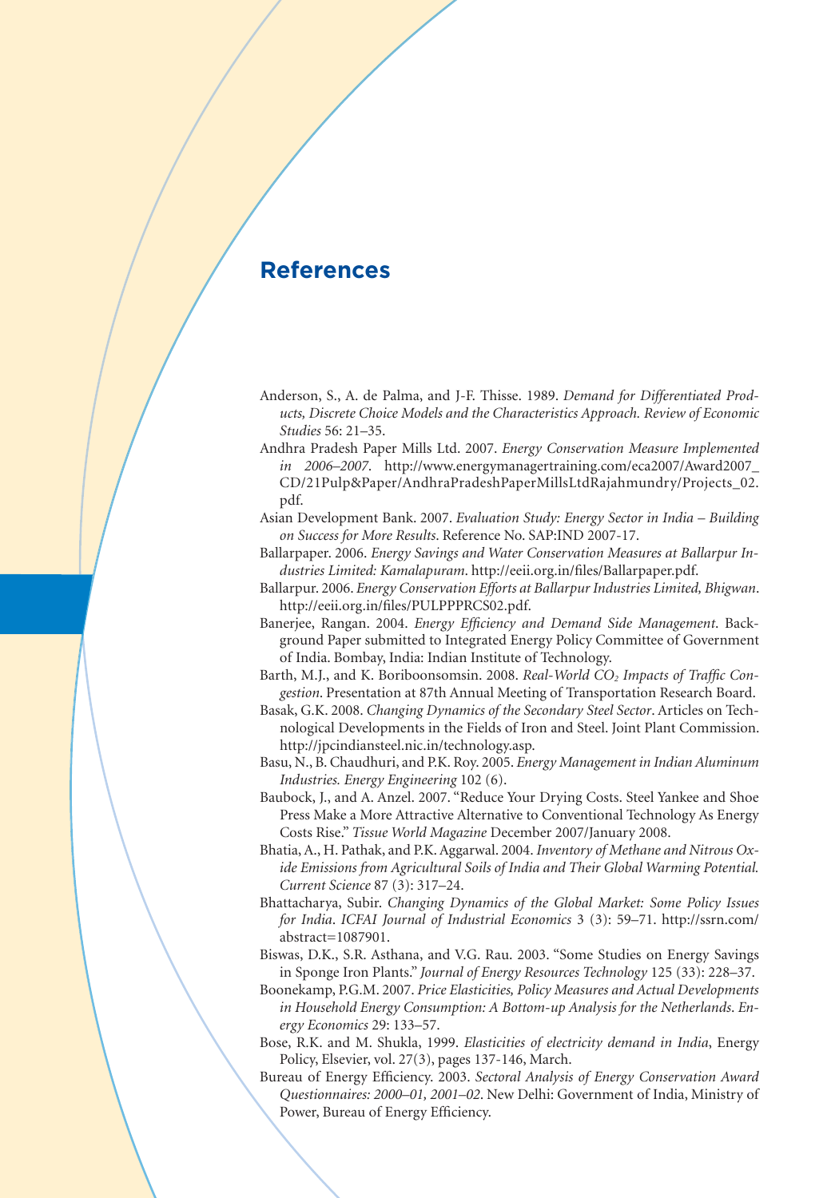# References

Anderson, S., A. de Palma, and J-F. Thisse. 1989. *Demand for Differentiated Products, Discrete Choice Models and the Characteristics Approach. Review of Economic Studies* 56: 21–35.

Andhra Pradesh Paper Mills Ltd. 2007. *Energy Conservation Measure Implemented in 2006–2007*. http://www.energymanagertraining.com/eca2007/Award2007_CD/21Pulp&Paper/AndhraPradeshPaperMillsLtdRajahmundry/Projects_02.pdf.

Asian Development Bank. 2007. *Evaluation Study: Energy Sector in India – Building on Success for More Results*. Reference No. SAP:IND 2007-17.

Ballarpaper. 2006. *Energy Savings and Water Conservation Measures at Ballarpur Industries Limited: Kamalapuram*. http://eeii.org.in/files/Ballarpaper.pdf.

Ballarpur. 2006. *Energy Conservation Efforts at Ballarpur Industries Limited, Bhigwan*. http://eeii.org.in/files/PULPPPRCS02.pdf.

Banerjee, Rangan. 2004. *Energy Efficiency and Demand Side Management*. Background Paper submitted to Integrated Energy Policy Committee of Government of India. Bombay, India: Indian Institute of Technology.

Barth, M.J., and K. Boriboonsomsin. 2008. *Real-World $CO_2$ Impacts of Traffic Congestion*. Presentation at 87th Annual Meeting of Transportation Research Board.

Basak, G.K. 2008. *Changing Dynamics of the Secondary Steel Sector*. Articles on Technological Developments in the Fields of Iron and Steel. Joint Plant Commission. http://jpcindiansteel.nic.in/technology.asp.

Basu, N., B. Chaudhuri, and P.K. Roy. 2005. *Energy Management in Indian Aluminum Industries. Energy Engineering* 102 (6).

Baubock, J., and A. Anzel. 2007. "Reduce Your Drying Costs. Steel Yankee and Shoe Press Make a More Attractive Alternative to Conventional Technology As Energy Costs Rise." *Tissue World Magazine* December 2007/January 2008.

Bhatia, A., H. Pathak, and P.K. Aggarwal. 2004. *Inventory of Methane and Nitrous Oxide Emissions from Agricultural Soils of India and Their Global Warming Potential. Current Science* 87 (3): 317–24.

Bhattacharya, Subir. *Changing Dynamics of the Global Market: Some Policy Issues for India*. *ICFAI Journal of Industrial Economics* 3 (3): 59–71. http://ssrn.com/abstract=1087901.

Biswas, D.K., S.R. Asthana, and V.G. Rau. 2003. "Some Studies on Energy Savings in Sponge Iron Plants." *Journal of Energy Resources Technology* 125 (33): 228–37.

Boonekamp, P.G.M. 2007. *Price Elasticities, Policy Measures and Actual Developments in Household Energy Consumption: A Bottom-up Analysis for the Netherlands*. *Energy Economics* 29: 133–57.

Bose, R.K. and M. Shukla, 1999. *Elasticities of electricity demand in India*, Energy Policy, Elsevier, vol. 27(3), pages 137-146, March.

Bureau of Energy Efficiency. 2003. *Sectoral Analysis of Energy Conservation Award Questionnaires: 2000–01, 2001–02*. New Delhi: Government of India, Ministry of Power, Bureau of Energy Efficiency.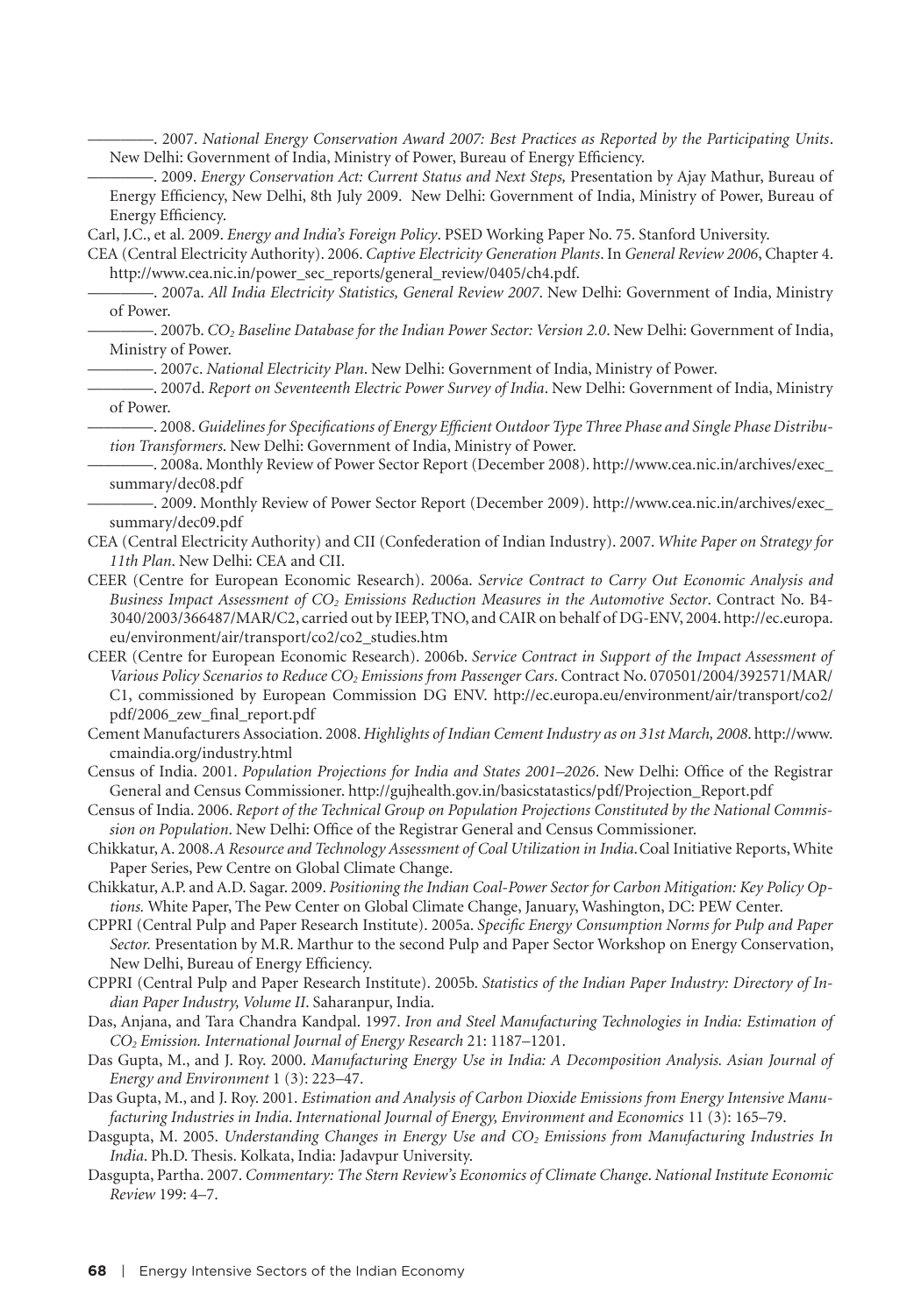————. 2007. *National Energy Conservation Award 2007: Best Practices as Reported by the Participating Units*. New Delhi: Government of India, Ministry of Power, Bureau of Energy Efficiency.

————. 2009. *Energy Conservation Act: Current Status and Next Steps,* Presentation by Ajay Mathur, Bureau of Energy Efficiency, New Delhi, 8th July 2009. New Delhi: Government of India, Ministry of Power, Bureau of Energy Efficiency.

Carl, J.C., et al. 2009. *Energy and India's Foreign Policy*. PSED Working Paper No. 75. Stanford University.

CEA (Central Electricity Authority). 2006. *Captive Electricity Generation Plants*. In *General Review 2006*, Chapter 4. http://www.cea.nic.in/power_sec_reports/general_review/0405/ch4.pdf.

————. 2007a. *All India Electricity Statistics, General Review 2007*. New Delhi: Government of India, Ministry of Power.

————. 2007b. *$CO_2$ Baseline Database for the Indian Power Sector: Version 2.0*. New Delhi: Government of India, Ministry of Power.

————. 2007c. *National Electricity Plan*. New Delhi: Government of India, Ministry of Power.

————. 2007d. *Report on Seventeenth Electric Power Survey of India*. New Delhi: Government of India, Ministry of Power.

————. 2008. *Guidelines for Specifications of Energy Efficient Outdoor Type Three Phase and Single Phase Distribution Transformers*. New Delhi: Government of India, Ministry of Power.

————. 2008a. Monthly Review of Power Sector Report (December 2008). http://www.cea.nic.in/archives/exec_summary/dec08.pdf

————. 2009. Monthly Review of Power Sector Report (December 2009). http://www.cea.nic.in/archives/exec_summary/dec09.pdf

CEA (Central Electricity Authority) and CII (Confederation of Indian Industry). 2007. *White Paper on Strategy for 11th Plan*. New Delhi: CEA and CII.

CEER (Centre for European Economic Research). 2006a. *Service Contract to Carry Out Economic Analysis and Business Impact Assessment of $CO_2$ Emissions Reduction Measures in the Automotive Sector*. Contract No. B4-3040/2003/366487/MAR/C2, carried out by IEEP, TNO, and CAIR on behalf of DG-ENV, 2004. http://ec.europa.eu/environment/air/transport/co2/co2_studies.htm

CEER (Centre for European Economic Research). 2006b. *Service Contract in Support of the Impact Assessment of Various Policy Scenarios to Reduce $CO_2$ Emissions from Passenger Cars*. Contract No. 070501/2004/392571/MAR/C1, commissioned by European Commission DG ENV. http://ec.europa.eu/environment/air/transport/co2/pdf/2006_zew_final_report.pdf

Cement Manufacturers Association. 2008. *Highlights of Indian Cement Industry as on 31st March, 2008*. http://www.cmaindia.org/industry.html

Census of India. 2001. *Population Projections for India and States 2001–2026*. New Delhi: Office of the Registrar General and Census Commissioner. http://gujhealth.gov.in/basicstatastics/pdf/Projection_Report.pdf

Census of India. 2006. *Report of the Technical Group on Population Projections Constituted by the National Commission on Population*. New Delhi: Office of the Registrar General and Census Commissioner.

Chikkatur, A. 2008. *A Resource and Technology Assessment of Coal Utilization in India*. Coal Initiative Reports, White Paper Series, Pew Centre on Global Climate Change.

Chikkatur, A.P. and A.D. Sagar. 2009. *Positioning the Indian Coal-Power Sector for Carbon Mitigation: Key Policy Options.* White Paper, The Pew Center on Global Climate Change, January, Washington, DC: PEW Center.

CPPRI (Central Pulp and Paper Research Institute). 2005a. *Specific Energy Consumption Norms for Pulp and Paper Sector.* Presentation by M.R. Marthur to the second Pulp and Paper Sector Workshop on Energy Conservation, New Delhi, Bureau of Energy Efficiency.

CPPRI (Central Pulp and Paper Research Institute). 2005b. *Statistics of the Indian Paper Industry: Directory of Indian Paper Industry, Volume II*. Saharanpur, India.

Das, Anjana, and Tara Chandra Kandpal. 1997. *Iron and Steel Manufacturing Technologies in India: Estimation of $CO_2$ Emission. International Journal of Energy Research* 21: 1187–1201.

Das Gupta, M., and J. Roy. 2000. *Manufacturing Energy Use in India: A Decomposition Analysis. Asian Journal of Energy and Environment* 1 (3): 223–47.

Das Gupta, M., and J. Roy. 2001. *Estimation and Analysis of Carbon Dioxide Emissions from Energy Intensive Manufacturing Industries in India*. *International Journal of Energy, Environment and Economics* 11 (3): 165–79.

Dasgupta, M. 2005. *Understanding Changes in Energy Use and $CO_2$ Emissions from Manufacturing Industries In India*. Ph.D. Thesis. Kolkata, India: Jadavpur University.

Dasgupta, Partha. 2007. *Commentary: The Stern Review's Economics of Climate Change*. *National Institute Economic Review* 199: 4–7.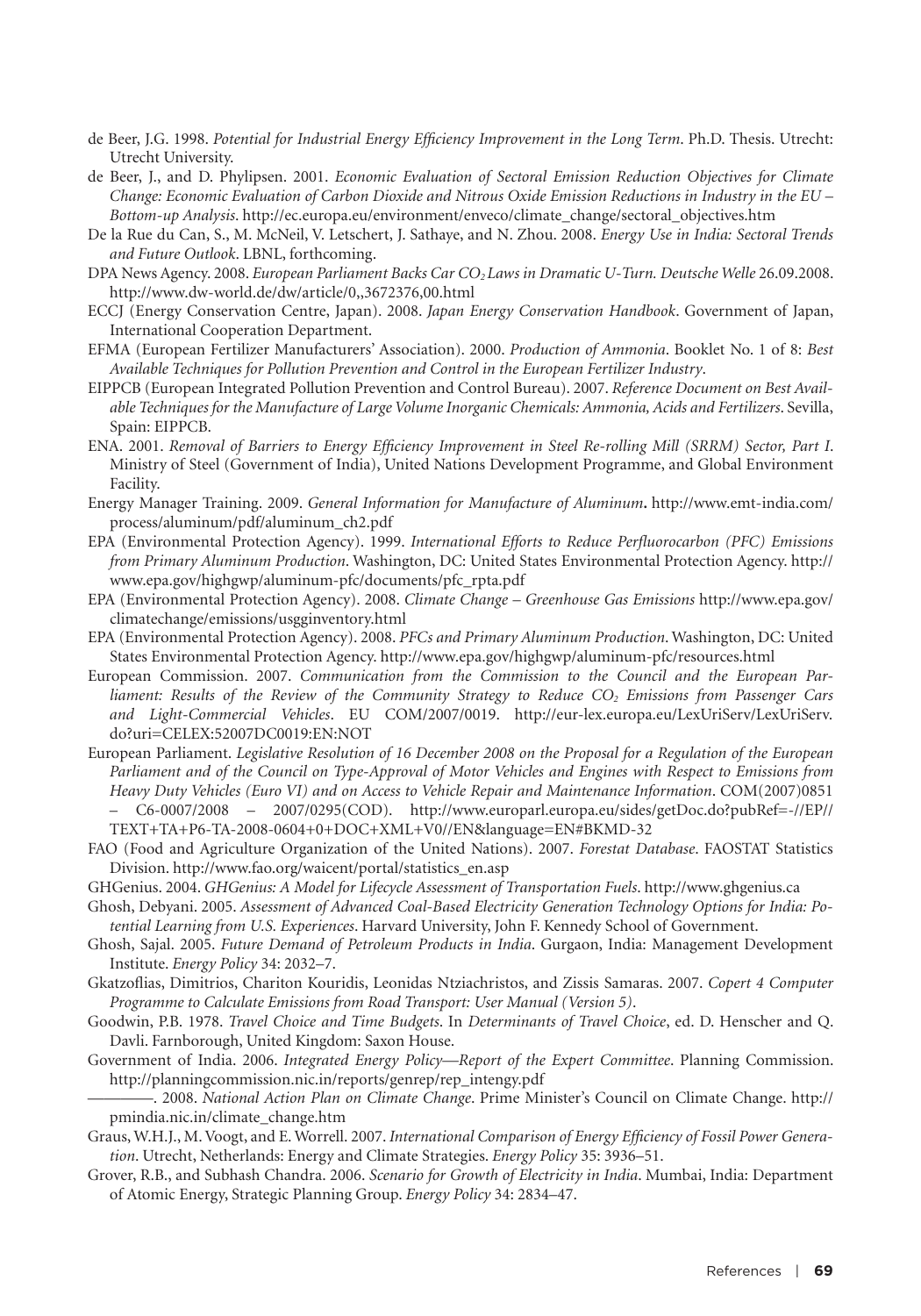de Beer, J.G. 1998. *Potential for Industrial Energy Efficiency Improvement in the Long Term*. Ph.D. Thesis. Utrecht: Utrecht University.

de Beer, J., and D. Phylipsen. 2001. *Economic Evaluation of Sectoral Emission Reduction Objectives for Climate Change: Economic Evaluation of Carbon Dioxide and Nitrous Oxide Emission Reductions in Industry in the EU – Bottom-up Analysis*. http://ec.europa.eu/environment/enveco/climate_change/sectoral_objectives.htm

De la Rue du Can, S., M. McNeil, V. Letschert, J. Sathaye, and N. Zhou. 2008. *Energy Use in India: Sectoral Trends and Future Outlook*. LBNL, forthcoming.

DPA News Agency. 2008. *European Parliament Backs Car $CO_2$ Laws in Dramatic U-Turn. Deutsche Welle* 26.09.2008. http://www.dw-world.de/dw/article/0,,3672376,00.html

ECCJ (Energy Conservation Centre, Japan). 2008. *Japan Energy Conservation Handbook*. Government of Japan, International Cooperation Department.

EFMA (European Fertilizer Manufacturers' Association). 2000. *Production of Ammonia*. Booklet No. 1 of 8: *Best Available Techniques for Pollution Prevention and Control in the European Fertilizer Industry*.

EIPPCB (European Integrated Pollution Prevention and Control Bureau). 2007. *Reference Document on Best Available Techniques for the Manufacture of Large Volume Inorganic Chemicals: Ammonia, Acids and Fertilizers*. Sevilla, Spain: EIPPCB.

ENA. 2001. *Removal of Barriers to Energy Efficiency Improvement in Steel Re-rolling Mill (SRRM) Sector, Part I*. Ministry of Steel (Government of India), United Nations Development Programme, and Global Environment Facility.

Energy Manager Training. 2009. *General Information for Manufacture of Aluminum*. http://www.emt-india.com/process/aluminum/pdf/aluminum_ch2.pdf

EPA (Environmental Protection Agency). 1999. *International Efforts to Reduce Perfluorocarbon (PFC) Emissions from Primary Aluminum Production*. Washington, DC: United States Environmental Protection Agency. http://www.epa.gov/highgwp/aluminum-pfc/documents/pfc_rpta.pdf

EPA (Environmental Protection Agency). 2008. *Climate Change – Greenhouse Gas Emissions* http://www.epa.gov/climatechange/emissions/usgginventory.html

EPA (Environmental Protection Agency). 2008. *PFCs and Primary Aluminum Production*. Washington, DC: United States Environmental Protection Agency. http://www.epa.gov/highgwp/aluminum-pfc/resources.html

European Commission. 2007. *Communication from the Commission to the Council and the European Parliament: Results of the Review of the Community Strategy to Reduce $CO_2$ Emissions from Passenger Cars and Light-Commercial Vehicles*. EU COM/2007/0019. http://eur-lex.europa.eu/LexUriServ/LexUriServ.do?uri=CELEX:52007DC0019:EN:NOT

European Parliament. *Legislative Resolution of 16 December 2008 on the Proposal for a Regulation of the European Parliament and of the Council on Type-Approval of Motor Vehicles and Engines with Respect to Emissions from Heavy Duty Vehicles (Euro VI) and on Access to Vehicle Repair and Maintenance Information*. COM(2007)0851 – C6-0007/2008 – 2007/0295(COD). http://www.europarl.europa.eu/sides/getDoc.do?pubRef=-//EP//TEXT+TA+P6-TA-2008-0604+0+DOC+XML+V0//EN&language=EN#BKMD-32

FAO (Food and Agriculture Organization of the United Nations). 2007. *Forestat Database*. FAOSTAT Statistics Division. http://www.fao.org/waicent/portal/statistics_en.asp

GHGenius. 2004. *GHGenius: A Model for Lifecycle Assessment of Transportation Fuels*. http://www.ghgenius.ca

Ghosh, Debyani. 2005. *Assessment of Advanced Coal-Based Electricity Generation Technology Options for India: Potential Learning from U.S. Experiences*. Harvard University, John F. Kennedy School of Government.

Ghosh, Sajal. 2005. *Future Demand of Petroleum Products in India*. Gurgaon, India: Management Development Institute. *Energy Policy* 34: 2032–7.

Gkatzoflias, Dimitrios, Chariton Kouridis, Leonidas Ntziachristos, and Zissis Samaras. 2007. *Copert 4 Computer Programme to Calculate Emissions from Road Transport: User Manual (Version 5)*.

Goodwin, P.B. 1978. *Travel Choice and Time Budgets*. In *Determinants of Travel Choice*, ed. D. Henscher and Q. Davli. Farnborough, United Kingdom: Saxon House.

Government of India. 2006. *Integrated Energy Policy—Report of the Expert Committee*. Planning Commission. http://planningcommission.nic.in/reports/genrep/rep_intengy.pdf

————. 2008. *National Action Plan on Climate Change*. Prime Minister's Council on Climate Change. http://pmindia.nic.in/climate_change.htm

Graus, W.H.J., M. Voogt, and E. Worrell. 2007. *International Comparison of Energy Efficiency of Fossil Power Generation*. Utrecht, Netherlands: Energy and Climate Strategies. *Energy Policy* 35: 3936–51.

Grover, R.B., and Subhash Chandra. 2006. *Scenario for Growth of Electricity in India*. Mumbai, India: Department of Atomic Energy, Strategic Planning Group. *Energy Policy* 34: 2834–47.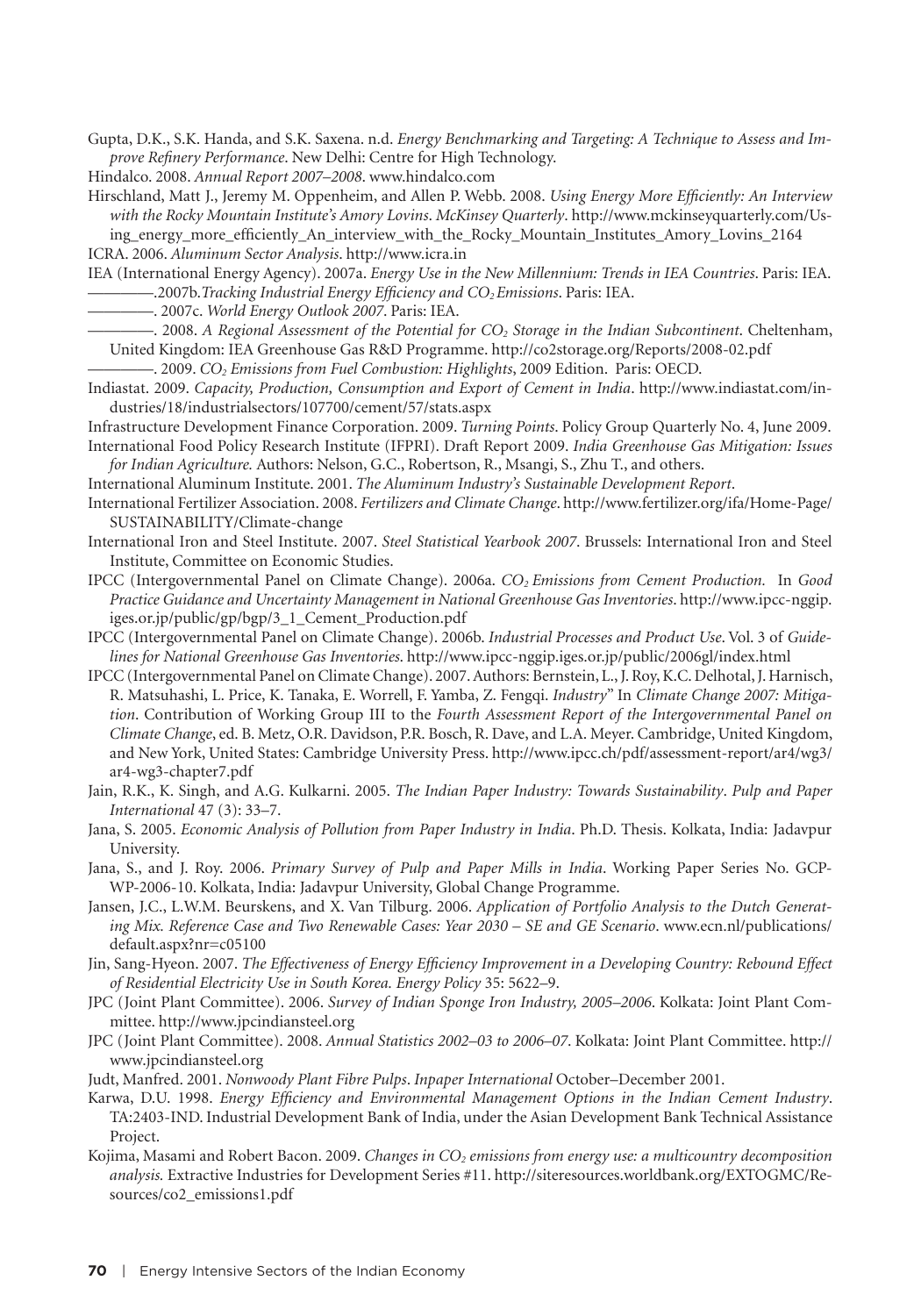Gupta, D.K., S.K. Handa, and S.K. Saxena. n.d. *Energy Benchmarking and Targeting: A Technique to Assess and Improve Refinery Performance*. New Delhi: Centre for High Technology.

Hindalco. 2008. *Annual Report 2007–2008*. www.hindalco.com

Hirschland, Matt J., Jeremy M. Oppenheim, and Allen P. Webb. 2008. *Using Energy More Efficiently: An Interview with the Rocky Mountain Institute's Amory Lovins*. *McKinsey Quarterly*. http://www.mckinseyquarterly.com/Using_energy_more_efficiently_An_interview_with_the_Rocky_Mountain_Institutes_Amory_Lovins_2164

ICRA. 2006. *Aluminum Sector Analysis*. http://www.icra.in

IEA (International Energy Agency). 2007a. *Energy Use in the New Millennium: Trends in IEA Countries*. Paris: IEA.

————.2007b.*Tracking Industrial Energy Efficiency and $CO_2$ Emissions*. Paris: IEA.

————. 2007c. *World Energy Outlook 2007*. Paris: IEA.

————. 2008. *A Regional Assessment of the Potential for $CO_2$ Storage in the Indian Subcontinent*. Cheltenham, United Kingdom: IEA Greenhouse Gas R&D Programme. http://co2storage.org/Reports/2008-02.pdf

————. 2009. *$CO_2$ Emissions from Fuel Combustion: Highlights*, 2009 Edition. Paris: OECD.

Indiastat. 2009. *Capacity, Production, Consumption and Export of Cement in India*. http://www.indiastat.com/industries/18/industrialsectors/107700/cement/57/stats.aspx

Infrastructure Development Finance Corporation. 2009. *Turning Points*. Policy Group Quarterly No. 4, June 2009.

International Food Policy Research Institute (IFPRI). Draft Report 2009. *India Greenhouse Gas Mitigation: Issues for Indian Agriculture.* Authors: Nelson, G.C., Robertson, R., Msangi, S., Zhu T., and others.

International Aluminum Institute. 2001. *The Aluminum Industry's Sustainable Development Report*.

International Fertilizer Association. 2008. *Fertilizers and Climate Change*. http://www.fertilizer.org/ifa/Home-Page/SUSTAINABILITY/Climate-change

International Iron and Steel Institute. 2007. *Steel Statistical Yearbook 2007*. Brussels: International Iron and Steel Institute, Committee on Economic Studies.

IPCC (Intergovernmental Panel on Climate Change). 2006a. *$CO_2$ Emissions from Cement Production.* In *Good Practice Guidance and Uncertainty Management in National Greenhouse Gas Inventories*. http://www.ipcc-nggip.iges.or.jp/public/gp/bgp/3_1_Cement_Production.pdf

IPCC (Intergovernmental Panel on Climate Change). 2006b. *Industrial Processes and Product Use*. Vol. 3 of *Guidelines for National Greenhouse Gas Inventories*. http://www.ipcc-nggip.iges.or.jp/public/2006gl/index.html

IPCC (Intergovernmental Panel on Climate Change). 2007. Authors: Bernstein, L., J. Roy, K.C. Delhotal, J. Harnisch, R. Matsuhashi, L. Price, K. Tanaka, E. Worrell, F. Yamba, Z. Fengqi. *Industry*" In *Climate Change 2007: Mitigation*. Contribution of Working Group III to the *Fourth Assessment Report of the Intergovernmental Panel on Climate Change*, ed. B. Metz, O.R. Davidson, P.R. Bosch, R. Dave, and L.A. Meyer. Cambridge, United Kingdom, and New York, United States: Cambridge University Press. http://www.ipcc.ch/pdf/assessment-report/ar4/wg3/ar4-wg3-chapter7.pdf

Jain, R.K., K. Singh, and A.G. Kulkarni. 2005. *The Indian Paper Industry: Towards Sustainability*. *Pulp and Paper International* 47 (3): 33–7.

Jana, S. 2005. *Economic Analysis of Pollution from Paper Industry in India*. Ph.D. Thesis. Kolkata, India: Jadavpur University.

Jana, S., and J. Roy. 2006. *Primary Survey of Pulp and Paper Mills in India*. Working Paper Series No. GCP-WP-2006-10. Kolkata, India: Jadavpur University, Global Change Programme.

Jansen, J.C., L.W.M. Beurskens, and X. Van Tilburg. 2006. *Application of Portfolio Analysis to the Dutch Generating Mix. Reference Case and Two Renewable Cases: Year 2030 – SE and GE Scenario*. www.ecn.nl/publications/default.aspx?nr=c05100

Jin, Sang-Hyeon. 2007. *The Effectiveness of Energy Efficiency Improvement in a Developing Country: Rebound Effect of Residential Electricity Use in South Korea. Energy Policy* 35: 5622–9.

JPC (Joint Plant Committee). 2006. *Survey of Indian Sponge Iron Industry, 2005–2006*. Kolkata: Joint Plant Committee. http://www.jpcindiansteel.org

JPC (Joint Plant Committee). 2008. *Annual Statistics 2002–03 to 2006–07*. Kolkata: Joint Plant Committee. http://www.jpcindiansteel.org

Judt, Manfred. 2001. *Nonwoody Plant Fibre Pulps*. *Inpaper International* October–December 2001.

Karwa, D.U. 1998. *Energy Efficiency and Environmental Management Options in the Indian Cement Industry*. TA:2403-IND. Industrial Development Bank of India, under the Asian Development Bank Technical Assistance Project.

Kojima, Masami and Robert Bacon. 2009. *Changes in $CO_2$ emissions from energy use: a multicountry decomposition analysis.* Extractive Industries for Development Series #11. http://siteresources.worldbank.org/EXTOGMC/Resources/co2_emissions1.pdf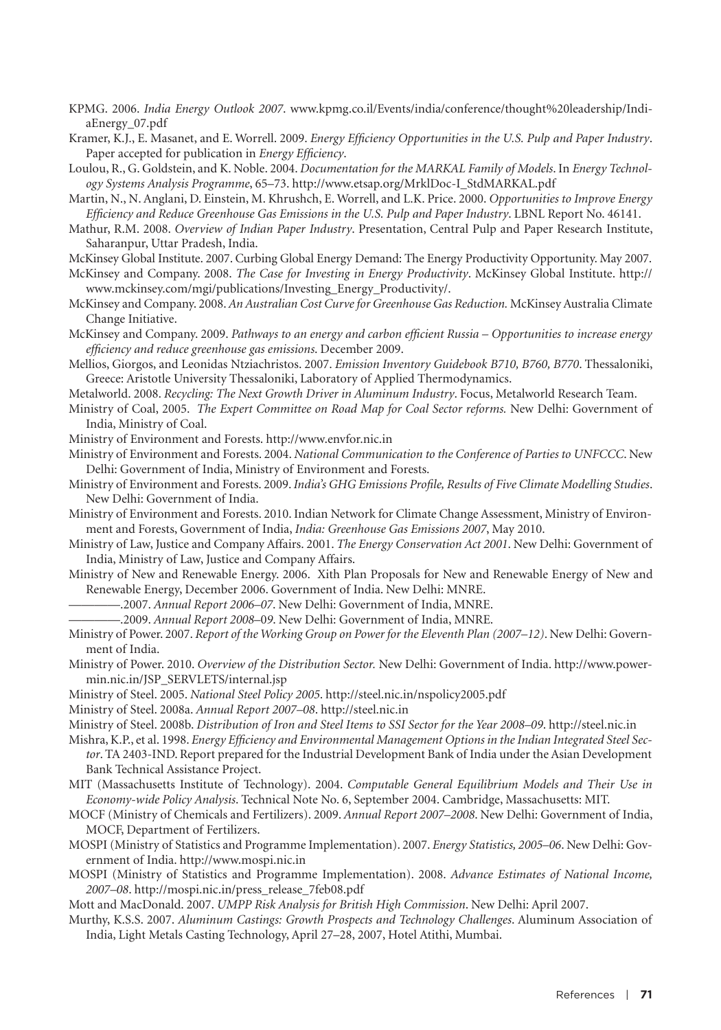KPMG. 2006. *India Energy Outlook 2007*. www.kpmg.co.il/Events/india/conference/thought%20leadership/IndiaEnergy_07.pdf

Kramer, K.J., E. Masanet, and E. Worrell. 2009. *Energy Efficiency Opportunities in the U.S. Pulp and Paper Industry*. Paper accepted for publication in *Energy Efficiency*.

Loulou, R., G. Goldstein, and K. Noble. 2004. *Documentation for the MARKAL Family of Models*. In *Energy Technology Systems Analysis Programme*, 65–73. http://www.etsap.org/MrklDoc-I_StdMARKAL.pdf

Martin, N., N. Anglani, D. Einstein, M. Khrushch, E. Worrell, and L.K. Price. 2000. *Opportunities to Improve Energy Efficiency and Reduce Greenhouse Gas Emissions in the U.S. Pulp and Paper Industry*. LBNL Report No. 46141.

Mathur, R.M. 2008. *Overview of Indian Paper Industry*. Presentation, Central Pulp and Paper Research Institute, Saharanpur, Uttar Pradesh, India.

McKinsey Global Institute. 2007. Curbing Global Energy Demand: The Energy Productivity Opportunity. May 2007.

McKinsey and Company. 2008. *The Case for Investing in Energy Productivity*. McKinsey Global Institute. http://www.mckinsey.com/mgi/publications/Investing_Energy_Productivity/.

McKinsey and Company. 2008. *An Australian Cost Curve for Greenhouse Gas Reduction.* McKinsey Australia Climate Change Initiative.

McKinsey and Company. 2009. *Pathways to an energy and carbon efficient Russia – Opportunities to increase energy efficiency and reduce greenhouse gas emissions*. December 2009.

Mellios, Giorgos, and Leonidas Ntziachristos. 2007. *Emission Inventory Guidebook B710, B760, B770*. Thessaloniki, Greece: Aristotle University Thessaloniki, Laboratory of Applied Thermodynamics.

Metalworld. 2008. *Recycling: The Next Growth Driver in Aluminum Industry*. Focus, Metalworld Research Team.

Ministry of Coal, 2005. *The Expert Committee on Road Map for Coal Sector reforms.* New Delhi: Government of India, Ministry of Coal.

Ministry of Environment and Forests. http://www.envfor.nic.in

Ministry of Environment and Forests. 2004. *National Communication to the Conference of Parties to UNFCCC*. New Delhi: Government of India, Ministry of Environment and Forests.

Ministry of Environment and Forests. 2009. *India's GHG Emissions Profile, Results of Five Climate Modelling Studies*. New Delhi: Government of India.

Ministry of Environment and Forests. 2010. Indian Network for Climate Change Assessment, Ministry of Environment and Forests, Government of India, *India: Greenhouse Gas Emissions 2007*, May 2010.

Ministry of Law, Justice and Company Affairs. 2001. *The Energy Conservation Act 2001*. New Delhi: Government of India, Ministry of Law, Justice and Company Affairs.

Ministry of New and Renewable Energy. 2006. Xith Plan Proposals for New and Renewable Energy of New and Renewable Energy, December 2006. Government of India. New Delhi: MNRE.

————.2007. *Annual Report 2006–07*. New Delhi: Government of India, MNRE.

————.2009. *Annual Report 2008–09*. New Delhi: Government of India, MNRE.

Ministry of Power. 2007. *Report of the Working Group on Power for the Eleventh Plan (2007–12)*. New Delhi: Government of India.

Ministry of Power. 2010. *Overview of the Distribution Sector.* New Delhi: Government of India. http://www.powermin.nic.in/JSP_SERVLETS/internal.jsp

Ministry of Steel. 2005. *National Steel Policy 2005*. http://steel.nic.in/nspolicy2005.pdf

Ministry of Steel. 2008a. *Annual Report 2007–08*. http://steel.nic.in

Ministry of Steel. 2008b. *Distribution of Iron and Steel Items to SSI Sector for the Year 2008–09*. http://steel.nic.in

Mishra, K.P., et al. 1998. *Energy Efficiency and Environmental Management Options in the Indian Integrated Steel Sector*. TA 2403-IND. Report prepared for the Industrial Development Bank of India under the Asian Development Bank Technical Assistance Project.

MIT (Massachusetts Institute of Technology). 2004. *Computable General Equilibrium Models and Their Use in Economy-wide Policy Analysis*. Technical Note No. 6, September 2004. Cambridge, Massachusetts: MIT.

MOCF (Ministry of Chemicals and Fertilizers). 2009. *Annual Report 2007–2008*. New Delhi: Government of India, MOCF, Department of Fertilizers.

MOSPI (Ministry of Statistics and Programme Implementation). 2007. *Energy Statistics, 2005–06*. New Delhi: Government of India. http://www.mospi.nic.in

MOSPI (Ministry of Statistics and Programme Implementation). 2008. *Advance Estimates of National Income, 2007–08*. http://mospi.nic.in/press_release_7feb08.pdf

Mott and MacDonald. 2007. *UMPP Risk Analysis for British High Commission*. New Delhi: April 2007.

Murthy, K.S.S. 2007. *Aluminum Castings: Growth Prospects and Technology Challenges*. Aluminum Association of India, Light Metals Casting Technology, April 27–28, 2007, Hotel Atithi, Mumbai.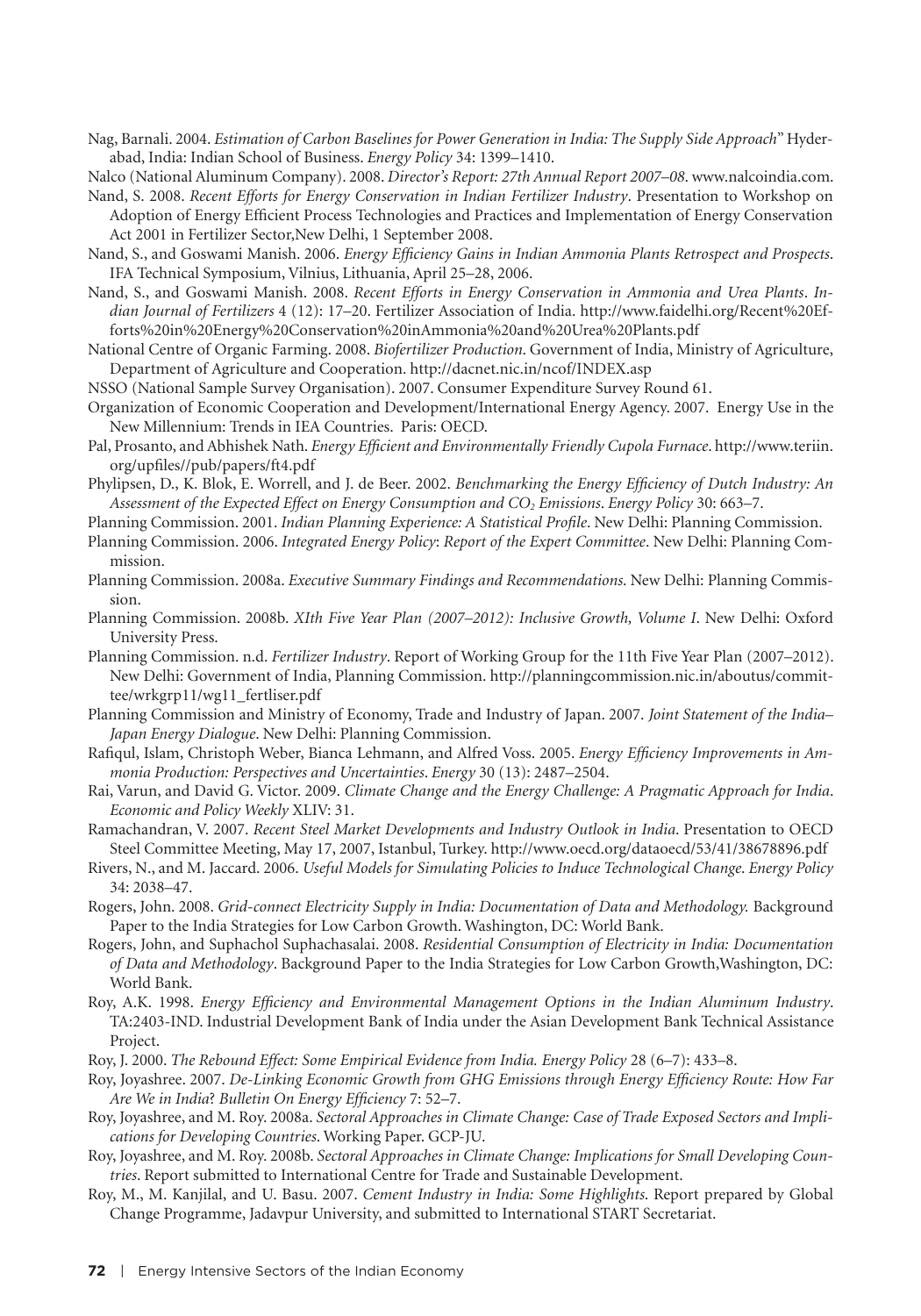Nag, Barnali. 2004. *Estimation of Carbon Baselines for Power Generation in India: The Supply Side Approach*" Hyderabad, India: Indian School of Business. *Energy Policy* 34: 1399–1410.

Nalco (National Aluminum Company). 2008. *Director's Report: 27th Annual Report 2007–08*. www.nalcoindia.com.

Nand, S. 2008. *Recent Efforts for Energy Conservation in Indian Fertilizer Industry*. Presentation to Workshop on Adoption of Energy Efficient Process Technologies and Practices and Implementation of Energy Conservation Act 2001 in Fertilizer Sector,New Delhi, 1 September 2008.

Nand, S., and Goswami Manish. 2006. *Energy Efficiency Gains in Indian Ammonia Plants Retrospect and Prospects*. IFA Technical Symposium, Vilnius, Lithuania, April 25–28, 2006.

Nand, S., and Goswami Manish. 2008. *Recent Efforts in Energy Conservation in Ammonia and Urea Plants*. *Indian Journal of Fertilizers* 4 (12): 17–20. Fertilizer Association of India. http://www.faidelhi.org/Recent%20Efforts%20in%20Energy%20Conservation%20inAmmonia%20and%20Urea%20Plants.pdf

National Centre of Organic Farming. 2008. *Biofertilizer Production*. Government of India, Ministry of Agriculture, Department of Agriculture and Cooperation. http://dacnet.nic.in/ncof/INDEX.asp

NSSO (National Sample Survey Organisation). 2007. Consumer Expenditure Survey Round 61.

Organization of Economic Cooperation and Development/International Energy Agency. 2007. Energy Use in the New Millennium: Trends in IEA Countries. Paris: OECD.

Pal, Prosanto, and Abhishek Nath. *Energy Efficient and Environmentally Friendly Cupola Furnace*. http://www.teriin.org/upfiles//pub/papers/ft4.pdf

Phylipsen, D., K. Blok, E. Worrell, and J. de Beer. 2002. *Benchmarking the Energy Efficiency of Dutch Industry: An Assessment of the Expected Effect on Energy Consumption and $CO_2$ Emissions*. *Energy Policy* 30: 663–7.

Planning Commission. 2001. *Indian Planning Experience: A Statistical Profile*. New Delhi: Planning Commission.

Planning Commission. 2006. *Integrated Energy Policy*: *Report of the Expert Committee*. New Delhi: Planning Commission.

Planning Commission. 2008a. *Executive Summary Findings and Recommendations*. New Delhi: Planning Commission.

Planning Commission. 2008b. *XIth Five Year Plan (2007–2012): Inclusive Growth, Volume I*. New Delhi: Oxford University Press.

Planning Commission. n.d. *Fertilizer Industry*. Report of Working Group for the 11th Five Year Plan (2007–2012). New Delhi: Government of India, Planning Commission. http://planningcommission.nic.in/aboutus/committee/wrkgrp11/wg11_fertliser.pdf

Planning Commission and Ministry of Economy, Trade and Industry of Japan. 2007. *Joint Statement of the India–Japan Energy Dialogue*. New Delhi: Planning Commission.

Rafiqul, Islam, Christoph Weber, Bianca Lehmann, and Alfred Voss. 2005. *Energy Efficiency Improvements in Ammonia Production: Perspectives and Uncertainties*. *Energy* 30 (13): 2487–2504.

Rai, Varun, and David G. Victor. 2009. *Climate Change and the Energy Challenge: A Pragmatic Approach for India*. *Economic and Policy Weekly* XLIV: 31.

Ramachandran, V. 2007. *Recent Steel Market Developments and Industry Outlook in India*. Presentation to OECD Steel Committee Meeting, May 17, 2007, Istanbul, Turkey. http://www.oecd.org/dataoecd/53/41/38678896.pdf

Rivers, N., and M. Jaccard. 2006. *Useful Models for Simulating Policies to Induce Technological Change*. *Energy Policy* 34: 2038–47.

Rogers, John. 2008. *Grid-connect Electricity Supply in India: Documentation of Data and Methodology.* Background Paper to the India Strategies for Low Carbon Growth. Washington, DC: World Bank.

Rogers, John, and Suphachol Suphachasalai. 2008. *Residential Consumption of Electricity in India: Documentation of Data and Methodology*. Background Paper to the India Strategies for Low Carbon Growth,Washington, DC: World Bank.

Roy, A.K. 1998. *Energy Efficiency and Environmental Management Options in the Indian Aluminum Industry*. TA:2403-IND. Industrial Development Bank of India under the Asian Development Bank Technical Assistance Project.

Roy, J. 2000. *The Rebound Effect: Some Empirical Evidence from India. Energy Policy* 28 (6–7): 433–8.

Roy, Joyashree. 2007. *De-Linking Economic Growth from GHG Emissions through Energy Efficiency Route: How Far Are We in India*? *Bulletin On Energy Efficiency* 7: 52–7.

Roy, Joyashree, and M. Roy. 2008a. *Sectoral Approaches in Climate Change: Case of Trade Exposed Sectors and Implications for Developing Countries*. Working Paper. GCP-JU.

Roy, Joyashree, and M. Roy. 2008b. *Sectoral Approaches in Climate Change: Implications for Small Developing Countries*. Report submitted to International Centre for Trade and Sustainable Development.

Roy, M., M. Kanjilal, and U. Basu. 2007. *Cement Industry in India: Some Highlights*. Report prepared by Global Change Programme, Jadavpur University, and submitted to International START Secretariat.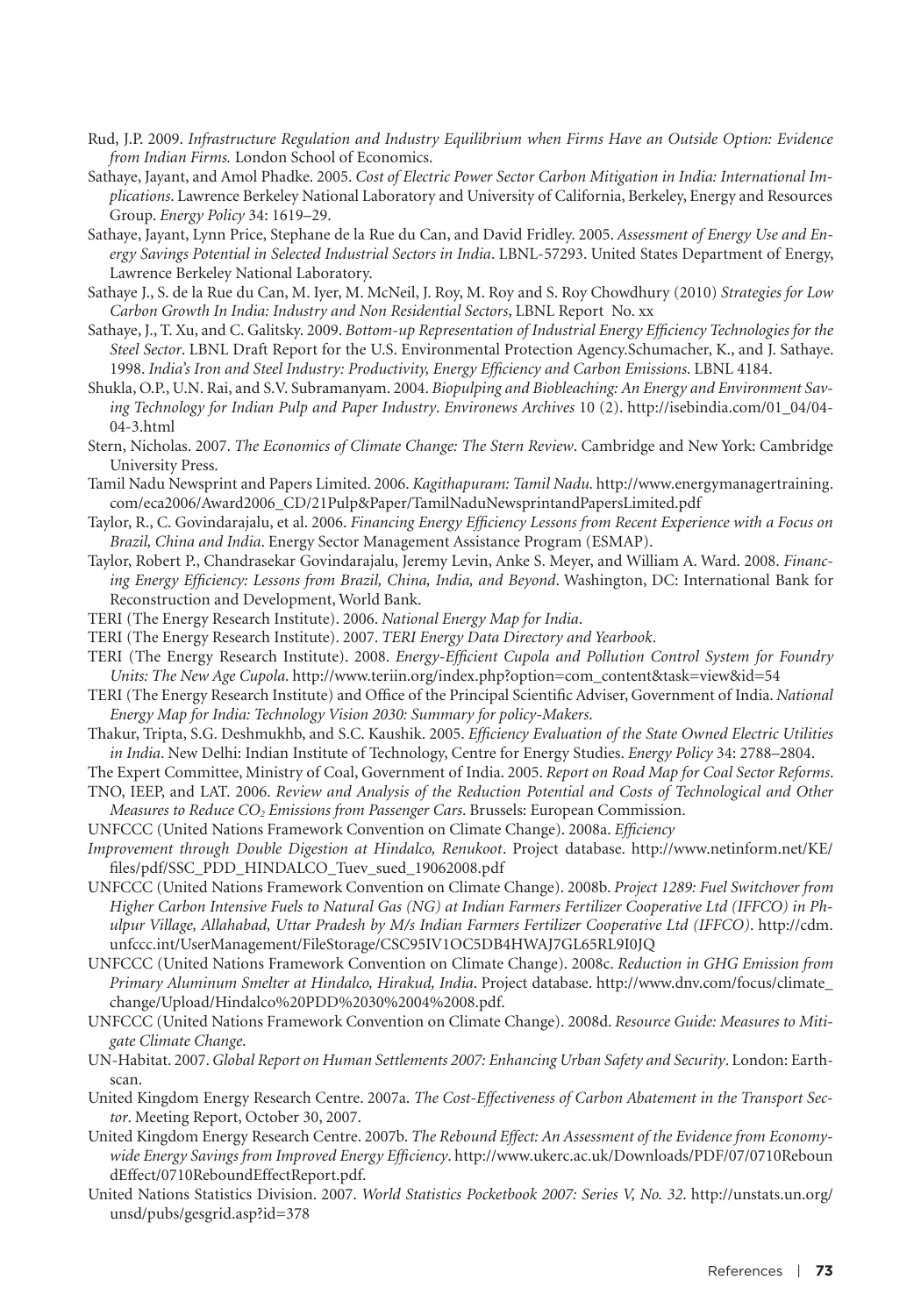Rud, J.P. 2009. *Infrastructure Regulation and Industry Equilibrium when Firms Have an Outside Option: Evidence from Indian Firms.* London School of Economics.

Sathaye, Jayant, and Amol Phadke. 2005. *Cost of Electric Power Sector Carbon Mitigation in India: International Implications*. Lawrence Berkeley National Laboratory and University of California, Berkeley, Energy and Resources Group. *Energy Policy* 34: 1619–29.

Sathaye, Jayant, Lynn Price, Stephane de la Rue du Can, and David Fridley. 2005. *Assessment of Energy Use and Energy Savings Potential in Selected Industrial Sectors in India*. LBNL-57293. United States Department of Energy, Lawrence Berkeley National Laboratory.

Sathaye J., S. de la Rue du Can, M. Iyer, M. McNeil, J. Roy, M. Roy and S. Roy Chowdhury (2010) *Strategies for Low Carbon Growth In India: Industry and Non Residential Sectors*, LBNL Report No. xx

Sathaye, J., T. Xu, and C. Galitsky. 2009. *Bottom-up Representation of Industrial Energy Efficiency Technologies for the Steel Sector*. LBNL Draft Report for the U.S. Environmental Protection Agency.Schumacher, K., and J. Sathaye. 1998. *India's Iron and Steel Industry: Productivity, Energy Efficiency and Carbon Emissions*. LBNL 4184.

Shukla, O.P., U.N. Rai, and S.V. Subramanyam. 2004. *Biopulping and Biobleaching: An Energy and Environment Saving Technology for Indian Pulp and Paper Industry*. *Environews Archives* 10 (2). http://isebindia.com/01_04/04-04-3.html

Stern, Nicholas. 2007. *The Economics of Climate Change: The Stern Review*. Cambridge and New York: Cambridge University Press.

Tamil Nadu Newsprint and Papers Limited. 2006. *Kagithapuram: Tamil Nadu*. http://www.energymanagertraining.com/eca2006/Award2006_CD/21Pulp&Paper/TamilNaduNewsprintandPapersLimited.pdf

Taylor, R., C. Govindarajalu, et al. 2006. *Financing Energy Efficiency Lessons from Recent Experience with a Focus on Brazil, China and India*. Energy Sector Management Assistance Program (ESMAP).

Taylor, Robert P., Chandrasekar Govindarajalu, Jeremy Levin, Anke S. Meyer, and William A. Ward. 2008. *Financing Energy Efficiency: Lessons from Brazil, China, India, and Beyond*. Washington, DC: International Bank for Reconstruction and Development, World Bank.

TERI (The Energy Research Institute). 2006. *National Energy Map for India*.

TERI (The Energy Research Institute). 2007. *TERI Energy Data Directory and Yearbook*.

TERI (The Energy Research Institute). 2008. *Energy-Efficient Cupola and Pollution Control System for Foundry Units: The New Age Cupola*. http://www.teriin.org/index.php?option=com_content&task=view&id=54

TERI (The Energy Research Institute) and Office of the Principal Scientific Adviser, Government of India. *National Energy Map for India: Technology Vision 2030: Summary for policy-Makers*.

Thakur, Tripta, S.G. Deshmukhb, and S.C. Kaushik. 2005. *Efficiency Evaluation of the State Owned Electric Utilities in India*. New Delhi: Indian Institute of Technology, Centre for Energy Studies. *Energy Policy* 34: 2788–2804.

The Expert Committee, Ministry of Coal, Government of India. 2005. *Report on Road Map for Coal Sector Reforms*.

TNO, IEEP, and LAT. 2006. *Review and Analysis of the Reduction Potential and Costs of Technological and Other Measures to Reduce $CO_2$ Emissions from Passenger Cars*. Brussels: European Commission.

UNFCCC (United Nations Framework Convention on Climate Change). 2008a. *Efficiency Improvement through Double Digestion at Hindalco, Renukoot*. Project database. http://www.netinform.net/KE/files/pdf/SSC_PDD_HINDALCO_Tuev_sued_19062008.pdf

UNFCCC (United Nations Framework Convention on Climate Change). 2008b. *Project 1289: Fuel Switchover from Higher Carbon Intensive Fuels to Natural Gas (NG) at Indian Farmers Fertilizer Cooperative Ltd (IFFCO) in Phulpur Village, Allahabad, Uttar Pradesh by M/s Indian Farmers Fertilizer Cooperative Ltd (IFFCO)*. http://cdm.unfccc.int/UserManagement/FileStorage/CSC95IV1OC5DB4HWAJ7GL65RL9I0JQ

UNFCCC (United Nations Framework Convention on Climate Change). 2008c. *Reduction in GHG Emission from Primary Aluminum Smelter at Hindalco, Hirakud, India*. Project database. http://www.dnv.com/focus/climate_change/Upload/Hindalco%20PDD%2030%2004%2008.pdf.

UNFCCC (United Nations Framework Convention on Climate Change). 2008d. *Resource Guide: Measures to Mitigate Climate Change*.

UN-Habitat. 2007. *Global Report on Human Settlements 2007: Enhancing Urban Safety and Security*. London: Earthscan.

United Kingdom Energy Research Centre. 2007a. *The Cost-Effectiveness of Carbon Abatement in the Transport Sector*. Meeting Report, October 30, 2007.

United Kingdom Energy Research Centre. 2007b. *The Rebound Effect: An Assessment of the Evidence from Economy-wide Energy Savings from Improved Energy Efficiency*. http://www.ukerc.ac.uk/Downloads/PDF/07/0710ReboundEffect/0710ReboundEffectReport.pdf.

United Nations Statistics Division. 2007. *World Statistics Pocketbook 2007: Series V, No. 32*. http://unstats.un.org/unsd/pubs/gesgrid.asp?id=378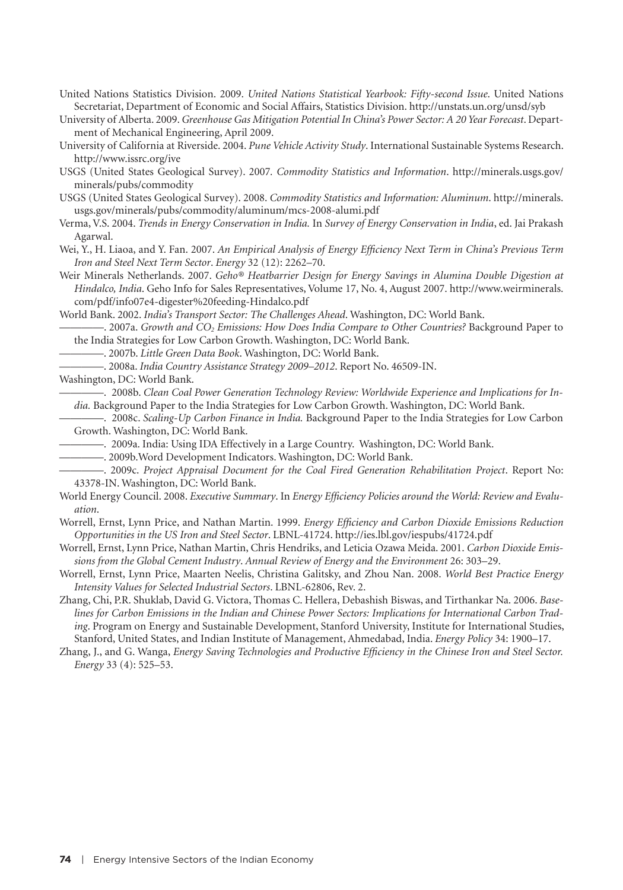United Nations Statistics Division. 2009. *United Nations Statistical Yearbook: Fifty-second Issue*. United Nations Secretariat, Department of Economic and Social Affairs, Statistics Division. http://unstats.un.org/unsd/syb

University of Alberta. 2009. *Greenhouse Gas Mitigation Potential In China's Power Sector: A 20 Year Forecast*. Department of Mechanical Engineering, April 2009.

University of California at Riverside. 2004. *Pune Vehicle Activity Study*. International Sustainable Systems Research. http://www.issrc.org/ive

USGS (United States Geological Survey). 2007. *Commodity Statistics and Information*. http://minerals.usgs.gov/minerals/pubs/commodity

USGS (United States Geological Survey). 2008. *Commodity Statistics and Information: Aluminum*. http://minerals.usgs.gov/minerals/pubs/commodity/aluminum/mcs-2008-alumi.pdf

Verma, V.S. 2004. *Trends in Energy Conservation in India.* In *Survey of Energy Conservation in India*, ed. Jai Prakash Agarwal.

Wei, Y., H. Liaoa, and Y. Fan. 2007. *An Empirical Analysis of Energy Efficiency Next Term in China's Previous Term Iron and Steel Next Term Sector*. *Energy* 32 (12): 2262–70.

Weir Minerals Netherlands. 2007. *Geho® Heatbarrier Design for Energy Savings in Alumina Double Digestion at Hindalco, India*. Geho Info for Sales Representatives, Volume 17, No. 4, August 2007. http://www.weirminerals.com/pdf/info07e4-digester%20feeding-Hindalco.pdf

World Bank. 2002. *India's Transport Sector: The Challenges Ahead*. Washington, DC: World Bank.

————. 2007a. *Growth and $CO_2$ Emissions: How Does India Compare to Other Countries?* Background Paper to the India Strategies for Low Carbon Growth. Washington, DC: World Bank.

————. 2007b. *Little Green Data Book*. Washington, DC: World Bank.

————. 2008a. *India Country Assistance Strategy 2009–2012*. Report No. 46509-IN.

Washington, DC: World Bank.

————. 2008b. *Clean Coal Power Generation Technology Review: Worldwide Experience and Implications for India.* Background Paper to the India Strategies for Low Carbon Growth. Washington, DC: World Bank.

————. 2008c. *Scaling-Up Carbon Finance in India.* Background Paper to the India Strategies for Low Carbon Growth. Washington, DC: World Bank.

————. 2009a. India: Using IDA Effectively in a Large Country. Washington, DC: World Bank.

————. 2009b.Word Development Indicators. Washington, DC: World Bank.

————. 2009c. *Project Appraisal Document for the Coal Fired Generation Rehabilitation Project*. Report No: 43378-IN. Washington, DC: World Bank.

World Energy Council. 2008. *Executive Summary*. In *Energy Efficiency Policies around the World: Review and Evaluation*.

Worrell, Ernst, Lynn Price, and Nathan Martin. 1999. *Energy Efficiency and Carbon Dioxide Emissions Reduction Opportunities in the US Iron and Steel Sector*. LBNL-41724. http://ies.lbl.gov/iespubs/41724.pdf

Worrell, Ernst, Lynn Price, Nathan Martin, Chris Hendriks, and Leticia Ozawa Meida. 2001. *Carbon Dioxide Emissions from the Global Cement Industry*. *Annual Review of Energy and the Environment* 26: 303–29.

Worrell, Ernst, Lynn Price, Maarten Neelis, Christina Galitsky, and Zhou Nan. 2008. *World Best Practice Energy Intensity Values for Selected Industrial Sectors*. LBNL-62806, Rev. 2.

Zhang, Chi, P.R. Shuklab, David G. Victora, Thomas C. Hellera, Debashish Biswas, and Tirthankar Na. 2006. *Baselines for Carbon Emissions in the Indian and Chinese Power Sectors: Implications for International Carbon Trading*. Program on Energy and Sustainable Development, Stanford University, Institute for International Studies, Stanford, United States, and Indian Institute of Management, Ahmedabad, India. *Energy Policy* 34: 1900–17.

Zhang, J., and G. Wanga, *Energy Saving Technologies and Productive Efficiency in the Chinese Iron and Steel Sector. Energy* 33 (4): 525–53.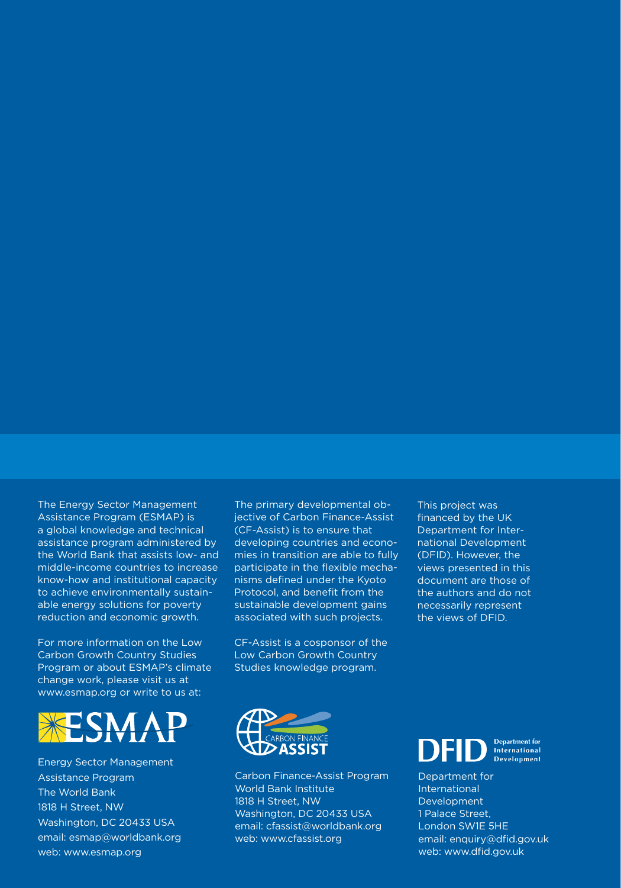The Energy Sector Management Assistance Program (ESMAP) is a global knowledge and technical assistance program administered by the World Bank that assists low- and middle-income countries to increase know-how and institutional capacity to achieve environmentally sustainable energy solutions for poverty reduction and economic growth.

For more information on the Low Carbon Growth Country Studies Program or about ESMAP's climate change work, please visit us at www.esmap.org or write to us at:

ESMAP

Energy Sector Management Assistance Program
The World Bank
1818 H Street, NW
Washington, DC 20433 USA
email: esmap@worldbank.org
web: www.esmap.org

The primary developmental objective of Carbon Finance-Assist (CF-Assist) is to ensure that developing countries and economies in transition are able to fully participate in the flexible mechanisms defined under the Kyoto Protocol, and benefit from the sustainable development gains associated with such projects.

CF-Assist is a cosponsor of the Low Carbon Growth Country Studies knowledge program.

CARBON FINANCE ASSIST

Carbon Finance-Assist Program
World Bank Institute
1818 H Street, NW
Washington, DC 20433 USA
email: cfassist@worldbank.org
web: www.cfassist.org

This project was financed by the UK Department for International Development (DFID). However, the views presented in this document are those of the authors and do not necessarily represent the views of DFID.

DFID Department for International Development

Department for International Development
1 Palace Street,
London SW1E 5HE
email: enquiry@dfid.gov.uk
web: www.dfid.gov.uk